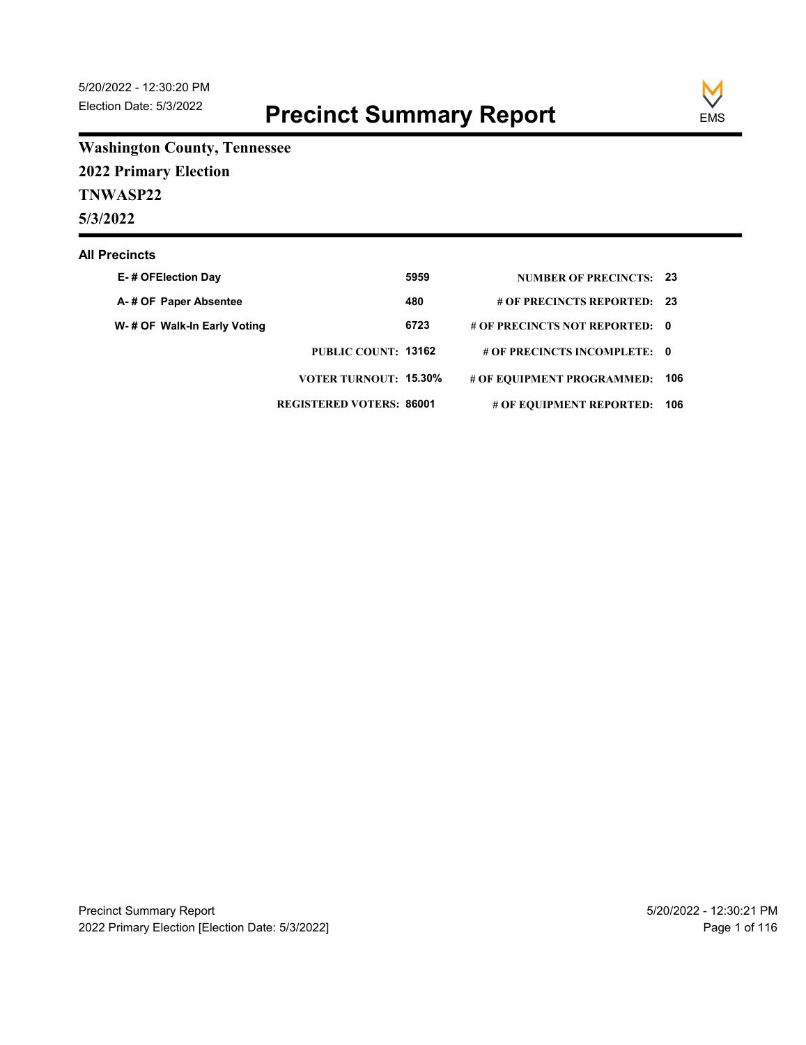5/20/2022 - 12:30:20 PM
Election Date: 5/3/2022

# Precinct Summary Report

EMS

**Washington County, Tennessee**

**2022 Primary Election**

**TNWASP22**

**5/3/2022**

### All Precincts

| | | | |
|---|---|---|---|
| E- # OFElection Day | 5959 | NUMBER OF PRECINCTS: | 23 |
| A- # OF Paper Absentee | 480 | # OF PRECINCTS REPORTED: | 23 |
| W- # OF Walk-In Early Voting | 6723 | # OF PRECINCTS NOT REPORTED: | 0 |
| PUBLIC COUNT: | 13162 | # OF PRECINCTS INCOMPLETE: | 0 |
| VOTER TURNOUT: | 15.30% | # OF EQUIPMENT PROGRAMMED: | 106 |
| REGISTERED VOTERS: | 86001 | # OF EQUIPMENT REPORTED: | 106 |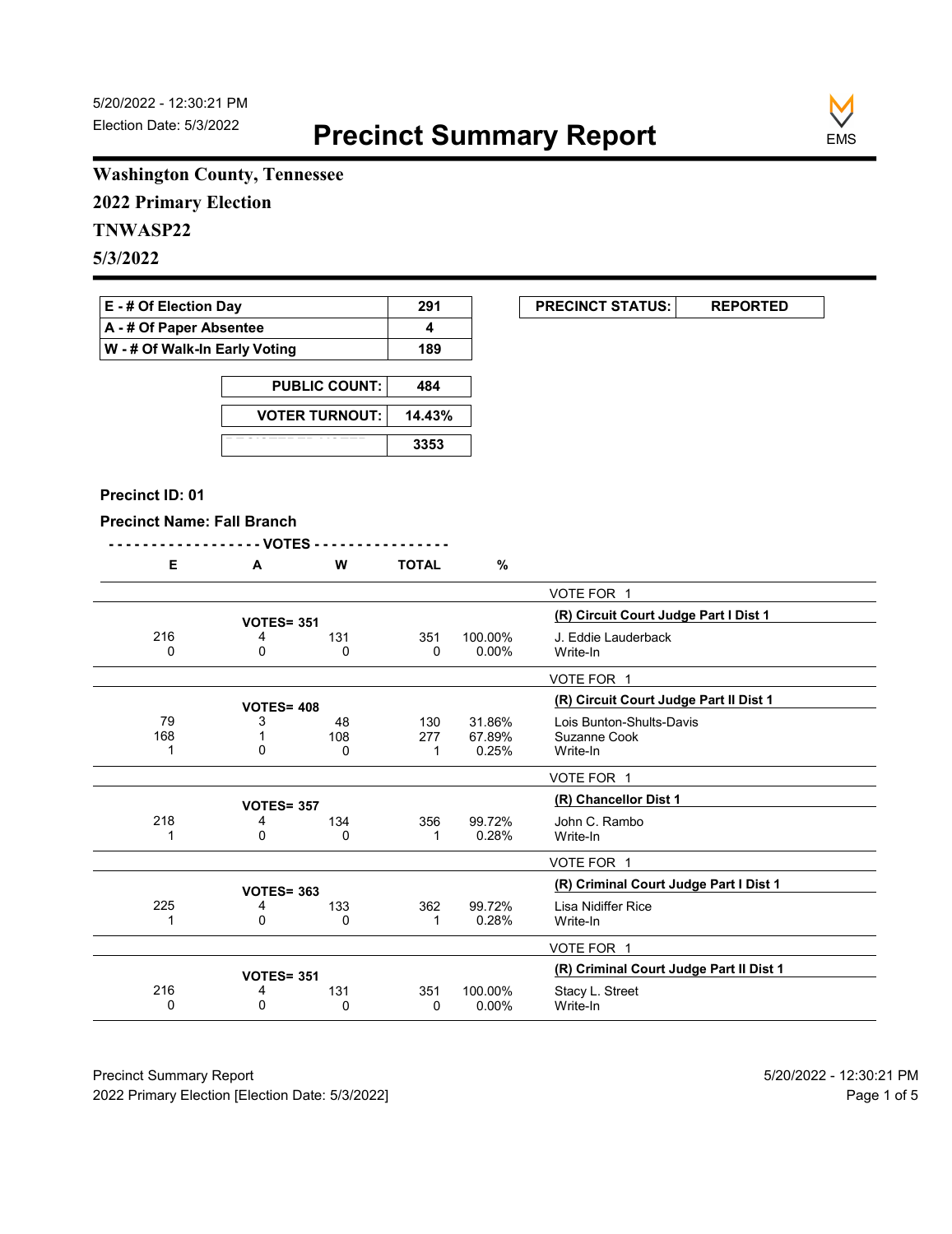Election Date: 5/3/2022

# Precinct Summary Report

**Washington County, Tennessee**

**2022 Primary Election**

**TNWASP22**

**5/3/2022**

| E - # Of Election Day | 291 |
|---|---|
| A - # Of Paper Absentee | 4 |
| W - # Of Walk-In Early Voting | 189 |

| PRECINCT STATUS: | REPORTED |
|---|---|

| PUBLIC COUNT: | 484 |
|---|---|
| VOTER TURNOUT: | 14.43% |
| REGISTERED VOTERS | 3353 |

**Precinct ID: 01**

**Precinct Name: Fall Branch**

| E | A | W | TOTAL | % | |
|---|---|---|---|---|---|
| | | | | | VOTE FOR 1 |
| | VOTES= 351 | | | | **(R) Circuit Court Judge Part I Dist 1** |
| 216 | 4 | 131 | 351 | 100.00% | J. Eddie Lauderback |
| 0 | 0 | 0 | 0 | 0.00% | Write-In |
| | | | | | VOTE FOR 1 |
| | VOTES= 408 | | | | **(R) Circuit Court Judge Part II Dist 1** |
| 79 | 3 | 48 | 130 | 31.86% | Lois Bunton-Shults-Davis |
| 168 | 1 | 108 | 277 | 67.89% | Suzanne Cook |
| 1 | 0 | 0 | 1 | 0.25% | Write-In |
| | | | | | VOTE FOR 1 |
| | VOTES= 357 | | | | **(R) Chancellor Dist 1** |
| 218 | 4 | 134 | 356 | 99.72% | John C. Rambo |
| 1 | 0 | 0 | 1 | 0.28% | Write-In |
| | | | | | VOTE FOR 1 |
| | VOTES= 363 | | | | **(R) Criminal Court Judge Part I Dist 1** |
| 225 | 4 | 133 | 362 | 99.72% | Lisa Nidiffer Rice |
| 1 | 0 | 0 | 1 | 0.28% | Write-In |
| | | | | | VOTE FOR 1 |
| | VOTES= 351 | | | | **(R) Criminal Court Judge Part II Dist 1** |
| 216 | 4 | 131 | 351 | 100.00% | Stacy L. Street |
| 0 | 0 | 0 | 0 | 0.00% | Write-In |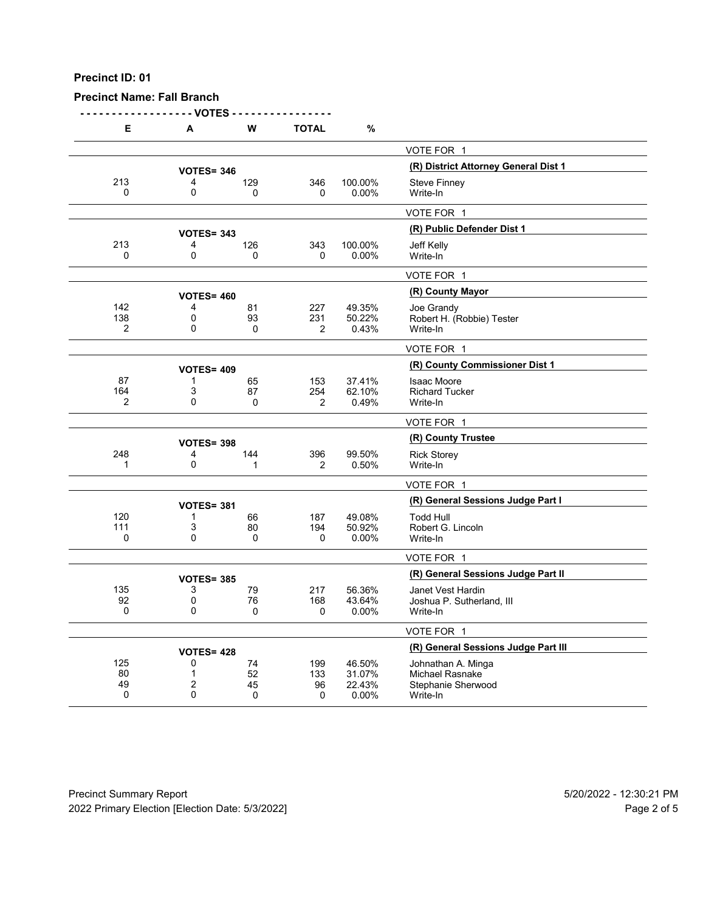**Precinct ID: 01**

**Precinct Name: Fall Branch**

| E | A | W | TOTAL | % | |
|---|---|---|---|---|---|
| | | | | | VOTE FOR 1 |
| | VOTES= 346 | | | | **(R) District Attorney General Dist 1** |
| 213 | 4 | 129 | 346 | 100.00% | Steve Finney |
| 0 | 0 | 0 | 0 | 0.00% | Write-In |
| | | | | | VOTE FOR 1 |
| | VOTES= 343 | | | | **(R) Public Defender Dist 1** |
| 213 | 4 | 126 | 343 | 100.00% | Jeff Kelly |
| 0 | 0 | 0 | 0 | 0.00% | Write-In |
| | | | | | VOTE FOR 1 |
| | VOTES= 460 | | | | **(R) County Mayor** |
| 142 | 4 | 81 | 227 | 49.35% | Joe Grandy |
| 138 | 0 | 93 | 231 | 50.22% | Robert H. (Robbie) Tester |
| 2 | 0 | 0 | 2 | 0.43% | Write-In |
| | | | | | VOTE FOR 1 |
| | VOTES= 409 | | | | **(R) County Commissioner Dist 1** |
| 87 | 1 | 65 | 153 | 37.41% | Isaac Moore |
| 164 | 3 | 87 | 254 | 62.10% | Richard Tucker |
| 2 | 0 | 0 | 2 | 0.49% | Write-In |
| | | | | | VOTE FOR 1 |
| | VOTES= 398 | | | | **(R) County Trustee** |
| 248 | 4 | 144 | 396 | 99.50% | Rick Storey |
| 1 | 0 | 1 | 2 | 0.50% | Write-In |
| | | | | | VOTE FOR 1 |
| | VOTES= 381 | | | | **(R) General Sessions Judge Part I** |
| 120 | 1 | 66 | 187 | 49.08% | Todd Hull |
| 111 | 3 | 80 | 194 | 50.92% | Robert G. Lincoln |
| 0 | 0 | 0 | 0 | 0.00% | Write-In |
| | | | | | VOTE FOR 1 |
| | VOTES= 385 | | | | **(R) General Sessions Judge Part II** |
| 135 | 3 | 79 | 217 | 56.36% | Janet Vest Hardin |
| 92 | 0 | 76 | 168 | 43.64% | Joshua P. Sutherland, III |
| 0 | 0 | 0 | 0 | 0.00% | Write-In |
| | | | | | VOTE FOR 1 |
| | VOTES= 428 | | | | **(R) General Sessions Judge Part III** |
| 125 | 0 | 74 | 199 | 46.50% | Johnathan A. Minga |
| 80 | 1 | 52 | 133 | 31.07% | Michael Rasnake |
| 49 | 2 | 45 | 96 | 22.43% | Stephanie Sherwood |
| 0 | 0 | 0 | 0 | 0.00% | Write-In |

Precinct Summary Report — 5/20/2022 - 12:30:21 PM

2022 Primary Election [Election Date: 5/3/2022]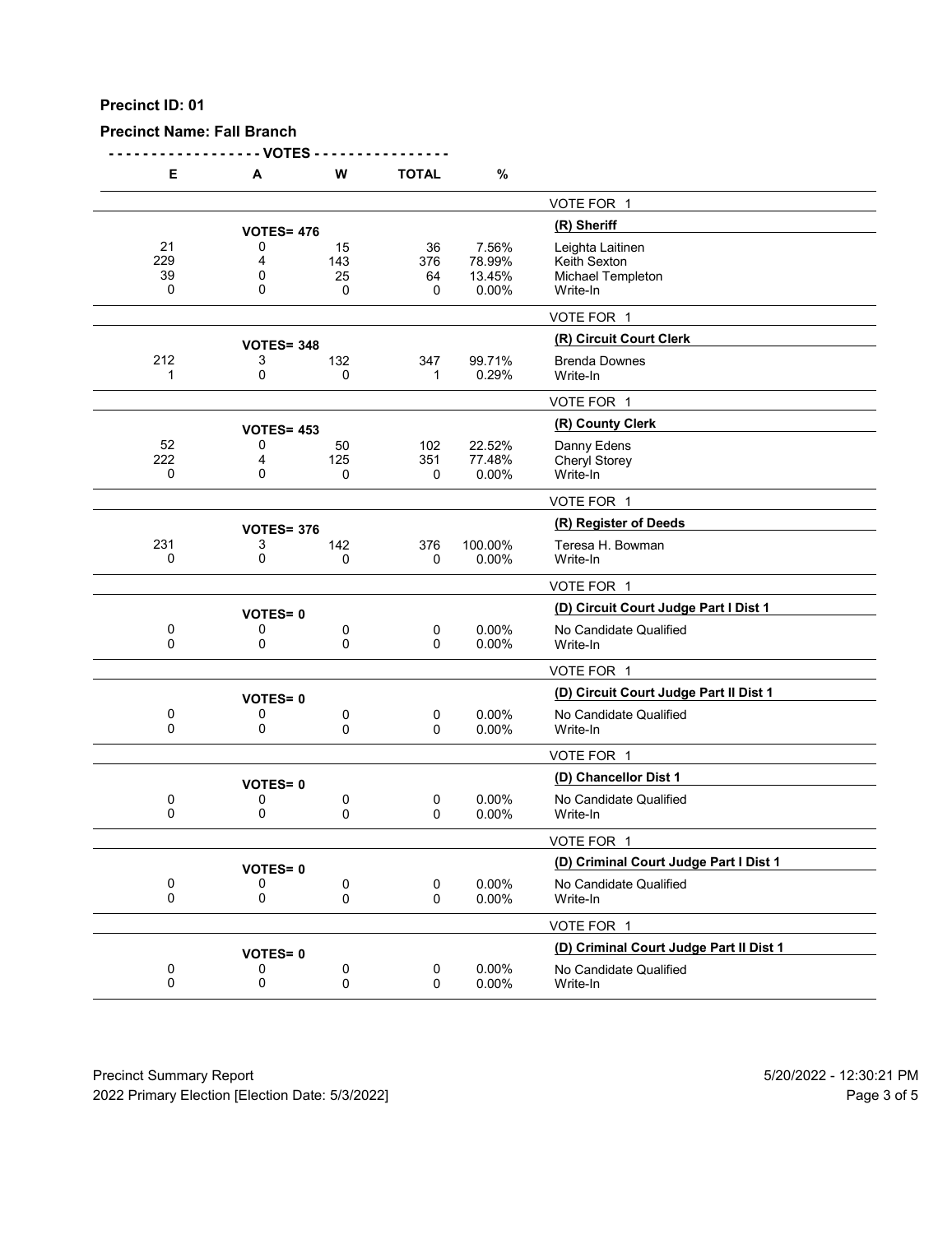**Precinct ID: 01**

**Precinct Name: Fall Branch**

| E | A | W | TOTAL | % | |
|---|---|---|---|---|---|
| | | | | | VOTE FOR 1 |
| | **VOTES= 476** | | | | **(R) Sheriff** |
| 21 | 0 | 15 | 36 | 7.56% | Leighta Laitinen |
| 229 | 4 | 143 | 376 | 78.99% | Keith Sexton |
| 39 | 0 | 25 | 64 | 13.45% | Michael Templeton |
| 0 | 0 | 0 | 0 | 0.00% | Write-In |
| | | | | | VOTE FOR 1 |
| | **VOTES= 348** | | | | **(R) Circuit Court Clerk** |
| 212 | 3 | 132 | 347 | 99.71% | Brenda Downes |
| 1 | 0 | 0 | 1 | 0.29% | Write-In |
| | | | | | VOTE FOR 1 |
| | **VOTES= 453** | | | | **(R) County Clerk** |
| 52 | 0 | 50 | 102 | 22.52% | Danny Edens |
| 222 | 4 | 125 | 351 | 77.48% | Cheryl Storey |
| 0 | 0 | 0 | 0 | 0.00% | Write-In |
| | | | | | VOTE FOR 1 |
| | **VOTES= 376** | | | | **(R) Register of Deeds** |
| 231 | 3 | 142 | 376 | 100.00% | Teresa H. Bowman |
| 0 | 0 | 0 | 0 | 0.00% | Write-In |
| | | | | | VOTE FOR 1 |
| | **VOTES= 0** | | | | **(D) Circuit Court Judge Part I Dist 1** |
| 0 | 0 | 0 | 0 | 0.00% | No Candidate Qualified |
| 0 | 0 | 0 | 0 | 0.00% | Write-In |
| | | | | | VOTE FOR 1 |
| | **VOTES= 0** | | | | **(D) Circuit Court Judge Part II Dist 1** |
| 0 | 0 | 0 | 0 | 0.00% | No Candidate Qualified |
| 0 | 0 | 0 | 0 | 0.00% | Write-In |
| | | | | | VOTE FOR 1 |
| | **VOTES= 0** | | | | **(D) Chancellor Dist 1** |
| 0 | 0 | 0 | 0 | 0.00% | No Candidate Qualified |
| 0 | 0 | 0 | 0 | 0.00% | Write-In |
| | | | | | VOTE FOR 1 |
| | **VOTES= 0** | | | | **(D) Criminal Court Judge Part I Dist 1** |
| 0 | 0 | 0 | 0 | 0.00% | No Candidate Qualified |
| 0 | 0 | 0 | 0 | 0.00% | Write-In |
| | | | | | VOTE FOR 1 |
| | **VOTES= 0** | | | | **(D) Criminal Court Judge Part II Dist 1** |
| 0 | 0 | 0 | 0 | 0.00% | No Candidate Qualified |
| 0 | 0 | 0 | 0 | 0.00% | Write-In |

Precinct Summary Report — 5/20/2022 - 12:30:21 PM

2022 Primary Election [Election Date: 5/3/2022]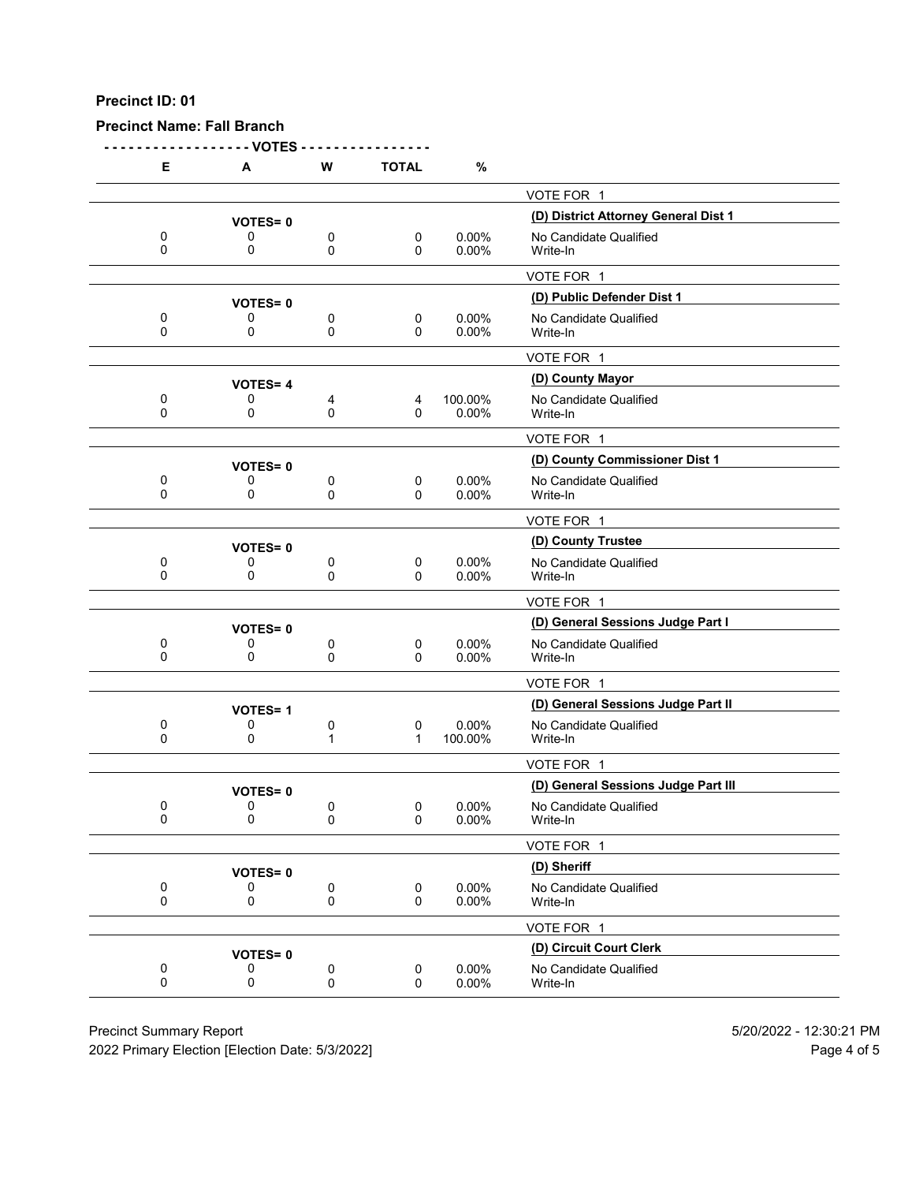**Precinct ID: 01**

**Precinct Name: Fall Branch**

| E | A | W | TOTAL | % | |
|---|---|---|---|---|---|
| | | | | | VOTE FOR 1 |
| | VOTES= 0 | | | | **(D) District Attorney General Dist 1** |
| 0 | 0 | 0 | 0 | 0.00% | No Candidate Qualified |
| 0 | 0 | 0 | 0 | 0.00% | Write-In |
| | | | | | VOTE FOR 1 |
| | VOTES= 0 | | | | **(D) Public Defender Dist 1** |
| 0 | 0 | 0 | 0 | 0.00% | No Candidate Qualified |
| 0 | 0 | 0 | 0 | 0.00% | Write-In |
| | | | | | VOTE FOR 1 |
| | VOTES= 4 | | | | **(D) County Mayor** |
| 0 | 0 | 4 | 4 | 100.00% | No Candidate Qualified |
| 0 | 0 | 0 | 0 | 0.00% | Write-In |
| | | | | | VOTE FOR 1 |
| | VOTES= 0 | | | | **(D) County Commissioner Dist 1** |
| 0 | 0 | 0 | 0 | 0.00% | No Candidate Qualified |
| 0 | 0 | 0 | 0 | 0.00% | Write-In |
| | | | | | VOTE FOR 1 |
| | VOTES= 0 | | | | **(D) County Trustee** |
| 0 | 0 | 0 | 0 | 0.00% | No Candidate Qualified |
| 0 | 0 | 0 | 0 | 0.00% | Write-In |
| | | | | | VOTE FOR 1 |
| | VOTES= 0 | | | | **(D) General Sessions Judge Part I** |
| 0 | 0 | 0 | 0 | 0.00% | No Candidate Qualified |
| 0 | 0 | 0 | 0 | 0.00% | Write-In |
| | | | | | VOTE FOR 1 |
| | VOTES= 1 | | | | **(D) General Sessions Judge Part II** |
| 0 | 0 | 0 | 0 | 0.00% | No Candidate Qualified |
| 0 | 0 | 1 | 1 | 100.00% | Write-In |
| | | | | | VOTE FOR 1 |
| | VOTES= 0 | | | | **(D) General Sessions Judge Part III** |
| 0 | 0 | 0 | 0 | 0.00% | No Candidate Qualified |
| 0 | 0 | 0 | 0 | 0.00% | Write-In |
| | | | | | VOTE FOR 1 |
| | VOTES= 0 | | | | **(D) Sheriff** |
| 0 | 0 | 0 | 0 | 0.00% | No Candidate Qualified |
| 0 | 0 | 0 | 0 | 0.00% | Write-In |
| | | | | | VOTE FOR 1 |
| | VOTES= 0 | | | | **(D) Circuit Court Clerk** |
| 0 | 0 | 0 | 0 | 0.00% | No Candidate Qualified |
| 0 | 0 | 0 | 0 | 0.00% | Write-In |

Precinct Summary Report — 5/20/2022 - 12:30:21 PM

2022 Primary Election [Election Date: 5/3/2022]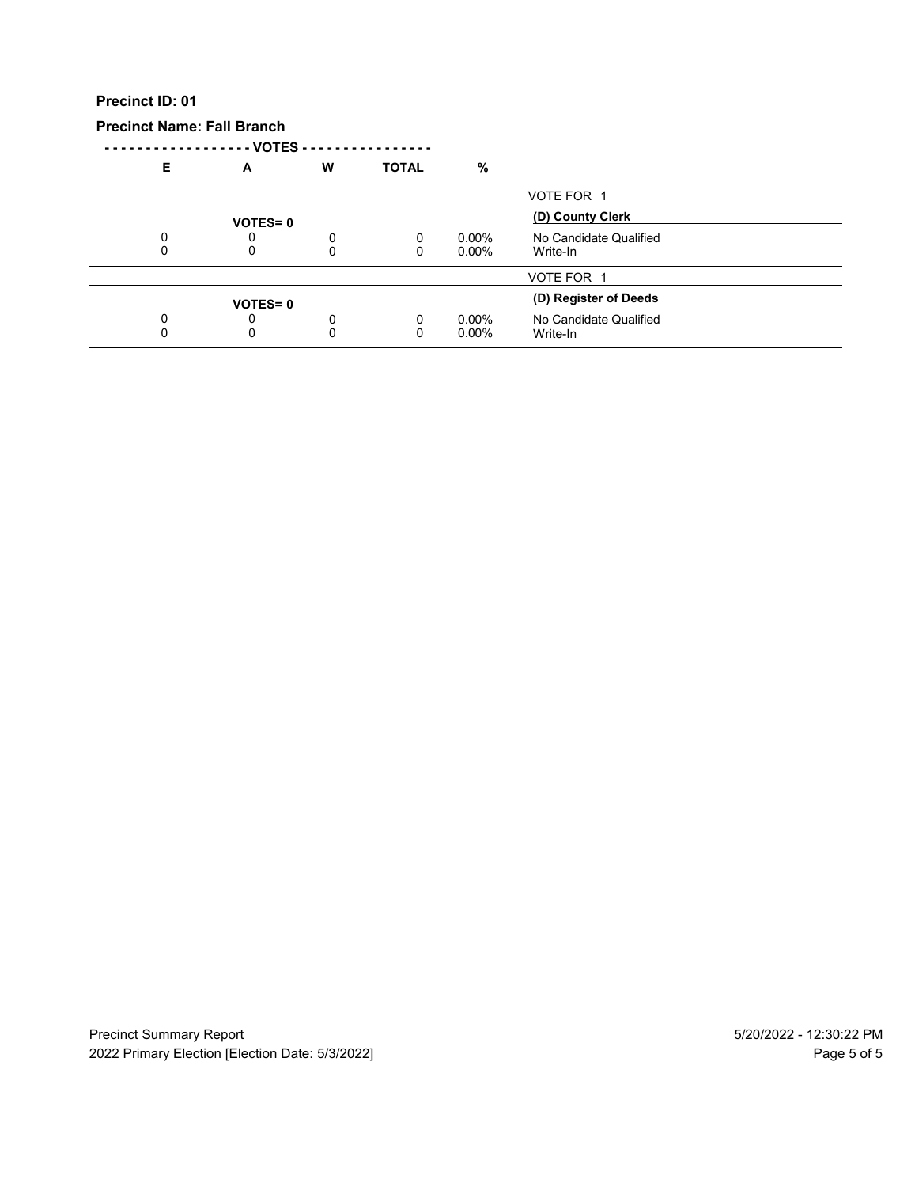**Precinct ID: 01**

**Precinct Name: Fall Branch**

| E | A | W | TOTAL | % | |
|---|---|---|---|---|---|
| | | | | | VOTE FOR 1 |
| | **VOTES= 0** | | | | **(D) County Clerk** |
| 0 | 0 | 0 | 0 | 0.00% | No Candidate Qualified |
| 0 | 0 | 0 | 0 | 0.00% | Write-In |
| | | | | | VOTE FOR 1 |
| | **VOTES= 0** | | | | **(D) Register of Deeds** |
| 0 | 0 | 0 | 0 | 0.00% | No Candidate Qualified |
| 0 | 0 | 0 | 0 | 0.00% | Write-In |

Precinct Summary Report
2022 Primary Election [Election Date: 5/3/2022]

5/20/2022 - 12:30:22 PM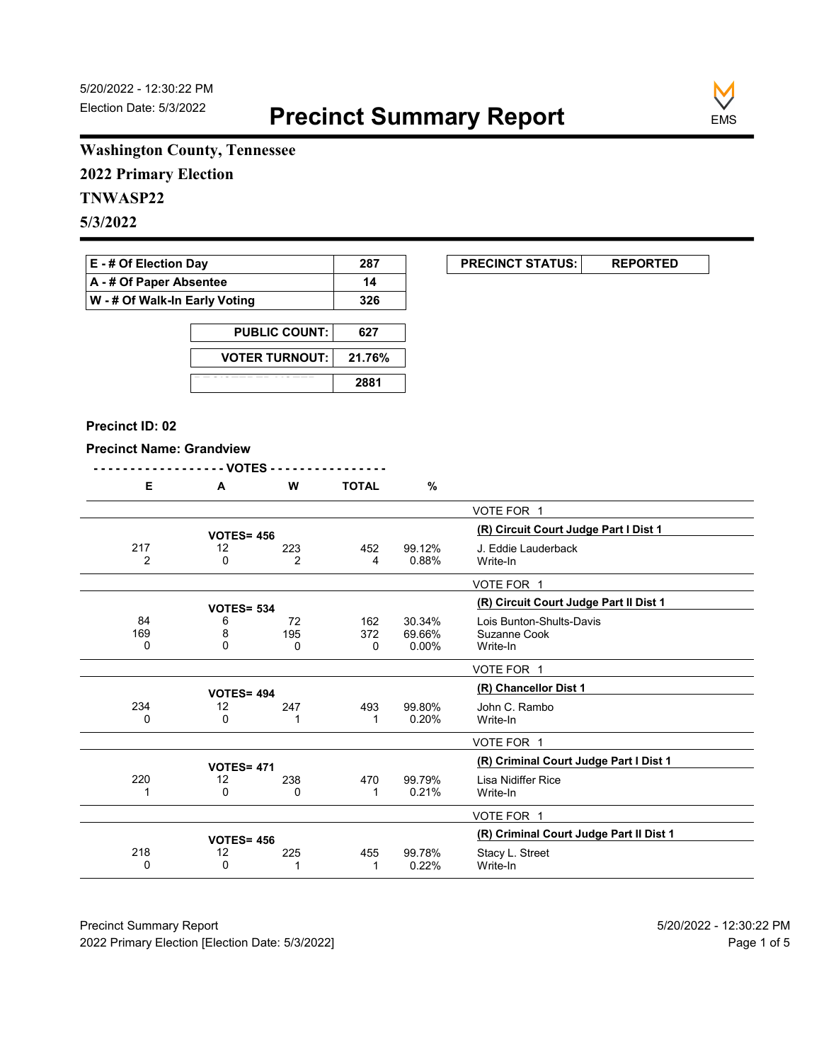5/20/2022 - 12:30:22 PM
Election Date: 5/3/2022

# Precinct Summary Report

EMS

**Washington County, Tennessee**
**2022 Primary Election**
**TNWASP22**
**5/3/2022**

| | |
|---|---|
| E - # Of Election Day | 287 |
| A - # Of Paper Absentee | 14 |
| W - # Of Walk-In Early Voting | 326 |

| | |
|---|---|
| PUBLIC COUNT: | 627 |
| VOTER TURNOUT: | 21.76% |
| REGISTERED VOTERS | 2881 |

| PRECINCT STATUS: | REPORTED |
|---|---|

**Precinct ID: 02**

**Precinct Name: Grandview**

| E | A | W | TOTAL | % | |
|---|---|---|---|---|---|
| | | | | | VOTE FOR 1 |
| | VOTES= 456 | | | | **(R) Circuit Court Judge Part I Dist 1** |
| 217 | 12 | 223 | 452 | 99.12% | J. Eddie Lauderback |
| 2 | 0 | 2 | 4 | 0.88% | Write-In |
| | | | | | VOTE FOR 1 |
| | VOTES= 534 | | | | **(R) Circuit Court Judge Part II Dist 1** |
| 84 | 6 | 72 | 162 | 30.34% | Lois Bunton-Shults-Davis |
| 169 | 8 | 195 | 372 | 69.66% | Suzanne Cook |
| 0 | 0 | 0 | 0 | 0.00% | Write-In |
| | | | | | VOTE FOR 1 |
| | VOTES= 494 | | | | **(R) Chancellor Dist 1** |
| 234 | 12 | 247 | 493 | 99.80% | John C. Rambo |
| 0 | 0 | 1 | 1 | 0.20% | Write-In |
| | | | | | VOTE FOR 1 |
| | VOTES= 471 | | | | **(R) Criminal Court Judge Part I Dist 1** |
| 220 | 12 | 238 | 470 | 99.79% | Lisa Nidiffer Rice |
| 1 | 0 | 0 | 1 | 0.21% | Write-In |
| | | | | | VOTE FOR 1 |
| | VOTES= 456 | | | | **(R) Criminal Court Judge Part II Dist 1** |
| 218 | 12 | 225 | 455 | 99.78% | Stacy L. Street |
| 0 | 0 | 1 | 1 | 0.22% | Write-In |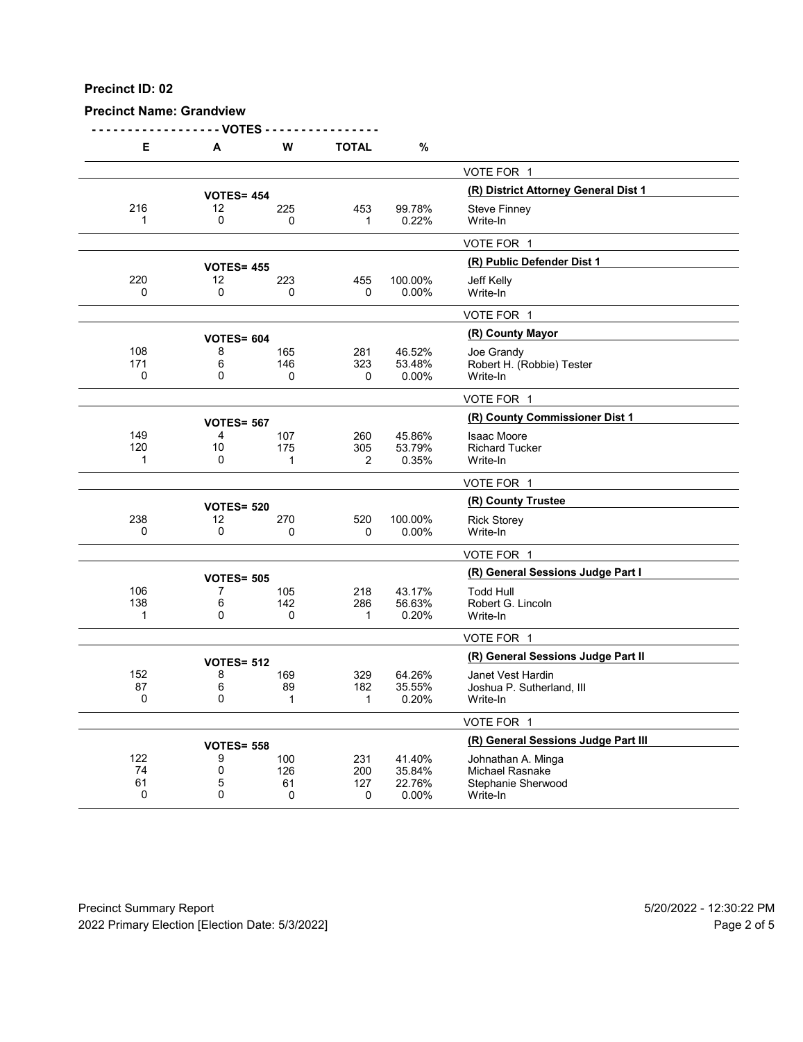**Precinct ID: 02**

**Precinct Name: Grandview**

| E | A | W | TOTAL | % | |
|---|---|---|---|---|---|
| | | | | | VOTE FOR 1 |
| | **VOTES= 454** | | | | **(R) District Attorney General Dist 1** |
| 216 | 12 | 225 | 453 | 99.78% | Steve Finney |
| 1 | 0 | 0 | 1 | 0.22% | Write-In |
| | | | | | VOTE FOR 1 |
| | **VOTES= 455** | | | | **(R) Public Defender Dist 1** |
| 220 | 12 | 223 | 455 | 100.00% | Jeff Kelly |
| 0 | 0 | 0 | 0 | 0.00% | Write-In |
| | | | | | VOTE FOR 1 |
| | **VOTES= 604** | | | | **(R) County Mayor** |
| 108 | 8 | 165 | 281 | 46.52% | Joe Grandy |
| 171 | 6 | 146 | 323 | 53.48% | Robert H. (Robbie) Tester |
| 0 | 0 | 0 | 0 | 0.00% | Write-In |
| | | | | | VOTE FOR 1 |
| | **VOTES= 567** | | | | **(R) County Commissioner Dist 1** |
| 149 | 4 | 107 | 260 | 45.86% | Isaac Moore |
| 120 | 10 | 175 | 305 | 53.79% | Richard Tucker |
| 1 | 0 | 1 | 2 | 0.35% | Write-In |
| | | | | | VOTE FOR 1 |
| | **VOTES= 520** | | | | **(R) County Trustee** |
| 238 | 12 | 270 | 520 | 100.00% | Rick Storey |
| 0 | 0 | 0 | 0 | 0.00% | Write-In |
| | | | | | VOTE FOR 1 |
| | **VOTES= 505** | | | | **(R) General Sessions Judge Part I** |
| 106 | 7 | 105 | 218 | 43.17% | Todd Hull |
| 138 | 6 | 142 | 286 | 56.63% | Robert G. Lincoln |
| 1 | 0 | 0 | 1 | 0.20% | Write-In |
| | | | | | VOTE FOR 1 |
| | **VOTES= 512** | | | | **(R) General Sessions Judge Part II** |
| 152 | 8 | 169 | 329 | 64.26% | Janet Vest Hardin |
| 87 | 6 | 89 | 182 | 35.55% | Joshua P. Sutherland, III |
| 0 | 0 | 1 | 1 | 0.20% | Write-In |
| | | | | | VOTE FOR 1 |
| | **VOTES= 558** | | | | **(R) General Sessions Judge Part III** |
| 122 | 9 | 100 | 231 | 41.40% | Johnathan A. Minga |
| 74 | 0 | 126 | 200 | 35.84% | Michael Rasnake |
| 61 | 5 | 61 | 127 | 22.76% | Stephanie Sherwood |
| 0 | 0 | 0 | 0 | 0.00% | Write-In |

Precinct Summary Report — 5/20/2022 - 12:30:22 PM

2022 Primary Election [Election Date: 5/3/2022]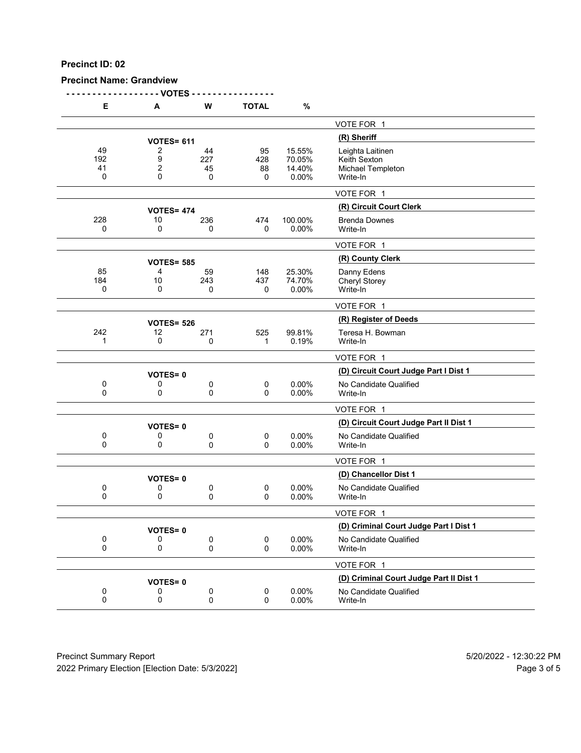**Precinct ID: 02**

**Precinct Name: Grandview**

| E | A | W | TOTAL | % | |
|---|---|---|---|---|---|
| | | | | | VOTE FOR 1 |
| | **VOTES= 611** | | | | **(R) Sheriff** |
| 49 | 2 | 44 | 95 | 15.55% | Leighta Laitinen |
| 192 | 9 | 227 | 428 | 70.05% | Keith Sexton |
| 41 | 2 | 45 | 88 | 14.40% | Michael Templeton |
| 0 | 0 | 0 | 0 | 0.00% | Write-In |
| | | | | | VOTE FOR 1 |
| | **VOTES= 474** | | | | **(R) Circuit Court Clerk** |
| 228 | 10 | 236 | 474 | 100.00% | Brenda Downes |
| 0 | 0 | 0 | 0 | 0.00% | Write-In |
| | | | | | VOTE FOR 1 |
| | **VOTES= 585** | | | | **(R) County Clerk** |
| 85 | 4 | 59 | 148 | 25.30% | Danny Edens |
| 184 | 10 | 243 | 437 | 74.70% | Cheryl Storey |
| 0 | 0 | 0 | 0 | 0.00% | Write-In |
| | | | | | VOTE FOR 1 |
| | **VOTES= 526** | | | | **(R) Register of Deeds** |
| 242 | 12 | 271 | 525 | 99.81% | Teresa H. Bowman |
| 1 | 0 | 0 | 1 | 0.19% | Write-In |
| | | | | | VOTE FOR 1 |
| | **VOTES= 0** | | | | **(D) Circuit Court Judge Part I Dist 1** |
| 0 | 0 | 0 | 0 | 0.00% | No Candidate Qualified |
| 0 | 0 | 0 | 0 | 0.00% | Write-In |
| | | | | | VOTE FOR 1 |
| | **VOTES= 0** | | | | **(D) Circuit Court Judge Part II Dist 1** |
| 0 | 0 | 0 | 0 | 0.00% | No Candidate Qualified |
| 0 | 0 | 0 | 0 | 0.00% | Write-In |
| | | | | | VOTE FOR 1 |
| | **VOTES= 0** | | | | **(D) Chancellor Dist 1** |
| 0 | 0 | 0 | 0 | 0.00% | No Candidate Qualified |
| 0 | 0 | 0 | 0 | 0.00% | Write-In |
| | | | | | VOTE FOR 1 |
| | **VOTES= 0** | | | | **(D) Criminal Court Judge Part I Dist 1** |
| 0 | 0 | 0 | 0 | 0.00% | No Candidate Qualified |
| 0 | 0 | 0 | 0 | 0.00% | Write-In |
| | | | | | VOTE FOR 1 |
| | **VOTES= 0** | | | | **(D) Criminal Court Judge Part II Dist 1** |
| 0 | 0 | 0 | 0 | 0.00% | No Candidate Qualified |
| 0 | 0 | 0 | 0 | 0.00% | Write-In |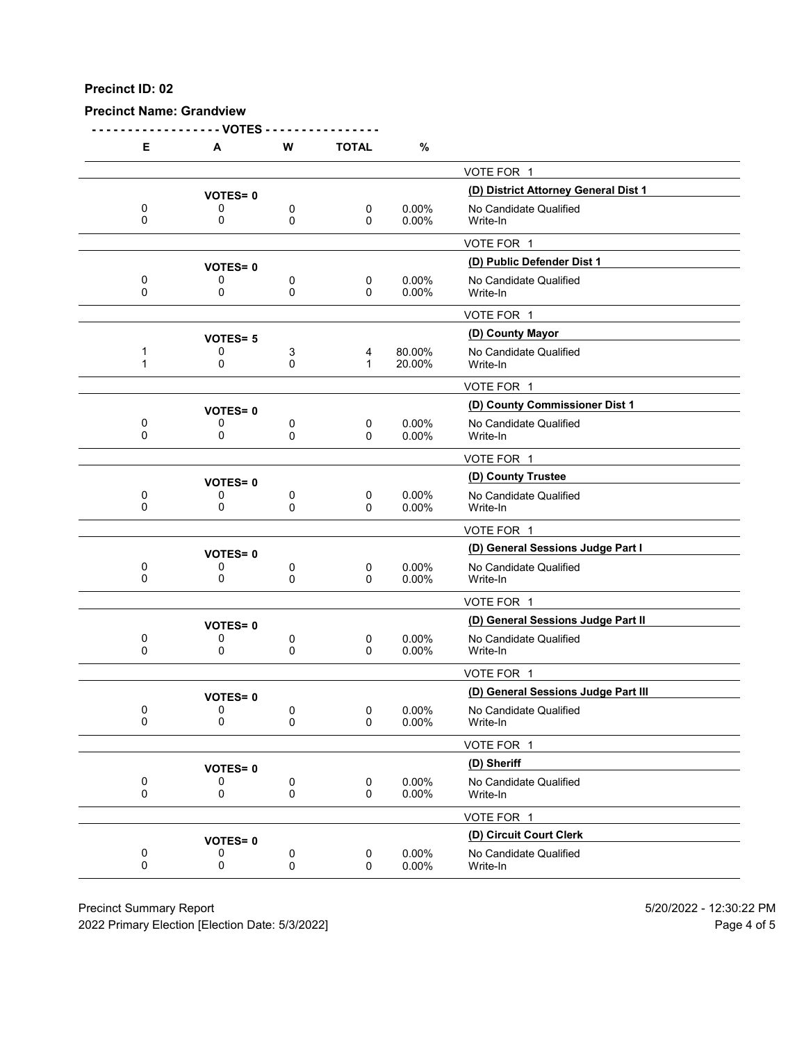**Precinct ID: 02**

**Precinct Name: Grandview**

| E | A | W | TOTAL | % | |
|---|---|---|---|---|---|
| | | | | | VOTE FOR 1 |
| | **VOTES= 0** | | | | **(D) District Attorney General Dist 1** |
| 0 | 0 | 0 | 0 | 0.00% | No Candidate Qualified |
| 0 | 0 | 0 | 0 | 0.00% | Write-In |
| | | | | | VOTE FOR 1 |
| | **VOTES= 0** | | | | **(D) Public Defender Dist 1** |
| 0 | 0 | 0 | 0 | 0.00% | No Candidate Qualified |
| 0 | 0 | 0 | 0 | 0.00% | Write-In |
| | | | | | VOTE FOR 1 |
| | **VOTES= 5** | | | | **(D) County Mayor** |
| 1 | 0 | 3 | 4 | 80.00% | No Candidate Qualified |
| 1 | 0 | 0 | 1 | 20.00% | Write-In |
| | | | | | VOTE FOR 1 |
| | **VOTES= 0** | | | | **(D) County Commissioner Dist 1** |
| 0 | 0 | 0 | 0 | 0.00% | No Candidate Qualified |
| 0 | 0 | 0 | 0 | 0.00% | Write-In |
| | | | | | VOTE FOR 1 |
| | **VOTES= 0** | | | | **(D) County Trustee** |
| 0 | 0 | 0 | 0 | 0.00% | No Candidate Qualified |
| 0 | 0 | 0 | 0 | 0.00% | Write-In |
| | | | | | VOTE FOR 1 |
| | **VOTES= 0** | | | | **(D) General Sessions Judge Part I** |
| 0 | 0 | 0 | 0 | 0.00% | No Candidate Qualified |
| 0 | 0 | 0 | 0 | 0.00% | Write-In |
| | | | | | VOTE FOR 1 |
| | **VOTES= 0** | | | | **(D) General Sessions Judge Part II** |
| 0 | 0 | 0 | 0 | 0.00% | No Candidate Qualified |
| 0 | 0 | 0 | 0 | 0.00% | Write-In |
| | | | | | VOTE FOR 1 |
| | **VOTES= 0** | | | | **(D) General Sessions Judge Part III** |
| 0 | 0 | 0 | 0 | 0.00% | No Candidate Qualified |
| 0 | 0 | 0 | 0 | 0.00% | Write-In |
| | | | | | VOTE FOR 1 |
| | **VOTES= 0** | | | | **(D) Sheriff** |
| 0 | 0 | 0 | 0 | 0.00% | No Candidate Qualified |
| 0 | 0 | 0 | 0 | 0.00% | Write-In |
| | | | | | VOTE FOR 1 |
| | **VOTES= 0** | | | | **(D) Circuit Court Clerk** |
| 0 | 0 | 0 | 0 | 0.00% | No Candidate Qualified |
| 0 | 0 | 0 | 0 | 0.00% | Write-In |

Precinct Summary Report — 5/20/2022 - 12:30:22 PM

2022 Primary Election [Election Date: 5/3/2022]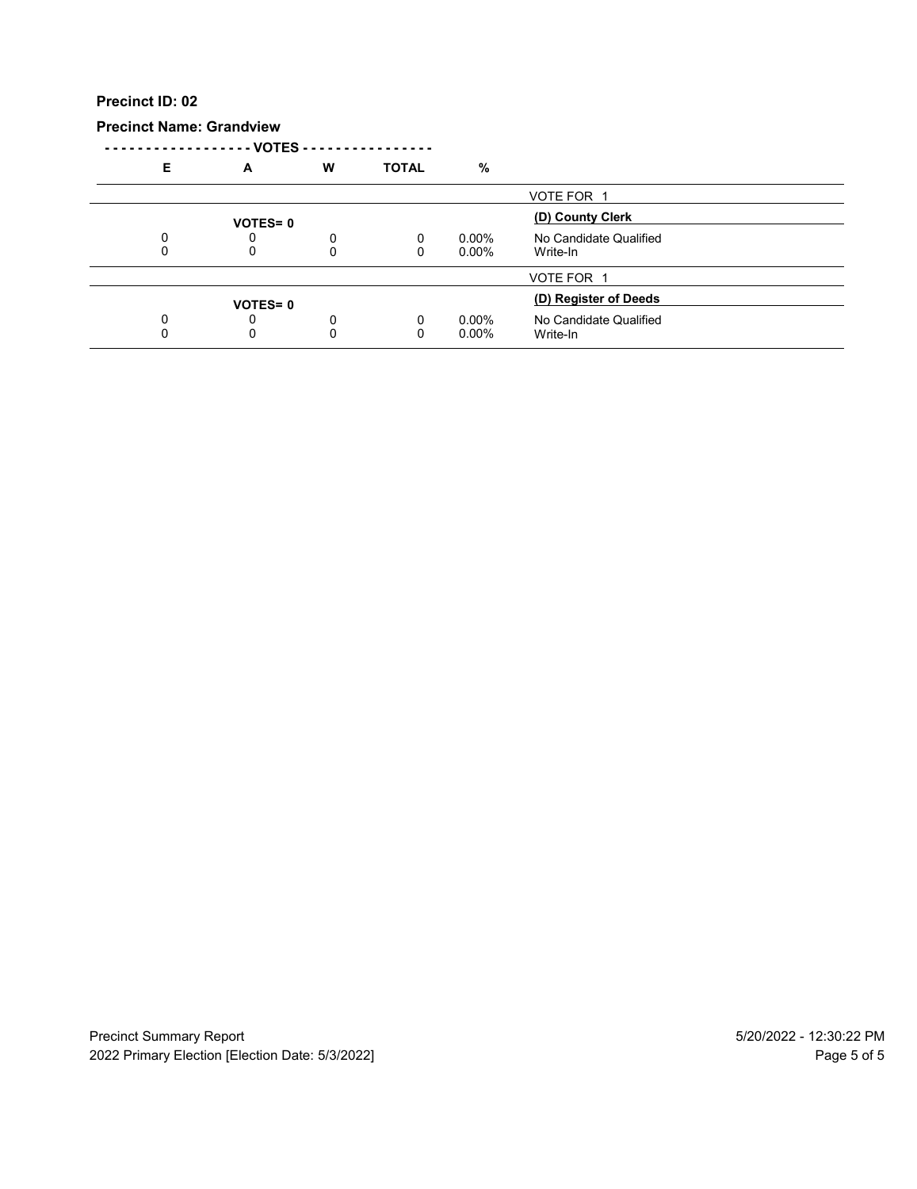**Precinct ID: 02**

**Precinct Name: Grandview**

| E | A | W | TOTAL | % | |
|---|---|---|---|---|---|
| | | | | | VOTE FOR 1 |
| | **VOTES= 0** | | | | **(D) County Clerk** |
| 0 | 0 | 0 | 0 | 0.00% | No Candidate Qualified |
| 0 | 0 | 0 | 0 | 0.00% | Write-In |
| | | | | | VOTE FOR 1 |
| | **VOTES= 0** | | | | **(D) Register of Deeds** |
| 0 | 0 | 0 | 0 | 0.00% | No Candidate Qualified |
| 0 | 0 | 0 | 0 | 0.00% | Write-In |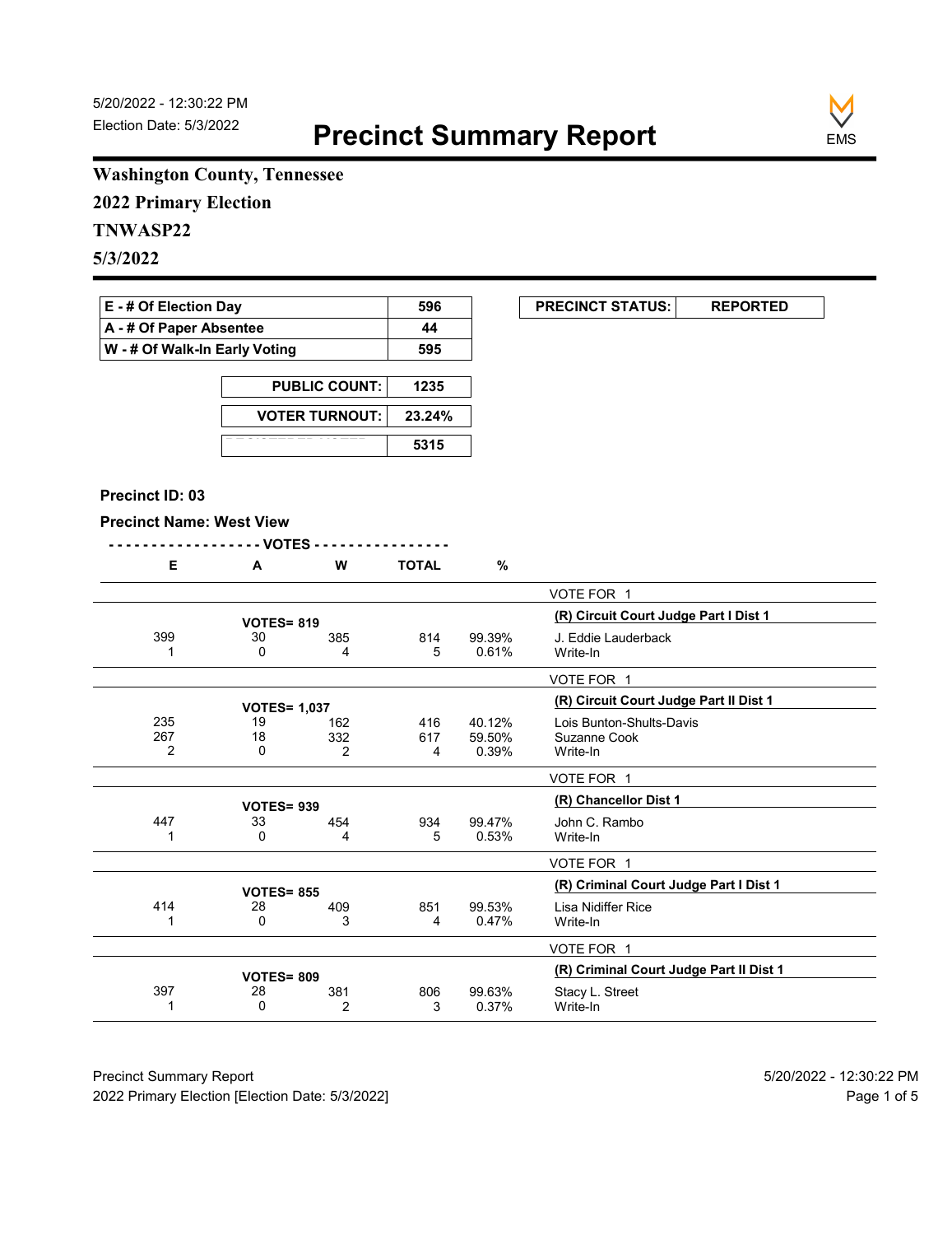5/20/2022 - 12:30:22 PM
Election Date: 5/3/2022

# Precinct Summary Report

**Washington County, Tennessee**
**2022 Primary Election**
**TNWASP22**
**5/3/2022**

| | |
|---|---|
| E - # Of Election Day | 596 |
| A - # Of Paper Absentee | 44 |
| W - # Of Walk-In Early Voting | 595 |

| | |
|---|---|
| PUBLIC COUNT: | 1235 |
| VOTER TURNOUT: | 23.24% |
| REGISTERED VOTERS | 5315 |

| PRECINCT STATUS: | REPORTED |
|---|---|

**Precinct ID: 03**

**Precinct Name: West View**

| E | A | W | TOTAL | % | |
|---|---|---|---|---|---|
| | | | | | VOTE FOR 1 |
| | VOTES= 819 | | | | **(R) Circuit Court Judge Part I Dist 1** |
| 399 | 30 | 385 | 814 | 99.39% | J. Eddie Lauderback |
| 1 | 0 | 4 | 5 | 0.61% | Write-In |
| | | | | | VOTE FOR 1 |
| | VOTES= 1,037 | | | | **(R) Circuit Court Judge Part II Dist 1** |
| 235 | 19 | 162 | 416 | 40.12% | Lois Bunton-Shults-Davis |
| 267 | 18 | 332 | 617 | 59.50% | Suzanne Cook |
| 2 | 0 | 2 | 4 | 0.39% | Write-In |
| | | | | | VOTE FOR 1 |
| | VOTES= 939 | | | | **(R) Chancellor Dist 1** |
| 447 | 33 | 454 | 934 | 99.47% | John C. Rambo |
| 1 | 0 | 4 | 5 | 0.53% | Write-In |
| | | | | | VOTE FOR 1 |
| | VOTES= 855 | | | | **(R) Criminal Court Judge Part I Dist 1** |
| 414 | 28 | 409 | 851 | 99.53% | Lisa Nidiffer Rice |
| 1 | 0 | 3 | 4 | 0.47% | Write-In |
| | | | | | VOTE FOR 1 |
| | VOTES= 809 | | | | **(R) Criminal Court Judge Part II Dist 1** |
| 397 | 28 | 381 | 806 | 99.63% | Stacy L. Street |
| 1 | 0 | 2 | 3 | 0.37% | Write-In |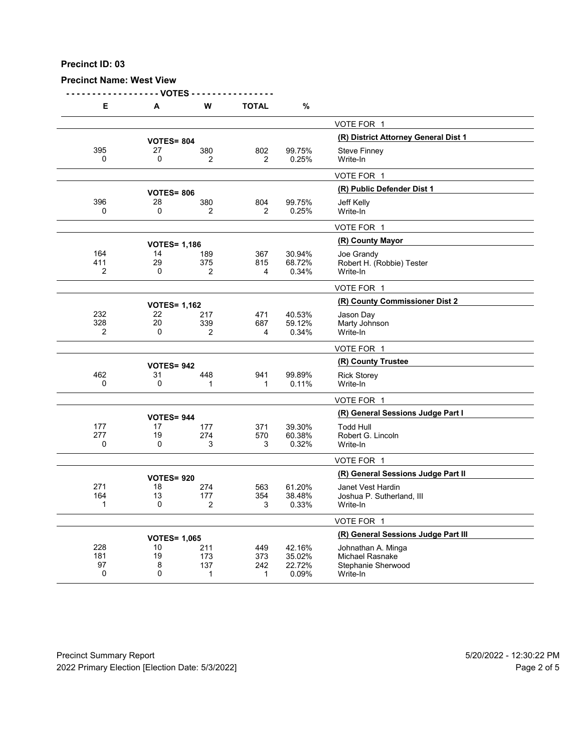**Precinct ID: 03**

**Precinct Name: West View**

| E | A | W | TOTAL | % | |
|---|---|---|---|---|---|
| | | | | | VOTE FOR 1 |
| | **VOTES= 804** | | | | **(R) District Attorney General Dist 1** |
| 395 | 27 | 380 | 802 | 99.75% | Steve Finney |
| 0 | 0 | 2 | 2 | 0.25% | Write-In |
| | | | | | VOTE FOR 1 |
| | **VOTES= 806** | | | | **(R) Public Defender Dist 1** |
| 396 | 28 | 380 | 804 | 99.75% | Jeff Kelly |
| 0 | 0 | 2 | 2 | 0.25% | Write-In |
| | | | | | VOTE FOR 1 |
| | **VOTES= 1,186** | | | | **(R) County Mayor** |
| 164 | 14 | 189 | 367 | 30.94% | Joe Grandy |
| 411 | 29 | 375 | 815 | 68.72% | Robert H. (Robbie) Tester |
| 2 | 0 | 2 | 4 | 0.34% | Write-In |
| | | | | | VOTE FOR 1 |
| | **VOTES= 1,162** | | | | **(R) County Commissioner Dist 2** |
| 232 | 22 | 217 | 471 | 40.53% | Jason Day |
| 328 | 20 | 339 | 687 | 59.12% | Marty Johnson |
| 2 | 0 | 2 | 4 | 0.34% | Write-In |
| | | | | | VOTE FOR 1 |
| | **VOTES= 942** | | | | **(R) County Trustee** |
| 462 | 31 | 448 | 941 | 99.89% | Rick Storey |
| 0 | 0 | 1 | 1 | 0.11% | Write-In |
| | | | | | VOTE FOR 1 |
| | **VOTES= 944** | | | | **(R) General Sessions Judge Part I** |
| 177 | 17 | 177 | 371 | 39.30% | Todd Hull |
| 277 | 19 | 274 | 570 | 60.38% | Robert G. Lincoln |
| 0 | 0 | 3 | 3 | 0.32% | Write-In |
| | | | | | VOTE FOR 1 |
| | **VOTES= 920** | | | | **(R) General Sessions Judge Part II** |
| 271 | 18 | 274 | 563 | 61.20% | Janet Vest Hardin |
| 164 | 13 | 177 | 354 | 38.48% | Joshua P. Sutherland, III |
| 1 | 0 | 2 | 3 | 0.33% | Write-In |
| | | | | | VOTE FOR 1 |
| | **VOTES= 1,065** | | | | **(R) General Sessions Judge Part III** |
| 228 | 10 | 211 | 449 | 42.16% | Johnathan A. Minga |
| 181 | 19 | 173 | 373 | 35.02% | Michael Rasnake |
| 97 | 8 | 137 | 242 | 22.72% | Stephanie Sherwood |
| 0 | 0 | 1 | 1 | 0.09% | Write-In |

Precinct Summary Report 5/20/2022 - 12:30:22 PM
2022 Primary Election [Election Date: 5/3/2022]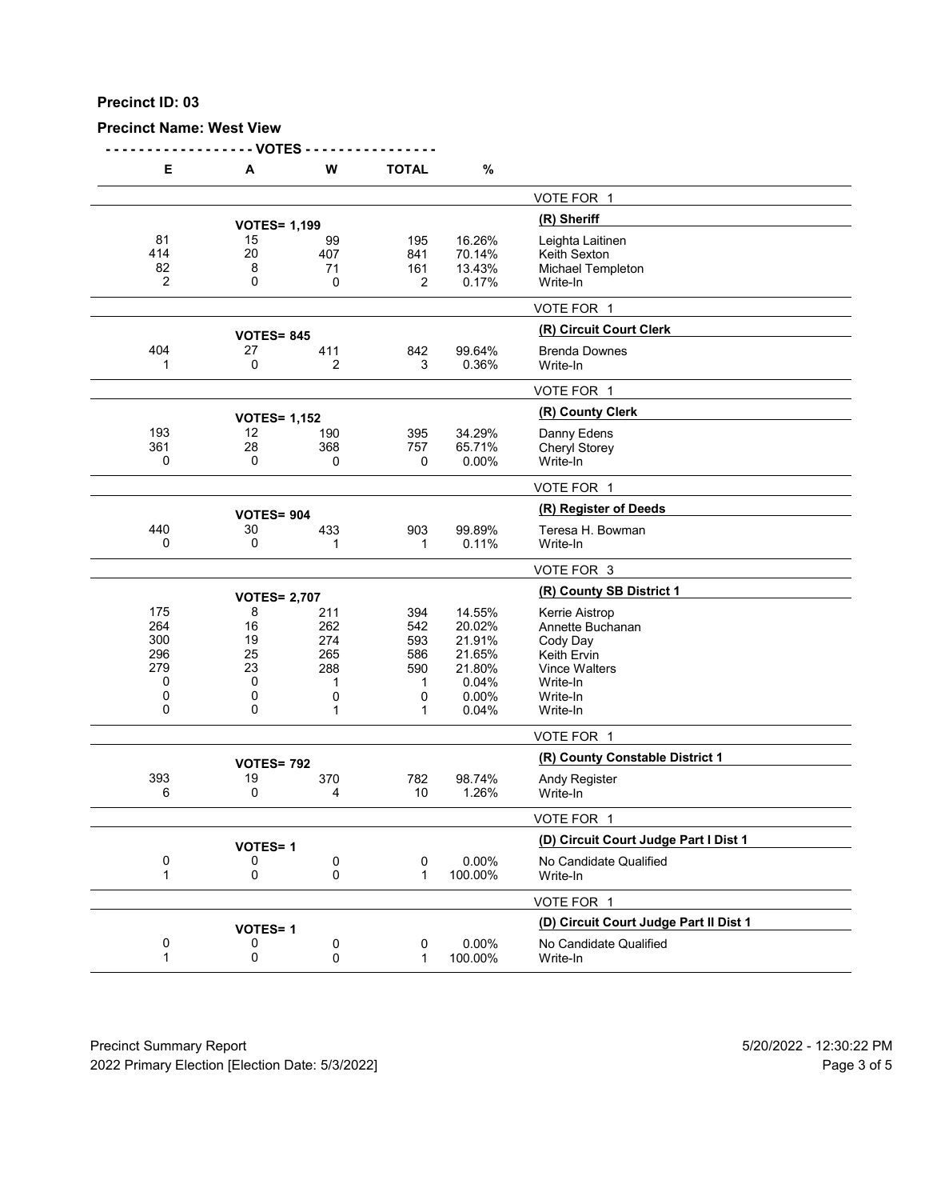**Precinct ID: 03**

**Precinct Name: West View**

| E | A | W | TOTAL | % | |
|---|---|---|---|---|---|
| | | | | | VOTE FOR 1 |
| | **VOTES= 1,199** | | | | **(R) Sheriff** |
| 81 | 15 | 99 | 195 | 16.26% | Leighta Laitinen |
| 414 | 20 | 407 | 841 | 70.14% | Keith Sexton |
| 82 | 8 | 71 | 161 | 13.43% | Michael Templeton |
| 2 | 0 | 0 | 2 | 0.17% | Write-In |
| | | | | | VOTE FOR 1 |
| | **VOTES= 845** | | | | **(R) Circuit Court Clerk** |
| 404 | 27 | 411 | 842 | 99.64% | Brenda Downes |
| 1 | 0 | 2 | 3 | 0.36% | Write-In |
| | | | | | VOTE FOR 1 |
| | **VOTES= 1,152** | | | | **(R) County Clerk** |
| 193 | 12 | 190 | 395 | 34.29% | Danny Edens |
| 361 | 28 | 368 | 757 | 65.71% | Cheryl Storey |
| 0 | 0 | 0 | 0 | 0.00% | Write-In |
| | | | | | VOTE FOR 1 |
| | **VOTES= 904** | | | | **(R) Register of Deeds** |
| 440 | 30 | 433 | 903 | 99.89% | Teresa H. Bowman |
| 0 | 0 | 1 | 1 | 0.11% | Write-In |
| | | | | | VOTE FOR 3 |
| | **VOTES= 2,707** | | | | **(R) County SB District 1** |
| 175 | 8 | 211 | 394 | 14.55% | Kerrie Aistrop |
| 264 | 16 | 262 | 542 | 20.02% | Annette Buchanan |
| 300 | 19 | 274 | 593 | 21.91% | Cody Day |
| 296 | 25 | 265 | 586 | 21.65% | Keith Ervin |
| 279 | 23 | 288 | 590 | 21.80% | Vince Walters |
| 0 | 0 | 1 | 1 | 0.04% | Write-In |
| 0 | 0 | 0 | 0 | 0.00% | Write-In |
| 0 | 0 | 1 | 1 | 0.04% | Write-In |
| | | | | | VOTE FOR 1 |
| | **VOTES= 792** | | | | **(R) County Constable District 1** |
| 393 | 19 | 370 | 782 | 98.74% | Andy Register |
| 6 | 0 | 4 | 10 | 1.26% | Write-In |
| | | | | | VOTE FOR 1 |
| | **VOTES= 1** | | | | **(D) Circuit Court Judge Part I Dist 1** |
| 0 | 0 | 0 | 0 | 0.00% | No Candidate Qualified |
| 1 | 0 | 0 | 1 | 100.00% | Write-In |
| | | | | | VOTE FOR 1 |
| | **VOTES= 1** | | | | **(D) Circuit Court Judge Part II Dist 1** |
| 0 | 0 | 0 | 0 | 0.00% | No Candidate Qualified |
| 1 | 0 | 0 | 1 | 100.00% | Write-In |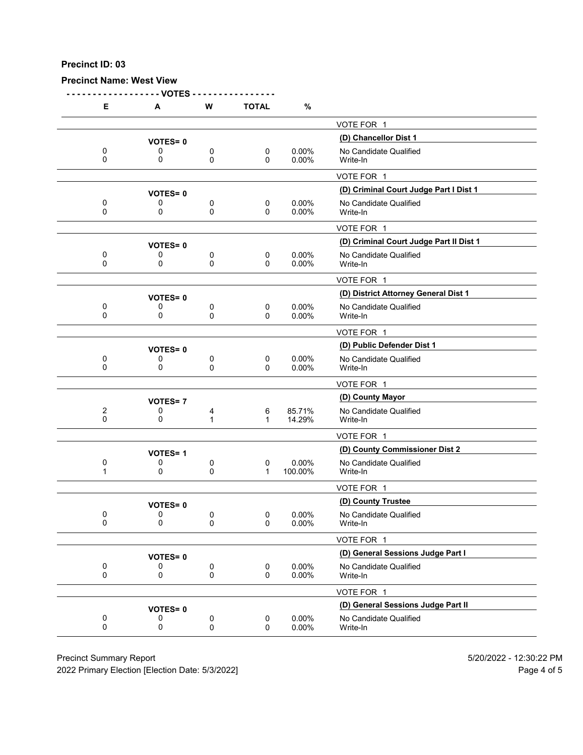**Precinct ID: 03**

**Precinct Name: West View**

| E | A | W | TOTAL | % | |
|---|---|---|---|---|---|
| | | | | | VOTE FOR 1 |
| | **VOTES= 0** | | | | **(D) Chancellor Dist 1** |
| 0 | 0 | 0 | 0 | 0.00% | No Candidate Qualified |
| 0 | 0 | 0 | 0 | 0.00% | Write-In |
| | | | | | VOTE FOR 1 |
| | **VOTES= 0** | | | | **(D) Criminal Court Judge Part I Dist 1** |
| 0 | 0 | 0 | 0 | 0.00% | No Candidate Qualified |
| 0 | 0 | 0 | 0 | 0.00% | Write-In |
| | | | | | VOTE FOR 1 |
| | **VOTES= 0** | | | | **(D) Criminal Court Judge Part II Dist 1** |
| 0 | 0 | 0 | 0 | 0.00% | No Candidate Qualified |
| 0 | 0 | 0 | 0 | 0.00% | Write-In |
| | | | | | VOTE FOR 1 |
| | **VOTES= 0** | | | | **(D) District Attorney General Dist 1** |
| 0 | 0 | 0 | 0 | 0.00% | No Candidate Qualified |
| 0 | 0 | 0 | 0 | 0.00% | Write-In |
| | | | | | VOTE FOR 1 |
| | **VOTES= 0** | | | | **(D) Public Defender Dist 1** |
| 0 | 0 | 0 | 0 | 0.00% | No Candidate Qualified |
| 0 | 0 | 0 | 0 | 0.00% | Write-In |
| | | | | | VOTE FOR 1 |
| | **VOTES= 7** | | | | **(D) County Mayor** |
| 2 | 0 | 4 | 6 | 85.71% | No Candidate Qualified |
| 0 | 0 | 1 | 1 | 14.29% | Write-In |
| | | | | | VOTE FOR 1 |
| | **VOTES= 1** | | | | **(D) County Commissioner Dist 2** |
| 0 | 0 | 0 | 0 | 0.00% | No Candidate Qualified |
| 1 | 0 | 0 | 1 | 100.00% | Write-In |
| | | | | | VOTE FOR 1 |
| | **VOTES= 0** | | | | **(D) County Trustee** |
| 0 | 0 | 0 | 0 | 0.00% | No Candidate Qualified |
| 0 | 0 | 0 | 0 | 0.00% | Write-In |
| | | | | | VOTE FOR 1 |
| | **VOTES= 0** | | | | **(D) General Sessions Judge Part I** |
| 0 | 0 | 0 | 0 | 0.00% | No Candidate Qualified |
| 0 | 0 | 0 | 0 | 0.00% | Write-In |
| | | | | | VOTE FOR 1 |
| | **VOTES= 0** | | | | **(D) General Sessions Judge Part II** |
| 0 | 0 | 0 | 0 | 0.00% | No Candidate Qualified |
| 0 | 0 | 0 | 0 | 0.00% | Write-In |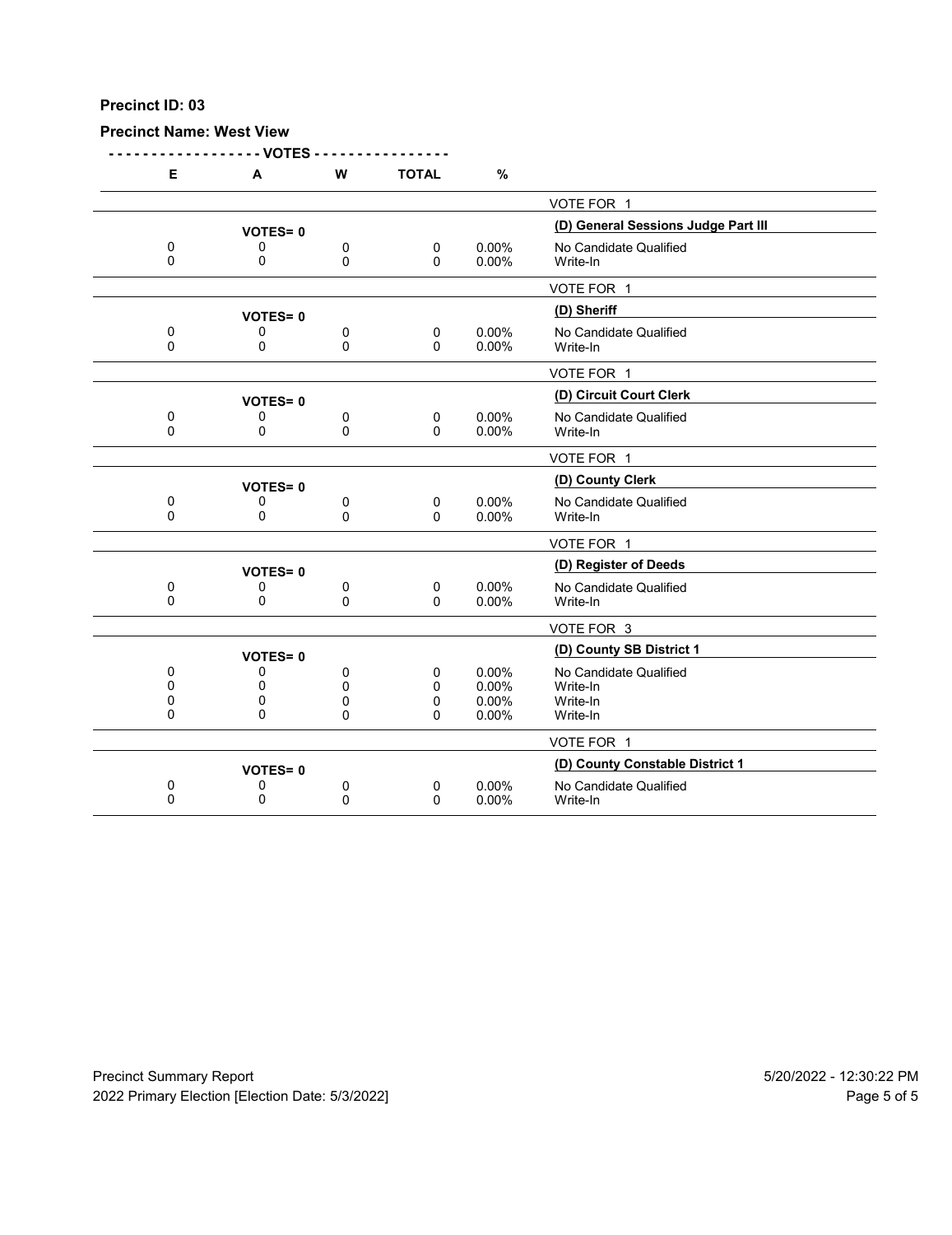**Precinct ID: 03**

**Precinct Name: West View**

| E | A | W | TOTAL | % | |
|---|---|---|---|---|---|
| | | | | | VOTE FOR 1 |
| | VOTES= 0 | | | | **(D) General Sessions Judge Part III** |
| 0 | 0 | 0 | 0 | 0.00% | No Candidate Qualified |
| 0 | 0 | 0 | 0 | 0.00% | Write-In |
| | | | | | VOTE FOR 1 |
| | VOTES= 0 | | | | **(D) Sheriff** |
| 0 | 0 | 0 | 0 | 0.00% | No Candidate Qualified |
| 0 | 0 | 0 | 0 | 0.00% | Write-In |
| | | | | | VOTE FOR 1 |
| | VOTES= 0 | | | | **(D) Circuit Court Clerk** |
| 0 | 0 | 0 | 0 | 0.00% | No Candidate Qualified |
| 0 | 0 | 0 | 0 | 0.00% | Write-In |
| | | | | | VOTE FOR 1 |
| | VOTES= 0 | | | | **(D) County Clerk** |
| 0 | 0 | 0 | 0 | 0.00% | No Candidate Qualified |
| 0 | 0 | 0 | 0 | 0.00% | Write-In |
| | | | | | VOTE FOR 1 |
| | VOTES= 0 | | | | **(D) Register of Deeds** |
| 0 | 0 | 0 | 0 | 0.00% | No Candidate Qualified |
| 0 | 0 | 0 | 0 | 0.00% | Write-In |
| | | | | | VOTE FOR 3 |
| | VOTES= 0 | | | | **(D) County SB District 1** |
| 0 | 0 | 0 | 0 | 0.00% | No Candidate Qualified |
| 0 | 0 | 0 | 0 | 0.00% | Write-In |
| 0 | 0 | 0 | 0 | 0.00% | Write-In |
| 0 | 0 | 0 | 0 | 0.00% | Write-In |
| | | | | | VOTE FOR 1 |
| | VOTES= 0 | | | | **(D) County Constable District 1** |
| 0 | 0 | 0 | 0 | 0.00% | No Candidate Qualified |
| 0 | 0 | 0 | 0 | 0.00% | Write-In |

Precinct Summary Report
2022 Primary Election [Election Date: 5/3/2022]
5/20/2022 - 12:30:22 PM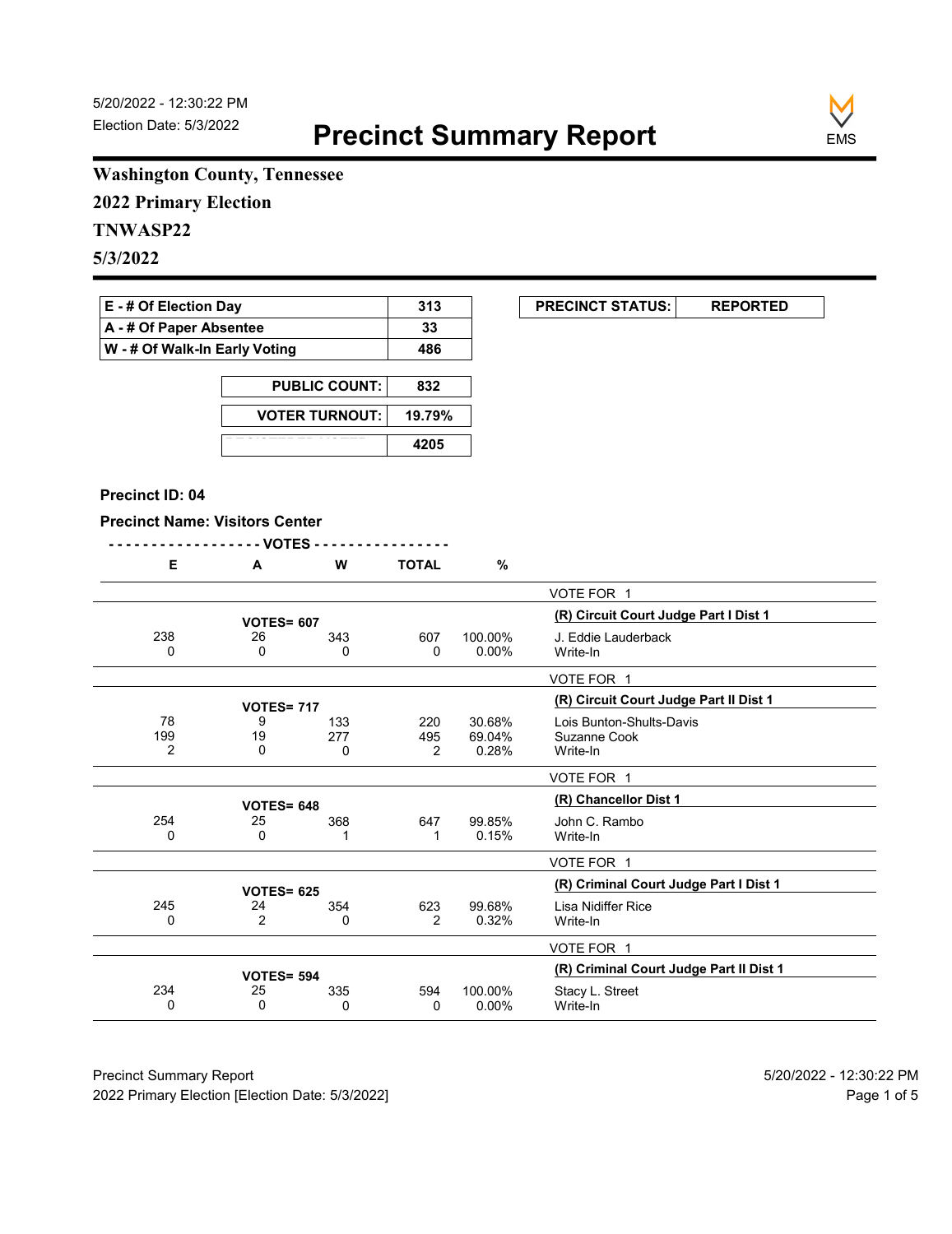5/20/2022 - 12:30:22 PM
Election Date: 5/3/2022

# Precinct Summary Report

**Washington County, Tennessee**
**2022 Primary Election**
**TNWASP22**
**5/3/2022**

| | |
|---|---|
| E - # Of Election Day | 313 |
| A - # Of Paper Absentee | 33 |
| W - # Of Walk-In Early Voting | 486 |

| | |
|---|---|
| PUBLIC COUNT: | 832 |
| VOTER TURNOUT: | 19.79% |
| REGISTERED VOTERS | 4205 |

| PRECINCT STATUS: | REPORTED |
|---|---|

**Precinct ID: 04**

**Precinct Name: Visitors Center**

| E | A | W | TOTAL | % | |
|---|---|---|---|---|---|
| | | | | | VOTE FOR 1 |
| | VOTES= 607 | | | | **(R) Circuit Court Judge Part I Dist 1** |
| 238 | 26 | 343 | 607 | 100.00% | J. Eddie Lauderback |
| 0 | 0 | 0 | 0 | 0.00% | Write-In |
| | | | | | VOTE FOR 1 |
| | VOTES= 717 | | | | **(R) Circuit Court Judge Part II Dist 1** |
| 78 | 9 | 133 | 220 | 30.68% | Lois Bunton-Shults-Davis |
| 199 | 19 | 277 | 495 | 69.04% | Suzanne Cook |
| 2 | 0 | 0 | 2 | 0.28% | Write-In |
| | | | | | VOTE FOR 1 |
| | VOTES= 648 | | | | **(R) Chancellor Dist 1** |
| 254 | 25 | 368 | 647 | 99.85% | John C. Rambo |
| 0 | 0 | 1 | 1 | 0.15% | Write-In |
| | | | | | VOTE FOR 1 |
| | VOTES= 625 | | | | **(R) Criminal Court Judge Part I Dist 1** |
| 245 | 24 | 354 | 623 | 99.68% | Lisa Nidiffer Rice |
| 0 | 2 | 0 | 2 | 0.32% | Write-In |
| | | | | | VOTE FOR 1 |
| | VOTES= 594 | | | | **(R) Criminal Court Judge Part II Dist 1** |
| 234 | 25 | 335 | 594 | 100.00% | Stacy L. Street |
| 0 | 0 | 0 | 0 | 0.00% | Write-In |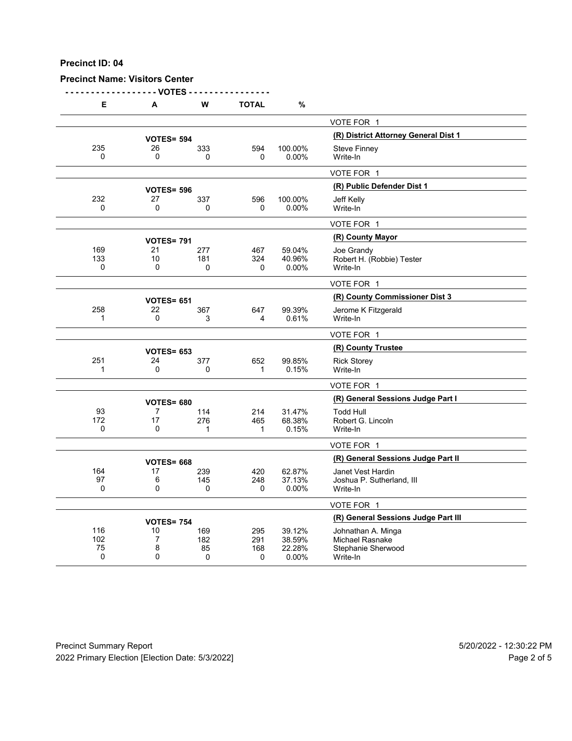**Precinct ID: 04**

**Precinct Name: Visitors Center**

| E | A | W | TOTAL | % | |
|---|---|---|---|---|---|
| | | | | | VOTE FOR 1 |
| | **VOTES= 594** | | | | **(R) District Attorney General Dist 1** |
| 235 | 26 | 333 | 594 | 100.00% | Steve Finney |
| 0 | 0 | 0 | 0 | 0.00% | Write-In |
| | | | | | VOTE FOR 1 |
| | **VOTES= 596** | | | | **(R) Public Defender Dist 1** |
| 232 | 27 | 337 | 596 | 100.00% | Jeff Kelly |
| 0 | 0 | 0 | 0 | 0.00% | Write-In |
| | | | | | VOTE FOR 1 |
| | **VOTES= 791** | | | | **(R) County Mayor** |
| 169 | 21 | 277 | 467 | 59.04% | Joe Grandy |
| 133 | 10 | 181 | 324 | 40.96% | Robert H. (Robbie) Tester |
| 0 | 0 | 0 | 0 | 0.00% | Write-In |
| | | | | | VOTE FOR 1 |
| | **VOTES= 651** | | | | **(R) County Commissioner Dist 3** |
| 258 | 22 | 367 | 647 | 99.39% | Jerome K Fitzgerald |
| 1 | 0 | 3 | 4 | 0.61% | Write-In |
| | | | | | VOTE FOR 1 |
| | **VOTES= 653** | | | | **(R) County Trustee** |
| 251 | 24 | 377 | 652 | 99.85% | Rick Storey |
| 1 | 0 | 0 | 1 | 0.15% | Write-In |
| | | | | | VOTE FOR 1 |
| | **VOTES= 680** | | | | **(R) General Sessions Judge Part I** |
| 93 | 7 | 114 | 214 | 31.47% | Todd Hull |
| 172 | 17 | 276 | 465 | 68.38% | Robert G. Lincoln |
| 0 | 0 | 1 | 1 | 0.15% | Write-In |
| | | | | | VOTE FOR 1 |
| | **VOTES= 668** | | | | **(R) General Sessions Judge Part II** |
| 164 | 17 | 239 | 420 | 62.87% | Janet Vest Hardin |
| 97 | 6 | 145 | 248 | 37.13% | Joshua P. Sutherland, III |
| 0 | 0 | 0 | 0 | 0.00% | Write-In |
| | | | | | VOTE FOR 1 |
| | **VOTES= 754** | | | | **(R) General Sessions Judge Part III** |
| 116 | 10 | 169 | 295 | 39.12% | Johnathan A. Minga |
| 102 | 7 | 182 | 291 | 38.59% | Michael Rasnake |
| 75 | 8 | 85 | 168 | 22.28% | Stephanie Sherwood |
| 0 | 0 | 0 | 0 | 0.00% | Write-In |

Precinct Summary Report 5/20/2022 - 12:30:22 PM
2022 Primary Election [Election Date: 5/3/2022]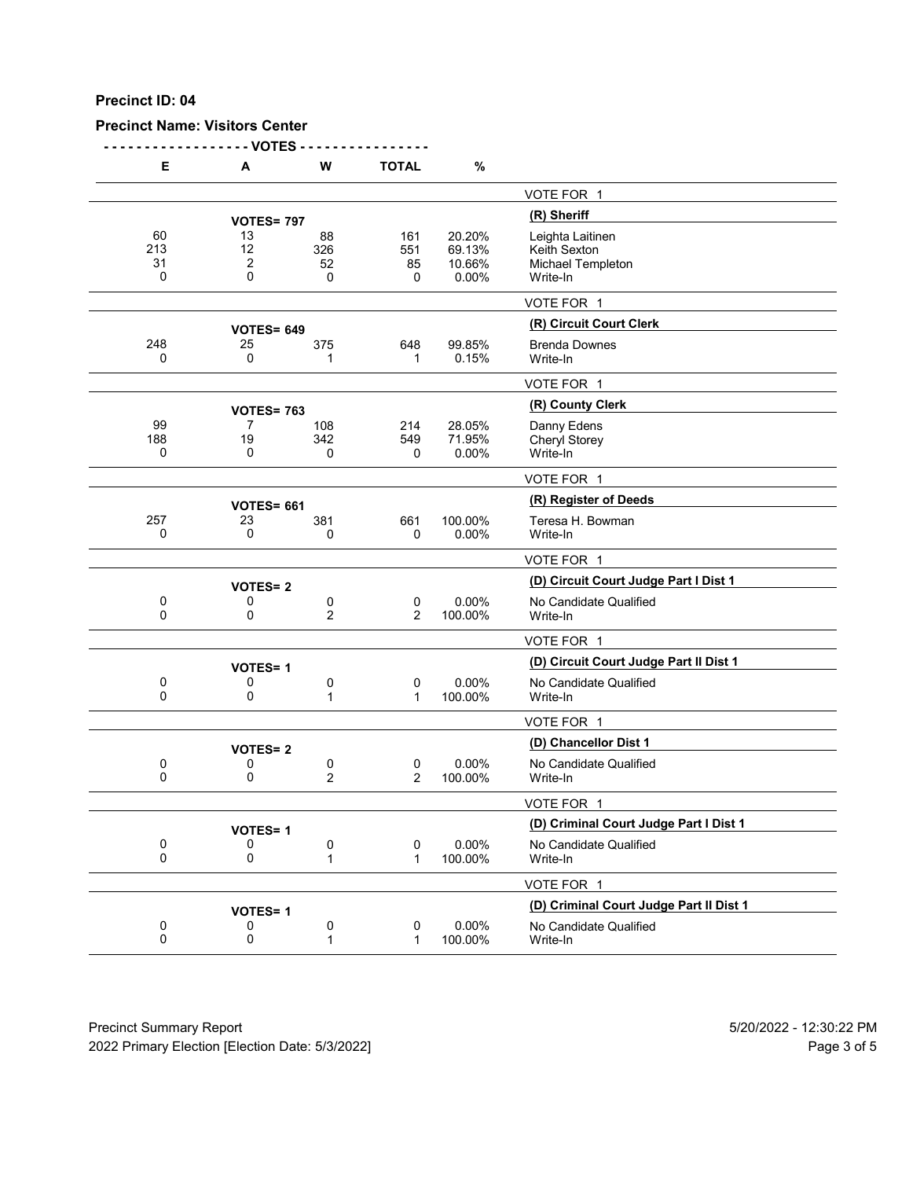**Precinct ID: 04**

**Precinct Name: Visitors Center**

| E | A | W | TOTAL | % | |
|---|---|---|---|---|---|
| | | | | | VOTE FOR 1 |
| | **VOTES= 797** | | | | **(R) Sheriff** |
| 60 | 13 | 88 | 161 | 20.20% | Leighta Laitinen |
| 213 | 12 | 326 | 551 | 69.13% | Keith Sexton |
| 31 | 2 | 52 | 85 | 10.66% | Michael Templeton |
| 0 | 0 | 0 | 0 | 0.00% | Write-In |
| | | | | | VOTE FOR 1 |
| | **VOTES= 649** | | | | **(R) Circuit Court Clerk** |
| 248 | 25 | 375 | 648 | 99.85% | Brenda Downes |
| 0 | 0 | 1 | 1 | 0.15% | Write-In |
| | | | | | VOTE FOR 1 |
| | **VOTES= 763** | | | | **(R) County Clerk** |
| 99 | 7 | 108 | 214 | 28.05% | Danny Edens |
| 188 | 19 | 342 | 549 | 71.95% | Cheryl Storey |
| 0 | 0 | 0 | 0 | 0.00% | Write-In |
| | | | | | VOTE FOR 1 |
| | **VOTES= 661** | | | | **(R) Register of Deeds** |
| 257 | 23 | 381 | 661 | 100.00% | Teresa H. Bowman |
| 0 | 0 | 0 | 0 | 0.00% | Write-In |
| | | | | | VOTE FOR 1 |
| | **VOTES= 2** | | | | **(D) Circuit Court Judge Part I Dist 1** |
| 0 | 0 | 0 | 0 | 0.00% | No Candidate Qualified |
| 0 | 0 | 2 | 2 | 100.00% | Write-In |
| | | | | | VOTE FOR 1 |
| | **VOTES= 1** | | | | **(D) Circuit Court Judge Part II Dist 1** |
| 0 | 0 | 0 | 0 | 0.00% | No Candidate Qualified |
| 0 | 0 | 1 | 1 | 100.00% | Write-In |
| | | | | | VOTE FOR 1 |
| | **VOTES= 2** | | | | **(D) Chancellor Dist 1** |
| 0 | 0 | 0 | 0 | 0.00% | No Candidate Qualified |
| 0 | 0 | 2 | 2 | 100.00% | Write-In |
| | | | | | VOTE FOR 1 |
| | **VOTES= 1** | | | | **(D) Criminal Court Judge Part I Dist 1** |
| 0 | 0 | 0 | 0 | 0.00% | No Candidate Qualified |
| 0 | 0 | 1 | 1 | 100.00% | Write-In |
| | | | | | VOTE FOR 1 |
| | **VOTES= 1** | | | | **(D) Criminal Court Judge Part II Dist 1** |
| 0 | 0 | 0 | 0 | 0.00% | No Candidate Qualified |
| 0 | 0 | 1 | 1 | 100.00% | Write-In |

Precinct Summary Report — 5/20/2022 - 12:30:22 PM

2022 Primary Election [Election Date: 5/3/2022]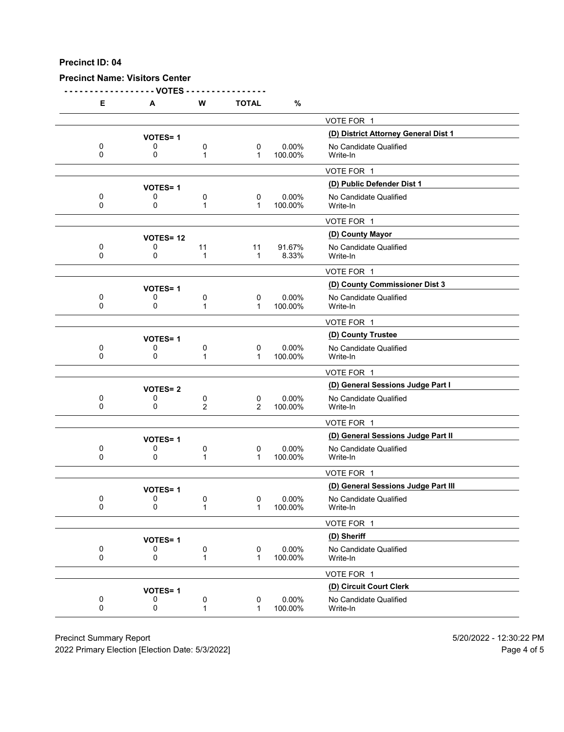**Precinct ID: 04**

**Precinct Name: Visitors Center**

| E | A | W | TOTAL | % | |
|---|---|---|---|---|---|
| | | | | | VOTE FOR 1 |
| | **VOTES= 1** | | | | **(D) District Attorney General Dist 1** |
| 0 | 0 | 0 | 0 | 0.00% | No Candidate Qualified |
| 0 | 0 | 1 | 1 | 100.00% | Write-In |
| | | | | | VOTE FOR 1 |
| | **VOTES= 1** | | | | **(D) Public Defender Dist 1** |
| 0 | 0 | 0 | 0 | 0.00% | No Candidate Qualified |
| 0 | 0 | 1 | 1 | 100.00% | Write-In |
| | | | | | VOTE FOR 1 |
| | **VOTES= 12** | | | | **(D) County Mayor** |
| 0 | 0 | 11 | 11 | 91.67% | No Candidate Qualified |
| 0 | 0 | 1 | 1 | 8.33% | Write-In |
| | | | | | VOTE FOR 1 |
| | **VOTES= 1** | | | | **(D) County Commissioner Dist 3** |
| 0 | 0 | 0 | 0 | 0.00% | No Candidate Qualified |
| 0 | 0 | 1 | 1 | 100.00% | Write-In |
| | | | | | VOTE FOR 1 |
| | **VOTES= 1** | | | | **(D) County Trustee** |
| 0 | 0 | 0 | 0 | 0.00% | No Candidate Qualified |
| 0 | 0 | 1 | 1 | 100.00% | Write-In |
| | | | | | VOTE FOR 1 |
| | **VOTES= 2** | | | | **(D) General Sessions Judge Part I** |
| 0 | 0 | 0 | 0 | 0.00% | No Candidate Qualified |
| 0 | 0 | 2 | 2 | 100.00% | Write-In |
| | | | | | VOTE FOR 1 |
| | **VOTES= 1** | | | | **(D) General Sessions Judge Part II** |
| 0 | 0 | 0 | 0 | 0.00% | No Candidate Qualified |
| 0 | 0 | 1 | 1 | 100.00% | Write-In |
| | | | | | VOTE FOR 1 |
| | **VOTES= 1** | | | | **(D) General Sessions Judge Part III** |
| 0 | 0 | 0 | 0 | 0.00% | No Candidate Qualified |
| 0 | 0 | 1 | 1 | 100.00% | Write-In |
| | | | | | VOTE FOR 1 |
| | **VOTES= 1** | | | | **(D) Sheriff** |
| 0 | 0 | 0 | 0 | 0.00% | No Candidate Qualified |
| 0 | 0 | 1 | 1 | 100.00% | Write-In |
| | | | | | VOTE FOR 1 |
| | **VOTES= 1** | | | | **(D) Circuit Court Clerk** |
| 0 | 0 | 0 | 0 | 0.00% | No Candidate Qualified |
| 0 | 0 | 1 | 1 | 100.00% | Write-In |

Precinct Summary Report — 5/20/2022 - 12:30:22 PM

2022 Primary Election [Election Date: 5/3/2022]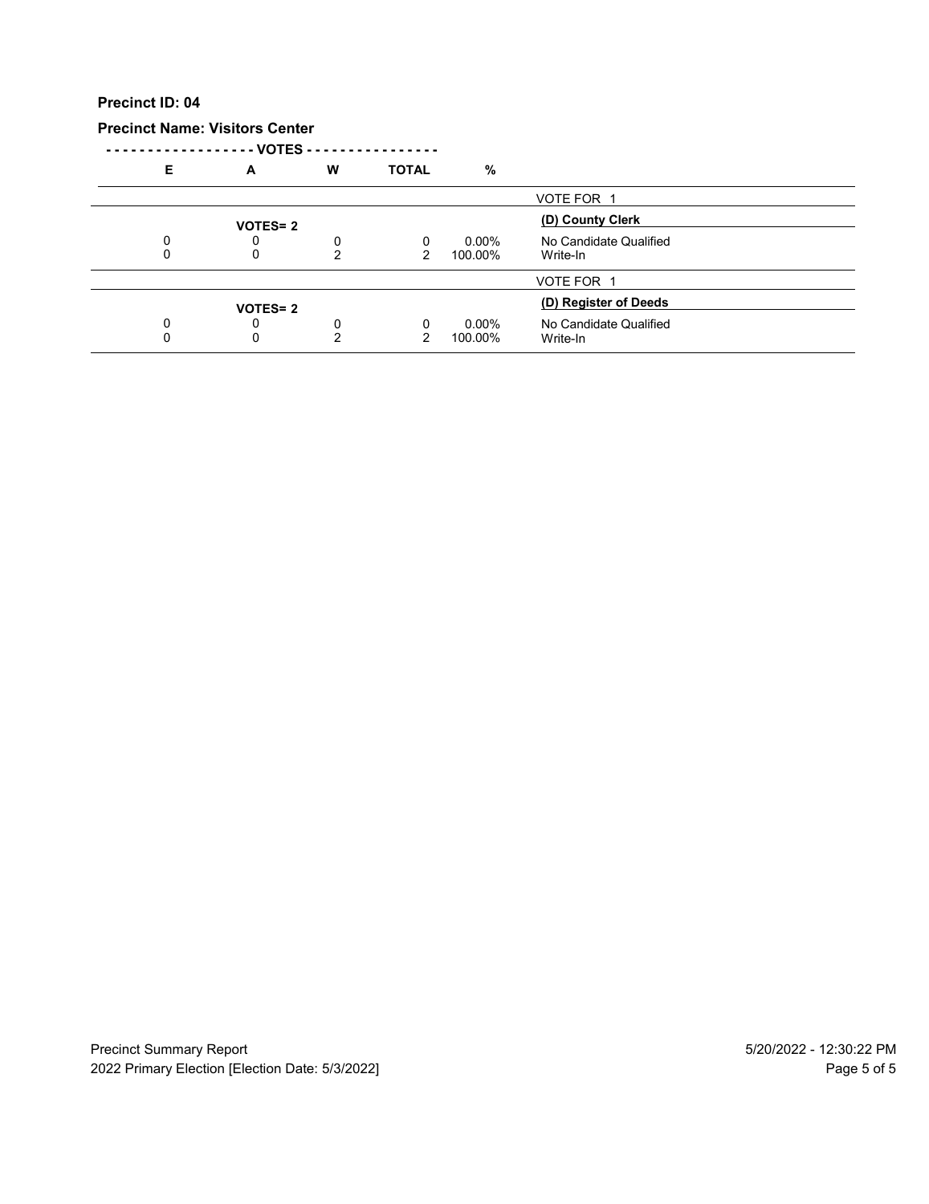**Precinct ID: 04**

**Precinct Name: Visitors Center**

| E | A | W | TOTAL | % | |
|---|---|---|---|---|---|
| | | | | | VOTE FOR 1 |
| | **VOTES= 2** | | | | **(D) County Clerk** |
| 0 | 0 | 0 | 0 | 0.00% | No Candidate Qualified |
| 0 | 0 | 2 | 2 | 100.00% | Write-In |
| | | | | | VOTE FOR 1 |
| | **VOTES= 2** | | | | **(D) Register of Deeds** |
| 0 | 0 | 0 | 0 | 0.00% | No Candidate Qualified |
| 0 | 0 | 2 | 2 | 100.00% | Write-In |

Precinct Summary Report — 5/20/2022 - 12:30:22 PM

2022 Primary Election [Election Date: 5/3/2022]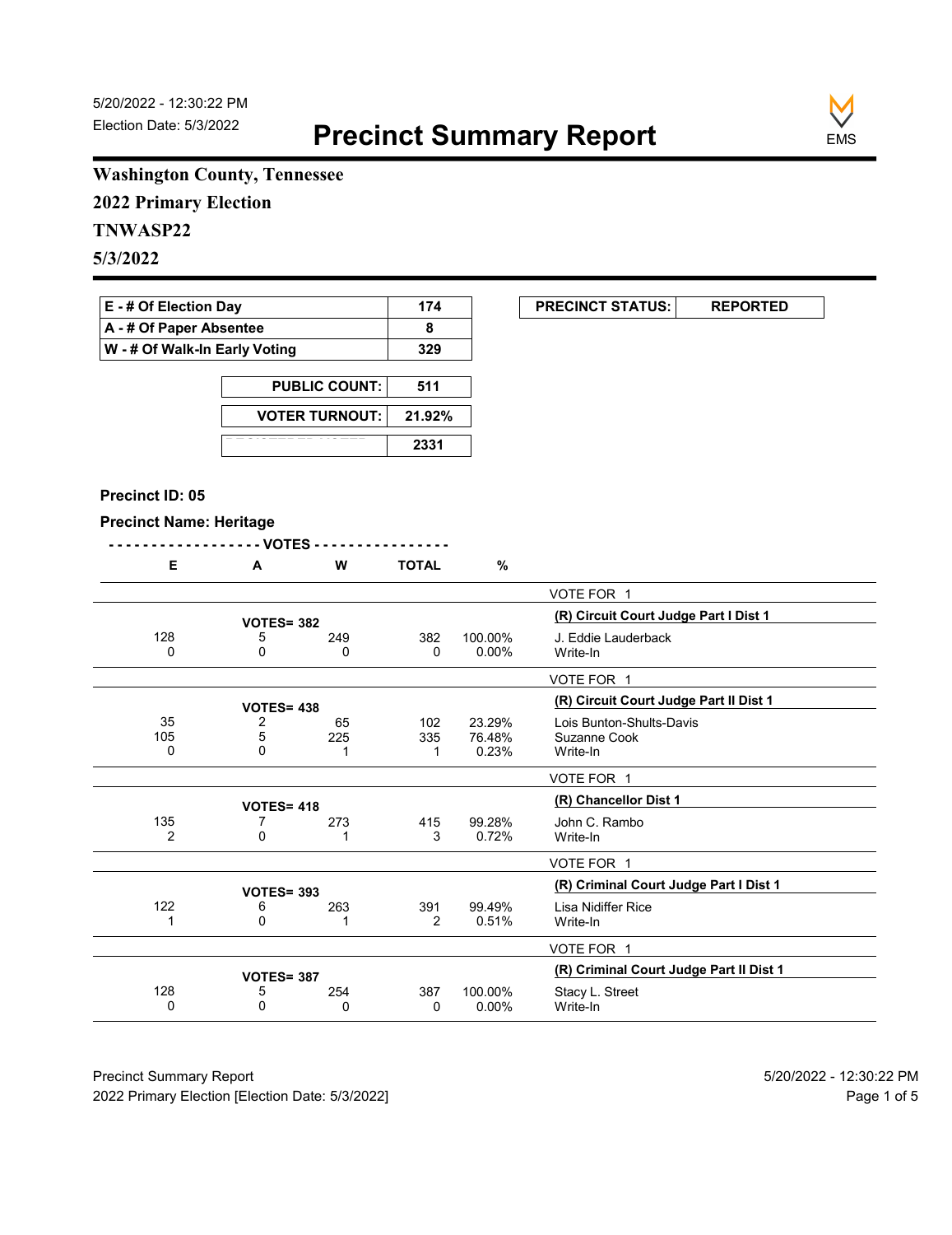5/20/2022 - 12:30:22 PM
Election Date: 5/3/2022

# Precinct Summary Report

EMS

**Washington County, Tennessee**

**2022 Primary Election**

**TNWASP22**

**5/3/2022**

| | |
|---|---|
| E - # Of Election Day | 174 |
| A - # Of Paper Absentee | 8 |
| W - # Of Walk-In Early Voting | 329 |

| | |
|---|---|
| PUBLIC COUNT: | 511 |
| VOTER TURNOUT: | 21.92% |
| REGISTERED VOTERS | 2331 |

| PRECINCT STATUS: | REPORTED |
|---|---|

**Precinct ID: 05**

**Precinct Name: Heritage**

| E | A | W | TOTAL | % | |
|---|---|---|---|---|---|
| | | | | | VOTE FOR 1 |
| | VOTES= 382 | | | | **(R) Circuit Court Judge Part I Dist 1** |
| 128 | 5 | 249 | 382 | 100.00% | J. Eddie Lauderback |
| 0 | 0 | 0 | 0 | 0.00% | Write-In |
| | | | | | VOTE FOR 1 |
| | VOTES= 438 | | | | **(R) Circuit Court Judge Part II Dist 1** |
| 35 | 2 | 65 | 102 | 23.29% | Lois Bunton-Shults-Davis |
| 105 | 5 | 225 | 335 | 76.48% | Suzanne Cook |
| 0 | 0 | 1 | 1 | 0.23% | Write-In |
| | | | | | VOTE FOR 1 |
| | VOTES= 418 | | | | **(R) Chancellor Dist 1** |
| 135 | 7 | 273 | 415 | 99.28% | John C. Rambo |
| 2 | 0 | 1 | 3 | 0.72% | Write-In |
| | | | | | VOTE FOR 1 |
| | VOTES= 393 | | | | **(R) Criminal Court Judge Part I Dist 1** |
| 122 | 6 | 263 | 391 | 99.49% | Lisa Nidiffer Rice |
| 1 | 0 | 1 | 2 | 0.51% | Write-In |
| | | | | | VOTE FOR 1 |
| | VOTES= 387 | | | | **(R) Criminal Court Judge Part II Dist 1** |
| 128 | 5 | 254 | 387 | 100.00% | Stacy L. Street |
| 0 | 0 | 0 | 0 | 0.00% | Write-In |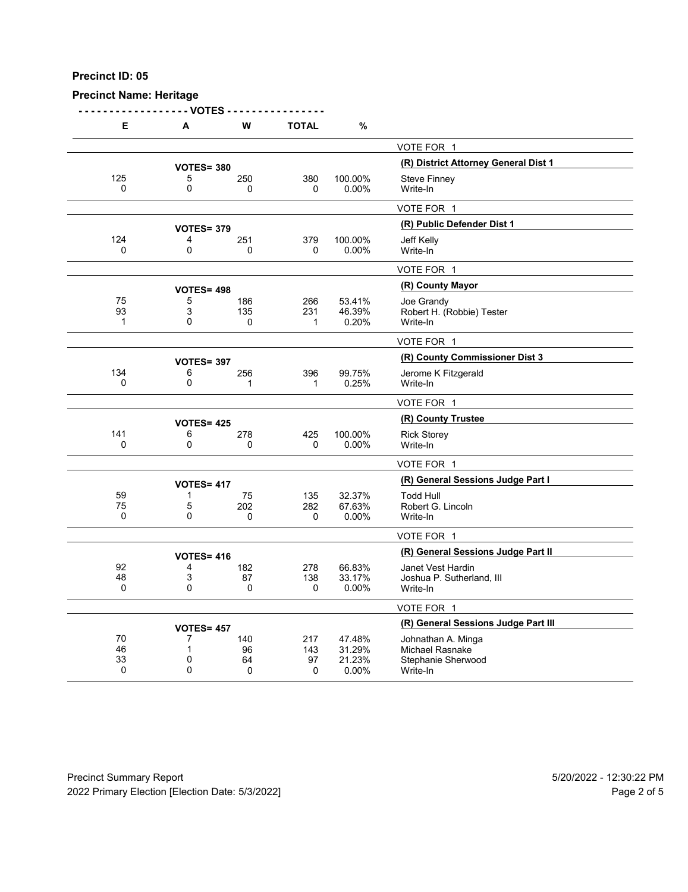**Precinct ID: 05**

**Precinct Name: Heritage**

| E | A | W | TOTAL | % | |
|---|---|---|---|---|---|
| | | | | | VOTE FOR 1 |
| | **VOTES= 380** | | | | **(R) District Attorney General Dist 1** |
| 125 | 5 | 250 | 380 | 100.00% | Steve Finney |
| 0 | 0 | 0 | 0 | 0.00% | Write-In |
| | | | | | VOTE FOR 1 |
| | **VOTES= 379** | | | | **(R) Public Defender Dist 1** |
| 124 | 4 | 251 | 379 | 100.00% | Jeff Kelly |
| 0 | 0 | 0 | 0 | 0.00% | Write-In |
| | | | | | VOTE FOR 1 |
| | **VOTES= 498** | | | | **(R) County Mayor** |
| 75 | 5 | 186 | 266 | 53.41% | Joe Grandy |
| 93 | 3 | 135 | 231 | 46.39% | Robert H. (Robbie) Tester |
| 1 | 0 | 0 | 1 | 0.20% | Write-In |
| | | | | | VOTE FOR 1 |
| | **VOTES= 397** | | | | **(R) County Commissioner Dist 3** |
| 134 | 6 | 256 | 396 | 99.75% | Jerome K Fitzgerald |
| 0 | 0 | 1 | 1 | 0.25% | Write-In |
| | | | | | VOTE FOR 1 |
| | **VOTES= 425** | | | | **(R) County Trustee** |
| 141 | 6 | 278 | 425 | 100.00% | Rick Storey |
| 0 | 0 | 0 | 0 | 0.00% | Write-In |
| | | | | | VOTE FOR 1 |
| | **VOTES= 417** | | | | **(R) General Sessions Judge Part I** |
| 59 | 1 | 75 | 135 | 32.37% | Todd Hull |
| 75 | 5 | 202 | 282 | 67.63% | Robert G. Lincoln |
| 0 | 0 | 0 | 0 | 0.00% | Write-In |
| | | | | | VOTE FOR 1 |
| | **VOTES= 416** | | | | **(R) General Sessions Judge Part II** |
| 92 | 4 | 182 | 278 | 66.83% | Janet Vest Hardin |
| 48 | 3 | 87 | 138 | 33.17% | Joshua P. Sutherland, III |
| 0 | 0 | 0 | 0 | 0.00% | Write-In |
| | | | | | VOTE FOR 1 |
| | **VOTES= 457** | | | | **(R) General Sessions Judge Part III** |
| 70 | 7 | 140 | 217 | 47.48% | Johnathan A. Minga |
| 46 | 1 | 96 | 143 | 31.29% | Michael Rasnake |
| 33 | 0 | 64 | 97 | 21.23% | Stephanie Sherwood |
| 0 | 0 | 0 | 0 | 0.00% | Write-In |

Precinct Summary Report
2022 Primary Election [Election Date: 5/3/2022]
5/20/2022 - 12:30:22 PM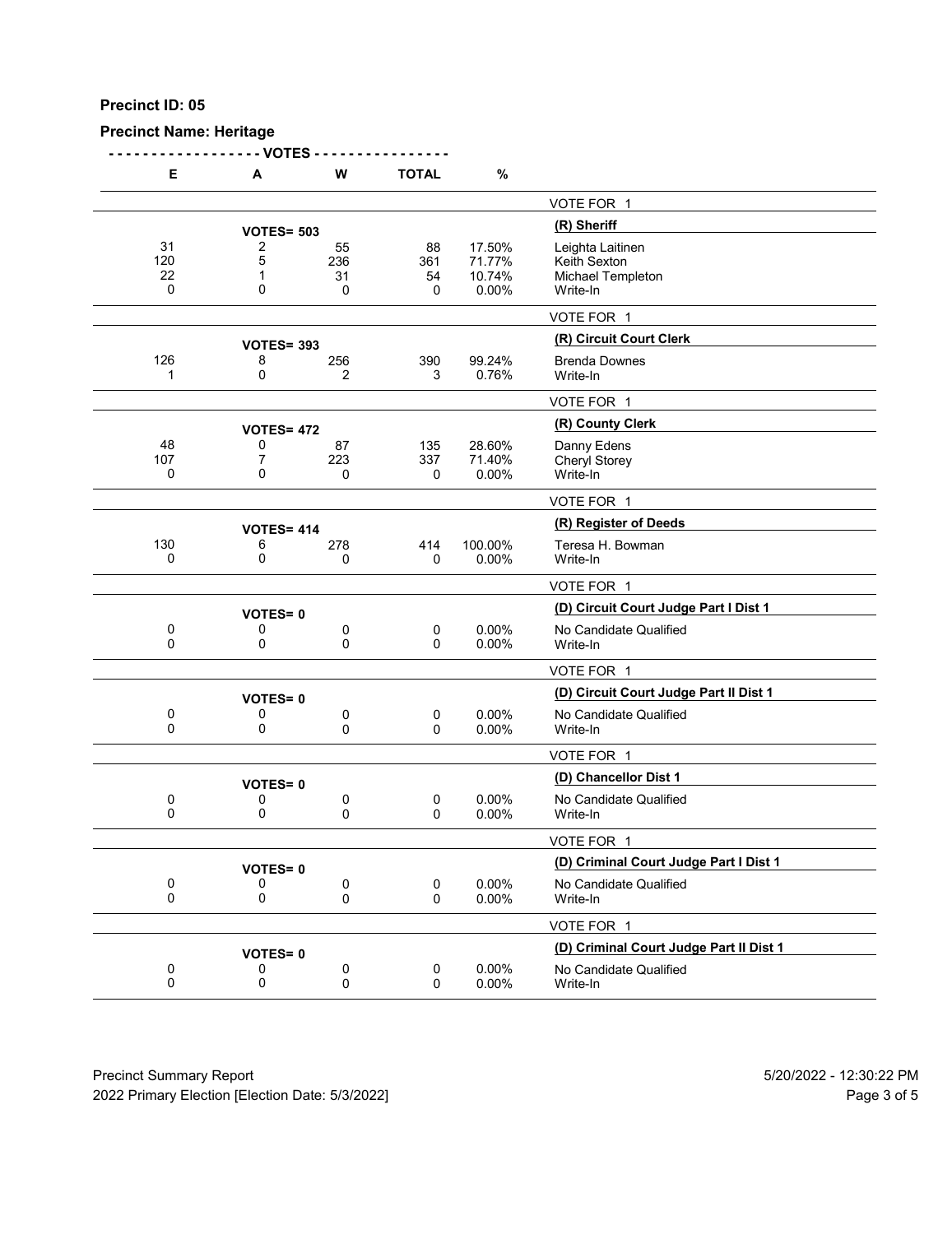**Precinct ID: 05**

**Precinct Name: Heritage**

| E | A | W | TOTAL | % | |
|---|---|---|---|---|---|
| | | | | | VOTE FOR 1 |
| | VOTES= 503 | | | | **(R) Sheriff** |
| 31 | 2 | 55 | 88 | 17.50% | Leighta Laitinen |
| 120 | 5 | 236 | 361 | 71.77% | Keith Sexton |
| 22 | 1 | 31 | 54 | 10.74% | Michael Templeton |
| 0 | 0 | 0 | 0 | 0.00% | Write-In |
| | | | | | VOTE FOR 1 |
| | VOTES= 393 | | | | **(R) Circuit Court Clerk** |
| 126 | 8 | 256 | 390 | 99.24% | Brenda Downes |
| 1 | 0 | 2 | 3 | 0.76% | Write-In |
| | | | | | VOTE FOR 1 |
| | VOTES= 472 | | | | **(R) County Clerk** |
| 48 | 0 | 87 | 135 | 28.60% | Danny Edens |
| 107 | 7 | 223 | 337 | 71.40% | Cheryl Storey |
| 0 | 0 | 0 | 0 | 0.00% | Write-In |
| | | | | | VOTE FOR 1 |
| | VOTES= 414 | | | | **(R) Register of Deeds** |
| 130 | 6 | 278 | 414 | 100.00% | Teresa H. Bowman |
| 0 | 0 | 0 | 0 | 0.00% | Write-In |
| | | | | | VOTE FOR 1 |
| | VOTES= 0 | | | | **(D) Circuit Court Judge Part I Dist 1** |
| 0 | 0 | 0 | 0 | 0.00% | No Candidate Qualified |
| 0 | 0 | 0 | 0 | 0.00% | Write-In |
| | | | | | VOTE FOR 1 |
| | VOTES= 0 | | | | **(D) Circuit Court Judge Part II Dist 1** |
| 0 | 0 | 0 | 0 | 0.00% | No Candidate Qualified |
| 0 | 0 | 0 | 0 | 0.00% | Write-In |
| | | | | | VOTE FOR 1 |
| | VOTES= 0 | | | | **(D) Chancellor Dist 1** |
| 0 | 0 | 0 | 0 | 0.00% | No Candidate Qualified |
| 0 | 0 | 0 | 0 | 0.00% | Write-In |
| | | | | | VOTE FOR 1 |
| | VOTES= 0 | | | | **(D) Criminal Court Judge Part I Dist 1** |
| 0 | 0 | 0 | 0 | 0.00% | No Candidate Qualified |
| 0 | 0 | 0 | 0 | 0.00% | Write-In |
| | | | | | VOTE FOR 1 |
| | VOTES= 0 | | | | **(D) Criminal Court Judge Part II Dist 1** |
| 0 | 0 | 0 | 0 | 0.00% | No Candidate Qualified |
| 0 | 0 | 0 | 0 | 0.00% | Write-In |

Precinct Summary Report 5/20/2022 - 12:30:22 PM
2022 Primary Election [Election Date: 5/3/2022]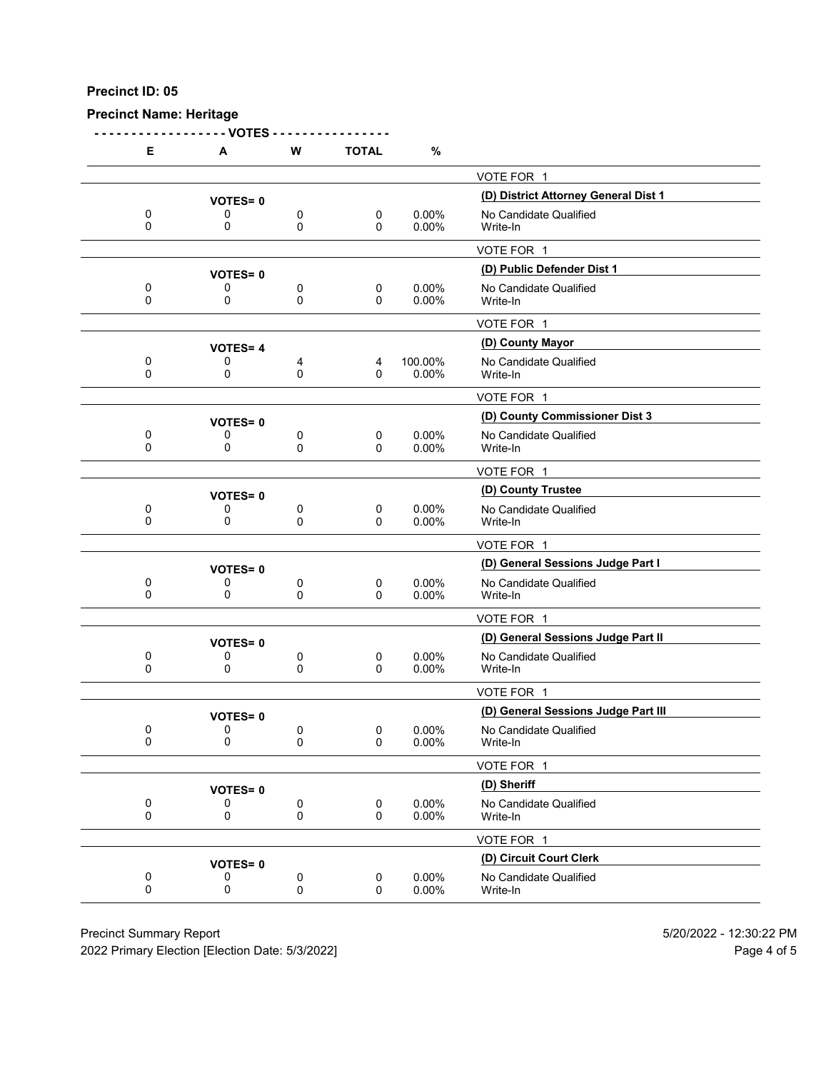**Precinct ID: 05**

**Precinct Name: Heritage**

| E | A | W | TOTAL | % | |
|---|---|---|---|---|---|
| | | | | | VOTE FOR 1 |
| | **VOTES= 0** | | | | **(D) District Attorney General Dist 1** |
| 0 | 0 | 0 | 0 | 0.00% | No Candidate Qualified |
| 0 | 0 | 0 | 0 | 0.00% | Write-In |
| | | | | | VOTE FOR 1 |
| | **VOTES= 0** | | | | **(D) Public Defender Dist 1** |
| 0 | 0 | 0 | 0 | 0.00% | No Candidate Qualified |
| 0 | 0 | 0 | 0 | 0.00% | Write-In |
| | | | | | VOTE FOR 1 |
| | **VOTES= 4** | | | | **(D) County Mayor** |
| 0 | 0 | 4 | 4 | 100.00% | No Candidate Qualified |
| 0 | 0 | 0 | 0 | 0.00% | Write-In |
| | | | | | VOTE FOR 1 |
| | **VOTES= 0** | | | | **(D) County Commissioner Dist 3** |
| 0 | 0 | 0 | 0 | 0.00% | No Candidate Qualified |
| 0 | 0 | 0 | 0 | 0.00% | Write-In |
| | | | | | VOTE FOR 1 |
| | **VOTES= 0** | | | | **(D) County Trustee** |
| 0 | 0 | 0 | 0 | 0.00% | No Candidate Qualified |
| 0 | 0 | 0 | 0 | 0.00% | Write-In |
| | | | | | VOTE FOR 1 |
| | **VOTES= 0** | | | | **(D) General Sessions Judge Part I** |
| 0 | 0 | 0 | 0 | 0.00% | No Candidate Qualified |
| 0 | 0 | 0 | 0 | 0.00% | Write-In |
| | | | | | VOTE FOR 1 |
| | **VOTES= 0** | | | | **(D) General Sessions Judge Part II** |
| 0 | 0 | 0 | 0 | 0.00% | No Candidate Qualified |
| 0 | 0 | 0 | 0 | 0.00% | Write-In |
| | | | | | VOTE FOR 1 |
| | **VOTES= 0** | | | | **(D) General Sessions Judge Part III** |
| 0 | 0 | 0 | 0 | 0.00% | No Candidate Qualified |
| 0 | 0 | 0 | 0 | 0.00% | Write-In |
| | | | | | VOTE FOR 1 |
| | **VOTES= 0** | | | | **(D) Sheriff** |
| 0 | 0 | 0 | 0 | 0.00% | No Candidate Qualified |
| 0 | 0 | 0 | 0 | 0.00% | Write-In |
| | | | | | VOTE FOR 1 |
| | **VOTES= 0** | | | | **(D) Circuit Court Clerk** |
| 0 | 0 | 0 | 0 | 0.00% | No Candidate Qualified |
| 0 | 0 | 0 | 0 | 0.00% | Write-In |

Precinct Summary Report
2022 Primary Election [Election Date: 5/3/2022]

5/20/2022 - 12:30:22 PM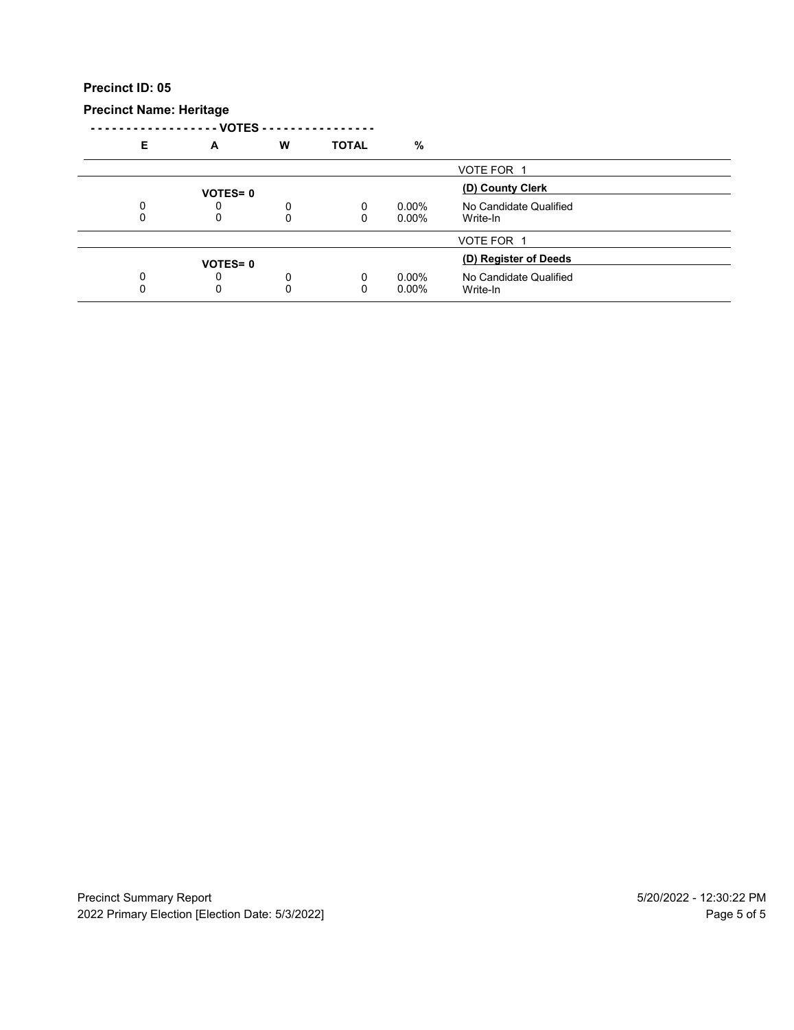**Precinct ID: 05**

**Precinct Name: Heritage**

| E | A | W | TOTAL | % | |
|---|---|---|---|---|---|
| | | | | | VOTE FOR 1 |
| | **VOTES= 0** | | | | **(D) County Clerk** |
| 0 | 0 | 0 | 0 | 0.00% | No Candidate Qualified |
| 0 | 0 | 0 | 0 | 0.00% | Write-In |
| | | | | | VOTE FOR 1 |
| | **VOTES= 0** | | | | **(D) Register of Deeds** |
| 0 | 0 | 0 | 0 | 0.00% | No Candidate Qualified |
| 0 | 0 | 0 | 0 | 0.00% | Write-In |

Precinct Summary Report

2022 Primary Election [Election Date: 5/3/2022]

5/20/2022 - 12:30:22 PM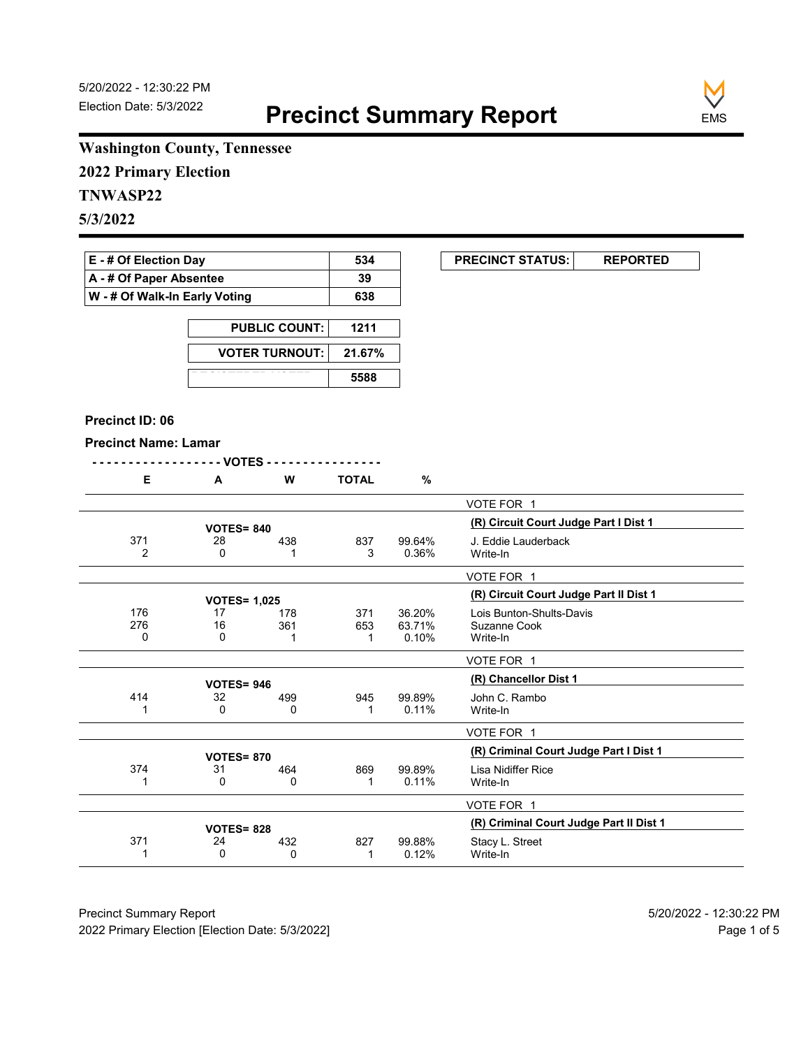5/20/2022 - 12:30:22 PM
Election Date: 5/3/2022

# Precinct Summary Report

EMS

**Washington County, Tennessee**

**2022 Primary Election**

**TNWASP22**

**5/3/2022**

| | |
|---|---|
| **E - # Of Election Day** | **534** |
| **A - # Of Paper Absentee** | **39** |
| **W - # Of Walk-In Early Voting** | **638** |

| | |
|---|---|
| **PUBLIC COUNT:** | **1211** |
| **VOTER TURNOUT:** | **21.67%** |
| **REGISTERED VOTERS** | **5588** |

| **PRECINCT STATUS:** | **REPORTED** |
|---|---|

**Precinct ID: 06**

**Precinct Name: Lamar**

**(R) Circuit Court Judge Part I Dist 1** — VOTE FOR 1 — VOTES= 840

| E | A | W | TOTAL | % | Candidate |
|---|---|---|---|---|---|
| 371 | 28 | 438 | 837 | 99.64% | J. Eddie Lauderback |
| 2 | 0 | 1 | 3 | 0.36% | Write-In |

**(R) Circuit Court Judge Part II Dist 1** — VOTE FOR 1 — VOTES= 1,025

| E | A | W | TOTAL | % | Candidate |
|---|---|---|---|---|---|
| 176 | 17 | 178 | 371 | 36.20% | Lois Bunton-Shults-Davis |
| 276 | 16 | 361 | 653 | 63.71% | Suzanne Cook |
| 0 | 0 | 1 | 1 | 0.10% | Write-In |

**(R) Chancellor Dist 1** — VOTE FOR 1 — VOTES= 946

| E | A | W | TOTAL | % | Candidate |
|---|---|---|---|---|---|
| 414 | 32 | 499 | 945 | 99.89% | John C. Rambo |
| 1 | 0 | 0 | 1 | 0.11% | Write-In |

**(R) Criminal Court Judge Part I Dist 1** — VOTE FOR 1 — VOTES= 870

| E | A | W | TOTAL | % | Candidate |
|---|---|---|---|---|---|
| 374 | 31 | 464 | 869 | 99.89% | Lisa Nidiffer Rice |
| 1 | 0 | 0 | 1 | 0.11% | Write-In |

**(R) Criminal Court Judge Part II Dist 1** — VOTE FOR 1 — VOTES= 828

| E | A | W | TOTAL | % | Candidate |
|---|---|---|---|---|---|
| 371 | 24 | 432 | 827 | 99.88% | Stacy L. Street |
| 1 | 0 | 0 | 1 | 0.12% | Write-In |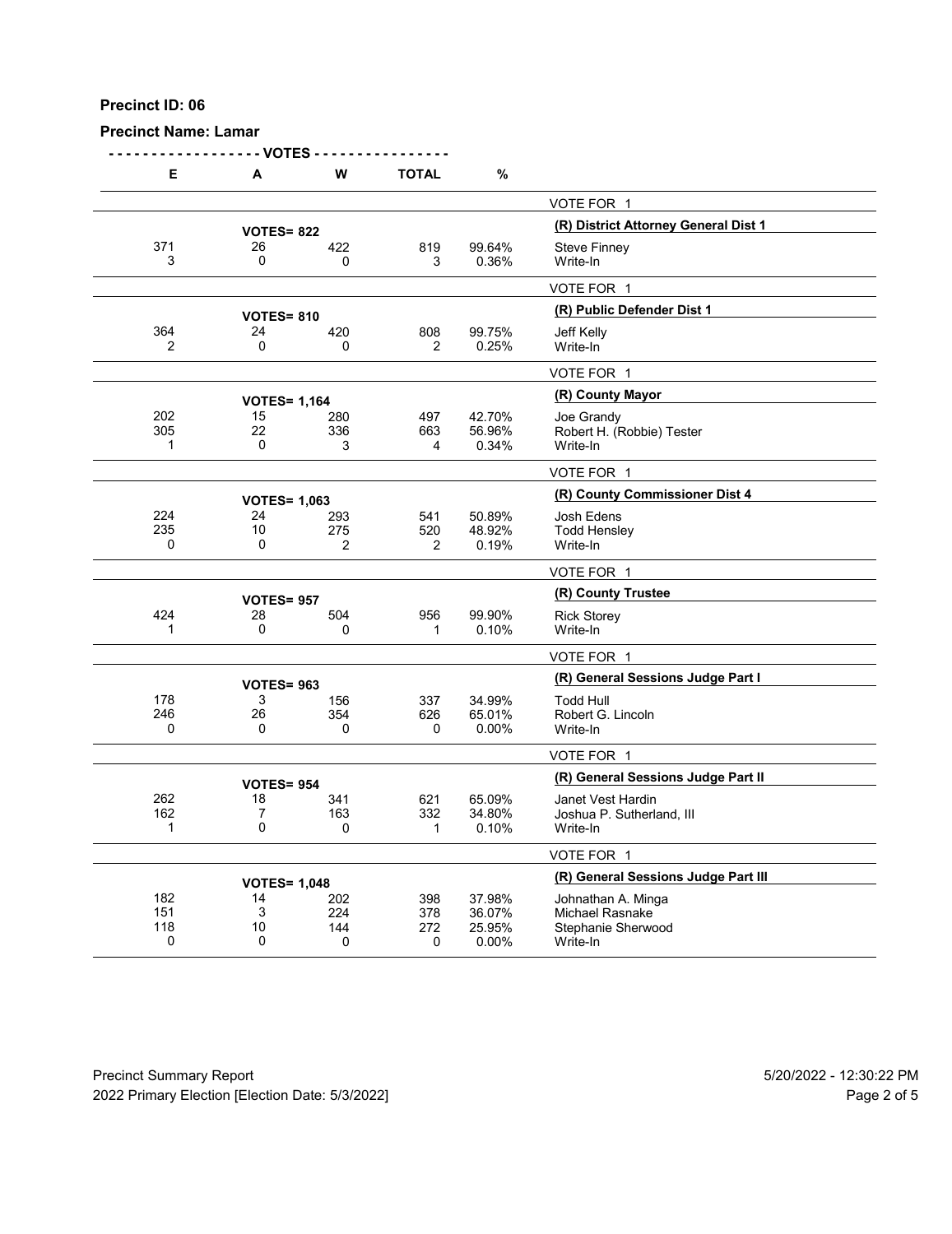**Precinct ID: 06**

**Precinct Name: Lamar**

| E | A | W | TOTAL | % | |
|---|---|---|---|---|---|
| | | | | | VOTE FOR 1 |
| | **VOTES= 822** | | | | **(R) District Attorney General Dist 1** |
| 371 | 26 | 422 | 819 | 99.64% | Steve Finney |
| 3 | 0 | 0 | 3 | 0.36% | Write-In |
| | | | | | VOTE FOR 1 |
| | **VOTES= 810** | | | | **(R) Public Defender Dist 1** |
| 364 | 24 | 420 | 808 | 99.75% | Jeff Kelly |
| 2 | 0 | 0 | 2 | 0.25% | Write-In |
| | | | | | VOTE FOR 1 |
| | **VOTES= 1,164** | | | | **(R) County Mayor** |
| 202 | 15 | 280 | 497 | 42.70% | Joe Grandy |
| 305 | 22 | 336 | 663 | 56.96% | Robert H. (Robbie) Tester |
| 1 | 0 | 3 | 4 | 0.34% | Write-In |
| | | | | | VOTE FOR 1 |
| | **VOTES= 1,063** | | | | **(R) County Commissioner Dist 4** |
| 224 | 24 | 293 | 541 | 50.89% | Josh Edens |
| 235 | 10 | 275 | 520 | 48.92% | Todd Hensley |
| 0 | 0 | 2 | 2 | 0.19% | Write-In |
| | | | | | VOTE FOR 1 |
| | **VOTES= 957** | | | | **(R) County Trustee** |
| 424 | 28 | 504 | 956 | 99.90% | Rick Storey |
| 1 | 0 | 0 | 1 | 0.10% | Write-In |
| | | | | | VOTE FOR 1 |
| | **VOTES= 963** | | | | **(R) General Sessions Judge Part I** |
| 178 | 3 | 156 | 337 | 34.99% | Todd Hull |
| 246 | 26 | 354 | 626 | 65.01% | Robert G. Lincoln |
| 0 | 0 | 0 | 0 | 0.00% | Write-In |
| | | | | | VOTE FOR 1 |
| | **VOTES= 954** | | | | **(R) General Sessions Judge Part II** |
| 262 | 18 | 341 | 621 | 65.09% | Janet Vest Hardin |
| 162 | 7 | 163 | 332 | 34.80% | Joshua P. Sutherland, III |
| 1 | 0 | 0 | 1 | 0.10% | Write-In |
| | | | | | VOTE FOR 1 |
| | **VOTES= 1,048** | | | | **(R) General Sessions Judge Part III** |
| 182 | 14 | 202 | 398 | 37.98% | Johnathan A. Minga |
| 151 | 3 | 224 | 378 | 36.07% | Michael Rasnake |
| 118 | 10 | 144 | 272 | 25.95% | Stephanie Sherwood |
| 0 | 0 | 0 | 0 | 0.00% | Write-In |

Precinct Summary Report — 5/20/2022 - 12:30:22 PM

2022 Primary Election [Election Date: 5/3/2022]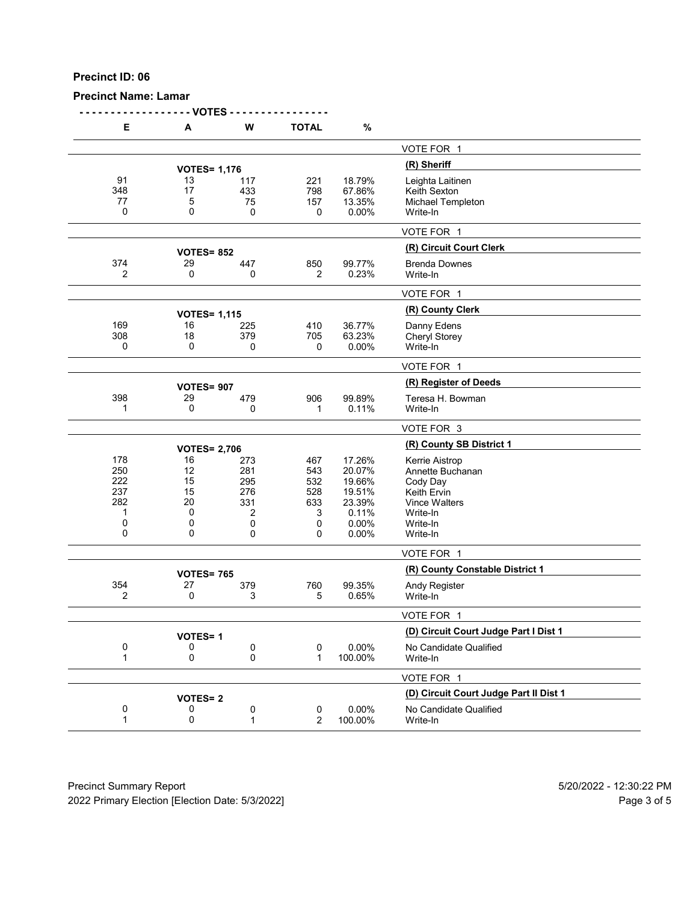**Precinct ID: 06**

**Precinct Name: Lamar**

| E | A | W | TOTAL | % | |
|---|---|---|---|---|---|
| | | | | | VOTE FOR 1 |
| | **VOTES= 1,176** | | | | **(R) Sheriff** |
| 91 | 13 | 117 | 221 | 18.79% | Leighta Laitinen |
| 348 | 17 | 433 | 798 | 67.86% | Keith Sexton |
| 77 | 5 | 75 | 157 | 13.35% | Michael Templeton |
| 0 | 0 | 0 | 0 | 0.00% | Write-In |
| | | | | | VOTE FOR 1 |
| | **VOTES= 852** | | | | **(R) Circuit Court Clerk** |
| 374 | 29 | 447 | 850 | 99.77% | Brenda Downes |
| 2 | 0 | 0 | 2 | 0.23% | Write-In |
| | | | | | VOTE FOR 1 |
| | **VOTES= 1,115** | | | | **(R) County Clerk** |
| 169 | 16 | 225 | 410 | 36.77% | Danny Edens |
| 308 | 18 | 379 | 705 | 63.23% | Cheryl Storey |
| 0 | 0 | 0 | 0 | 0.00% | Write-In |
| | | | | | VOTE FOR 1 |
| | **VOTES= 907** | | | | **(R) Register of Deeds** |
| 398 | 29 | 479 | 906 | 99.89% | Teresa H. Bowman |
| 1 | 0 | 0 | 1 | 0.11% | Write-In |
| | | | | | VOTE FOR 3 |
| | **VOTES= 2,706** | | | | **(R) County SB District 1** |
| 178 | 16 | 273 | 467 | 17.26% | Kerrie Aistrop |
| 250 | 12 | 281 | 543 | 20.07% | Annette Buchanan |
| 222 | 15 | 295 | 532 | 19.66% | Cody Day |
| 237 | 15 | 276 | 528 | 19.51% | Keith Ervin |
| 282 | 20 | 331 | 633 | 23.39% | Vince Walters |
| 1 | 0 | 2 | 3 | 0.11% | Write-In |
| 0 | 0 | 0 | 0 | 0.00% | Write-In |
| 0 | 0 | 0 | 0 | 0.00% | Write-In |
| | | | | | VOTE FOR 1 |
| | **VOTES= 765** | | | | **(R) County Constable District 1** |
| 354 | 27 | 379 | 760 | 99.35% | Andy Register |
| 2 | 0 | 3 | 5 | 0.65% | Write-In |
| | | | | | VOTE FOR 1 |
| | **VOTES= 1** | | | | **(D) Circuit Court Judge Part I Dist 1** |
| 0 | 0 | 0 | 0 | 0.00% | No Candidate Qualified |
| 1 | 0 | 0 | 1 | 100.00% | Write-In |
| | | | | | VOTE FOR 1 |
| | **VOTES= 2** | | | | **(D) Circuit Court Judge Part II Dist 1** |
| 0 | 0 | 0 | 0 | 0.00% | No Candidate Qualified |
| 1 | 0 | 1 | 2 | 100.00% | Write-In |

Precinct Summary Report — 5/20/2022 - 12:30:22 PM

2022 Primary Election [Election Date: 5/3/2022]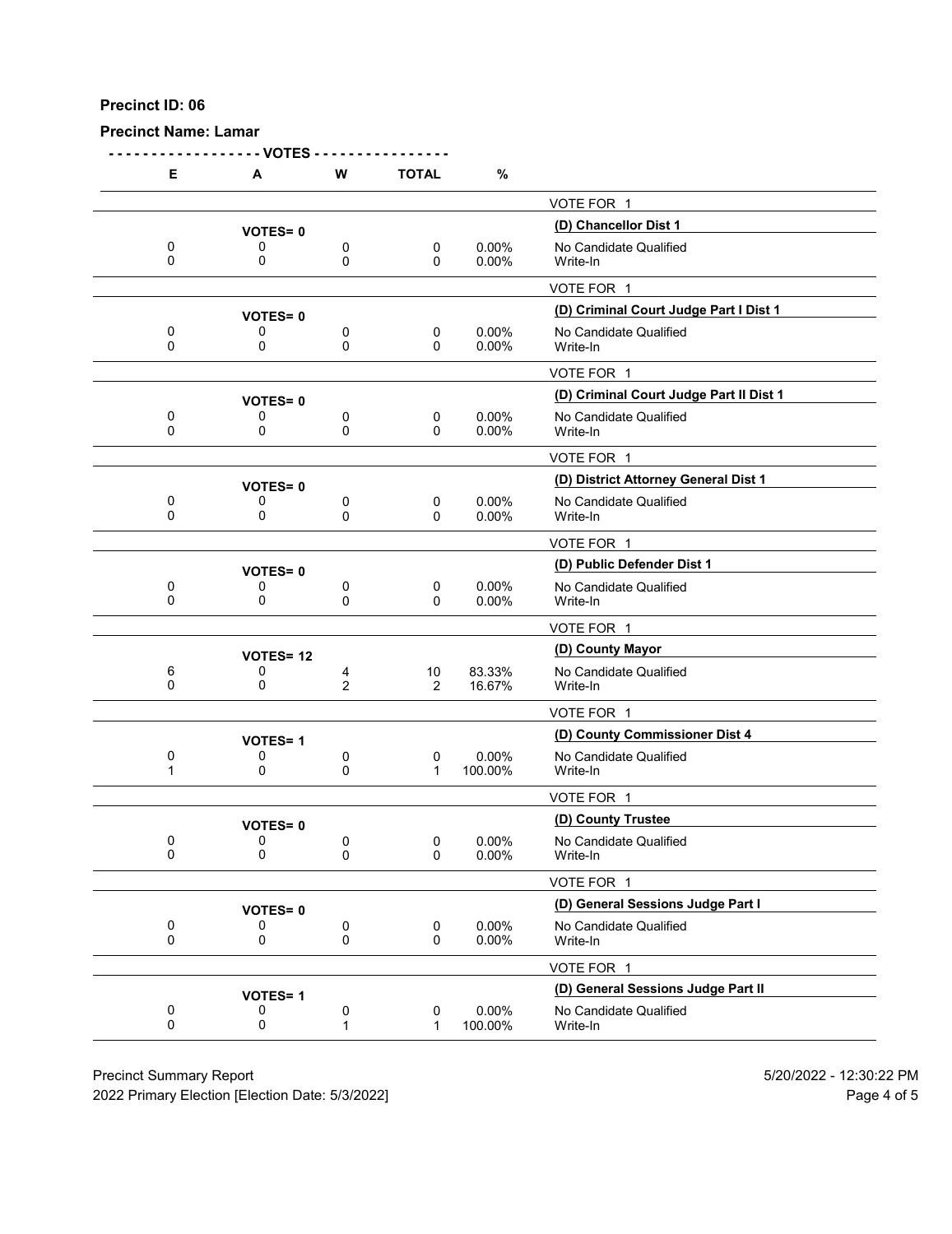**Precinct ID: 06**

**Precinct Name: Lamar**

| E | A | W | TOTAL | % | |
|---|---|---|---|---|---|
| | | | | | VOTE FOR 1 |
| | **VOTES= 0** | | | | **(D) Chancellor Dist 1** |
| 0 | 0 | 0 | 0 | 0.00% | No Candidate Qualified |
| 0 | 0 | 0 | 0 | 0.00% | Write-In |
| | | | | | VOTE FOR 1 |
| | **VOTES= 0** | | | | **(D) Criminal Court Judge Part I Dist 1** |
| 0 | 0 | 0 | 0 | 0.00% | No Candidate Qualified |
| 0 | 0 | 0 | 0 | 0.00% | Write-In |
| | | | | | VOTE FOR 1 |
| | **VOTES= 0** | | | | **(D) Criminal Court Judge Part II Dist 1** |
| 0 | 0 | 0 | 0 | 0.00% | No Candidate Qualified |
| 0 | 0 | 0 | 0 | 0.00% | Write-In |
| | | | | | VOTE FOR 1 |
| | **VOTES= 0** | | | | **(D) District Attorney General Dist 1** |
| 0 | 0 | 0 | 0 | 0.00% | No Candidate Qualified |
| 0 | 0 | 0 | 0 | 0.00% | Write-In |
| | | | | | VOTE FOR 1 |
| | **VOTES= 0** | | | | **(D) Public Defender Dist 1** |
| 0 | 0 | 0 | 0 | 0.00% | No Candidate Qualified |
| 0 | 0 | 0 | 0 | 0.00% | Write-In |
| | | | | | VOTE FOR 1 |
| | **VOTES= 12** | | | | **(D) County Mayor** |
| 6 | 0 | 4 | 10 | 83.33% | No Candidate Qualified |
| 0 | 0 | 2 | 2 | 16.67% | Write-In |
| | | | | | VOTE FOR 1 |
| | **VOTES= 1** | | | | **(D) County Commissioner Dist 4** |
| 0 | 0 | 0 | 0 | 0.00% | No Candidate Qualified |
| 1 | 0 | 0 | 1 | 100.00% | Write-In |
| | | | | | VOTE FOR 1 |
| | **VOTES= 0** | | | | **(D) County Trustee** |
| 0 | 0 | 0 | 0 | 0.00% | No Candidate Qualified |
| 0 | 0 | 0 | 0 | 0.00% | Write-In |
| | | | | | VOTE FOR 1 |
| | **VOTES= 0** | | | | **(D) General Sessions Judge Part I** |
| 0 | 0 | 0 | 0 | 0.00% | No Candidate Qualified |
| 0 | 0 | 0 | 0 | 0.00% | Write-In |
| | | | | | VOTE FOR 1 |
| | **VOTES= 1** | | | | **(D) General Sessions Judge Part II** |
| 0 | 0 | 0 | 0 | 0.00% | No Candidate Qualified |
| 0 | 0 | 1 | 1 | 100.00% | Write-In |

Precinct Summary Report
2022 Primary Election [Election Date: 5/3/2022]

5/20/2022 - 12:30:22 PM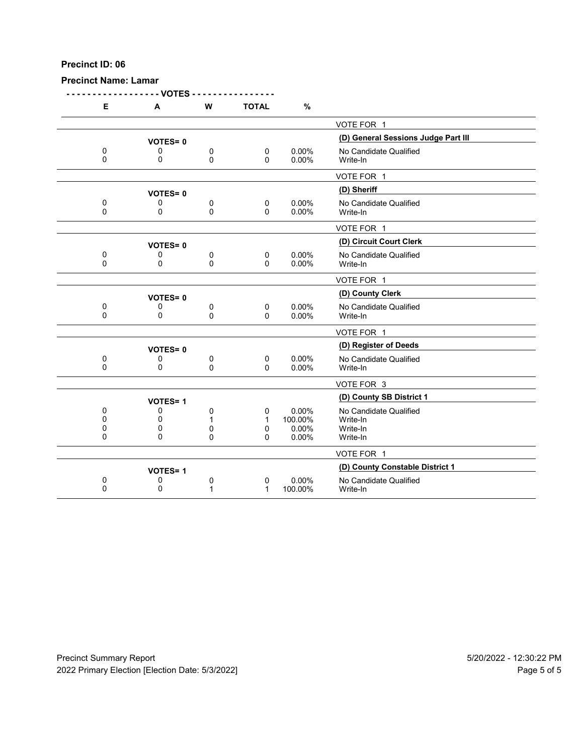**Precinct ID: 06**

**Precinct Name: Lamar**

| E | A | W | TOTAL | % | |
|---|---|---|---|---|---|
| | | | | | VOTE FOR 1 |
| | VOTES= 0 | | | | **(D) General Sessions Judge Part III** |
| 0 | 0 | 0 | 0 | 0.00% | No Candidate Qualified |
| 0 | 0 | 0 | 0 | 0.00% | Write-In |
| | | | | | VOTE FOR 1 |
| | VOTES= 0 | | | | **(D) Sheriff** |
| 0 | 0 | 0 | 0 | 0.00% | No Candidate Qualified |
| 0 | 0 | 0 | 0 | 0.00% | Write-In |
| | | | | | VOTE FOR 1 |
| | VOTES= 0 | | | | **(D) Circuit Court Clerk** |
| 0 | 0 | 0 | 0 | 0.00% | No Candidate Qualified |
| 0 | 0 | 0 | 0 | 0.00% | Write-In |
| | | | | | VOTE FOR 1 |
| | VOTES= 0 | | | | **(D) County Clerk** |
| 0 | 0 | 0 | 0 | 0.00% | No Candidate Qualified |
| 0 | 0 | 0 | 0 | 0.00% | Write-In |
| | | | | | VOTE FOR 1 |
| | VOTES= 0 | | | | **(D) Register of Deeds** |
| 0 | 0 | 0 | 0 | 0.00% | No Candidate Qualified |
| 0 | 0 | 0 | 0 | 0.00% | Write-In |
| | | | | | VOTE FOR 3 |
| | VOTES= 1 | | | | **(D) County SB District 1** |
| 0 | 0 | 0 | 0 | 0.00% | No Candidate Qualified |
| 0 | 0 | 1 | 1 | 100.00% | Write-In |
| 0 | 0 | 0 | 0 | 0.00% | Write-In |
| 0 | 0 | 0 | 0 | 0.00% | Write-In |
| | | | | | VOTE FOR 1 |
| | VOTES= 1 | | | | **(D) County Constable District 1** |
| 0 | 0 | 0 | 0 | 0.00% | No Candidate Qualified |
| 0 | 0 | 1 | 1 | 100.00% | Write-In |

Precinct Summary Report
2022 Primary Election [Election Date: 5/3/2022]

5/20/2022 - 12:30:22 PM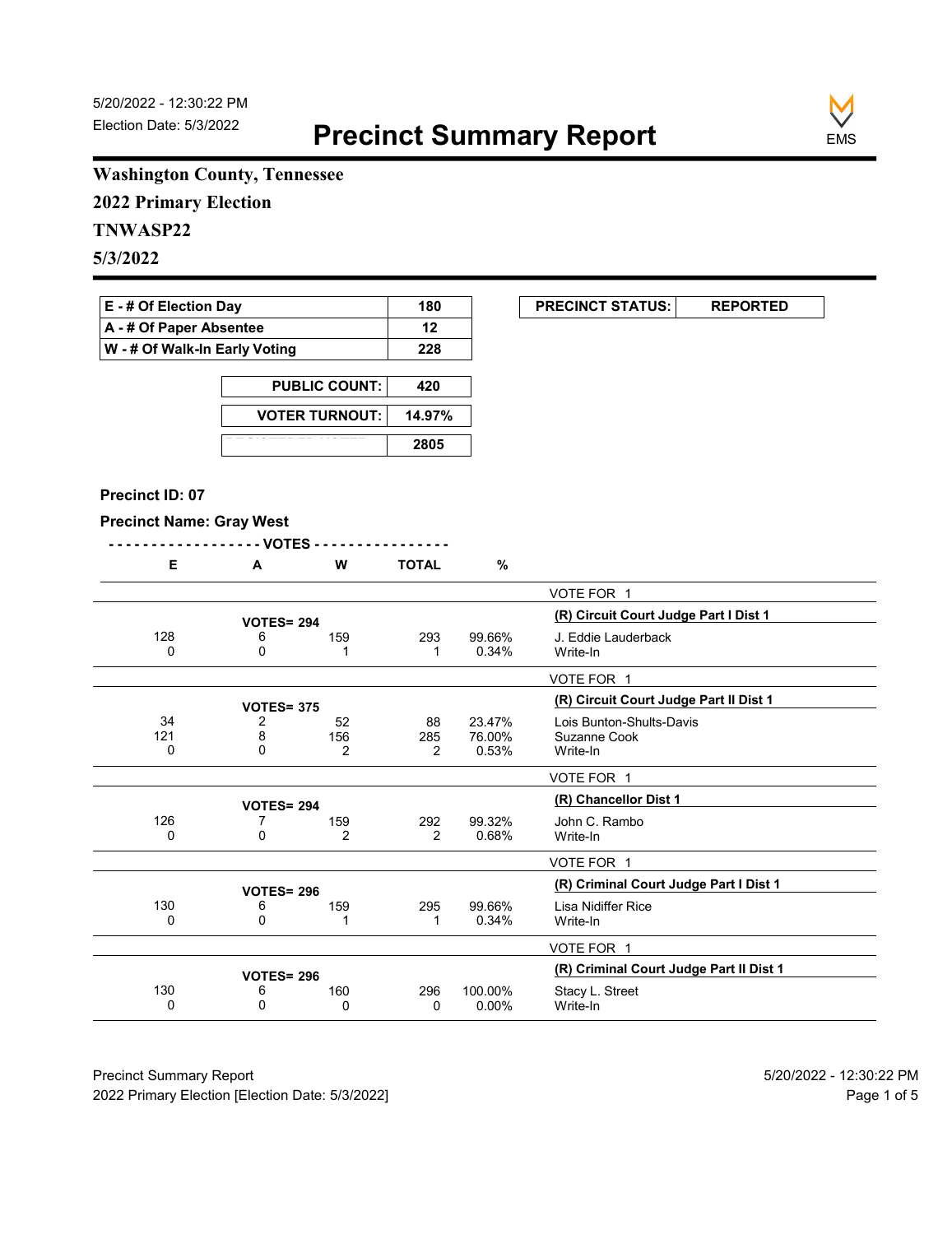5/20/2022 - 12:30:22 PM
Election Date: 5/3/2022

# Precinct Summary Report

EMS

**Washington County, Tennessee**
**2022 Primary Election**
**TNWASP22**
**5/3/2022**

| | |
|---|---|
| E - # Of Election Day | 180 |
| A - # Of Paper Absentee | 12 |
| W - # Of Walk-In Early Voting | 228 |

| | |
|---|---|
| PUBLIC COUNT: | 420 |
| VOTER TURNOUT: | 14.97% |
| REGISTERED VOTERS | 2805 |

| PRECINCT STATUS: | REPORTED |
|---|---|

**Precinct ID: 07**

**Precinct Name: Gray West**

| E | A | W | TOTAL | % | |
|---|---|---|---|---|---|
| | | | | | VOTE FOR 1 |
| | VOTES= 294 | | | | **(R) Circuit Court Judge Part I Dist 1** |
| 128 | 6 | 159 | 293 | 99.66% | J. Eddie Lauderback |
| 0 | 0 | 1 | 1 | 0.34% | Write-In |
| | | | | | VOTE FOR 1 |
| | VOTES= 375 | | | | **(R) Circuit Court Judge Part II Dist 1** |
| 34 | 2 | 52 | 88 | 23.47% | Lois Bunton-Shults-Davis |
| 121 | 8 | 156 | 285 | 76.00% | Suzanne Cook |
| 0 | 0 | 2 | 2 | 0.53% | Write-In |
| | | | | | VOTE FOR 1 |
| | VOTES= 294 | | | | **(R) Chancellor Dist 1** |
| 126 | 7 | 159 | 292 | 99.32% | John C. Rambo |
| 0 | 0 | 2 | 2 | 0.68% | Write-In |
| | | | | | VOTE FOR 1 |
| | VOTES= 296 | | | | **(R) Criminal Court Judge Part I Dist 1** |
| 130 | 6 | 159 | 295 | 99.66% | Lisa Nidiffer Rice |
| 0 | 0 | 1 | 1 | 0.34% | Write-In |
| | | | | | VOTE FOR 1 |
| | VOTES= 296 | | | | **(R) Criminal Court Judge Part II Dist 1** |
| 130 | 6 | 160 | 296 | 100.00% | Stacy L. Street |
| 0 | 0 | 0 | 0 | 0.00% | Write-In |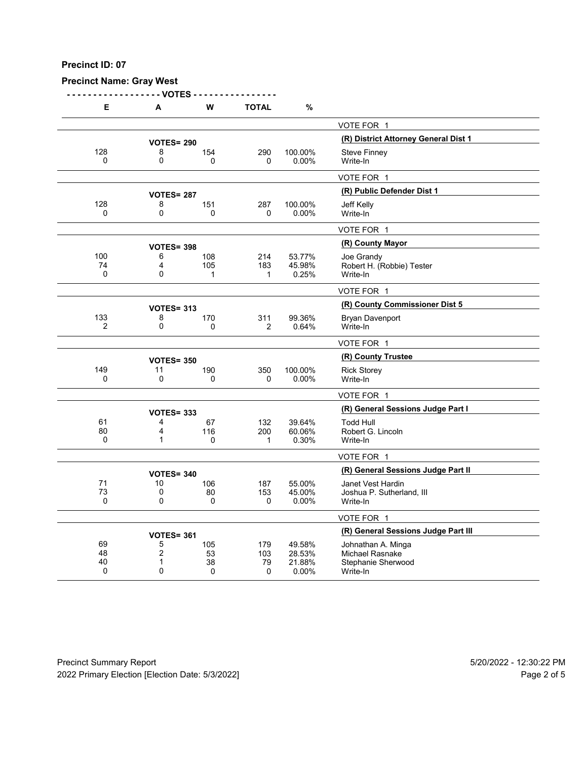**Precinct ID: 07**

**Precinct Name: Gray West**

| E | A | W | TOTAL | % | |
|---|---|---|---|---|---|
| | | | | | VOTE FOR 1 |
| | **VOTES= 290** | | | | **(R) District Attorney General Dist 1** |
| 128 | 8 | 154 | 290 | 100.00% | Steve Finney |
| 0 | 0 | 0 | 0 | 0.00% | Write-In |
| | | | | | VOTE FOR 1 |
| | **VOTES= 287** | | | | **(R) Public Defender Dist 1** |
| 128 | 8 | 151 | 287 | 100.00% | Jeff Kelly |
| 0 | 0 | 0 | 0 | 0.00% | Write-In |
| | | | | | VOTE FOR 1 |
| | **VOTES= 398** | | | | **(R) County Mayor** |
| 100 | 6 | 108 | 214 | 53.77% | Joe Grandy |
| 74 | 4 | 105 | 183 | 45.98% | Robert H. (Robbie) Tester |
| 0 | 0 | 1 | 1 | 0.25% | Write-In |
| | | | | | VOTE FOR 1 |
| | **VOTES= 313** | | | | **(R) County Commissioner Dist 5** |
| 133 | 8 | 170 | 311 | 99.36% | Bryan Davenport |
| 2 | 0 | 0 | 2 | 0.64% | Write-In |
| | | | | | VOTE FOR 1 |
| | **VOTES= 350** | | | | **(R) County Trustee** |
| 149 | 11 | 190 | 350 | 100.00% | Rick Storey |
| 0 | 0 | 0 | 0 | 0.00% | Write-In |
| | | | | | VOTE FOR 1 |
| | **VOTES= 333** | | | | **(R) General Sessions Judge Part I** |
| 61 | 4 | 67 | 132 | 39.64% | Todd Hull |
| 80 | 4 | 116 | 200 | 60.06% | Robert G. Lincoln |
| 0 | 1 | 0 | 1 | 0.30% | Write-In |
| | | | | | VOTE FOR 1 |
| | **VOTES= 340** | | | | **(R) General Sessions Judge Part II** |
| 71 | 10 | 106 | 187 | 55.00% | Janet Vest Hardin |
| 73 | 0 | 80 | 153 | 45.00% | Joshua P. Sutherland, III |
| 0 | 0 | 0 | 0 | 0.00% | Write-In |
| | | | | | VOTE FOR 1 |
| | **VOTES= 361** | | | | **(R) General Sessions Judge Part III** |
| 69 | 5 | 105 | 179 | 49.58% | Johnathan A. Minga |
| 48 | 2 | 53 | 103 | 28.53% | Michael Rasnake |
| 40 | 1 | 38 | 79 | 21.88% | Stephanie Sherwood |
| 0 | 0 | 0 | 0 | 0.00% | Write-In |

Precinct Summary Report 5/20/2022 - 12:30:22 PM
2022 Primary Election [Election Date: 5/3/2022]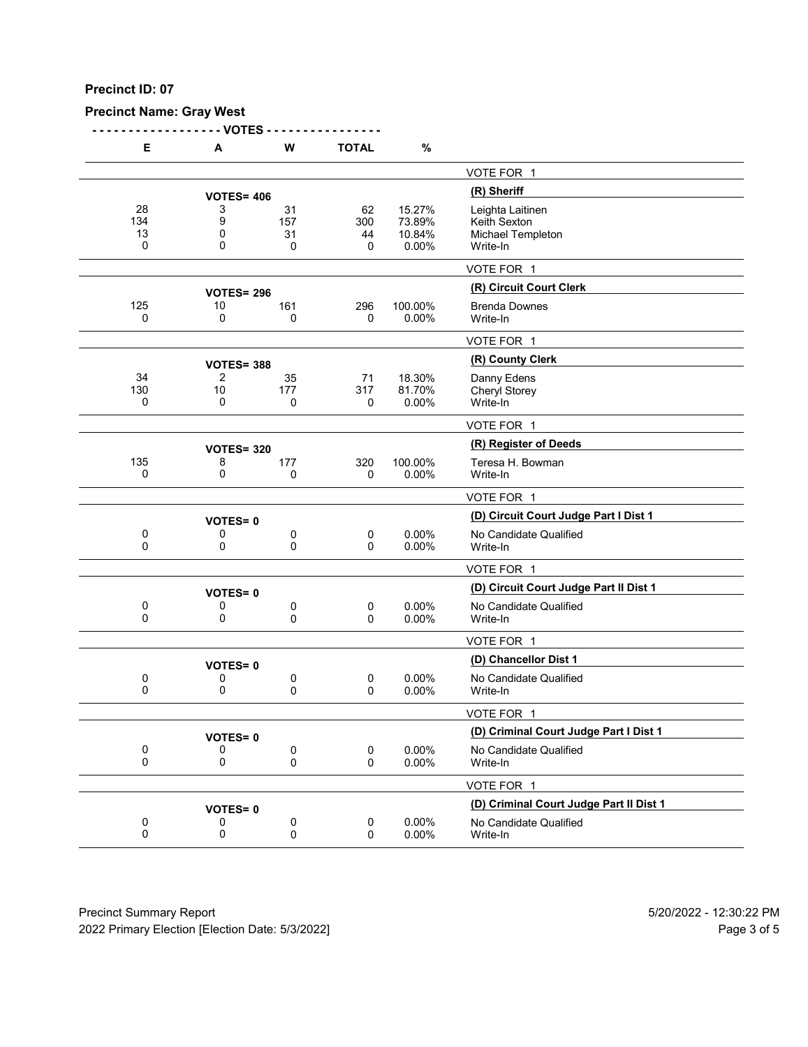**Precinct ID: 07**

**Precinct Name: Gray West**

| E | A | W | TOTAL | % | |
|---|---|---|---|---|---|
| | | | | | VOTE FOR 1 |
| | **VOTES= 406** | | | | **(R) Sheriff** |
| 28 | 3 | 31 | 62 | 15.27% | Leighta Laitinen |
| 134 | 9 | 157 | 300 | 73.89% | Keith Sexton |
| 13 | 0 | 31 | 44 | 10.84% | Michael Templeton |
| 0 | 0 | 0 | 0 | 0.00% | Write-In |
| | | | | | VOTE FOR 1 |
| | **VOTES= 296** | | | | **(R) Circuit Court Clerk** |
| 125 | 10 | 161 | 296 | 100.00% | Brenda Downes |
| 0 | 0 | 0 | 0 | 0.00% | Write-In |
| | | | | | VOTE FOR 1 |
| | **VOTES= 388** | | | | **(R) County Clerk** |
| 34 | 2 | 35 | 71 | 18.30% | Danny Edens |
| 130 | 10 | 177 | 317 | 81.70% | Cheryl Storey |
| 0 | 0 | 0 | 0 | 0.00% | Write-In |
| | | | | | VOTE FOR 1 |
| | **VOTES= 320** | | | | **(R) Register of Deeds** |
| 135 | 8 | 177 | 320 | 100.00% | Teresa H. Bowman |
| 0 | 0 | 0 | 0 | 0.00% | Write-In |
| | | | | | VOTE FOR 1 |
| | **VOTES= 0** | | | | **(D) Circuit Court Judge Part I Dist 1** |
| 0 | 0 | 0 | 0 | 0.00% | No Candidate Qualified |
| 0 | 0 | 0 | 0 | 0.00% | Write-In |
| | | | | | VOTE FOR 1 |
| | **VOTES= 0** | | | | **(D) Circuit Court Judge Part II Dist 1** |
| 0 | 0 | 0 | 0 | 0.00% | No Candidate Qualified |
| 0 | 0 | 0 | 0 | 0.00% | Write-In |
| | | | | | VOTE FOR 1 |
| | **VOTES= 0** | | | | **(D) Chancellor Dist 1** |
| 0 | 0 | 0 | 0 | 0.00% | No Candidate Qualified |
| 0 | 0 | 0 | 0 | 0.00% | Write-In |
| | | | | | VOTE FOR 1 |
| | **VOTES= 0** | | | | **(D) Criminal Court Judge Part I Dist 1** |
| 0 | 0 | 0 | 0 | 0.00% | No Candidate Qualified |
| 0 | 0 | 0 | 0 | 0.00% | Write-In |
| | | | | | VOTE FOR 1 |
| | **VOTES= 0** | | | | **(D) Criminal Court Judge Part II Dist 1** |
| 0 | 0 | 0 | 0 | 0.00% | No Candidate Qualified |
| 0 | 0 | 0 | 0 | 0.00% | Write-In |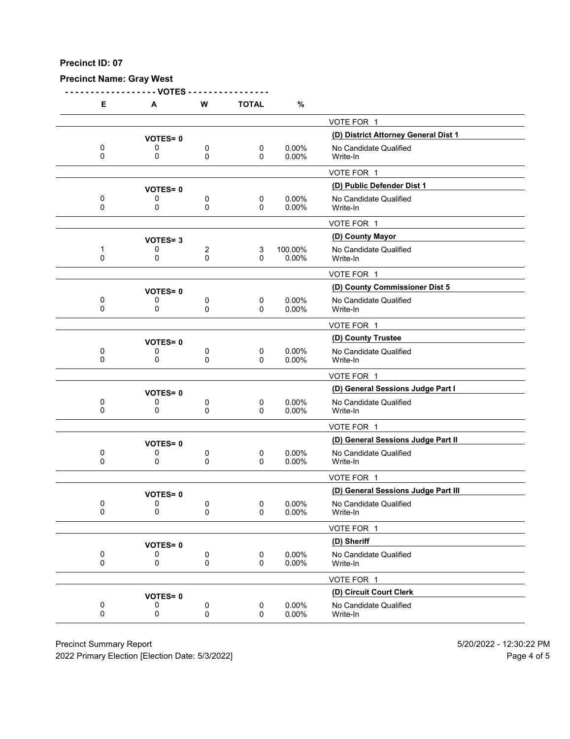**Precinct ID: 07**

**Precinct Name: Gray West**

| E | A | W | TOTAL | % | |
|---|---|---|---|---|---|
| | | | | | VOTE FOR 1 |
| | **VOTES= 0** | | | | **(D) District Attorney General Dist 1** |
| 0 | 0 | 0 | 0 | 0.00% | No Candidate Qualified |
| 0 | 0 | 0 | 0 | 0.00% | Write-In |
| | | | | | VOTE FOR 1 |
| | **VOTES= 0** | | | | **(D) Public Defender Dist 1** |
| 0 | 0 | 0 | 0 | 0.00% | No Candidate Qualified |
| 0 | 0 | 0 | 0 | 0.00% | Write-In |
| | | | | | VOTE FOR 1 |
| | **VOTES= 3** | | | | **(D) County Mayor** |
| 1 | 0 | 2 | 3 | 100.00% | No Candidate Qualified |
| 0 | 0 | 0 | 0 | 0.00% | Write-In |
| | | | | | VOTE FOR 1 |
| | **VOTES= 0** | | | | **(D) County Commissioner Dist 5** |
| 0 | 0 | 0 | 0 | 0.00% | No Candidate Qualified |
| 0 | 0 | 0 | 0 | 0.00% | Write-In |
| | | | | | VOTE FOR 1 |
| | **VOTES= 0** | | | | **(D) County Trustee** |
| 0 | 0 | 0 | 0 | 0.00% | No Candidate Qualified |
| 0 | 0 | 0 | 0 | 0.00% | Write-In |
| | | | | | VOTE FOR 1 |
| | **VOTES= 0** | | | | **(D) General Sessions Judge Part I** |
| 0 | 0 | 0 | 0 | 0.00% | No Candidate Qualified |
| 0 | 0 | 0 | 0 | 0.00% | Write-In |
| | | | | | VOTE FOR 1 |
| | **VOTES= 0** | | | | **(D) General Sessions Judge Part II** |
| 0 | 0 | 0 | 0 | 0.00% | No Candidate Qualified |
| 0 | 0 | 0 | 0 | 0.00% | Write-In |
| | | | | | VOTE FOR 1 |
| | **VOTES= 0** | | | | **(D) General Sessions Judge Part III** |
| 0 | 0 | 0 | 0 | 0.00% | No Candidate Qualified |
| 0 | 0 | 0 | 0 | 0.00% | Write-In |
| | | | | | VOTE FOR 1 |
| | **VOTES= 0** | | | | **(D) Sheriff** |
| 0 | 0 | 0 | 0 | 0.00% | No Candidate Qualified |
| 0 | 0 | 0 | 0 | 0.00% | Write-In |
| | | | | | VOTE FOR 1 |
| | **VOTES= 0** | | | | **(D) Circuit Court Clerk** |
| 0 | 0 | 0 | 0 | 0.00% | No Candidate Qualified |
| 0 | 0 | 0 | 0 | 0.00% | Write-In |

Precinct Summary Report — 5/20/2022 - 12:30:22 PM

2022 Primary Election [Election Date: 5/3/2022]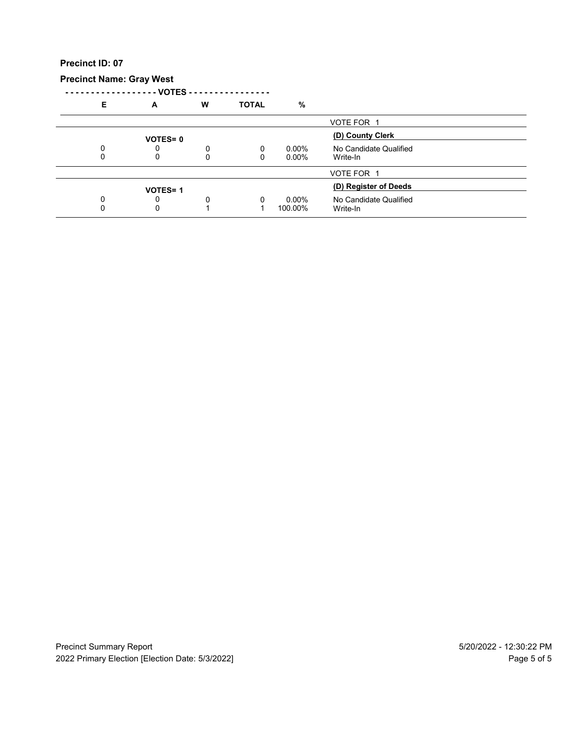**Precinct ID: 07**

**Precinct Name: Gray West**

| E | A | W | TOTAL | % | |
|---|---|---|---|---|---|
| | | | | | VOTE FOR 1 |
| | **VOTES= 0** | | | | **(D) County Clerk** |
| 0 | 0 | 0 | 0 | 0.00% | No Candidate Qualified |
| 0 | 0 | 0 | 0 | 0.00% | Write-In |
| | | | | | VOTE FOR 1 |
| | **VOTES= 1** | | | | **(D) Register of Deeds** |
| 0 | 0 | 0 | 0 | 0.00% | No Candidate Qualified |
| 0 | 0 | 1 | 1 | 100.00% | Write-In |

Precinct Summary Report
2022 Primary Election [Election Date: 5/3/2022]

5/20/2022 - 12:30:22 PM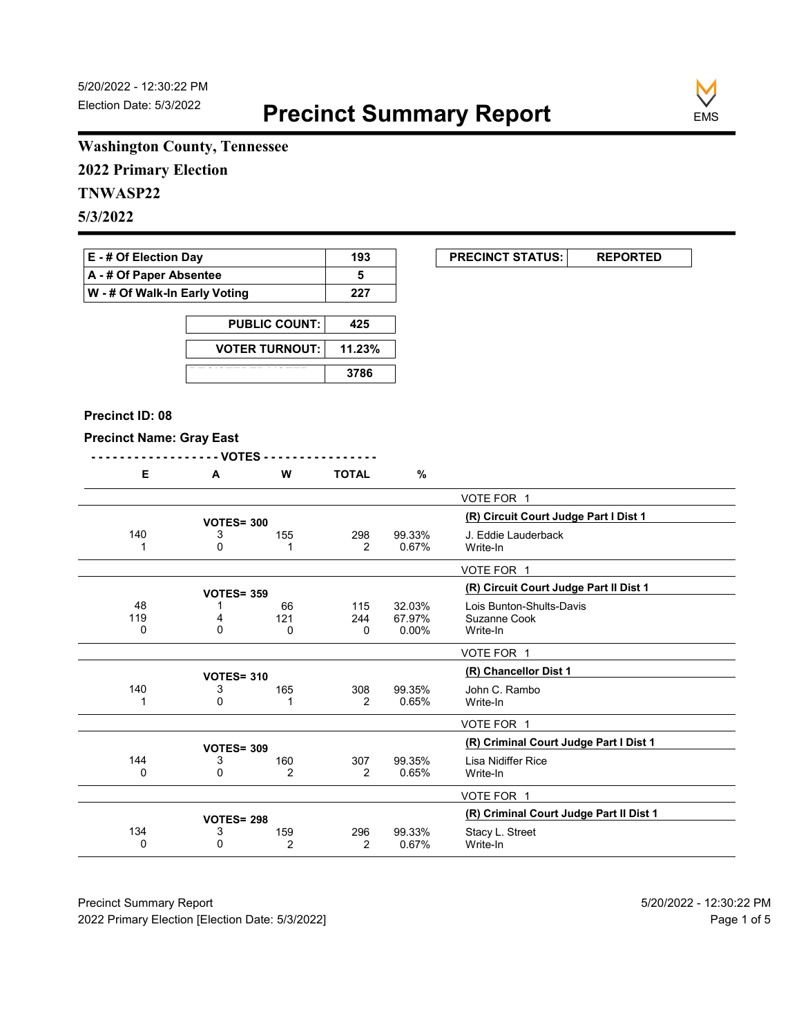5/20/2022 - 12:30:22 PM
Election Date: 5/3/2022

# Precinct Summary Report

EMS

**Washington County, Tennessee**
**2022 Primary Election**
**TNWASP22**
**5/3/2022**

| | |
|---|---|
| E - # Of Election Day | 193 |
| A - # Of Paper Absentee | 5 |
| W - # Of Walk-In Early Voting | 227 |

| | |
|---|---|
| PUBLIC COUNT: | 425 |
| VOTER TURNOUT: | 11.23% |
| REGISTERED VOTERS | 3786 |

| PRECINCT STATUS: | REPORTED |
|---|---|

**Precinct ID: 08**

**Precinct Name: Gray East**

| E | A | W | TOTAL | % | |
|---|---|---|---|---|---|
| | | | | | VOTE FOR 1 |
| | VOTES= 300 | | | | **(R) Circuit Court Judge Part I Dist 1** |
| 140 | 3 | 155 | 298 | 99.33% | J. Eddie Lauderback |
| 1 | 0 | 1 | 2 | 0.67% | Write-In |
| | | | | | VOTE FOR 1 |
| | VOTES= 359 | | | | **(R) Circuit Court Judge Part II Dist 1** |
| 48 | 1 | 66 | 115 | 32.03% | Lois Bunton-Shults-Davis |
| 119 | 4 | 121 | 244 | 67.97% | Suzanne Cook |
| 0 | 0 | 0 | 0 | 0.00% | Write-In |
| | | | | | VOTE FOR 1 |
| | VOTES= 310 | | | | **(R) Chancellor Dist 1** |
| 140 | 3 | 165 | 308 | 99.35% | John C. Rambo |
| 1 | 0 | 1 | 2 | 0.65% | Write-In |
| | | | | | VOTE FOR 1 |
| | VOTES= 309 | | | | **(R) Criminal Court Judge Part I Dist 1** |
| 144 | 3 | 160 | 307 | 99.35% | Lisa Nidiffer Rice |
| 0 | 0 | 2 | 2 | 0.65% | Write-In |
| | | | | | VOTE FOR 1 |
| | VOTES= 298 | | | | **(R) Criminal Court Judge Part II Dist 1** |
| 134 | 3 | 159 | 296 | 99.33% | Stacy L. Street |
| 0 | 0 | 2 | 2 | 0.67% | Write-In |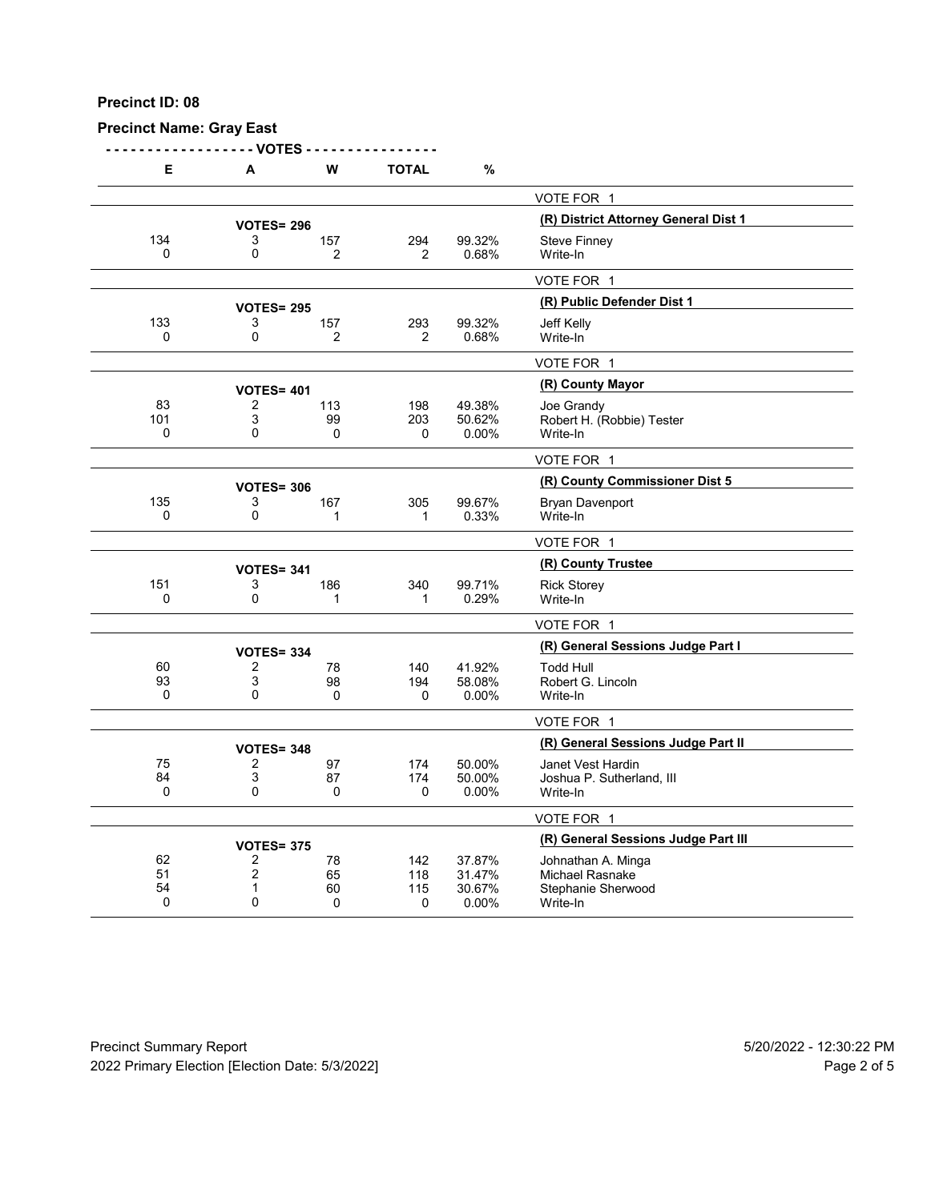**Precinct ID: 08**

**Precinct Name: Gray East**

| E | A | W | TOTAL | % | |
|---|---|---|---|---|---|
| | | | | | VOTE FOR 1 |
| | **VOTES= 296** | | | | **(R) District Attorney General Dist 1** |
| 134 | 3 | 157 | 294 | 99.32% | Steve Finney |
| 0 | 0 | 2 | 2 | 0.68% | Write-In |
| | | | | | VOTE FOR 1 |
| | **VOTES= 295** | | | | **(R) Public Defender Dist 1** |
| 133 | 3 | 157 | 293 | 99.32% | Jeff Kelly |
| 0 | 0 | 2 | 2 | 0.68% | Write-In |
| | | | | | VOTE FOR 1 |
| | **VOTES= 401** | | | | **(R) County Mayor** |
| 83 | 2 | 113 | 198 | 49.38% | Joe Grandy |
| 101 | 3 | 99 | 203 | 50.62% | Robert H. (Robbie) Tester |
| 0 | 0 | 0 | 0 | 0.00% | Write-In |
| | | | | | VOTE FOR 1 |
| | **VOTES= 306** | | | | **(R) County Commissioner Dist 5** |
| 135 | 3 | 167 | 305 | 99.67% | Bryan Davenport |
| 0 | 0 | 1 | 1 | 0.33% | Write-In |
| | | | | | VOTE FOR 1 |
| | **VOTES= 341** | | | | **(R) County Trustee** |
| 151 | 3 | 186 | 340 | 99.71% | Rick Storey |
| 0 | 0 | 1 | 1 | 0.29% | Write-In |
| | | | | | VOTE FOR 1 |
| | **VOTES= 334** | | | | **(R) General Sessions Judge Part I** |
| 60 | 2 | 78 | 140 | 41.92% | Todd Hull |
| 93 | 3 | 98 | 194 | 58.08% | Robert G. Lincoln |
| 0 | 0 | 0 | 0 | 0.00% | Write-In |
| | | | | | VOTE FOR 1 |
| | **VOTES= 348** | | | | **(R) General Sessions Judge Part II** |
| 75 | 2 | 97 | 174 | 50.00% | Janet Vest Hardin |
| 84 | 3 | 87 | 174 | 50.00% | Joshua P. Sutherland, III |
| 0 | 0 | 0 | 0 | 0.00% | Write-In |
| | | | | | VOTE FOR 1 |
| | **VOTES= 375** | | | | **(R) General Sessions Judge Part III** |
| 62 | 2 | 78 | 142 | 37.87% | Johnathan A. Minga |
| 51 | 2 | 65 | 118 | 31.47% | Michael Rasnake |
| 54 | 1 | 60 | 115 | 30.67% | Stephanie Sherwood |
| 0 | 0 | 0 | 0 | 0.00% | Write-In |

Precinct Summary Report
2022 Primary Election [Election Date: 5/3/2022]

5/20/2022 - 12:30:22 PM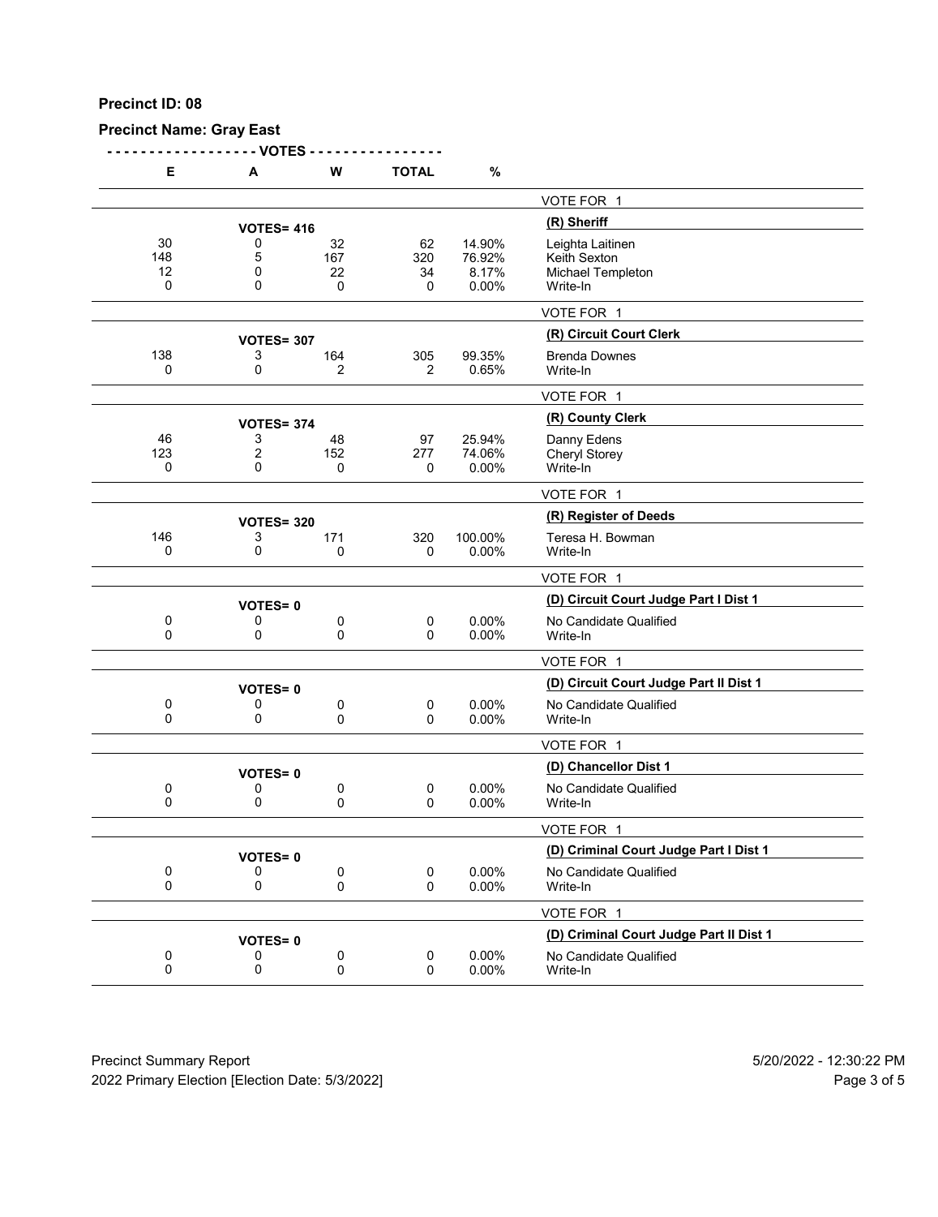**Precinct ID: 08**

**Precinct Name: Gray East**

| E | A | W | TOTAL | % | |
|---|---|---|---|---|---|
| | | | | | VOTE FOR 1 |
| | **VOTES= 416** | | | | **(R) Sheriff** |
| 30 | 0 | 32 | 62 | 14.90% | Leighta Laitinen |
| 148 | 5 | 167 | 320 | 76.92% | Keith Sexton |
| 12 | 0 | 22 | 34 | 8.17% | Michael Templeton |
| 0 | 0 | 0 | 0 | 0.00% | Write-In |
| | | | | | VOTE FOR 1 |
| | **VOTES= 307** | | | | **(R) Circuit Court Clerk** |
| 138 | 3 | 164 | 305 | 99.35% | Brenda Downes |
| 0 | 0 | 2 | 2 | 0.65% | Write-In |
| | | | | | VOTE FOR 1 |
| | **VOTES= 374** | | | | **(R) County Clerk** |
| 46 | 3 | 48 | 97 | 25.94% | Danny Edens |
| 123 | 2 | 152 | 277 | 74.06% | Cheryl Storey |
| 0 | 0 | 0 | 0 | 0.00% | Write-In |
| | | | | | VOTE FOR 1 |
| | **VOTES= 320** | | | | **(R) Register of Deeds** |
| 146 | 3 | 171 | 320 | 100.00% | Teresa H. Bowman |
| 0 | 0 | 0 | 0 | 0.00% | Write-In |
| | | | | | VOTE FOR 1 |
| | **VOTES= 0** | | | | **(D) Circuit Court Judge Part I Dist 1** |
| 0 | 0 | 0 | 0 | 0.00% | No Candidate Qualified |
| 0 | 0 | 0 | 0 | 0.00% | Write-In |
| | | | | | VOTE FOR 1 |
| | **VOTES= 0** | | | | **(D) Circuit Court Judge Part II Dist 1** |
| 0 | 0 | 0 | 0 | 0.00% | No Candidate Qualified |
| 0 | 0 | 0 | 0 | 0.00% | Write-In |
| | | | | | VOTE FOR 1 |
| | **VOTES= 0** | | | | **(D) Chancellor Dist 1** |
| 0 | 0 | 0 | 0 | 0.00% | No Candidate Qualified |
| 0 | 0 | 0 | 0 | 0.00% | Write-In |
| | | | | | VOTE FOR 1 |
| | **VOTES= 0** | | | | **(D) Criminal Court Judge Part I Dist 1** |
| 0 | 0 | 0 | 0 | 0.00% | No Candidate Qualified |
| 0 | 0 | 0 | 0 | 0.00% | Write-In |
| | | | | | VOTE FOR 1 |
| | **VOTES= 0** | | | | **(D) Criminal Court Judge Part II Dist 1** |
| 0 | 0 | 0 | 0 | 0.00% | No Candidate Qualified |
| 0 | 0 | 0 | 0 | 0.00% | Write-In |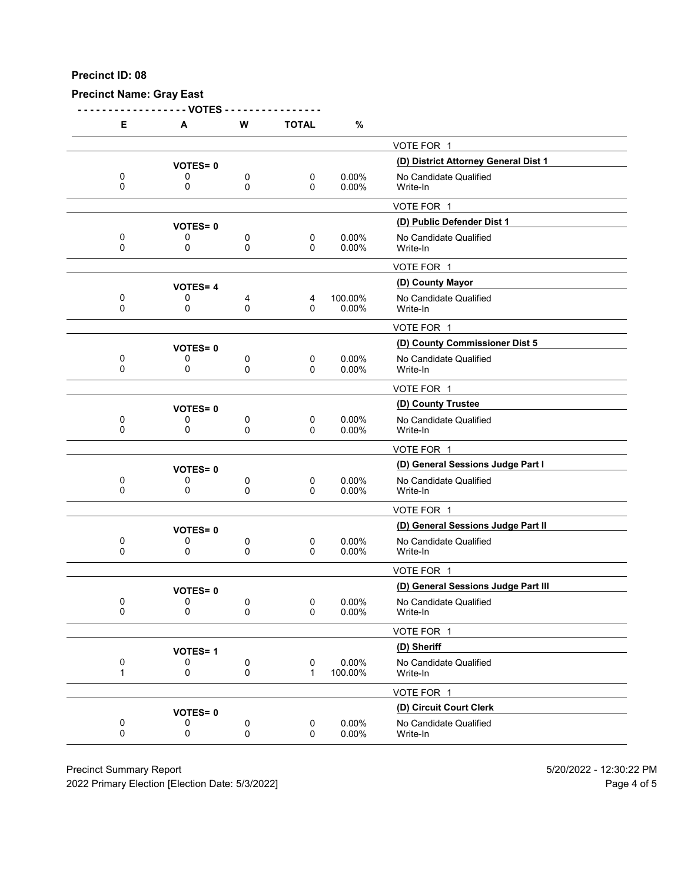**Precinct ID: 08**

**Precinct Name: Gray East**

| E | A | W | TOTAL | % | |
|---|---|---|---|---|---|
| | | | | | VOTE FOR 1 |
| | **VOTES= 0** | | | | **(D) District Attorney General Dist 1** |
| 0 | 0 | 0 | 0 | 0.00% | No Candidate Qualified |
| 0 | 0 | 0 | 0 | 0.00% | Write-In |
| | | | | | VOTE FOR 1 |
| | **VOTES= 0** | | | | **(D) Public Defender Dist 1** |
| 0 | 0 | 0 | 0 | 0.00% | No Candidate Qualified |
| 0 | 0 | 0 | 0 | 0.00% | Write-In |
| | | | | | VOTE FOR 1 |
| | **VOTES= 4** | | | | **(D) County Mayor** |
| 0 | 0 | 4 | 4 | 100.00% | No Candidate Qualified |
| 0 | 0 | 0 | 0 | 0.00% | Write-In |
| | | | | | VOTE FOR 1 |
| | **VOTES= 0** | | | | **(D) County Commissioner Dist 5** |
| 0 | 0 | 0 | 0 | 0.00% | No Candidate Qualified |
| 0 | 0 | 0 | 0 | 0.00% | Write-In |
| | | | | | VOTE FOR 1 |
| | **VOTES= 0** | | | | **(D) County Trustee** |
| 0 | 0 | 0 | 0 | 0.00% | No Candidate Qualified |
| 0 | 0 | 0 | 0 | 0.00% | Write-In |
| | | | | | VOTE FOR 1 |
| | **VOTES= 0** | | | | **(D) General Sessions Judge Part I** |
| 0 | 0 | 0 | 0 | 0.00% | No Candidate Qualified |
| 0 | 0 | 0 | 0 | 0.00% | Write-In |
| | | | | | VOTE FOR 1 |
| | **VOTES= 0** | | | | **(D) General Sessions Judge Part II** |
| 0 | 0 | 0 | 0 | 0.00% | No Candidate Qualified |
| 0 | 0 | 0 | 0 | 0.00% | Write-In |
| | | | | | VOTE FOR 1 |
| | **VOTES= 0** | | | | **(D) General Sessions Judge Part III** |
| 0 | 0 | 0 | 0 | 0.00% | No Candidate Qualified |
| 0 | 0 | 0 | 0 | 0.00% | Write-In |
| | | | | | VOTE FOR 1 |
| | **VOTES= 1** | | | | **(D) Sheriff** |
| 0 | 0 | 0 | 0 | 0.00% | No Candidate Qualified |
| 1 | 0 | 0 | 1 | 100.00% | Write-In |
| | | | | | VOTE FOR 1 |
| | **VOTES= 0** | | | | **(D) Circuit Court Clerk** |
| 0 | 0 | 0 | 0 | 0.00% | No Candidate Qualified |
| 0 | 0 | 0 | 0 | 0.00% | Write-In |

Precinct Summary Report
2022 Primary Election [Election Date: 5/3/2022]

5/20/2022 - 12:30:22 PM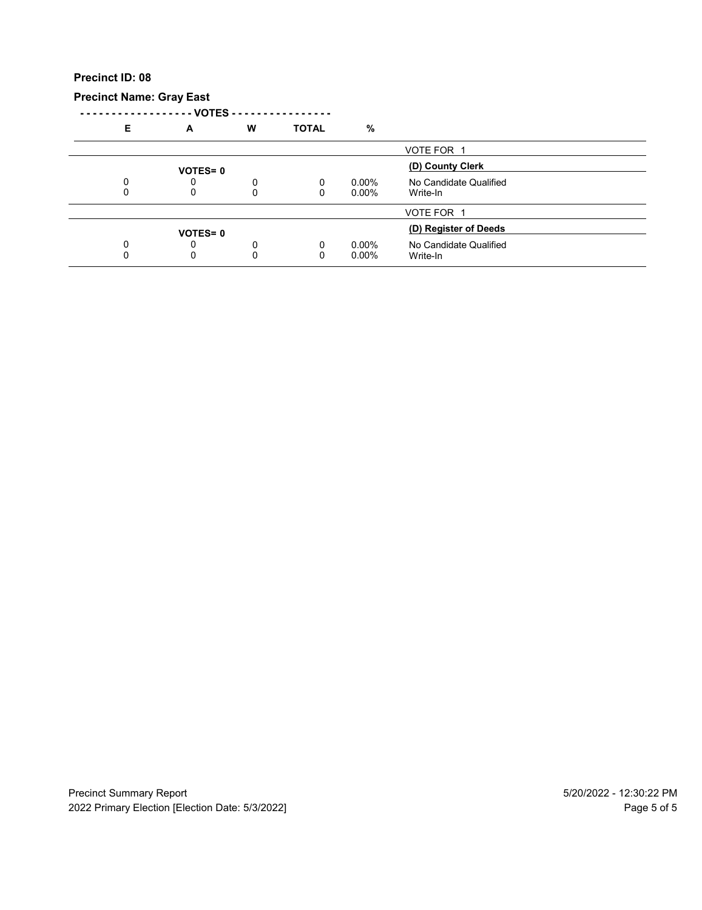**Precinct ID: 08**

**Precinct Name: Gray East**

| E | A | W | TOTAL | % | |
|---|---|---|---|---|---|
| | | | | | VOTE FOR 1 |
| | **VOTES= 0** | | | | **(D) County Clerk** |
| 0 | 0 | 0 | 0 | 0.00% | No Candidate Qualified |
| 0 | 0 | 0 | 0 | 0.00% | Write-In |
| | | | | | VOTE FOR 1 |
| | **VOTES= 0** | | | | **(D) Register of Deeds** |
| 0 | 0 | 0 | 0 | 0.00% | No Candidate Qualified |
| 0 | 0 | 0 | 0 | 0.00% | Write-In |

Precinct Summary Report
2022 Primary Election [Election Date: 5/3/2022]

5/20/2022 - 12:30:22 PM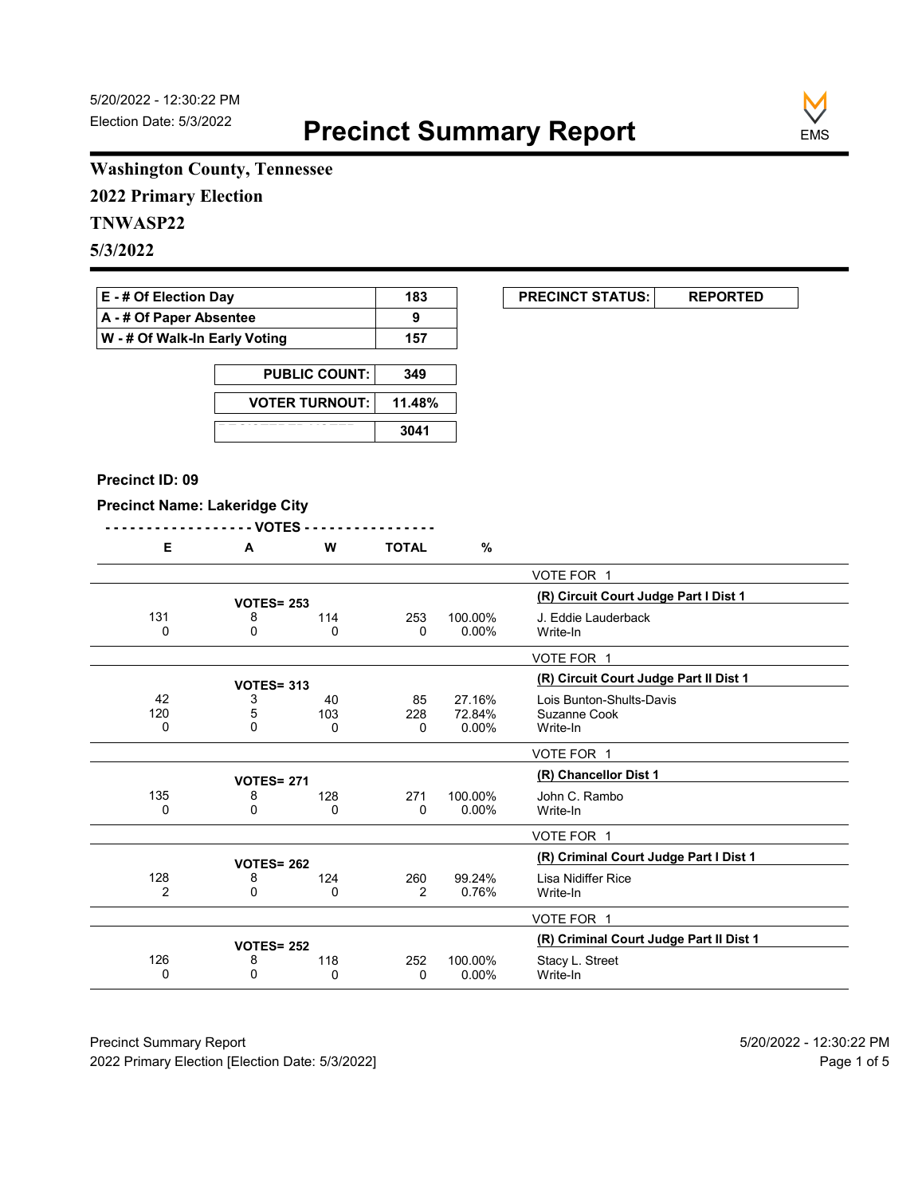5/20/2022 - 12:30:22 PM
Election Date: 5/3/2022

# Precinct Summary Report

**Washington County, Tennessee**

**2022 Primary Election**

**TNWASP22**

**5/3/2022**

| | |
|---|---|
| E - # Of Election Day | 183 |
| A - # Of Paper Absentee | 9 |
| W - # Of Walk-In Early Voting | 157 |

| | |
|---|---|
| PUBLIC COUNT: | 349 |
| VOTER TURNOUT: | 11.48% |
| | 3041 |

| | |
|---|---|
| PRECINCT STATUS: | REPORTED |

**Precinct ID: 09**

**Precinct Name: Lakeridge City**

| E | A | W | TOTAL | % | |
|---|---|---|---|---|---|
| | | | | | VOTE FOR 1 |
| | VOTES= 253 | | | | **(R) Circuit Court Judge Part I Dist 1** |
| 131 | 8 | 114 | 253 | 100.00% | J. Eddie Lauderback |
| 0 | 0 | 0 | 0 | 0.00% | Write-In |
| | | | | | VOTE FOR 1 |
| | VOTES= 313 | | | | **(R) Circuit Court Judge Part II Dist 1** |
| 42 | 3 | 40 | 85 | 27.16% | Lois Bunton-Shults-Davis |
| 120 | 5 | 103 | 228 | 72.84% | Suzanne Cook |
| 0 | 0 | 0 | 0 | 0.00% | Write-In |
| | | | | | VOTE FOR 1 |
| | VOTES= 271 | | | | **(R) Chancellor Dist 1** |
| 135 | 8 | 128 | 271 | 100.00% | John C. Rambo |
| 0 | 0 | 0 | 0 | 0.00% | Write-In |
| | | | | | VOTE FOR 1 |
| | VOTES= 262 | | | | **(R) Criminal Court Judge Part I Dist 1** |
| 128 | 8 | 124 | 260 | 99.24% | Lisa Nidiffer Rice |
| 2 | 0 | 0 | 2 | 0.76% | Write-In |
| | | | | | VOTE FOR 1 |
| | VOTES= 252 | | | | **(R) Criminal Court Judge Part II Dist 1** |
| 126 | 8 | 118 | 252 | 100.00% | Stacy L. Street |
| 0 | 0 | 0 | 0 | 0.00% | Write-In |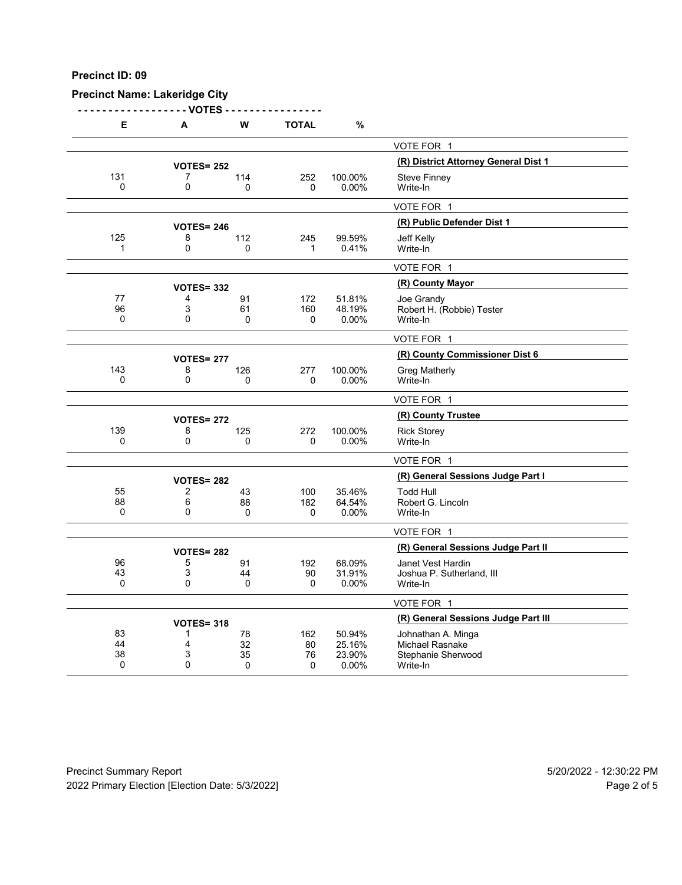**Precinct ID: 09**

**Precinct Name: Lakeridge City**

| E | A | W | TOTAL | % | |
|---|---|---|---|---|---|
| | | | | | VOTE FOR 1 |
| | **VOTES= 252** | | | | **(R) District Attorney General Dist 1** |
| 131 | 7 | 114 | 252 | 100.00% | Steve Finney |
| 0 | 0 | 0 | 0 | 0.00% | Write-In |
| | | | | | VOTE FOR 1 |
| | **VOTES= 246** | | | | **(R) Public Defender Dist 1** |
| 125 | 8 | 112 | 245 | 99.59% | Jeff Kelly |
| 1 | 0 | 0 | 1 | 0.41% | Write-In |
| | | | | | VOTE FOR 1 |
| | **VOTES= 332** | | | | **(R) County Mayor** |
| 77 | 4 | 91 | 172 | 51.81% | Joe Grandy |
| 96 | 3 | 61 | 160 | 48.19% | Robert H. (Robbie) Tester |
| 0 | 0 | 0 | 0 | 0.00% | Write-In |
| | | | | | VOTE FOR 1 |
| | **VOTES= 277** | | | | **(R) County Commissioner Dist 6** |
| 143 | 8 | 126 | 277 | 100.00% | Greg Matherly |
| 0 | 0 | 0 | 0 | 0.00% | Write-In |
| | | | | | VOTE FOR 1 |
| | **VOTES= 272** | | | | **(R) County Trustee** |
| 139 | 8 | 125 | 272 | 100.00% | Rick Storey |
| 0 | 0 | 0 | 0 | 0.00% | Write-In |
| | | | | | VOTE FOR 1 |
| | **VOTES= 282** | | | | **(R) General Sessions Judge Part I** |
| 55 | 2 | 43 | 100 | 35.46% | Todd Hull |
| 88 | 6 | 88 | 182 | 64.54% | Robert G. Lincoln |
| 0 | 0 | 0 | 0 | 0.00% | Write-In |
| | | | | | VOTE FOR 1 |
| | **VOTES= 282** | | | | **(R) General Sessions Judge Part II** |
| 96 | 5 | 91 | 192 | 68.09% | Janet Vest Hardin |
| 43 | 3 | 44 | 90 | 31.91% | Joshua P. Sutherland, III |
| 0 | 0 | 0 | 0 | 0.00% | Write-In |
| | | | | | VOTE FOR 1 |
| | **VOTES= 318** | | | | **(R) General Sessions Judge Part III** |
| 83 | 1 | 78 | 162 | 50.94% | Johnathan A. Minga |
| 44 | 4 | 32 | 80 | 25.16% | Michael Rasnake |
| 38 | 3 | 35 | 76 | 23.90% | Stephanie Sherwood |
| 0 | 0 | 0 | 0 | 0.00% | Write-In |

Precinct Summary Report — 5/20/2022 - 12:30:22 PM

2022 Primary Election [Election Date: 5/3/2022]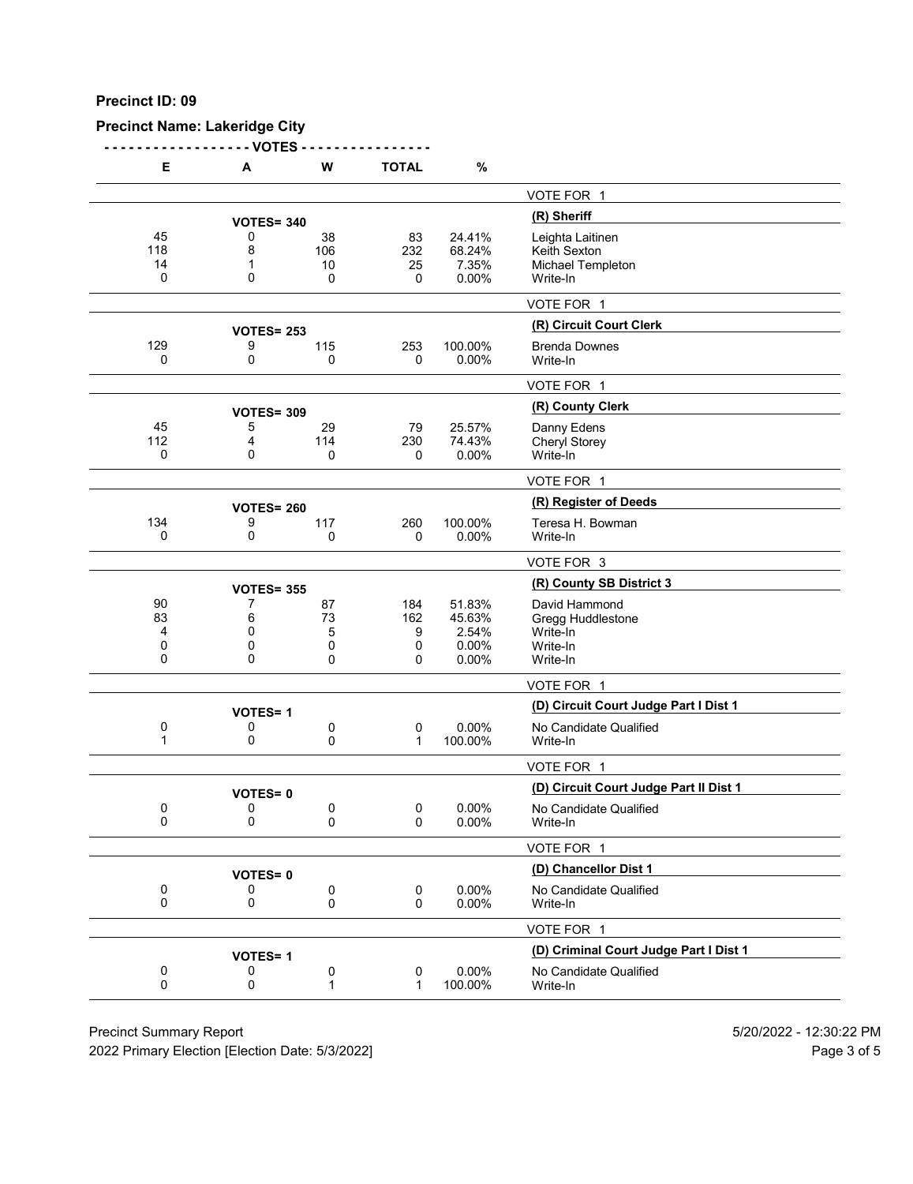**Precinct ID: 09**

**Precinct Name: Lakeridge City**

| E | A | W | TOTAL | % | |
|---|---|---|---|---|---|
| | | | | | VOTE FOR 1 |
| | **VOTES= 340** | | | | **(R) Sheriff** |
| 45 | 0 | 38 | 83 | 24.41% | Leighta Laitinen |
| 118 | 8 | 106 | 232 | 68.24% | Keith Sexton |
| 14 | 1 | 10 | 25 | 7.35% | Michael Templeton |
| 0 | 0 | 0 | 0 | 0.00% | Write-In |
| | | | | | VOTE FOR 1 |
| | **VOTES= 253** | | | | **(R) Circuit Court Clerk** |
| 129 | 9 | 115 | 253 | 100.00% | Brenda Downes |
| 0 | 0 | 0 | 0 | 0.00% | Write-In |
| | | | | | VOTE FOR 1 |
| | **VOTES= 309** | | | | **(R) County Clerk** |
| 45 | 5 | 29 | 79 | 25.57% | Danny Edens |
| 112 | 4 | 114 | 230 | 74.43% | Cheryl Storey |
| 0 | 0 | 0 | 0 | 0.00% | Write-In |
| | | | | | VOTE FOR 1 |
| | **VOTES= 260** | | | | **(R) Register of Deeds** |
| 134 | 9 | 117 | 260 | 100.00% | Teresa H. Bowman |
| 0 | 0 | 0 | 0 | 0.00% | Write-In |
| | | | | | VOTE FOR 3 |
| | **VOTES= 355** | | | | **(R) County SB District 3** |
| 90 | 7 | 87 | 184 | 51.83% | David Hammond |
| 83 | 6 | 73 | 162 | 45.63% | Gregg Huddlestone |
| 4 | 0 | 5 | 9 | 2.54% | Write-In |
| 0 | 0 | 0 | 0 | 0.00% | Write-In |
| 0 | 0 | 0 | 0 | 0.00% | Write-In |
| | | | | | VOTE FOR 1 |
| | **VOTES= 1** | | | | **(D) Circuit Court Judge Part I Dist 1** |
| 0 | 0 | 0 | 0 | 0.00% | No Candidate Qualified |
| 1 | 0 | 0 | 1 | 100.00% | Write-In |
| | | | | | VOTE FOR 1 |
| | **VOTES= 0** | | | | **(D) Circuit Court Judge Part II Dist 1** |
| 0 | 0 | 0 | 0 | 0.00% | No Candidate Qualified |
| 0 | 0 | 0 | 0 | 0.00% | Write-In |
| | | | | | VOTE FOR 1 |
| | **VOTES= 0** | | | | **(D) Chancellor Dist 1** |
| 0 | 0 | 0 | 0 | 0.00% | No Candidate Qualified |
| 0 | 0 | 0 | 0 | 0.00% | Write-In |
| | | | | | VOTE FOR 1 |
| | **VOTES= 1** | | | | **(D) Criminal Court Judge Part I Dist 1** |
| 0 | 0 | 0 | 0 | 0.00% | No Candidate Qualified |
| 0 | 0 | 1 | 1 | 100.00% | Write-In |

Precinct Summary Report — 5/20/2022 - 12:30:22 PM

2022 Primary Election [Election Date: 5/3/2022]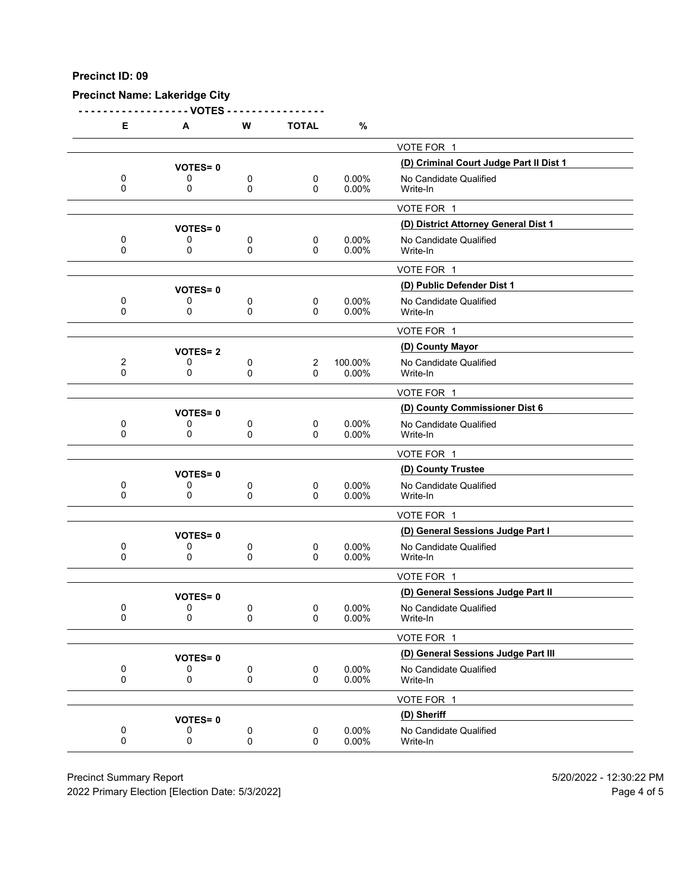**Precinct ID: 09**

**Precinct Name: Lakeridge City**

| E | A | W | TOTAL | % | |
|---|---|---|---|---|---|
| | | | | | VOTE FOR 1 |
| | **VOTES= 0** | | | | **(D) Criminal Court Judge Part II Dist 1** |
| 0 | 0 | 0 | 0 | 0.00% | No Candidate Qualified |
| 0 | 0 | 0 | 0 | 0.00% | Write-In |
| | | | | | VOTE FOR 1 |
| | **VOTES= 0** | | | | **(D) District Attorney General Dist 1** |
| 0 | 0 | 0 | 0 | 0.00% | No Candidate Qualified |
| 0 | 0 | 0 | 0 | 0.00% | Write-In |
| | | | | | VOTE FOR 1 |
| | **VOTES= 0** | | | | **(D) Public Defender Dist 1** |
| 0 | 0 | 0 | 0 | 0.00% | No Candidate Qualified |
| 0 | 0 | 0 | 0 | 0.00% | Write-In |
| | | | | | VOTE FOR 1 |
| | **VOTES= 2** | | | | **(D) County Mayor** |
| 2 | 0 | 0 | 2 | 100.00% | No Candidate Qualified |
| 0 | 0 | 0 | 0 | 0.00% | Write-In |
| | | | | | VOTE FOR 1 |
| | **VOTES= 0** | | | | **(D) County Commissioner Dist 6** |
| 0 | 0 | 0 | 0 | 0.00% | No Candidate Qualified |
| 0 | 0 | 0 | 0 | 0.00% | Write-In |
| | | | | | VOTE FOR 1 |
| | **VOTES= 0** | | | | **(D) County Trustee** |
| 0 | 0 | 0 | 0 | 0.00% | No Candidate Qualified |
| 0 | 0 | 0 | 0 | 0.00% | Write-In |
| | | | | | VOTE FOR 1 |
| | **VOTES= 0** | | | | **(D) General Sessions Judge Part I** |
| 0 | 0 | 0 | 0 | 0.00% | No Candidate Qualified |
| 0 | 0 | 0 | 0 | 0.00% | Write-In |
| | | | | | VOTE FOR 1 |
| | **VOTES= 0** | | | | **(D) General Sessions Judge Part II** |
| 0 | 0 | 0 | 0 | 0.00% | No Candidate Qualified |
| 0 | 0 | 0 | 0 | 0.00% | Write-In |
| | | | | | VOTE FOR 1 |
| | **VOTES= 0** | | | | **(D) General Sessions Judge Part III** |
| 0 | 0 | 0 | 0 | 0.00% | No Candidate Qualified |
| 0 | 0 | 0 | 0 | 0.00% | Write-In |
| | | | | | VOTE FOR 1 |
| | **VOTES= 0** | | | | **(D) Sheriff** |
| 0 | 0 | 0 | 0 | 0.00% | No Candidate Qualified |
| 0 | 0 | 0 | 0 | 0.00% | Write-In |

Precinct Summary Report
2022 Primary Election [Election Date: 5/3/2022]
5/20/2022 - 12:30:22 PM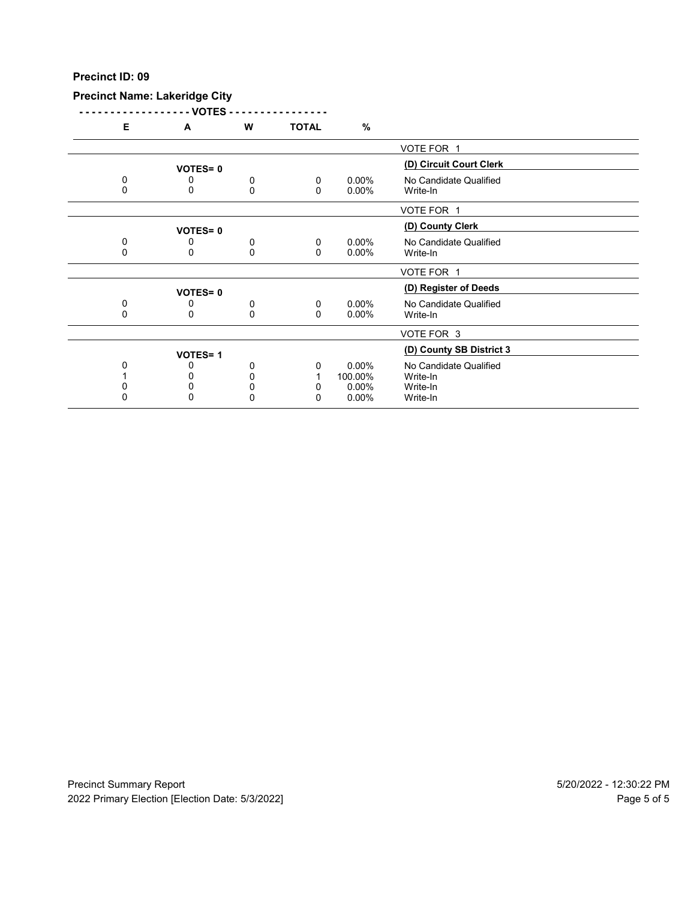**Precinct ID: 09**

**Precinct Name: Lakeridge City**

| E | A | W | TOTAL | % | |
|---|---|---|---|---|---|
| | | | | | VOTE FOR 1 |
| | **VOTES= 0** | | | | **(D) Circuit Court Clerk** |
| 0 | 0 | 0 | 0 | 0.00% | No Candidate Qualified |
| 0 | 0 | 0 | 0 | 0.00% | Write-In |
| | | | | | VOTE FOR 1 |
| | **VOTES= 0** | | | | **(D) County Clerk** |
| 0 | 0 | 0 | 0 | 0.00% | No Candidate Qualified |
| 0 | 0 | 0 | 0 | 0.00% | Write-In |
| | | | | | VOTE FOR 1 |
| | **VOTES= 0** | | | | **(D) Register of Deeds** |
| 0 | 0 | 0 | 0 | 0.00% | No Candidate Qualified |
| 0 | 0 | 0 | 0 | 0.00% | Write-In |
| | | | | | VOTE FOR 3 |
| | **VOTES= 1** | | | | **(D) County SB District 3** |
| 0 | 0 | 0 | 0 | 0.00% | No Candidate Qualified |
| 1 | 0 | 0 | 1 | 100.00% | Write-In |
| 0 | 0 | 0 | 0 | 0.00% | Write-In |
| 0 | 0 | 0 | 0 | 0.00% | Write-In |

Precinct Summary Report
2022 Primary Election [Election Date: 5/3/2022]

5/20/2022 - 12:30:22 PM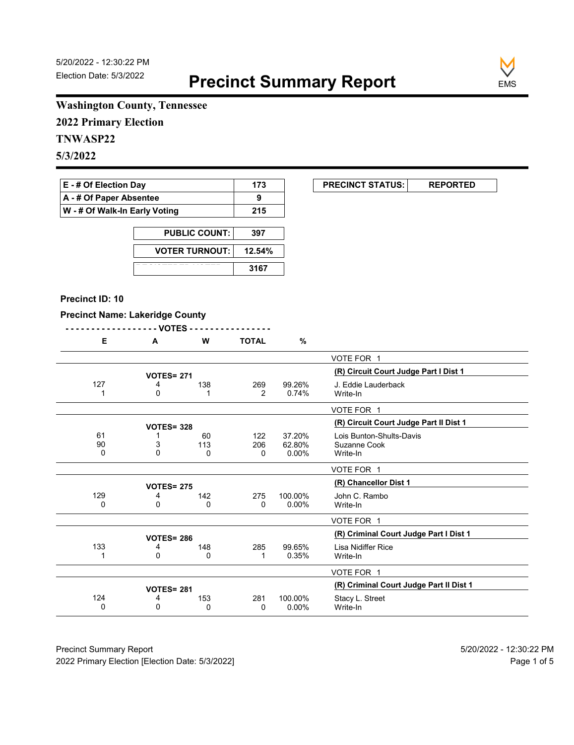5/20/2022 - 12:30:22 PM
Election Date: 5/3/2022

# Precinct Summary Report

EMS

**Washington County, Tennessee**
**2022 Primary Election**
**TNWASP22**
**5/3/2022**

| | |
|---|---|
| **E - # Of Election Day** | **173** |
| **A - # Of Paper Absentee** | **9** |
| **W - # Of Walk-In Early Voting** | **215** |

| | |
|---|---|
| **PUBLIC COUNT:** | **397** |
| **VOTER TURNOUT:** | **12.54%** |
| | **3167** |

| | |
|---|---|
| **PRECINCT STATUS:** | **REPORTED** |

**Precinct ID: 10**

**Precinct Name: Lakeridge County**

| E | A | W | TOTAL | % | |
|---|---|---|---|---|---|
| | | | | | VOTE FOR 1 |
| | **VOTES= 271** | | | | **(R) Circuit Court Judge Part I Dist 1** |
| 127 | 4 | 138 | 269 | 99.26% | J. Eddie Lauderback |
| 1 | 0 | 1 | 2 | 0.74% | Write-In |
| | | | | | VOTE FOR 1 |
| | **VOTES= 328** | | | | **(R) Circuit Court Judge Part II Dist 1** |
| 61 | 1 | 60 | 122 | 37.20% | Lois Bunton-Shults-Davis |
| 90 | 3 | 113 | 206 | 62.80% | Suzanne Cook |
| 0 | 0 | 0 | 0 | 0.00% | Write-In |
| | | | | | VOTE FOR 1 |
| | **VOTES= 275** | | | | **(R) Chancellor Dist 1** |
| 129 | 4 | 142 | 275 | 100.00% | John C. Rambo |
| 0 | 0 | 0 | 0 | 0.00% | Write-In |
| | | | | | VOTE FOR 1 |
| | **VOTES= 286** | | | | **(R) Criminal Court Judge Part I Dist 1** |
| 133 | 4 | 148 | 285 | 99.65% | Lisa Nidiffer Rice |
| 1 | 0 | 0 | 1 | 0.35% | Write-In |
| | | | | | VOTE FOR 1 |
| | **VOTES= 281** | | | | **(R) Criminal Court Judge Part II Dist 1** |
| 124 | 4 | 153 | 281 | 100.00% | Stacy L. Street |
| 0 | 0 | 0 | 0 | 0.00% | Write-In |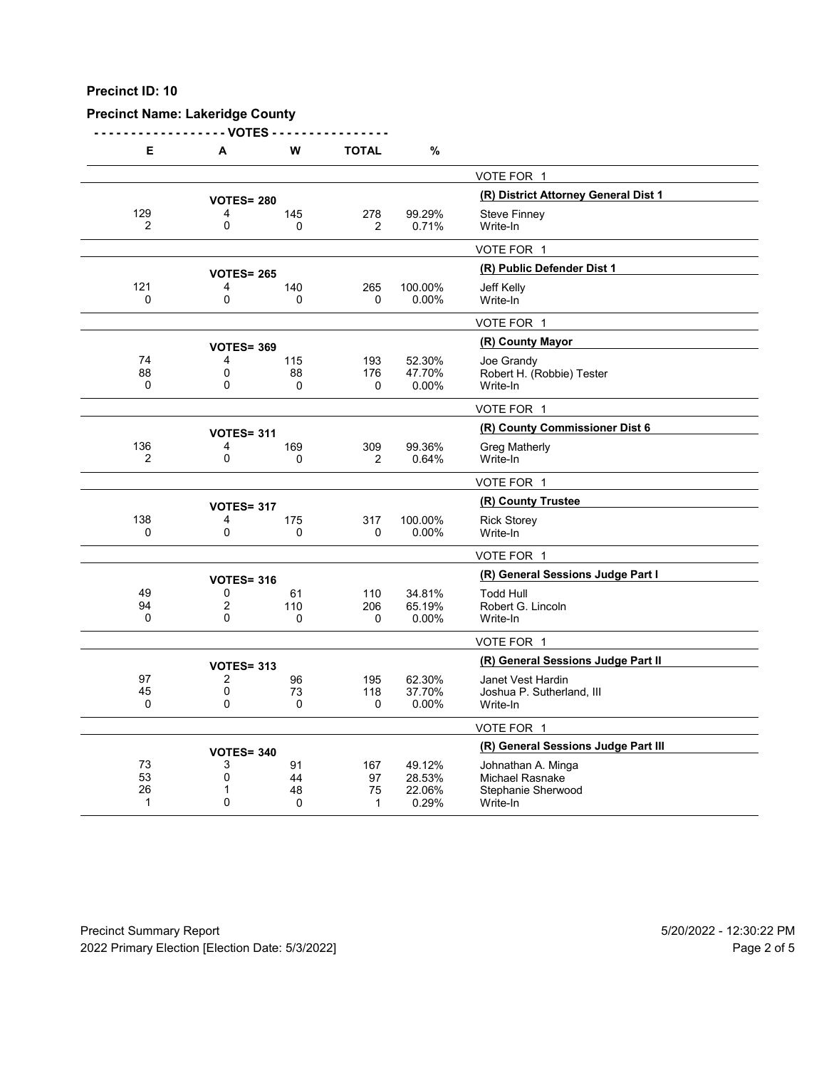**Precinct ID: 10**

**Precinct Name: Lakeridge County**

| E | A | W | TOTAL | % | |
|---|---|---|---|---|---|
| | | | | | VOTE FOR 1 |
| | VOTES= 280 | | | | **(R) District Attorney General Dist 1** |
| 129 | 4 | 145 | 278 | 99.29% | Steve Finney |
| 2 | 0 | 0 | 2 | 0.71% | Write-In |
| | | | | | VOTE FOR 1 |
| | VOTES= 265 | | | | **(R) Public Defender Dist 1** |
| 121 | 4 | 140 | 265 | 100.00% | Jeff Kelly |
| 0 | 0 | 0 | 0 | 0.00% | Write-In |
| | | | | | VOTE FOR 1 |
| | VOTES= 369 | | | | **(R) County Mayor** |
| 74 | 4 | 115 | 193 | 52.30% | Joe Grandy |
| 88 | 0 | 88 | 176 | 47.70% | Robert H. (Robbie) Tester |
| 0 | 0 | 0 | 0 | 0.00% | Write-In |
| | | | | | VOTE FOR 1 |
| | VOTES= 311 | | | | **(R) County Commissioner Dist 6** |
| 136 | 4 | 169 | 309 | 99.36% | Greg Matherly |
| 2 | 0 | 0 | 2 | 0.64% | Write-In |
| | | | | | VOTE FOR 1 |
| | VOTES= 317 | | | | **(R) County Trustee** |
| 138 | 4 | 175 | 317 | 100.00% | Rick Storey |
| 0 | 0 | 0 | 0 | 0.00% | Write-In |
| | | | | | VOTE FOR 1 |
| | VOTES= 316 | | | | **(R) General Sessions Judge Part I** |
| 49 | 0 | 61 | 110 | 34.81% | Todd Hull |
| 94 | 2 | 110 | 206 | 65.19% | Robert G. Lincoln |
| 0 | 0 | 0 | 0 | 0.00% | Write-In |
| | | | | | VOTE FOR 1 |
| | VOTES= 313 | | | | **(R) General Sessions Judge Part II** |
| 97 | 2 | 96 | 195 | 62.30% | Janet Vest Hardin |
| 45 | 0 | 73 | 118 | 37.70% | Joshua P. Sutherland, III |
| 0 | 0 | 0 | 0 | 0.00% | Write-In |
| | | | | | VOTE FOR 1 |
| | VOTES= 340 | | | | **(R) General Sessions Judge Part III** |
| 73 | 3 | 91 | 167 | 49.12% | Johnathan A. Minga |
| 53 | 0 | 44 | 97 | 28.53% | Michael Rasnake |
| 26 | 1 | 48 | 75 | 22.06% | Stephanie Sherwood |
| 1 | 0 | 0 | 1 | 0.29% | Write-In |

Precinct Summary Report 5/20/2022 - 12:30:22 PM
2022 Primary Election [Election Date: 5/3/2022]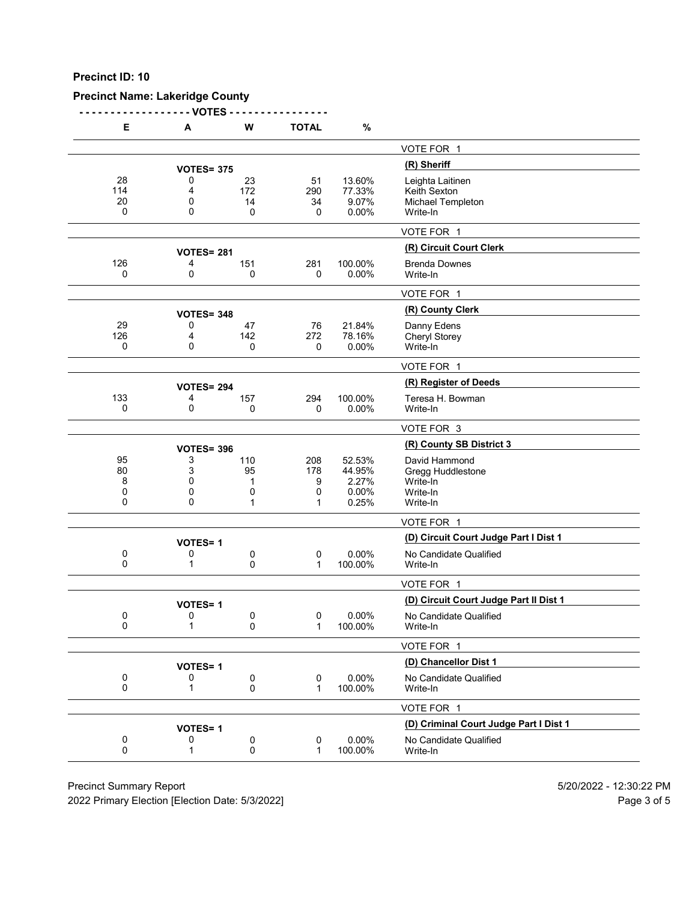**Precinct ID: 10**

**Precinct Name: Lakeridge County**

| E | A | W | TOTAL | % | |
|---|---|---|---|---|---|
| | | | | | VOTE FOR 1 |
| | **VOTES= 375** | | | | **(R) Sheriff** |
| 28 | 0 | 23 | 51 | 13.60% | Leighta Laitinen |
| 114 | 4 | 172 | 290 | 77.33% | Keith Sexton |
| 20 | 0 | 14 | 34 | 9.07% | Michael Templeton |
| 0 | 0 | 0 | 0 | 0.00% | Write-In |
| | | | | | VOTE FOR 1 |
| | **VOTES= 281** | | | | **(R) Circuit Court Clerk** |
| 126 | 4 | 151 | 281 | 100.00% | Brenda Downes |
| 0 | 0 | 0 | 0 | 0.00% | Write-In |
| | | | | | VOTE FOR 1 |
| | **VOTES= 348** | | | | **(R) County Clerk** |
| 29 | 0 | 47 | 76 | 21.84% | Danny Edens |
| 126 | 4 | 142 | 272 | 78.16% | Cheryl Storey |
| 0 | 0 | 0 | 0 | 0.00% | Write-In |
| | | | | | VOTE FOR 1 |
| | **VOTES= 294** | | | | **(R) Register of Deeds** |
| 133 | 4 | 157 | 294 | 100.00% | Teresa H. Bowman |
| 0 | 0 | 0 | 0 | 0.00% | Write-In |
| | | | | | VOTE FOR 3 |
| | **VOTES= 396** | | | | **(R) County SB District 3** |
| 95 | 3 | 110 | 208 | 52.53% | David Hammond |
| 80 | 3 | 95 | 178 | 44.95% | Gregg Huddlestone |
| 8 | 0 | 1 | 9 | 2.27% | Write-In |
| 0 | 0 | 0 | 0 | 0.00% | Write-In |
| 0 | 0 | 1 | 1 | 0.25% | Write-In |
| | | | | | VOTE FOR 1 |
| | **VOTES= 1** | | | | **(D) Circuit Court Judge Part I Dist 1** |
| 0 | 0 | 0 | 0 | 0.00% | No Candidate Qualified |
| 0 | 1 | 0 | 1 | 100.00% | Write-In |
| | | | | | VOTE FOR 1 |
| | **VOTES= 1** | | | | **(D) Circuit Court Judge Part II Dist 1** |
| 0 | 0 | 0 | 0 | 0.00% | No Candidate Qualified |
| 0 | 1 | 0 | 1 | 100.00% | Write-In |
| | | | | | VOTE FOR 1 |
| | **VOTES= 1** | | | | **(D) Chancellor Dist 1** |
| 0 | 0 | 0 | 0 | 0.00% | No Candidate Qualified |
| 0 | 1 | 0 | 1 | 100.00% | Write-In |
| | | | | | VOTE FOR 1 |
| | **VOTES= 1** | | | | **(D) Criminal Court Judge Part I Dist 1** |
| 0 | 0 | 0 | 0 | 0.00% | No Candidate Qualified |
| 0 | 1 | 0 | 1 | 100.00% | Write-In |

Precinct Summary Report — 5/20/2022 - 12:30:22 PM

2022 Primary Election [Election Date: 5/3/2022]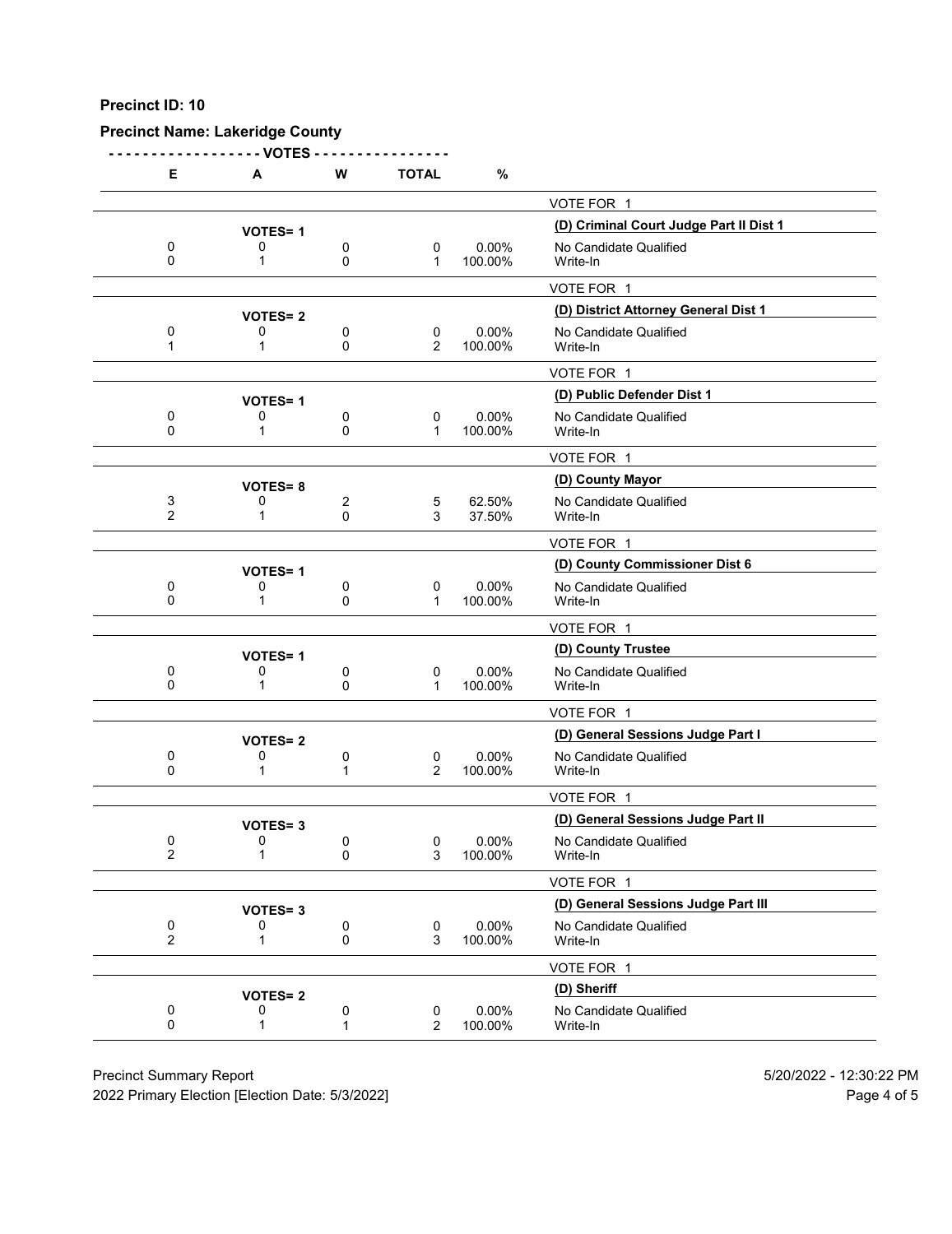**Precinct ID: 10**

**Precinct Name: Lakeridge County**

| E | A | W | TOTAL | % | |
|---|---|---|---|---|---|
| | | | | | VOTE FOR 1 |
| | **VOTES= 1** | | | | **(D) Criminal Court Judge Part II Dist 1** |
| 0 | 0 | 0 | 0 | 0.00% | No Candidate Qualified |
| 0 | 1 | 0 | 1 | 100.00% | Write-In |
| | | | | | VOTE FOR 1 |
| | **VOTES= 2** | | | | **(D) District Attorney General Dist 1** |
| 0 | 0 | 0 | 0 | 0.00% | No Candidate Qualified |
| 1 | 1 | 0 | 2 | 100.00% | Write-In |
| | | | | | VOTE FOR 1 |
| | **VOTES= 1** | | | | **(D) Public Defender Dist 1** |
| 0 | 0 | 0 | 0 | 0.00% | No Candidate Qualified |
| 0 | 1 | 0 | 1 | 100.00% | Write-In |
| | | | | | VOTE FOR 1 |
| | **VOTES= 8** | | | | **(D) County Mayor** |
| 3 | 0 | 2 | 5 | 62.50% | No Candidate Qualified |
| 2 | 1 | 0 | 3 | 37.50% | Write-In |
| | | | | | VOTE FOR 1 |
| | **VOTES= 1** | | | | **(D) County Commissioner Dist 6** |
| 0 | 0 | 0 | 0 | 0.00% | No Candidate Qualified |
| 0 | 1 | 0 | 1 | 100.00% | Write-In |
| | | | | | VOTE FOR 1 |
| | **VOTES= 1** | | | | **(D) County Trustee** |
| 0 | 0 | 0 | 0 | 0.00% | No Candidate Qualified |
| 0 | 1 | 0 | 1 | 100.00% | Write-In |
| | | | | | VOTE FOR 1 |
| | **VOTES= 2** | | | | **(D) General Sessions Judge Part I** |
| 0 | 0 | 0 | 0 | 0.00% | No Candidate Qualified |
| 0 | 1 | 1 | 2 | 100.00% | Write-In |
| | | | | | VOTE FOR 1 |
| | **VOTES= 3** | | | | **(D) General Sessions Judge Part II** |
| 0 | 0 | 0 | 0 | 0.00% | No Candidate Qualified |
| 2 | 1 | 0 | 3 | 100.00% | Write-In |
| | | | | | VOTE FOR 1 |
| | **VOTES= 3** | | | | **(D) General Sessions Judge Part III** |
| 0 | 0 | 0 | 0 | 0.00% | No Candidate Qualified |
| 2 | 1 | 0 | 3 | 100.00% | Write-In |
| | | | | | VOTE FOR 1 |
| | **VOTES= 2** | | | | **(D) Sheriff** |
| 0 | 0 | 0 | 0 | 0.00% | No Candidate Qualified |
| 0 | 1 | 1 | 2 | 100.00% | Write-In |

Precinct Summary Report — 5/20/2022 - 12:30:22 PM

2022 Primary Election [Election Date: 5/3/2022]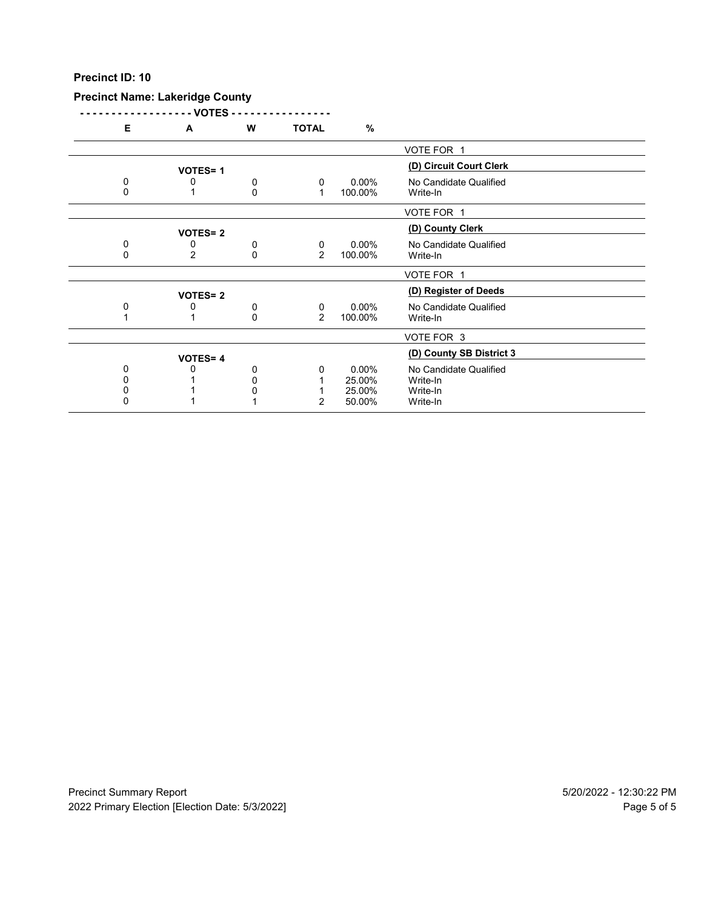**Precinct ID: 10**

**Precinct Name: Lakeridge County**

| E | A | W | TOTAL | % | |
|---|---|---|---|---|---|
| | | | | | VOTE FOR 1 |
| | **VOTES= 1** | | | | **(D) Circuit Court Clerk** |
| 0 | 0 | 0 | 0 | 0.00% | No Candidate Qualified |
| 0 | 1 | 0 | 1 | 100.00% | Write-In |
| | | | | | VOTE FOR 1 |
| | **VOTES= 2** | | | | **(D) County Clerk** |
| 0 | 0 | 0 | 0 | 0.00% | No Candidate Qualified |
| 0 | 2 | 0 | 2 | 100.00% | Write-In |
| | | | | | VOTE FOR 1 |
| | **VOTES= 2** | | | | **(D) Register of Deeds** |
| 0 | 0 | 0 | 0 | 0.00% | No Candidate Qualified |
| 1 | 1 | 0 | 2 | 100.00% | Write-In |
| | | | | | VOTE FOR 3 |
| | **VOTES= 4** | | | | **(D) County SB District 3** |
| 0 | 0 | 0 | 0 | 0.00% | No Candidate Qualified |
| 0 | 1 | 0 | 1 | 25.00% | Write-In |
| 0 | 1 | 0 | 1 | 25.00% | Write-In |
| 0 | 1 | 1 | 2 | 50.00% | Write-In |

Precinct Summary Report — 5/20/2022 - 12:30:22 PM

2022 Primary Election [Election Date: 5/3/2022]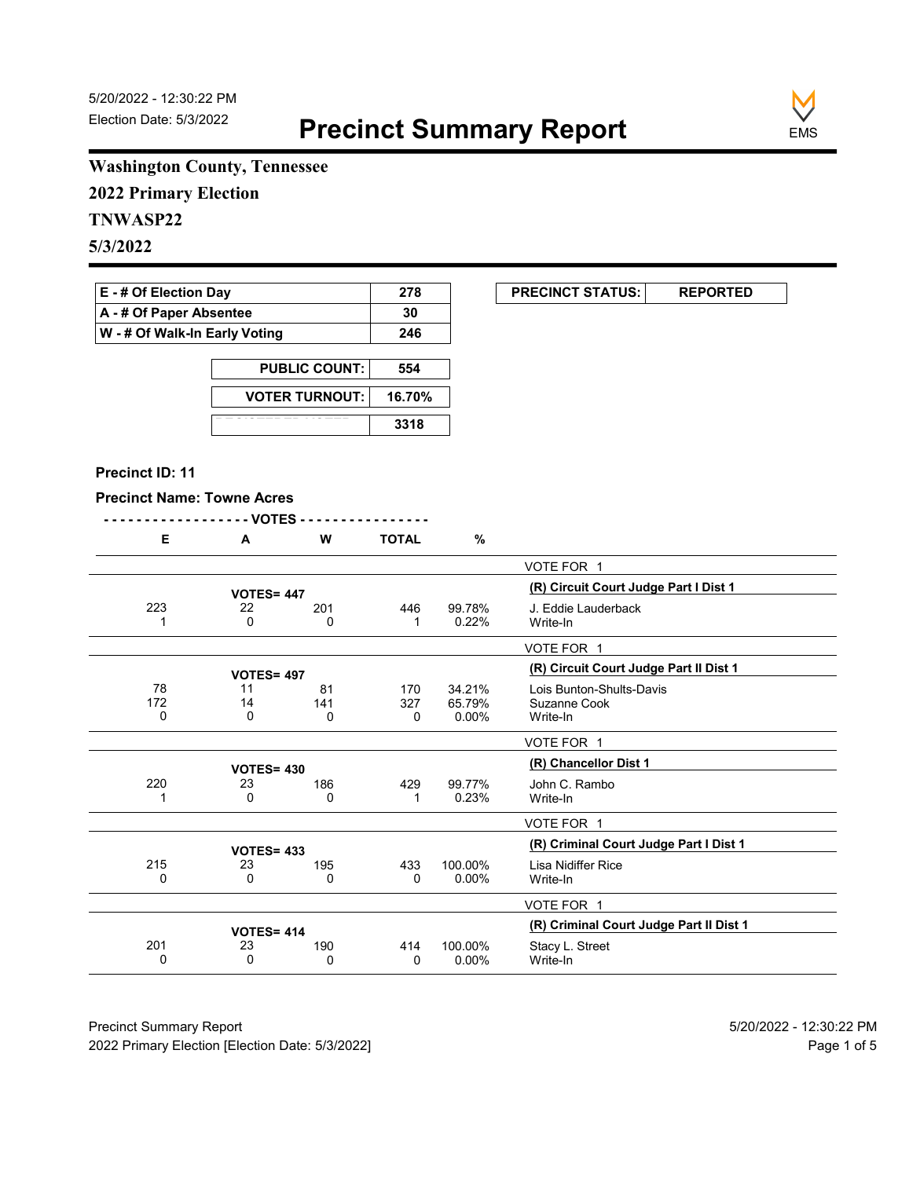5/20/2022 - 12:30:22 PM
Election Date: 5/3/2022

# Precinct Summary Report

EMS

**Washington County, Tennessee**
**2022 Primary Election**
**TNWASP22**
**5/3/2022**

| | |
|---|---|
| E - # Of Election Day | 278 |
| A - # Of Paper Absentee | 30 |
| W - # Of Walk-In Early Voting | 246 |

| | |
|---|---|
| PUBLIC COUNT: | 554 |
| VOTER TURNOUT: | 16.70% |
| REGISTERED VOTERS | 3318 |

| PRECINCT STATUS: | REPORTED |
|---|---|

**Precinct ID: 11**

**Precinct Name: Towne Acres**

| E | A | W | TOTAL | % | |
|---|---|---|---|---|---|
| | | | | | VOTE FOR 1 |
| | VOTES= 447 | | | | **(R) Circuit Court Judge Part I Dist 1** |
| 223 | 22 | 201 | 446 | 99.78% | J. Eddie Lauderback |
| 1 | 0 | 0 | 1 | 0.22% | Write-In |
| | | | | | VOTE FOR 1 |
| | VOTES= 497 | | | | **(R) Circuit Court Judge Part II Dist 1** |
| 78 | 11 | 81 | 170 | 34.21% | Lois Bunton-Shults-Davis |
| 172 | 14 | 141 | 327 | 65.79% | Suzanne Cook |
| 0 | 0 | 0 | 0 | 0.00% | Write-In |
| | | | | | VOTE FOR 1 |
| | VOTES= 430 | | | | **(R) Chancellor Dist 1** |
| 220 | 23 | 186 | 429 | 99.77% | John C. Rambo |
| 1 | 0 | 0 | 1 | 0.23% | Write-In |
| | | | | | VOTE FOR 1 |
| | VOTES= 433 | | | | **(R) Criminal Court Judge Part I Dist 1** |
| 215 | 23 | 195 | 433 | 100.00% | Lisa Nidiffer Rice |
| 0 | 0 | 0 | 0 | 0.00% | Write-In |
| | | | | | VOTE FOR 1 |
| | VOTES= 414 | | | | **(R) Criminal Court Judge Part II Dist 1** |
| 201 | 23 | 190 | 414 | 100.00% | Stacy L. Street |
| 0 | 0 | 0 | 0 | 0.00% | Write-In |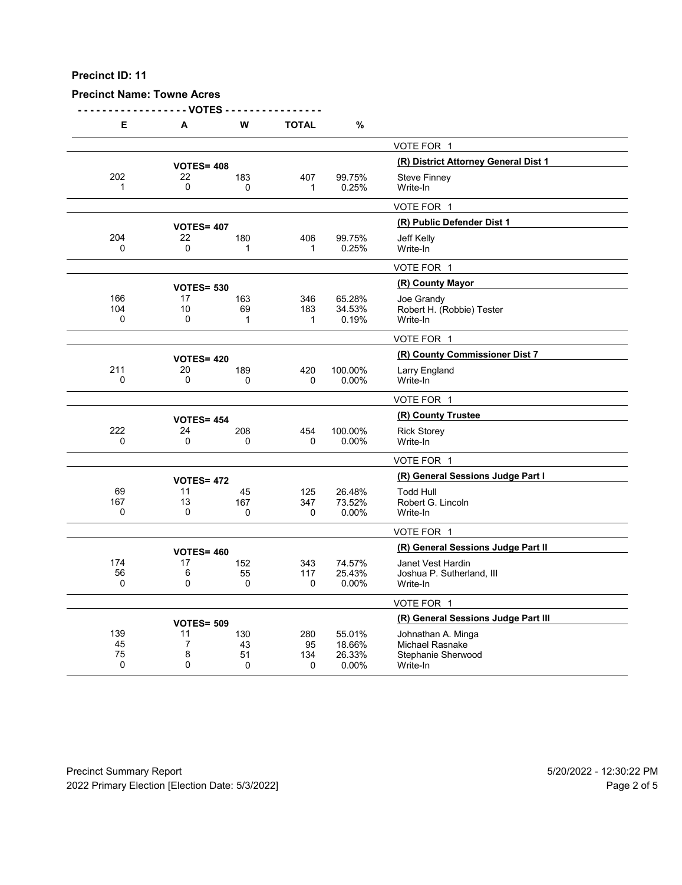**Precinct ID: 11**

**Precinct Name: Towne Acres**

| E | A | W | TOTAL | % | |
|---|---|---|---|---|---|
| | | | | | VOTE FOR 1 |
| | **VOTES= 408** | | | | **(R) District Attorney General Dist 1** |
| 202 | 22 | 183 | 407 | 99.75% | Steve Finney |
| 1 | 0 | 0 | 1 | 0.25% | Write-In |
| | | | | | VOTE FOR 1 |
| | **VOTES= 407** | | | | **(R) Public Defender Dist 1** |
| 204 | 22 | 180 | 406 | 99.75% | Jeff Kelly |
| 0 | 0 | 1 | 1 | 0.25% | Write-In |
| | | | | | VOTE FOR 1 |
| | **VOTES= 530** | | | | **(R) County Mayor** |
| 166 | 17 | 163 | 346 | 65.28% | Joe Grandy |
| 104 | 10 | 69 | 183 | 34.53% | Robert H. (Robbie) Tester |
| 0 | 0 | 1 | 1 | 0.19% | Write-In |
| | | | | | VOTE FOR 1 |
| | **VOTES= 420** | | | | **(R) County Commissioner Dist 7** |
| 211 | 20 | 189 | 420 | 100.00% | Larry England |
| 0 | 0 | 0 | 0 | 0.00% | Write-In |
| | | | | | VOTE FOR 1 |
| | **VOTES= 454** | | | | **(R) County Trustee** |
| 222 | 24 | 208 | 454 | 100.00% | Rick Storey |
| 0 | 0 | 0 | 0 | 0.00% | Write-In |
| | | | | | VOTE FOR 1 |
| | **VOTES= 472** | | | | **(R) General Sessions Judge Part I** |
| 69 | 11 | 45 | 125 | 26.48% | Todd Hull |
| 167 | 13 | 167 | 347 | 73.52% | Robert G. Lincoln |
| 0 | 0 | 0 | 0 | 0.00% | Write-In |
| | | | | | VOTE FOR 1 |
| | **VOTES= 460** | | | | **(R) General Sessions Judge Part II** |
| 174 | 17 | 152 | 343 | 74.57% | Janet Vest Hardin |
| 56 | 6 | 55 | 117 | 25.43% | Joshua P. Sutherland, III |
| 0 | 0 | 0 | 0 | 0.00% | Write-In |
| | | | | | VOTE FOR 1 |
| | **VOTES= 509** | | | | **(R) General Sessions Judge Part III** |
| 139 | 11 | 130 | 280 | 55.01% | Johnathan A. Minga |
| 45 | 7 | 43 | 95 | 18.66% | Michael Rasnake |
| 75 | 8 | 51 | 134 | 26.33% | Stephanie Sherwood |
| 0 | 0 | 0 | 0 | 0.00% | Write-In |

Precinct Summary Report 5/20/2022 - 12:30:22 PM
2022 Primary Election [Election Date: 5/3/2022]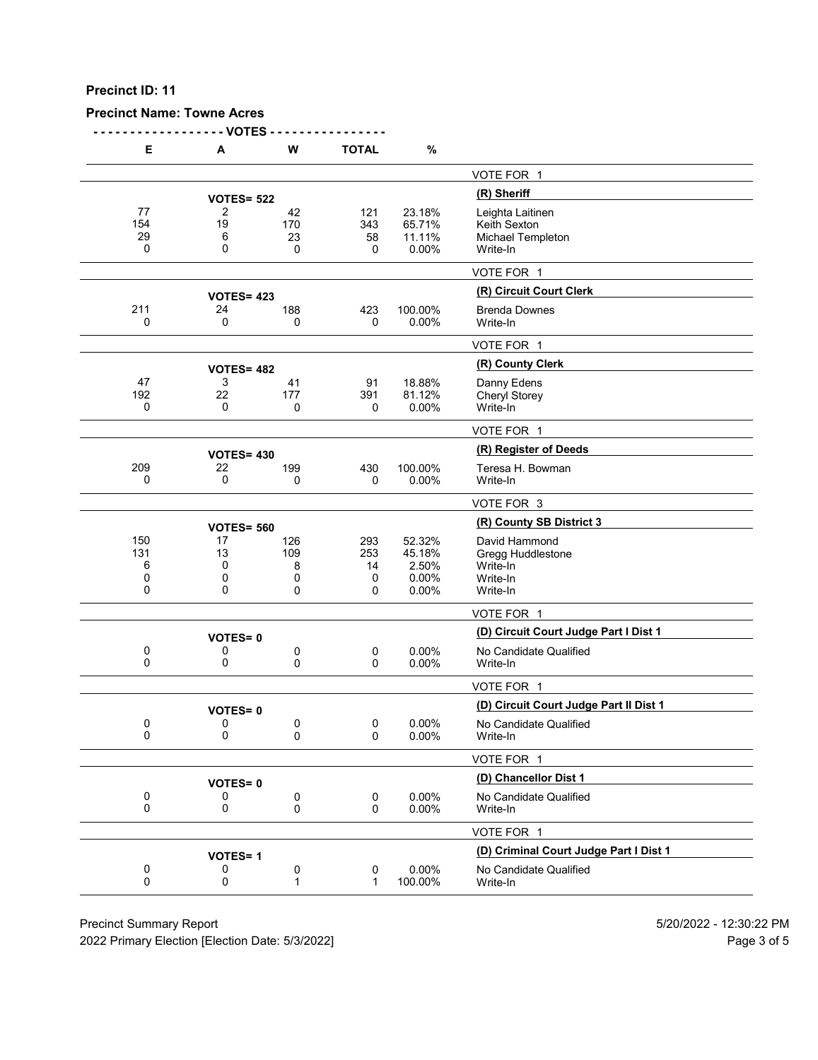**Precinct ID: 11**

**Precinct Name: Towne Acres**

| E | A | W | TOTAL | % | |
|---|---|---|---|---|---|
| | | | | | VOTE FOR 1 |
| | VOTES= 522 | | | | **(R) Sheriff** |
| 77 | 2 | 42 | 121 | 23.18% | Leighta Laitinen |
| 154 | 19 | 170 | 343 | 65.71% | Keith Sexton |
| 29 | 6 | 23 | 58 | 11.11% | Michael Templeton |
| 0 | 0 | 0 | 0 | 0.00% | Write-In |
| | | | | | VOTE FOR 1 |
| | VOTES= 423 | | | | **(R) Circuit Court Clerk** |
| 211 | 24 | 188 | 423 | 100.00% | Brenda Downes |
| 0 | 0 | 0 | 0 | 0.00% | Write-In |
| | | | | | VOTE FOR 1 |
| | VOTES= 482 | | | | **(R) County Clerk** |
| 47 | 3 | 41 | 91 | 18.88% | Danny Edens |
| 192 | 22 | 177 | 391 | 81.12% | Cheryl Storey |
| 0 | 0 | 0 | 0 | 0.00% | Write-In |
| | | | | | VOTE FOR 1 |
| | VOTES= 430 | | | | **(R) Register of Deeds** |
| 209 | 22 | 199 | 430 | 100.00% | Teresa H. Bowman |
| 0 | 0 | 0 | 0 | 0.00% | Write-In |
| | | | | | VOTE FOR 3 |
| | VOTES= 560 | | | | **(R) County SB District 3** |
| 150 | 17 | 126 | 293 | 52.32% | David Hammond |
| 131 | 13 | 109 | 253 | 45.18% | Gregg Huddlestone |
| 6 | 0 | 8 | 14 | 2.50% | Write-In |
| 0 | 0 | 0 | 0 | 0.00% | Write-In |
| 0 | 0 | 0 | 0 | 0.00% | Write-In |
| | | | | | VOTE FOR 1 |
| | VOTES= 0 | | | | **(D) Circuit Court Judge Part I Dist 1** |
| 0 | 0 | 0 | 0 | 0.00% | No Candidate Qualified |
| 0 | 0 | 0 | 0 | 0.00% | Write-In |
| | | | | | VOTE FOR 1 |
| | VOTES= 0 | | | | **(D) Circuit Court Judge Part II Dist 1** |
| 0 | 0 | 0 | 0 | 0.00% | No Candidate Qualified |
| 0 | 0 | 0 | 0 | 0.00% | Write-In |
| | | | | | VOTE FOR 1 |
| | VOTES= 0 | | | | **(D) Chancellor Dist 1** |
| 0 | 0 | 0 | 0 | 0.00% | No Candidate Qualified |
| 0 | 0 | 0 | 0 | 0.00% | Write-In |
| | | | | | VOTE FOR 1 |
| | VOTES= 1 | | | | **(D) Criminal Court Judge Part I Dist 1** |
| 0 | 0 | 0 | 0 | 0.00% | No Candidate Qualified |
| 0 | 0 | 1 | 1 | 100.00% | Write-In |

Precinct Summary Report — 5/20/2022 - 12:30:22 PM

2022 Primary Election [Election Date: 5/3/2022]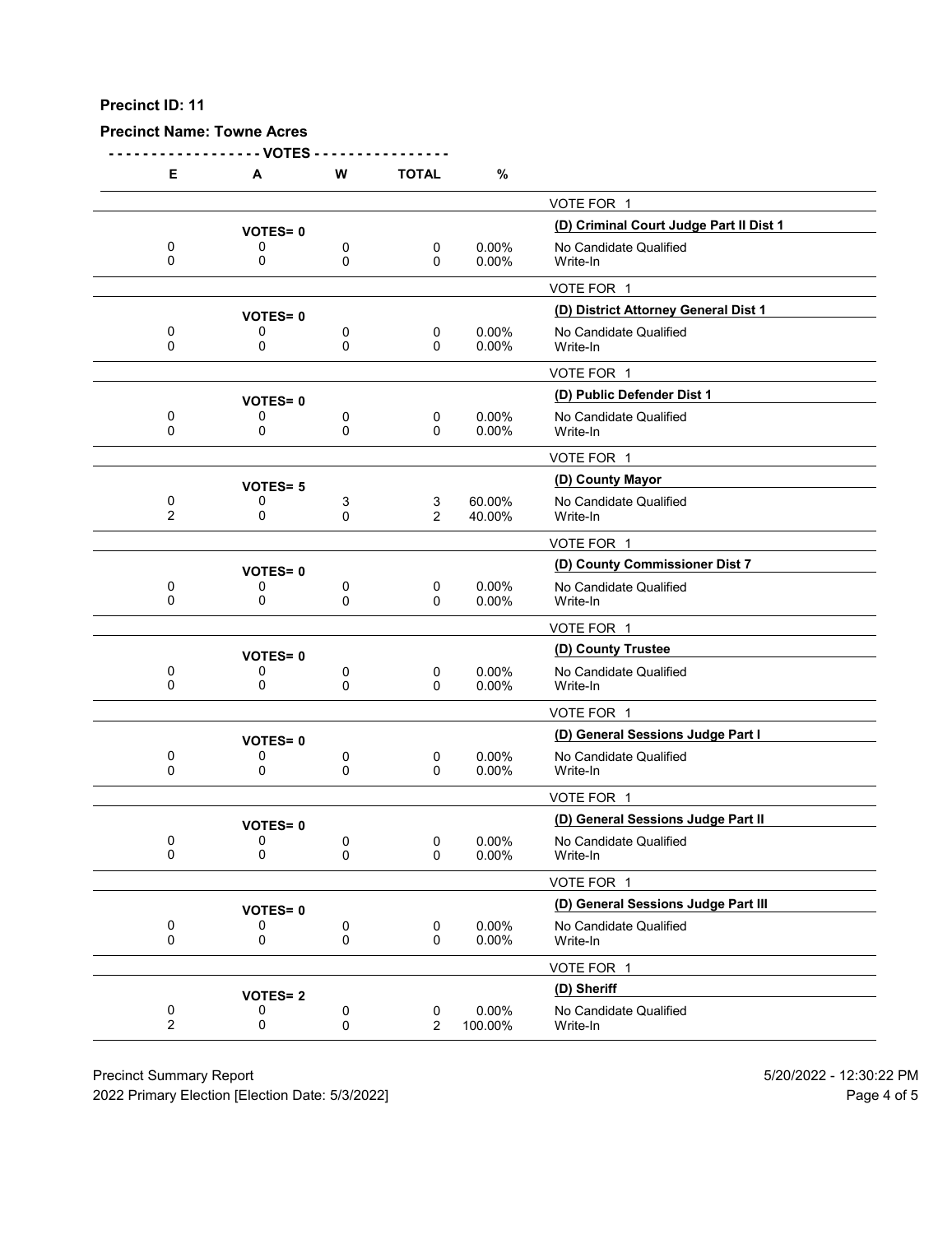**Precinct ID: 11**

**Precinct Name: Towne Acres**

| E | A | W | TOTAL | % | |
|---|---|---|---|---|---|
| | | | | | VOTE FOR 1 |
| | **VOTES= 0** | | | | **(D) Criminal Court Judge Part II Dist 1** |
| 0 | 0 | 0 | 0 | 0.00% | No Candidate Qualified |
| 0 | 0 | 0 | 0 | 0.00% | Write-In |
| | | | | | VOTE FOR 1 |
| | **VOTES= 0** | | | | **(D) District Attorney General Dist 1** |
| 0 | 0 | 0 | 0 | 0.00% | No Candidate Qualified |
| 0 | 0 | 0 | 0 | 0.00% | Write-In |
| | | | | | VOTE FOR 1 |
| | **VOTES= 0** | | | | **(D) Public Defender Dist 1** |
| 0 | 0 | 0 | 0 | 0.00% | No Candidate Qualified |
| 0 | 0 | 0 | 0 | 0.00% | Write-In |
| | | | | | VOTE FOR 1 |
| | **VOTES= 5** | | | | **(D) County Mayor** |
| 0 | 0 | 3 | 3 | 60.00% | No Candidate Qualified |
| 2 | 0 | 0 | 2 | 40.00% | Write-In |
| | | | | | VOTE FOR 1 |
| | **VOTES= 0** | | | | **(D) County Commissioner Dist 7** |
| 0 | 0 | 0 | 0 | 0.00% | No Candidate Qualified |
| 0 | 0 | 0 | 0 | 0.00% | Write-In |
| | | | | | VOTE FOR 1 |
| | **VOTES= 0** | | | | **(D) County Trustee** |
| 0 | 0 | 0 | 0 | 0.00% | No Candidate Qualified |
| 0 | 0 | 0 | 0 | 0.00% | Write-In |
| | | | | | VOTE FOR 1 |
| | **VOTES= 0** | | | | **(D) General Sessions Judge Part I** |
| 0 | 0 | 0 | 0 | 0.00% | No Candidate Qualified |
| 0 | 0 | 0 | 0 | 0.00% | Write-In |
| | | | | | VOTE FOR 1 |
| | **VOTES= 0** | | | | **(D) General Sessions Judge Part II** |
| 0 | 0 | 0 | 0 | 0.00% | No Candidate Qualified |
| 0 | 0 | 0 | 0 | 0.00% | Write-In |
| | | | | | VOTE FOR 1 |
| | **VOTES= 0** | | | | **(D) General Sessions Judge Part III** |
| 0 | 0 | 0 | 0 | 0.00% | No Candidate Qualified |
| 0 | 0 | 0 | 0 | 0.00% | Write-In |
| | | | | | VOTE FOR 1 |
| | **VOTES= 2** | | | | **(D) Sheriff** |
| 0 | 0 | 0 | 0 | 0.00% | No Candidate Qualified |
| 2 | 0 | 0 | 2 | 100.00% | Write-In |

Precinct Summary Report — 5/20/2022 - 12:30:22 PM

2022 Primary Election [Election Date: 5/3/2022]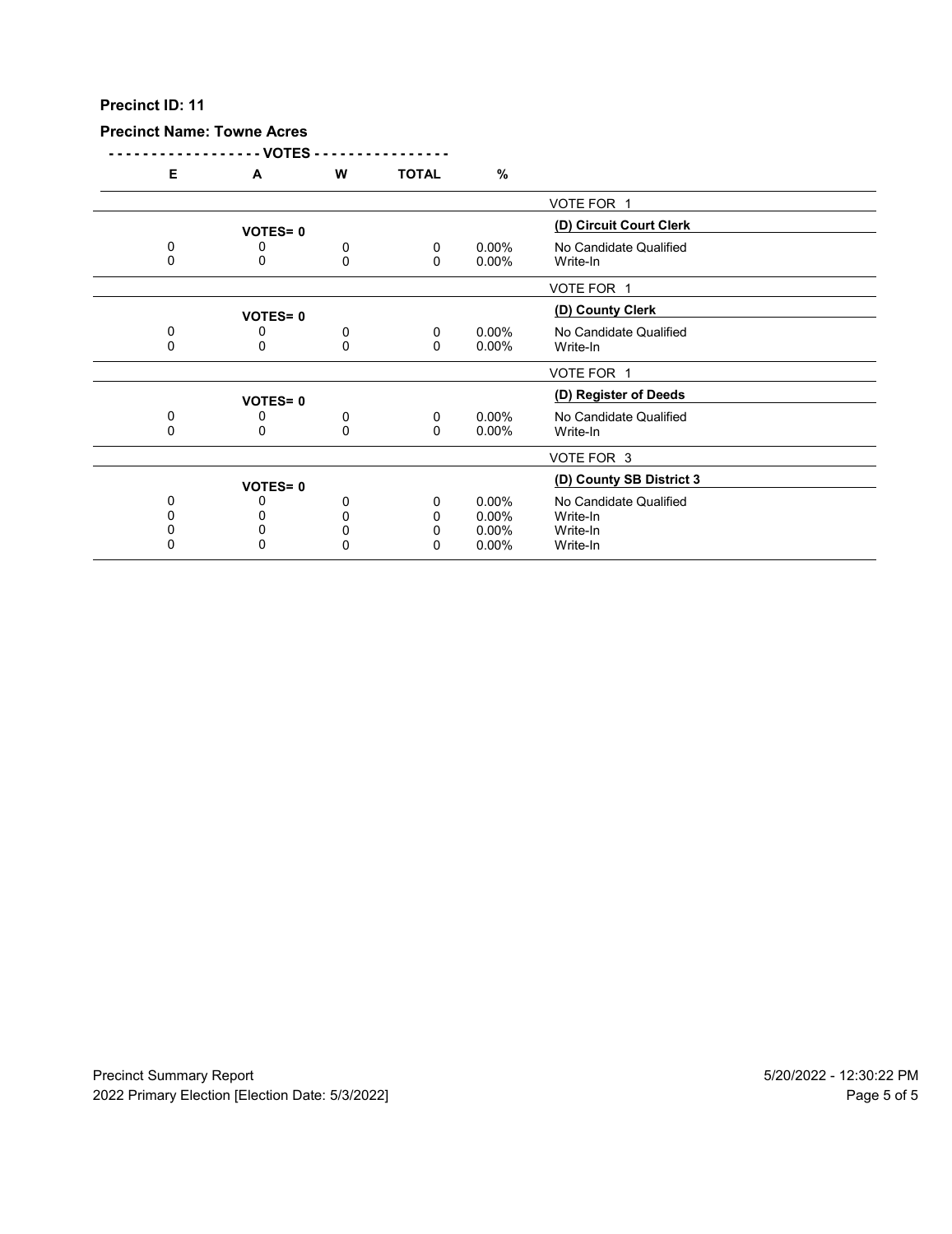**Precinct ID: 11**

**Precinct Name: Towne Acres**

| E | A | W | TOTAL | % | |
|---|---|---|---|---|---|
| | | | | | VOTE FOR 1 |
| | **VOTES= 0** | | | | **(D) Circuit Court Clerk** |
| 0 | 0 | 0 | 0 | 0.00% | No Candidate Qualified |
| 0 | 0 | 0 | 0 | 0.00% | Write-In |
| | | | | | VOTE FOR 1 |
| | **VOTES= 0** | | | | **(D) County Clerk** |
| 0 | 0 | 0 | 0 | 0.00% | No Candidate Qualified |
| 0 | 0 | 0 | 0 | 0.00% | Write-In |
| | | | | | VOTE FOR 1 |
| | **VOTES= 0** | | | | **(D) Register of Deeds** |
| 0 | 0 | 0 | 0 | 0.00% | No Candidate Qualified |
| 0 | 0 | 0 | 0 | 0.00% | Write-In |
| | | | | | VOTE FOR 3 |
| | **VOTES= 0** | | | | **(D) County SB District 3** |
| 0 | 0 | 0 | 0 | 0.00% | No Candidate Qualified |
| 0 | 0 | 0 | 0 | 0.00% | Write-In |
| 0 | 0 | 0 | 0 | 0.00% | Write-In |
| 0 | 0 | 0 | 0 | 0.00% | Write-In |

Precinct Summary Report — 5/20/2022 - 12:30:22 PM

2022 Primary Election [Election Date: 5/3/2022]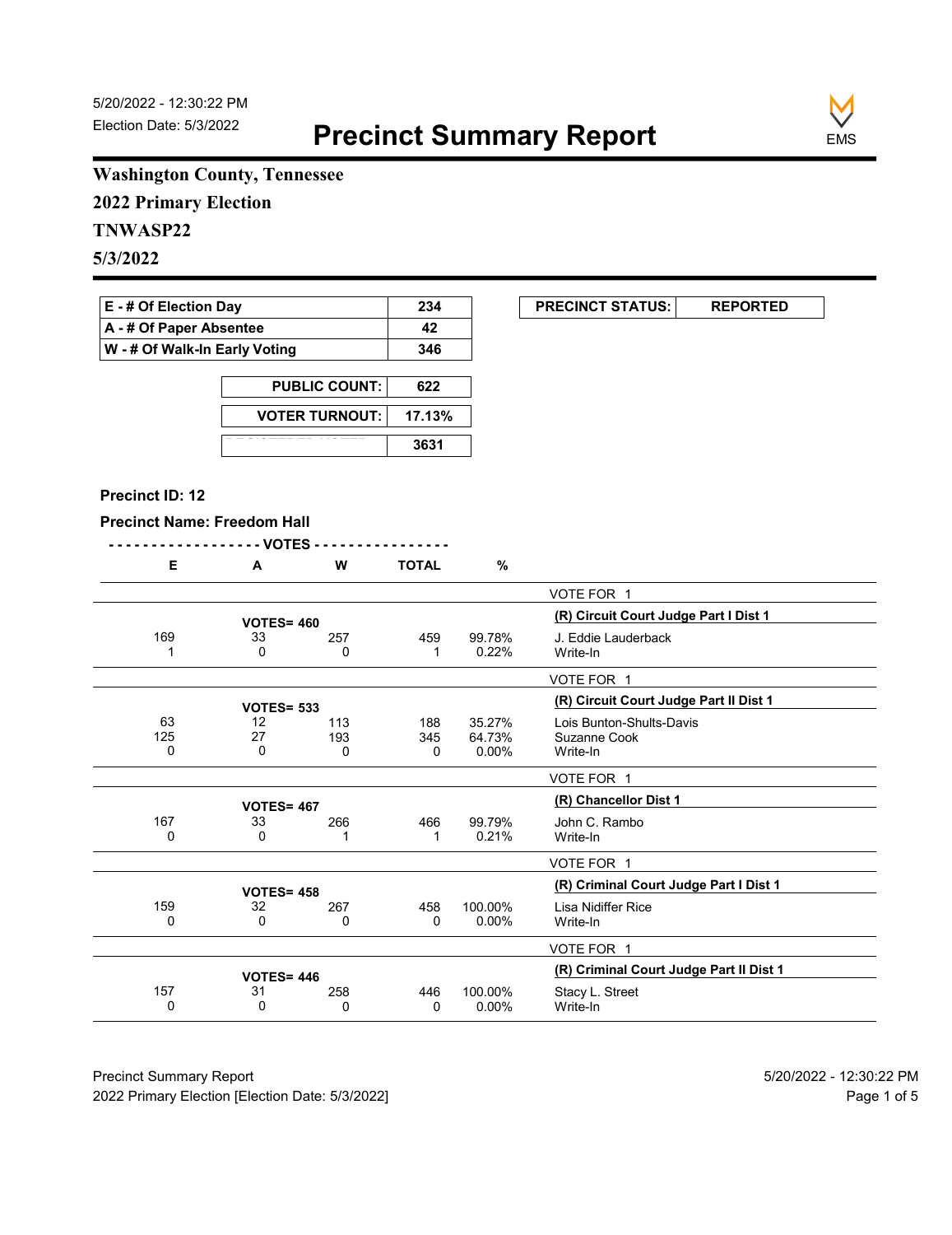5/20/2022 - 12:30:22 PM
Election Date: 5/3/2022

# Precinct Summary Report

EMS

**Washington County, Tennessee**
**2022 Primary Election**
**TNWASP22**
**5/3/2022**

| | |
|---|---|
| **E - # Of Election Day** | **234** |
| **A - # Of Paper Absentee** | **42** |
| **W - # Of Walk-In Early Voting** | **346** |

| | |
|---|---|
| **PUBLIC COUNT:** | **622** |
| **VOTER TURNOUT:** | **17.13%** |
| | **3631** |

| | |
|---|---|
| **PRECINCT STATUS:** | **REPORTED** |

**Precinct ID: 12**

**Precinct Name: Freedom Hall**

| E | A | W | TOTAL | % | |
|---|---|---|---|---|---|
| | | | | | VOTE FOR 1 |
| | **VOTES= 460** | | | | **(R) Circuit Court Judge Part I Dist 1** |
| 169 | 33 | 257 | 459 | 99.78% | J. Eddie Lauderback |
| 1 | 0 | 0 | 1 | 0.22% | Write-In |
| | | | | | VOTE FOR 1 |
| | **VOTES= 533** | | | | **(R) Circuit Court Judge Part II Dist 1** |
| 63 | 12 | 113 | 188 | 35.27% | Lois Bunton-Shults-Davis |
| 125 | 27 | 193 | 345 | 64.73% | Suzanne Cook |
| 0 | 0 | 0 | 0 | 0.00% | Write-In |
| | | | | | VOTE FOR 1 |
| | **VOTES= 467** | | | | **(R) Chancellor Dist 1** |
| 167 | 33 | 266 | 466 | 99.79% | John C. Rambo |
| 0 | 0 | 1 | 1 | 0.21% | Write-In |
| | | | | | VOTE FOR 1 |
| | **VOTES= 458** | | | | **(R) Criminal Court Judge Part I Dist 1** |
| 159 | 32 | 267 | 458 | 100.00% | Lisa Nidiffer Rice |
| 0 | 0 | 0 | 0 | 0.00% | Write-In |
| | | | | | VOTE FOR 1 |
| | **VOTES= 446** | | | | **(R) Criminal Court Judge Part II Dist 1** |
| 157 | 31 | 258 | 446 | 100.00% | Stacy L. Street |
| 0 | 0 | 0 | 0 | 0.00% | Write-In |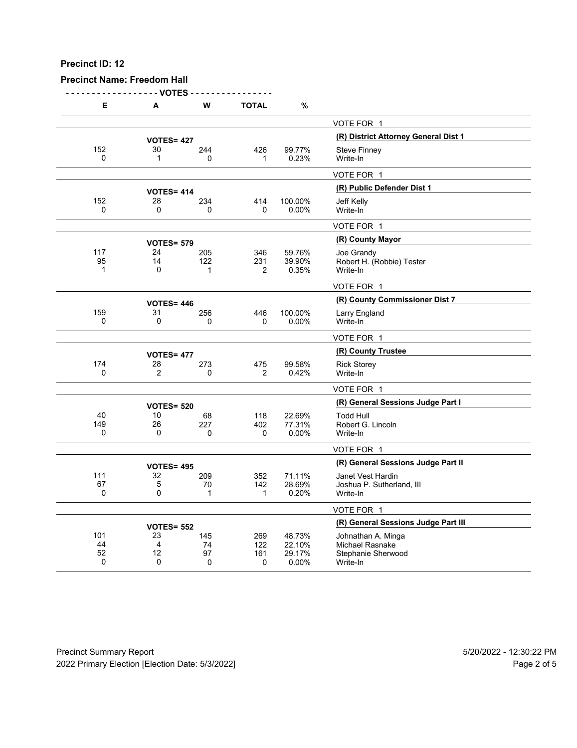**Precinct ID: 12**

**Precinct Name: Freedom Hall**

| E | A | W | TOTAL | % | |
|---|---|---|---|---|---|
| | | | | | VOTE FOR 1 |
| | **VOTES= 427** | | | | **(R) District Attorney General Dist 1** |
| 152 | 30 | 244 | 426 | 99.77% | Steve Finney |
| 0 | 1 | 0 | 1 | 0.23% | Write-In |
| | | | | | VOTE FOR 1 |
| | **VOTES= 414** | | | | **(R) Public Defender Dist 1** |
| 152 | 28 | 234 | 414 | 100.00% | Jeff Kelly |
| 0 | 0 | 0 | 0 | 0.00% | Write-In |
| | | | | | VOTE FOR 1 |
| | **VOTES= 579** | | | | **(R) County Mayor** |
| 117 | 24 | 205 | 346 | 59.76% | Joe Grandy |
| 95 | 14 | 122 | 231 | 39.90% | Robert H. (Robbie) Tester |
| 1 | 0 | 1 | 2 | 0.35% | Write-In |
| | | | | | VOTE FOR 1 |
| | **VOTES= 446** | | | | **(R) County Commissioner Dist 7** |
| 159 | 31 | 256 | 446 | 100.00% | Larry England |
| 0 | 0 | 0 | 0 | 0.00% | Write-In |
| | | | | | VOTE FOR 1 |
| | **VOTES= 477** | | | | **(R) County Trustee** |
| 174 | 28 | 273 | 475 | 99.58% | Rick Storey |
| 0 | 2 | 0 | 2 | 0.42% | Write-In |
| | | | | | VOTE FOR 1 |
| | **VOTES= 520** | | | | **(R) General Sessions Judge Part I** |
| 40 | 10 | 68 | 118 | 22.69% | Todd Hull |
| 149 | 26 | 227 | 402 | 77.31% | Robert G. Lincoln |
| 0 | 0 | 0 | 0 | 0.00% | Write-In |
| | | | | | VOTE FOR 1 |
| | **VOTES= 495** | | | | **(R) General Sessions Judge Part II** |
| 111 | 32 | 209 | 352 | 71.11% | Janet Vest Hardin |
| 67 | 5 | 70 | 142 | 28.69% | Joshua P. Sutherland, III |
| 0 | 0 | 1 | 1 | 0.20% | Write-In |
| | | | | | VOTE FOR 1 |
| | **VOTES= 552** | | | | **(R) General Sessions Judge Part III** |
| 101 | 23 | 145 | 269 | 48.73% | Johnathan A. Minga |
| 44 | 4 | 74 | 122 | 22.10% | Michael Rasnake |
| 52 | 12 | 97 | 161 | 29.17% | Stephanie Sherwood |
| 0 | 0 | 0 | 0 | 0.00% | Write-In |

Precinct Summary Report 5/20/2022 - 12:30:22 PM
2022 Primary Election [Election Date: 5/3/2022]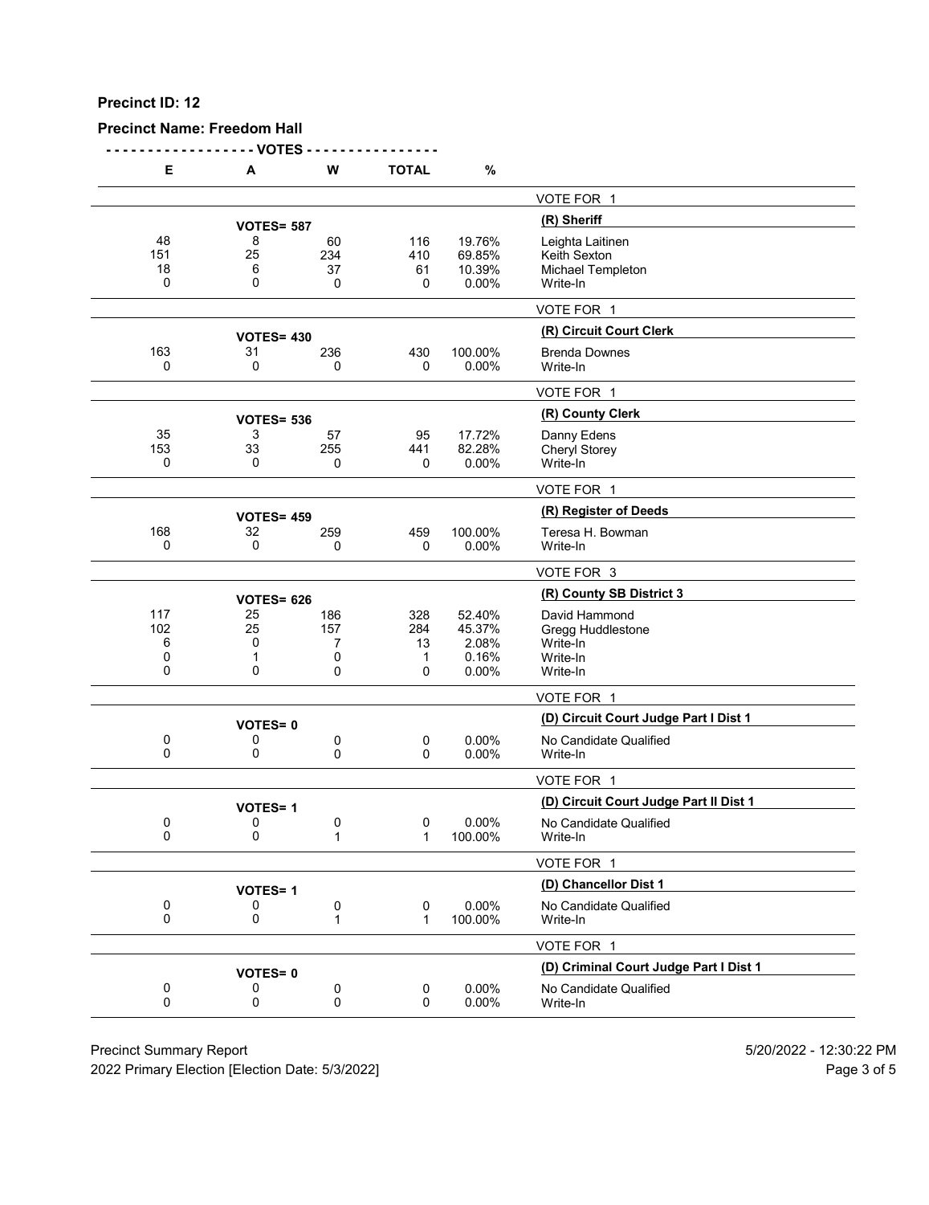**Precinct ID: 12**

**Precinct Name: Freedom Hall**

| E | A | W | TOTAL | % | |
|---|---|---|---|---|---|
| | | | | | VOTE FOR 1 |
| | **VOTES= 587** | | | | **(R) Sheriff** |
| 48 | 8 | 60 | 116 | 19.76% | Leighta Laitinen |
| 151 | 25 | 234 | 410 | 69.85% | Keith Sexton |
| 18 | 6 | 37 | 61 | 10.39% | Michael Templeton |
| 0 | 0 | 0 | 0 | 0.00% | Write-In |
| | | | | | VOTE FOR 1 |
| | **VOTES= 430** | | | | **(R) Circuit Court Clerk** |
| 163 | 31 | 236 | 430 | 100.00% | Brenda Downes |
| 0 | 0 | 0 | 0 | 0.00% | Write-In |
| | | | | | VOTE FOR 1 |
| | **VOTES= 536** | | | | **(R) County Clerk** |
| 35 | 3 | 57 | 95 | 17.72% | Danny Edens |
| 153 | 33 | 255 | 441 | 82.28% | Cheryl Storey |
| 0 | 0 | 0 | 0 | 0.00% | Write-In |
| | | | | | VOTE FOR 1 |
| | **VOTES= 459** | | | | **(R) Register of Deeds** |
| 168 | 32 | 259 | 459 | 100.00% | Teresa H. Bowman |
| 0 | 0 | 0 | 0 | 0.00% | Write-In |
| | | | | | VOTE FOR 3 |
| | **VOTES= 626** | | | | **(R) County SB District 3** |
| 117 | 25 | 186 | 328 | 52.40% | David Hammond |
| 102 | 25 | 157 | 284 | 45.37% | Gregg Huddlestone |
| 6 | 0 | 7 | 13 | 2.08% | Write-In |
| 0 | 1 | 0 | 1 | 0.16% | Write-In |
| 0 | 0 | 0 | 0 | 0.00% | Write-In |
| | | | | | VOTE FOR 1 |
| | **VOTES= 0** | | | | **(D) Circuit Court Judge Part I Dist 1** |
| 0 | 0 | 0 | 0 | 0.00% | No Candidate Qualified |
| 0 | 0 | 0 | 0 | 0.00% | Write-In |
| | | | | | VOTE FOR 1 |
| | **VOTES= 1** | | | | **(D) Circuit Court Judge Part II Dist 1** |
| 0 | 0 | 0 | 0 | 0.00% | No Candidate Qualified |
| 0 | 0 | 1 | 1 | 100.00% | Write-In |
| | | | | | VOTE FOR 1 |
| | **VOTES= 1** | | | | **(D) Chancellor Dist 1** |
| 0 | 0 | 0 | 0 | 0.00% | No Candidate Qualified |
| 0 | 0 | 1 | 1 | 100.00% | Write-In |
| | | | | | VOTE FOR 1 |
| | **VOTES= 0** | | | | **(D) Criminal Court Judge Part I Dist 1** |
| 0 | 0 | 0 | 0 | 0.00% | No Candidate Qualified |
| 0 | 0 | 0 | 0 | 0.00% | Write-In |

Precinct Summary Report — 5/20/2022 - 12:30:22 PM

2022 Primary Election [Election Date: 5/3/2022]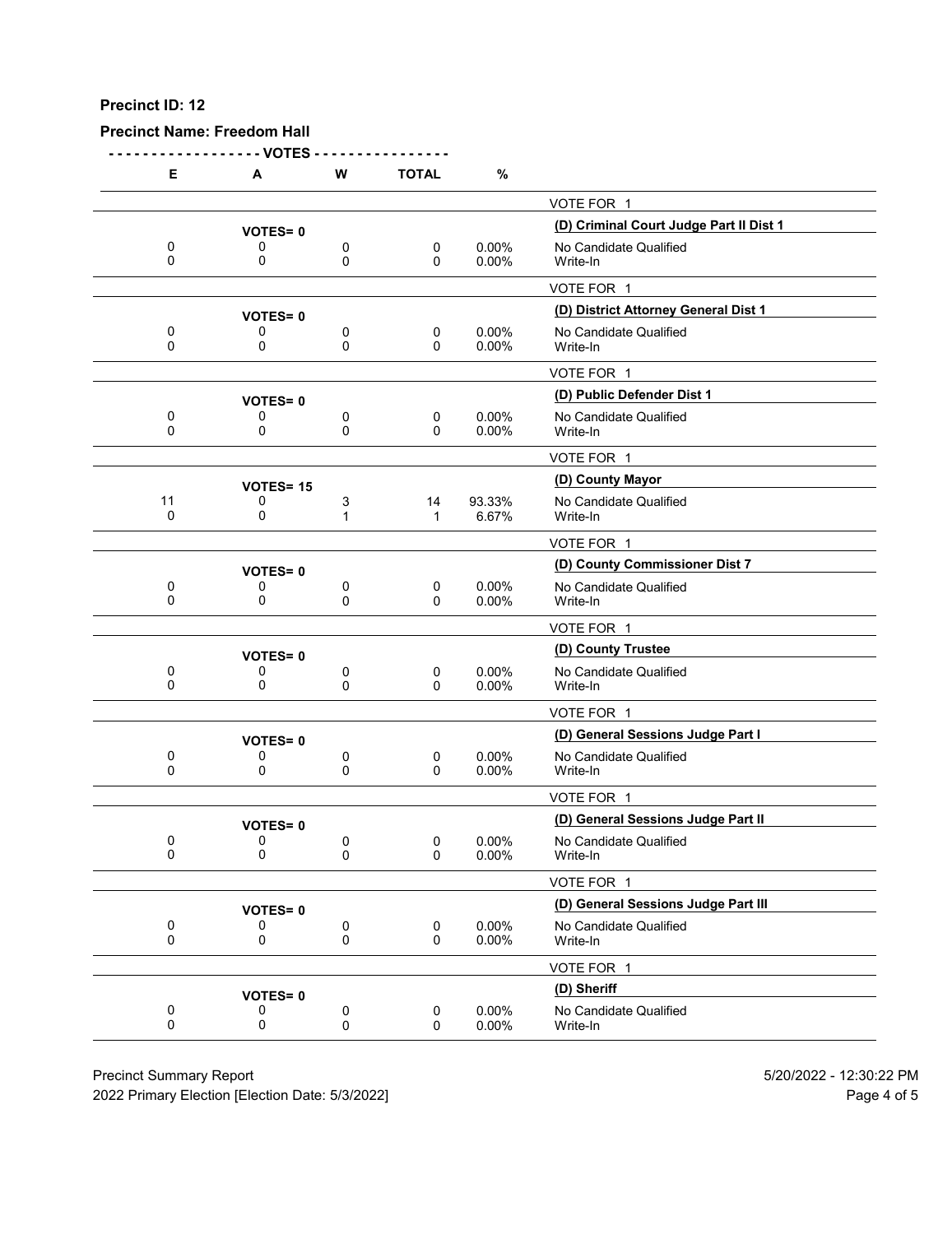**Precinct ID: 12**

**Precinct Name: Freedom Hall**

| E | A | W | TOTAL | % | |
|---|---|---|---|---|---|
| | | | | | VOTE FOR 1 |
| | **VOTES= 0** | | | | **(D) Criminal Court Judge Part II Dist 1** |
| 0 | 0 | 0 | 0 | 0.00% | No Candidate Qualified |
| 0 | 0 | 0 | 0 | 0.00% | Write-In |
| | | | | | VOTE FOR 1 |
| | **VOTES= 0** | | | | **(D) District Attorney General Dist 1** |
| 0 | 0 | 0 | 0 | 0.00% | No Candidate Qualified |
| 0 | 0 | 0 | 0 | 0.00% | Write-In |
| | | | | | VOTE FOR 1 |
| | **VOTES= 0** | | | | **(D) Public Defender Dist 1** |
| 0 | 0 | 0 | 0 | 0.00% | No Candidate Qualified |
| 0 | 0 | 0 | 0 | 0.00% | Write-In |
| | | | | | VOTE FOR 1 |
| | **VOTES= 15** | | | | **(D) County Mayor** |
| 11 | 0 | 3 | 14 | 93.33% | No Candidate Qualified |
| 0 | 0 | 1 | 1 | 6.67% | Write-In |
| | | | | | VOTE FOR 1 |
| | **VOTES= 0** | | | | **(D) County Commissioner Dist 7** |
| 0 | 0 | 0 | 0 | 0.00% | No Candidate Qualified |
| 0 | 0 | 0 | 0 | 0.00% | Write-In |
| | | | | | VOTE FOR 1 |
| | **VOTES= 0** | | | | **(D) County Trustee** |
| 0 | 0 | 0 | 0 | 0.00% | No Candidate Qualified |
| 0 | 0 | 0 | 0 | 0.00% | Write-In |
| | | | | | VOTE FOR 1 |
| | **VOTES= 0** | | | | **(D) General Sessions Judge Part I** |
| 0 | 0 | 0 | 0 | 0.00% | No Candidate Qualified |
| 0 | 0 | 0 | 0 | 0.00% | Write-In |
| | | | | | VOTE FOR 1 |
| | **VOTES= 0** | | | | **(D) General Sessions Judge Part II** |
| 0 | 0 | 0 | 0 | 0.00% | No Candidate Qualified |
| 0 | 0 | 0 | 0 | 0.00% | Write-In |
| | | | | | VOTE FOR 1 |
| | **VOTES= 0** | | | | **(D) General Sessions Judge Part III** |
| 0 | 0 | 0 | 0 | 0.00% | No Candidate Qualified |
| 0 | 0 | 0 | 0 | 0.00% | Write-In |
| | | | | | VOTE FOR 1 |
| | **VOTES= 0** | | | | **(D) Sheriff** |
| 0 | 0 | 0 | 0 | 0.00% | No Candidate Qualified |
| 0 | 0 | 0 | 0 | 0.00% | Write-In |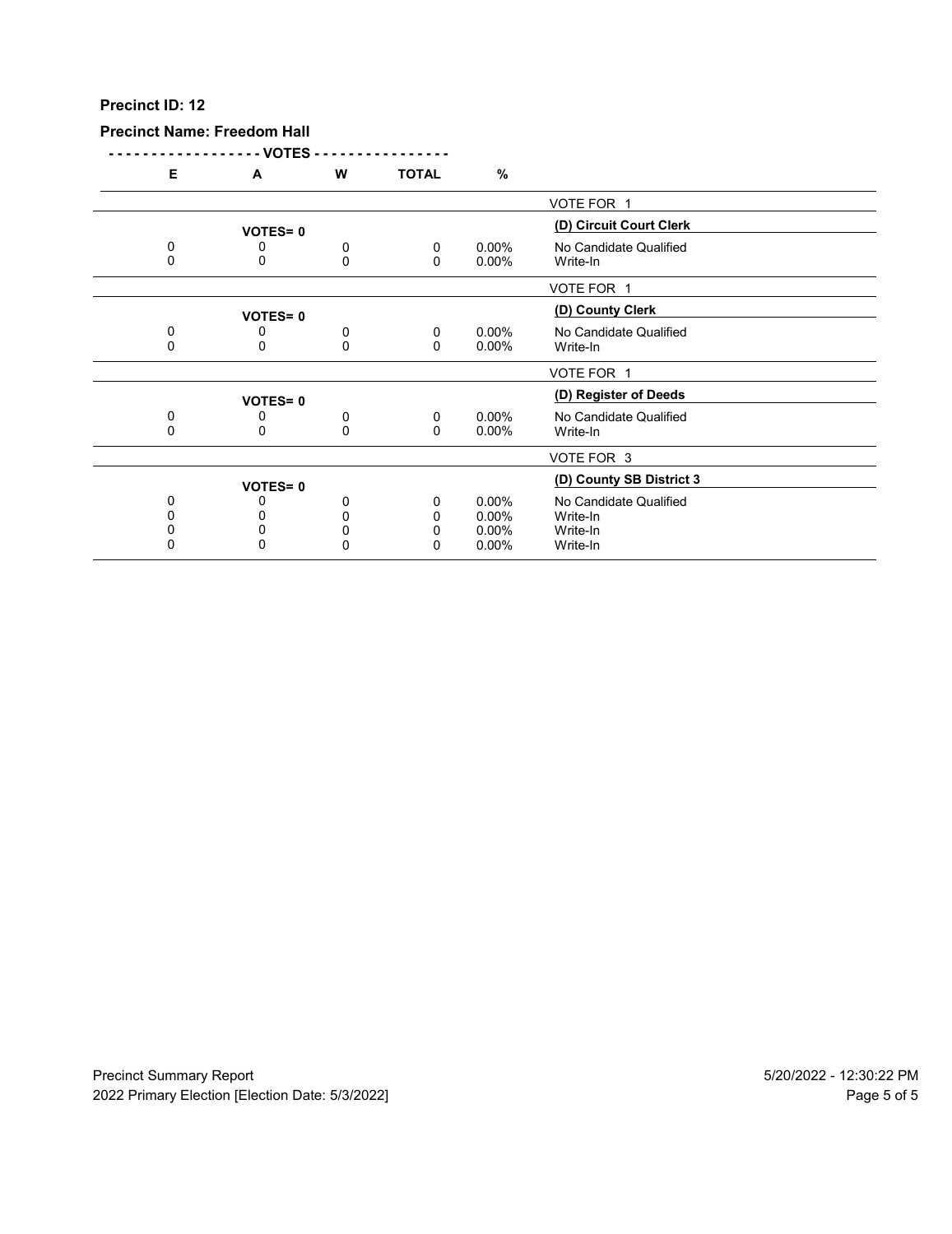**Precinct ID: 12**

**Precinct Name: Freedom Hall**

| E | A | W | TOTAL | % | |
|---|---|---|---|---|---|
| | | | | | VOTE FOR 1 |
| | **VOTES= 0** | | | | **(D) Circuit Court Clerk** |
| 0 | 0 | 0 | 0 | 0.00% | No Candidate Qualified |
| 0 | 0 | 0 | 0 | 0.00% | Write-In |
| | | | | | VOTE FOR 1 |
| | **VOTES= 0** | | | | **(D) County Clerk** |
| 0 | 0 | 0 | 0 | 0.00% | No Candidate Qualified |
| 0 | 0 | 0 | 0 | 0.00% | Write-In |
| | | | | | VOTE FOR 1 |
| | **VOTES= 0** | | | | **(D) Register of Deeds** |
| 0 | 0 | 0 | 0 | 0.00% | No Candidate Qualified |
| 0 | 0 | 0 | 0 | 0.00% | Write-In |
| | | | | | VOTE FOR 3 |
| | **VOTES= 0** | | | | **(D) County SB District 3** |
| 0 | 0 | 0 | 0 | 0.00% | No Candidate Qualified |
| 0 | 0 | 0 | 0 | 0.00% | Write-In |
| 0 | 0 | 0 | 0 | 0.00% | Write-In |
| 0 | 0 | 0 | 0 | 0.00% | Write-In |

Precinct Summary Report
2022 Primary Election [Election Date: 5/3/2022]

5/20/2022 - 12:30:22 PM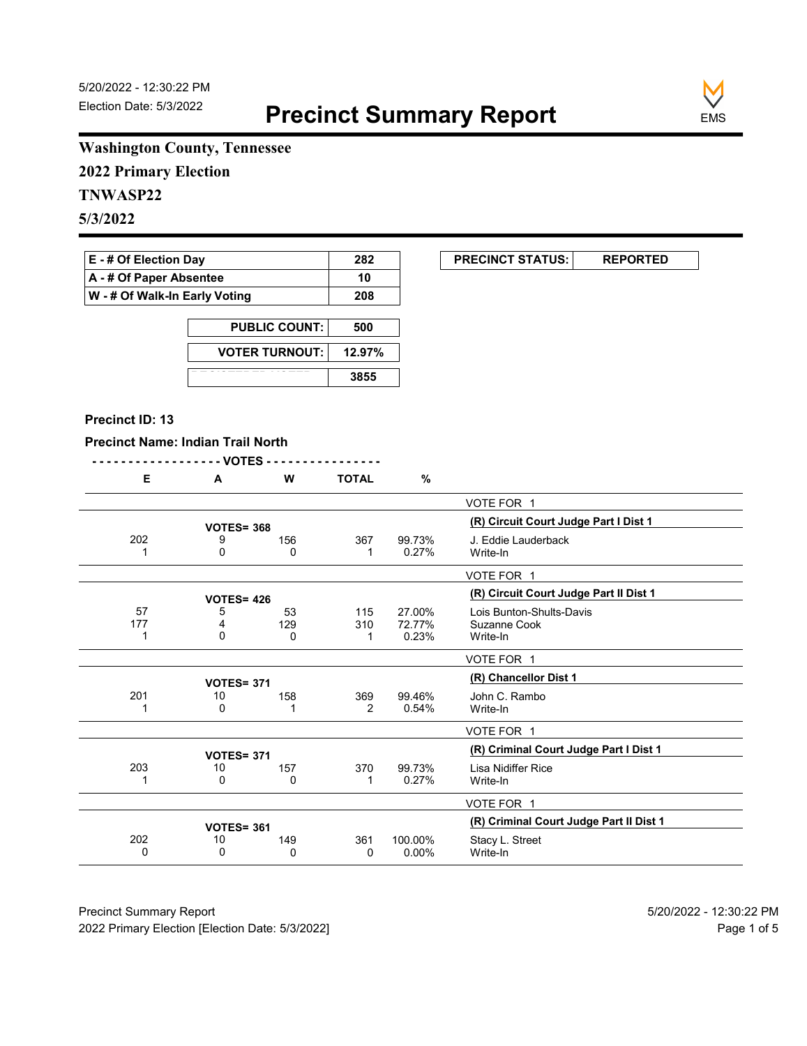5/20/2022 - 12:30:22 PM
Election Date: 5/3/2022

# Precinct Summary Report

EMS

**Washington County, Tennessee**

**2022 Primary Election**

**TNWASP22**

**5/3/2022**

| | |
|---|---|
| E - # Of Election Day | 282 |
| A - # Of Paper Absentee | 10 |
| W - # Of Walk-In Early Voting | 208 |

| | |
|---|---|
| PUBLIC COUNT: | 500 |
| VOTER TURNOUT: | 12.97% |
| | 3855 |

| PRECINCT STATUS: | REPORTED |
|---|---|

**Precinct ID: 13**

**Precinct Name: Indian Trail North**

| E | A | W | TOTAL | % | |
|---|---|---|---|---|---|
| | | | | | VOTE FOR 1 |
| | VOTES= 368 | | | | **(R) Circuit Court Judge Part I Dist 1** |
| 202 | 9 | 156 | 367 | 99.73% | J. Eddie Lauderback |
| 1 | 0 | 0 | 1 | 0.27% | Write-In |
| | | | | | VOTE FOR 1 |
| | VOTES= 426 | | | | **(R) Circuit Court Judge Part II Dist 1** |
| 57 | 5 | 53 | 115 | 27.00% | Lois Bunton-Shults-Davis |
| 177 | 4 | 129 | 310 | 72.77% | Suzanne Cook |
| 1 | 0 | 0 | 1 | 0.23% | Write-In |
| | | | | | VOTE FOR 1 |
| | VOTES= 371 | | | | **(R) Chancellor Dist 1** |
| 201 | 10 | 158 | 369 | 99.46% | John C. Rambo |
| 1 | 0 | 1 | 2 | 0.54% | Write-In |
| | | | | | VOTE FOR 1 |
| | VOTES= 371 | | | | **(R) Criminal Court Judge Part I Dist 1** |
| 203 | 10 | 157 | 370 | 99.73% | Lisa Nidiffer Rice |
| 1 | 0 | 0 | 1 | 0.27% | Write-In |
| | | | | | VOTE FOR 1 |
| | VOTES= 361 | | | | **(R) Criminal Court Judge Part II Dist 1** |
| 202 | 10 | 149 | 361 | 100.00% | Stacy L. Street |
| 0 | 0 | 0 | 0 | 0.00% | Write-In |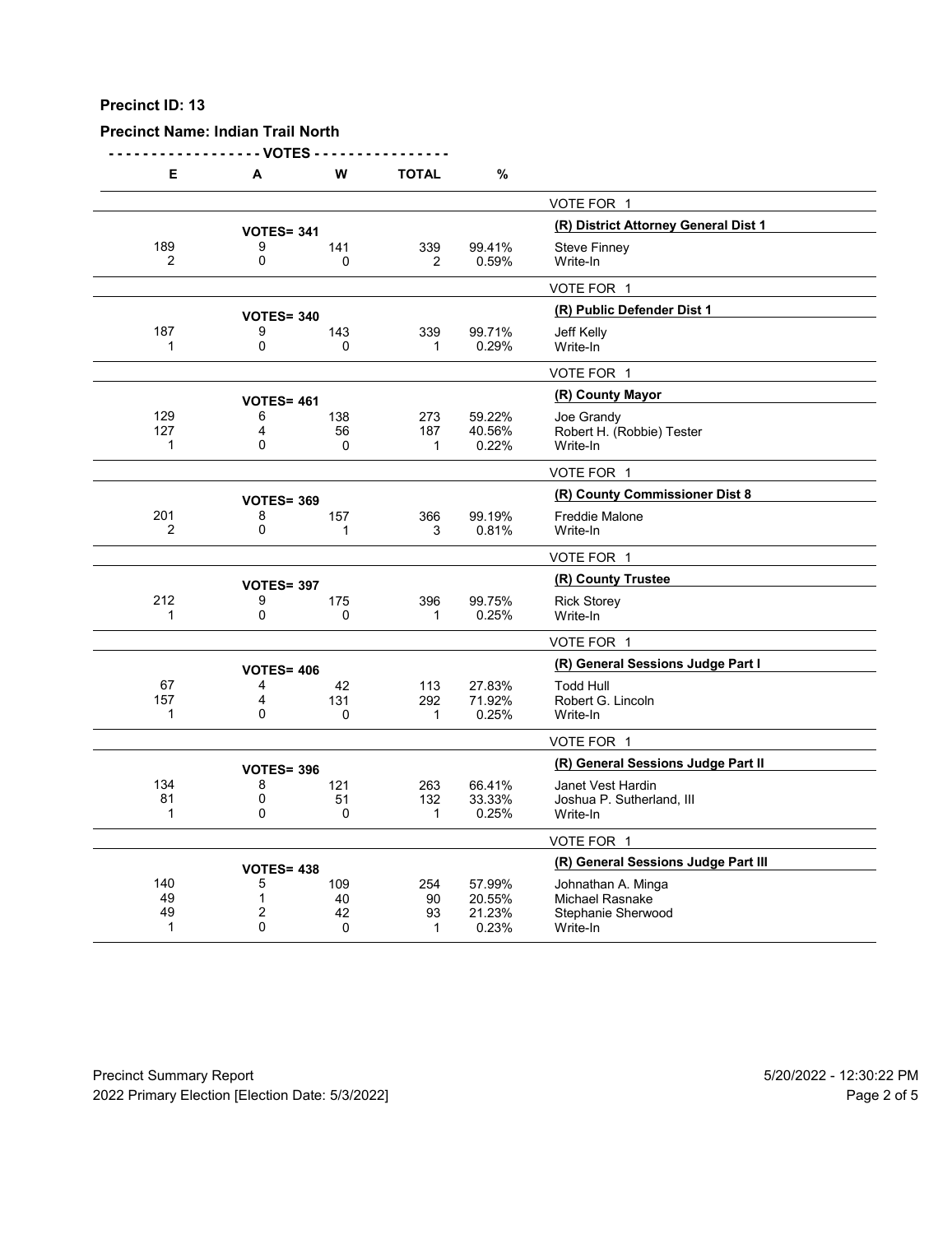**Precinct ID: 13**

**Precinct Name: Indian Trail North**

| E | A | W | TOTAL | % | |
|---|---|---|---|---|---|
| | | | | | VOTE FOR 1 |
| | VOTES= 341 | | | | **(R) District Attorney General Dist 1** |
| 189 | 9 | 141 | 339 | 99.41% | Steve Finney |
| 2 | 0 | 0 | 2 | 0.59% | Write-In |
| | | | | | VOTE FOR 1 |
| | VOTES= 340 | | | | **(R) Public Defender Dist 1** |
| 187 | 9 | 143 | 339 | 99.71% | Jeff Kelly |
| 1 | 0 | 0 | 1 | 0.29% | Write-In |
| | | | | | VOTE FOR 1 |
| | VOTES= 461 | | | | **(R) County Mayor** |
| 129 | 6 | 138 | 273 | 59.22% | Joe Grandy |
| 127 | 4 | 56 | 187 | 40.56% | Robert H. (Robbie) Tester |
| 1 | 0 | 0 | 1 | 0.22% | Write-In |
| | | | | | VOTE FOR 1 |
| | VOTES= 369 | | | | **(R) County Commissioner Dist 8** |
| 201 | 8 | 157 | 366 | 99.19% | Freddie Malone |
| 2 | 0 | 1 | 3 | 0.81% | Write-In |
| | | | | | VOTE FOR 1 |
| | VOTES= 397 | | | | **(R) County Trustee** |
| 212 | 9 | 175 | 396 | 99.75% | Rick Storey |
| 1 | 0 | 0 | 1 | 0.25% | Write-In |
| | | | | | VOTE FOR 1 |
| | VOTES= 406 | | | | **(R) General Sessions Judge Part I** |
| 67 | 4 | 42 | 113 | 27.83% | Todd Hull |
| 157 | 4 | 131 | 292 | 71.92% | Robert G. Lincoln |
| 1 | 0 | 0 | 1 | 0.25% | Write-In |
| | | | | | VOTE FOR 1 |
| | VOTES= 396 | | | | **(R) General Sessions Judge Part II** |
| 134 | 8 | 121 | 263 | 66.41% | Janet Vest Hardin |
| 81 | 0 | 51 | 132 | 33.33% | Joshua P. Sutherland, III |
| 1 | 0 | 0 | 1 | 0.25% | Write-In |
| | | | | | VOTE FOR 1 |
| | VOTES= 438 | | | | **(R) General Sessions Judge Part III** |
| 140 | 5 | 109 | 254 | 57.99% | Johnathan A. Minga |
| 49 | 1 | 40 | 90 | 20.55% | Michael Rasnake |
| 49 | 2 | 42 | 93 | 21.23% | Stephanie Sherwood |
| 1 | 0 | 0 | 1 | 0.23% | Write-In |

Precinct Summary Report — 5/20/2022 - 12:30:22 PM

2022 Primary Election [Election Date: 5/3/2022]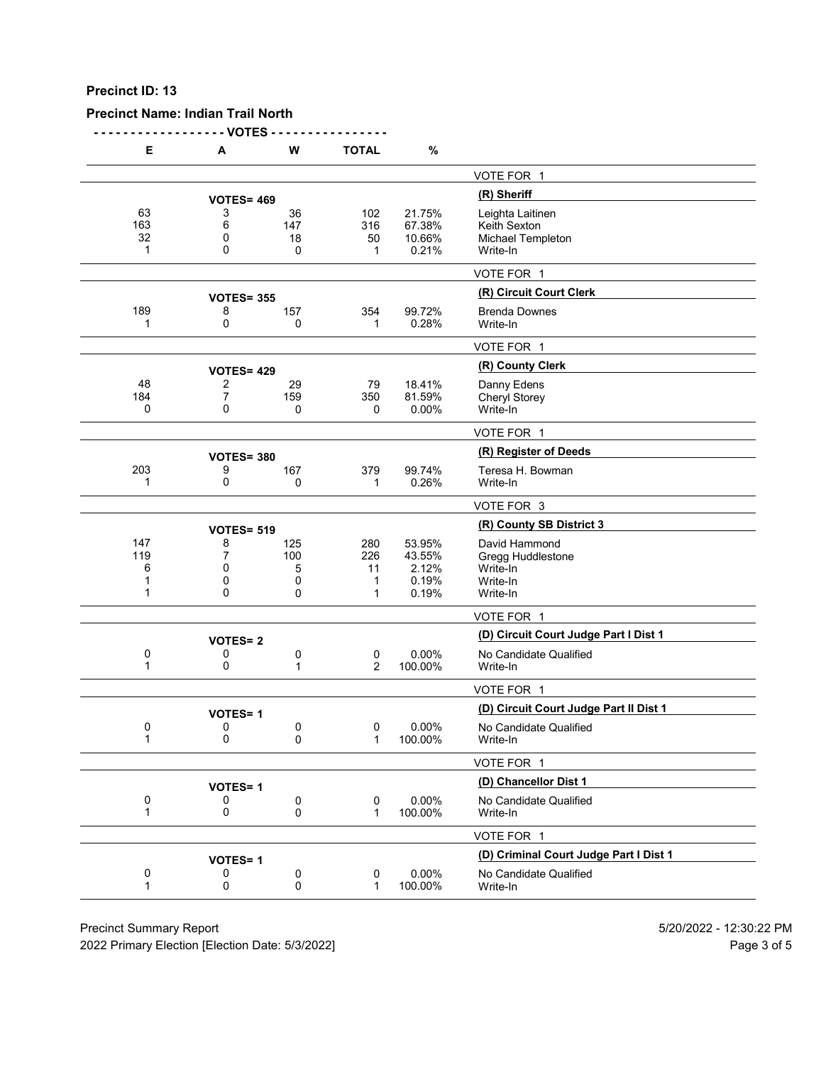**Precinct ID: 13**

**Precinct Name: Indian Trail North**

| E | A | W | TOTAL | % | |
|---|---|---|---|---|---|
| | | | | | VOTE FOR 1 |
| | **VOTES= 469** | | | | **(R) Sheriff** |
| 63 | 3 | 36 | 102 | 21.75% | Leighta Laitinen |
| 163 | 6 | 147 | 316 | 67.38% | Keith Sexton |
| 32 | 0 | 18 | 50 | 10.66% | Michael Templeton |
| 1 | 0 | 0 | 1 | 0.21% | Write-In |
| | | | | | VOTE FOR 1 |
| | **VOTES= 355** | | | | **(R) Circuit Court Clerk** |
| 189 | 8 | 157 | 354 | 99.72% | Brenda Downes |
| 1 | 0 | 0 | 1 | 0.28% | Write-In |
| | | | | | VOTE FOR 1 |
| | **VOTES= 429** | | | | **(R) County Clerk** |
| 48 | 2 | 29 | 79 | 18.41% | Danny Edens |
| 184 | 7 | 159 | 350 | 81.59% | Cheryl Storey |
| 0 | 0 | 0 | 0 | 0.00% | Write-In |
| | | | | | VOTE FOR 1 |
| | **VOTES= 380** | | | | **(R) Register of Deeds** |
| 203 | 9 | 167 | 379 | 99.74% | Teresa H. Bowman |
| 1 | 0 | 0 | 1 | 0.26% | Write-In |
| | | | | | VOTE FOR 3 |
| | **VOTES= 519** | | | | **(R) County SB District 3** |
| 147 | 8 | 125 | 280 | 53.95% | David Hammond |
| 119 | 7 | 100 | 226 | 43.55% | Gregg Huddlestone |
| 6 | 0 | 5 | 11 | 2.12% | Write-In |
| 1 | 0 | 0 | 1 | 0.19% | Write-In |
| 1 | 0 | 0 | 1 | 0.19% | Write-In |
| | | | | | VOTE FOR 1 |
| | **VOTES= 2** | | | | **(D) Circuit Court Judge Part I Dist 1** |
| 0 | 0 | 0 | 0 | 0.00% | No Candidate Qualified |
| 1 | 0 | 1 | 2 | 100.00% | Write-In |
| | | | | | VOTE FOR 1 |
| | **VOTES= 1** | | | | **(D) Circuit Court Judge Part II Dist 1** |
| 0 | 0 | 0 | 0 | 0.00% | No Candidate Qualified |
| 1 | 0 | 0 | 1 | 100.00% | Write-In |
| | | | | | VOTE FOR 1 |
| | **VOTES= 1** | | | | **(D) Chancellor Dist 1** |
| 0 | 0 | 0 | 0 | 0.00% | No Candidate Qualified |
| 1 | 0 | 0 | 1 | 100.00% | Write-In |
| | | | | | VOTE FOR 1 |
| | **VOTES= 1** | | | | **(D) Criminal Court Judge Part I Dist 1** |
| 0 | 0 | 0 | 0 | 0.00% | No Candidate Qualified |
| 1 | 0 | 0 | 1 | 100.00% | Write-In |

Precinct Summary Report — 5/20/2022 - 12:30:22 PM

2022 Primary Election [Election Date: 5/3/2022]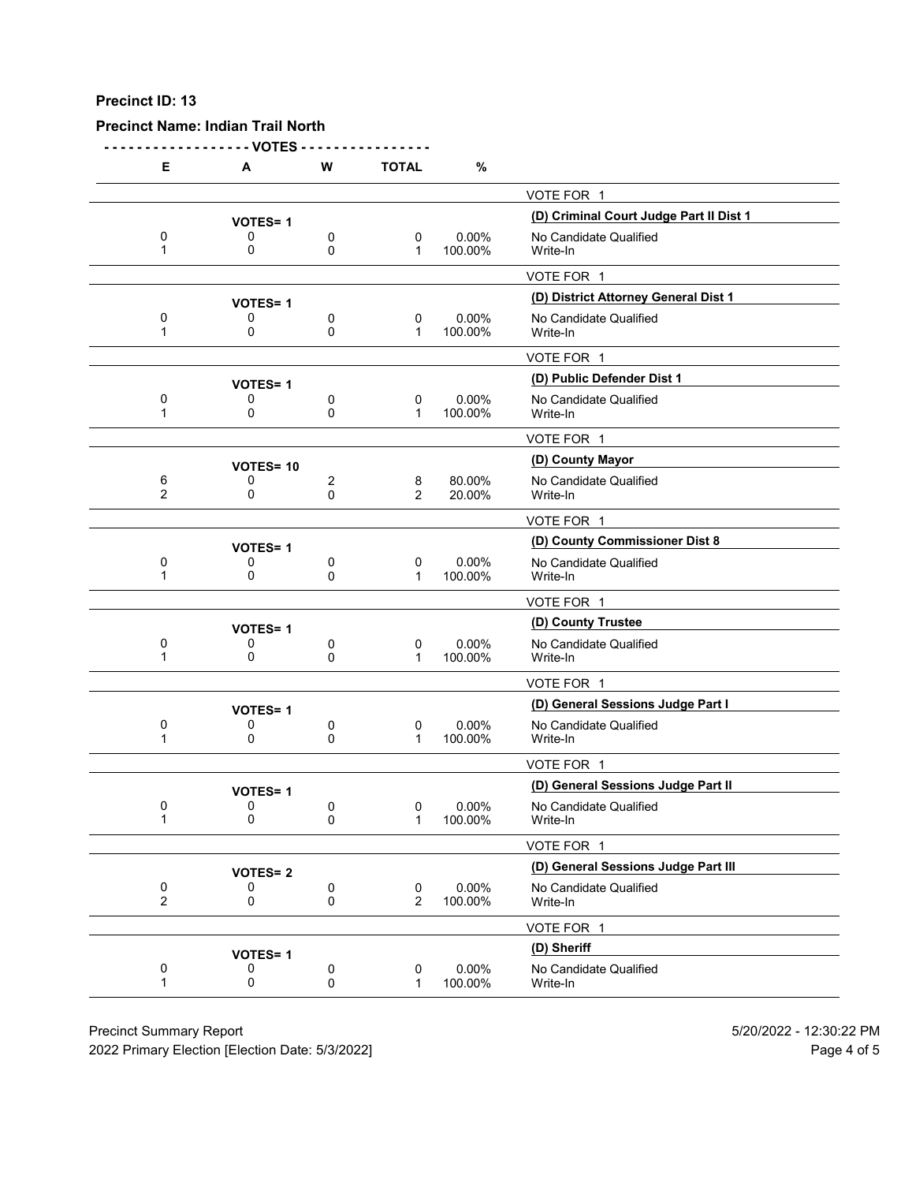**Precinct ID: 13**

**Precinct Name: Indian Trail North**

| E | A | W | TOTAL | % | |
|---|---|---|---|---|---|
| | | | | | VOTE FOR 1 |
| | **VOTES= 1** | | | | **(D) Criminal Court Judge Part II Dist 1** |
| 0 | 0 | 0 | 0 | 0.00% | No Candidate Qualified |
| 1 | 0 | 0 | 1 | 100.00% | Write-In |
| | | | | | VOTE FOR 1 |
| | **VOTES= 1** | | | | **(D) District Attorney General Dist 1** |
| 0 | 0 | 0 | 0 | 0.00% | No Candidate Qualified |
| 1 | 0 | 0 | 1 | 100.00% | Write-In |
| | | | | | VOTE FOR 1 |
| | **VOTES= 1** | | | | **(D) Public Defender Dist 1** |
| 0 | 0 | 0 | 0 | 0.00% | No Candidate Qualified |
| 1 | 0 | 0 | 1 | 100.00% | Write-In |
| | | | | | VOTE FOR 1 |
| | **VOTES= 10** | | | | **(D) County Mayor** |
| 6 | 0 | 2 | 8 | 80.00% | No Candidate Qualified |
| 2 | 0 | 0 | 2 | 20.00% | Write-In |
| | | | | | VOTE FOR 1 |
| | **VOTES= 1** | | | | **(D) County Commissioner Dist 8** |
| 0 | 0 | 0 | 0 | 0.00% | No Candidate Qualified |
| 1 | 0 | 0 | 1 | 100.00% | Write-In |
| | | | | | VOTE FOR 1 |
| | **VOTES= 1** | | | | **(D) County Trustee** |
| 0 | 0 | 0 | 0 | 0.00% | No Candidate Qualified |
| 1 | 0 | 0 | 1 | 100.00% | Write-In |
| | | | | | VOTE FOR 1 |
| | **VOTES= 1** | | | | **(D) General Sessions Judge Part I** |
| 0 | 0 | 0 | 0 | 0.00% | No Candidate Qualified |
| 1 | 0 | 0 | 1 | 100.00% | Write-In |
| | | | | | VOTE FOR 1 |
| | **VOTES= 1** | | | | **(D) General Sessions Judge Part II** |
| 0 | 0 | 0 | 0 | 0.00% | No Candidate Qualified |
| 1 | 0 | 0 | 1 | 100.00% | Write-In |
| | | | | | VOTE FOR 1 |
| | **VOTES= 2** | | | | **(D) General Sessions Judge Part III** |
| 0 | 0 | 0 | 0 | 0.00% | No Candidate Qualified |
| 2 | 0 | 0 | 2 | 100.00% | Write-In |
| | | | | | VOTE FOR 1 |
| | **VOTES= 1** | | | | **(D) Sheriff** |
| 0 | 0 | 0 | 0 | 0.00% | No Candidate Qualified |
| 1 | 0 | 0 | 1 | 100.00% | Write-In |

Precinct Summary Report — 5/20/2022 - 12:30:22 PM

2022 Primary Election [Election Date: 5/3/2022]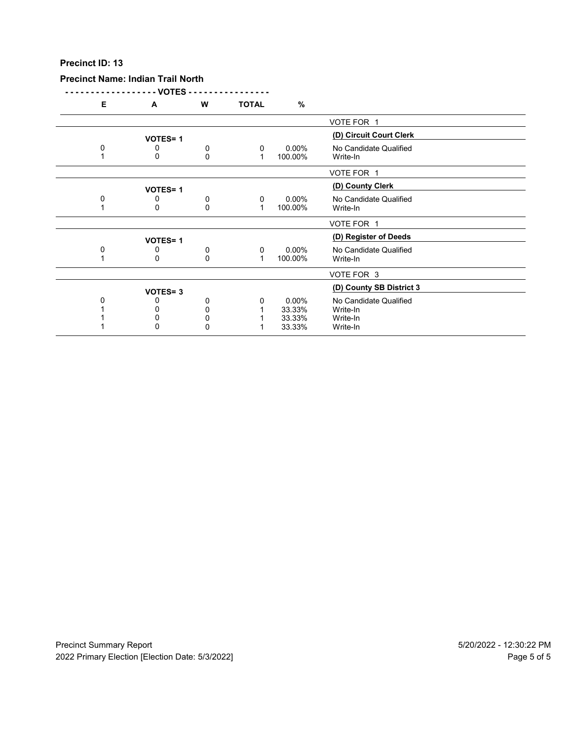**Precinct ID: 13**

**Precinct Name: Indian Trail North**

| E | A | W | TOTAL | % | |
|---|---|---|---|---|---|
| | | | | | VOTE FOR 1 |
| | **VOTES= 1** | | | | **(D) Circuit Court Clerk** |
| 0 | 0 | 0 | 0 | 0.00% | No Candidate Qualified |
| 1 | 0 | 0 | 1 | 100.00% | Write-In |
| | | | | | VOTE FOR 1 |
| | **VOTES= 1** | | | | **(D) County Clerk** |
| 0 | 0 | 0 | 0 | 0.00% | No Candidate Qualified |
| 1 | 0 | 0 | 1 | 100.00% | Write-In |
| | | | | | VOTE FOR 1 |
| | **VOTES= 1** | | | | **(D) Register of Deeds** |
| 0 | 0 | 0 | 0 | 0.00% | No Candidate Qualified |
| 1 | 0 | 0 | 1 | 100.00% | Write-In |
| | | | | | VOTE FOR 3 |
| | **VOTES= 3** | | | | **(D) County SB District 3** |
| 0 | 0 | 0 | 0 | 0.00% | No Candidate Qualified |
| 1 | 0 | 0 | 1 | 33.33% | Write-In |
| 1 | 0 | 0 | 1 | 33.33% | Write-In |
| 1 | 0 | 0 | 1 | 33.33% | Write-In |

Precinct Summary Report
2022 Primary Election [Election Date: 5/3/2022]

5/20/2022 - 12:30:22 PM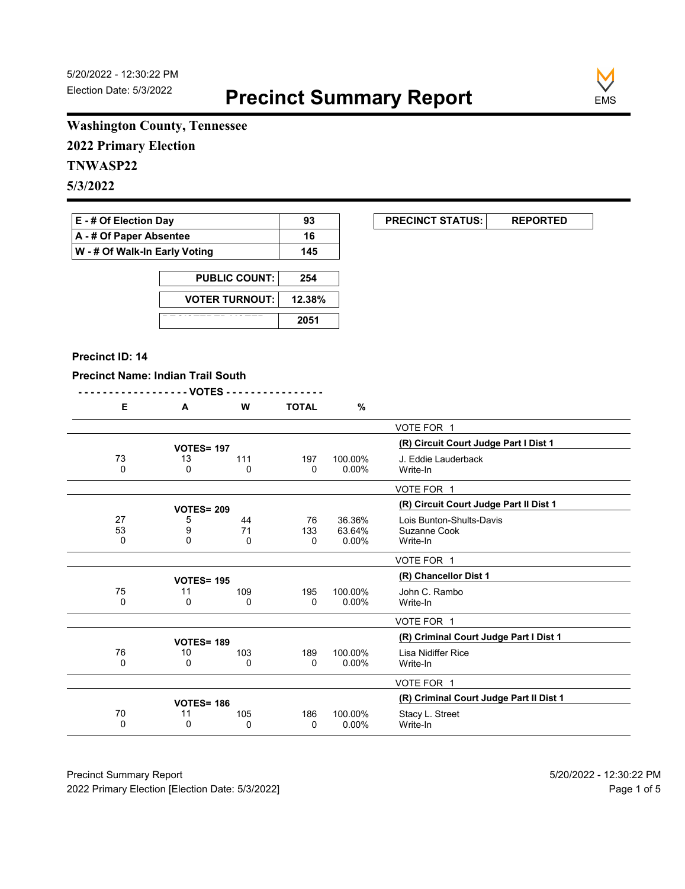5/20/2022 - 12:30:22 PM
Election Date: 5/3/2022

# Precinct Summary Report

EMS

**Washington County, Tennessee**

**2022 Primary Election**

**TNWASP22**

**5/3/2022**

| E - # Of Election Day | 93 |
|---|---|
| A - # Of Paper Absentee | 16 |
| W - # Of Walk-In Early Voting | 145 |

| PRECINCT STATUS: | REPORTED |
|---|---|

| PUBLIC COUNT: | 254 |
|---|---|
| VOTER TURNOUT: | 12.38% |
| REGISTERED VOTERS | 2051 |

**Precinct ID: 14**

**Precinct Name: Indian Trail South**

| E | A | W | TOTAL | % | |
|---|---|---|---|---|---|
| | | | | | VOTE FOR 1 |
| | VOTES= 197 | | | | **(R) Circuit Court Judge Part I Dist 1** |
| 73 | 13 | 111 | 197 | 100.00% | J. Eddie Lauderback |
| 0 | 0 | 0 | 0 | 0.00% | Write-In |
| | | | | | VOTE FOR 1 |
| | VOTES= 209 | | | | **(R) Circuit Court Judge Part II Dist 1** |
| 27 | 5 | 44 | 76 | 36.36% | Lois Bunton-Shults-Davis |
| 53 | 9 | 71 | 133 | 63.64% | Suzanne Cook |
| 0 | 0 | 0 | 0 | 0.00% | Write-In |
| | | | | | VOTE FOR 1 |
| | VOTES= 195 | | | | **(R) Chancellor Dist 1** |
| 75 | 11 | 109 | 195 | 100.00% | John C. Rambo |
| 0 | 0 | 0 | 0 | 0.00% | Write-In |
| | | | | | VOTE FOR 1 |
| | VOTES= 189 | | | | **(R) Criminal Court Judge Part I Dist 1** |
| 76 | 10 | 103 | 189 | 100.00% | Lisa Nidiffer Rice |
| 0 | 0 | 0 | 0 | 0.00% | Write-In |
| | | | | | VOTE FOR 1 |
| | VOTES= 186 | | | | **(R) Criminal Court Judge Part II Dist 1** |
| 70 | 11 | 105 | 186 | 100.00% | Stacy L. Street |
| 0 | 0 | 0 | 0 | 0.00% | Write-In |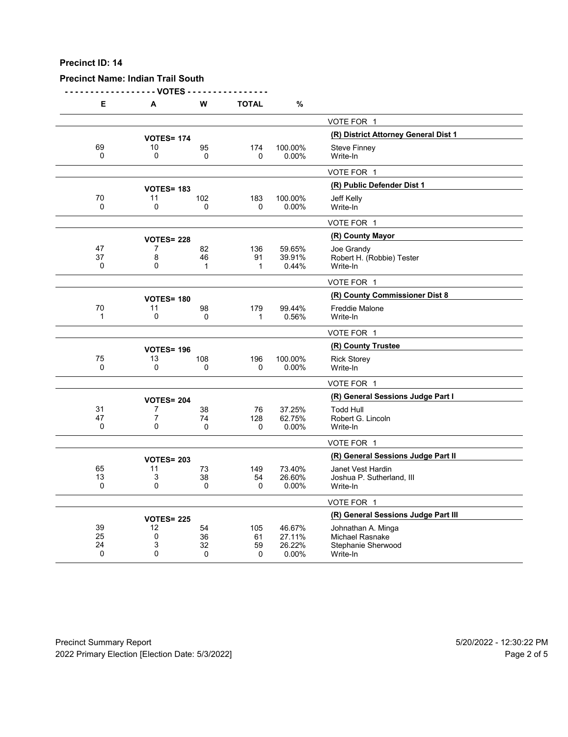**Precinct ID: 14**

**Precinct Name: Indian Trail South**

| E | A | W | TOTAL | % | |
|---|---|---|---|---|---|
| | | | | | VOTE FOR 1 |
| | **VOTES= 174** | | | | **(R) District Attorney General Dist 1** |
| 69 | 10 | 95 | 174 | 100.00% | Steve Finney |
| 0 | 0 | 0 | 0 | 0.00% | Write-In |
| | | | | | VOTE FOR 1 |
| | **VOTES= 183** | | | | **(R) Public Defender Dist 1** |
| 70 | 11 | 102 | 183 | 100.00% | Jeff Kelly |
| 0 | 0 | 0 | 0 | 0.00% | Write-In |
| | | | | | VOTE FOR 1 |
| | **VOTES= 228** | | | | **(R) County Mayor** |
| 47 | 7 | 82 | 136 | 59.65% | Joe Grandy |
| 37 | 8 | 46 | 91 | 39.91% | Robert H. (Robbie) Tester |
| 0 | 0 | 1 | 1 | 0.44% | Write-In |
| | | | | | VOTE FOR 1 |
| | **VOTES= 180** | | | | **(R) County Commissioner Dist 8** |
| 70 | 11 | 98 | 179 | 99.44% | Freddie Malone |
| 1 | 0 | 0 | 1 | 0.56% | Write-In |
| | | | | | VOTE FOR 1 |
| | **VOTES= 196** | | | | **(R) County Trustee** |
| 75 | 13 | 108 | 196 | 100.00% | Rick Storey |
| 0 | 0 | 0 | 0 | 0.00% | Write-In |
| | | | | | VOTE FOR 1 |
| | **VOTES= 204** | | | | **(R) General Sessions Judge Part I** |
| 31 | 7 | 38 | 76 | 37.25% | Todd Hull |
| 47 | 7 | 74 | 128 | 62.75% | Robert G. Lincoln |
| 0 | 0 | 0 | 0 | 0.00% | Write-In |
| | | | | | VOTE FOR 1 |
| | **VOTES= 203** | | | | **(R) General Sessions Judge Part II** |
| 65 | 11 | 73 | 149 | 73.40% | Janet Vest Hardin |
| 13 | 3 | 38 | 54 | 26.60% | Joshua P. Sutherland, III |
| 0 | 0 | 0 | 0 | 0.00% | Write-In |
| | | | | | VOTE FOR 1 |
| | **VOTES= 225** | | | | **(R) General Sessions Judge Part III** |
| 39 | 12 | 54 | 105 | 46.67% | Johnathan A. Minga |
| 25 | 0 | 36 | 61 | 27.11% | Michael Rasnake |
| 24 | 3 | 32 | 59 | 26.22% | Stephanie Sherwood |
| 0 | 0 | 0 | 0 | 0.00% | Write-In |

Precinct Summary Report — 5/20/2022 - 12:30:22 PM

2022 Primary Election [Election Date: 5/3/2022]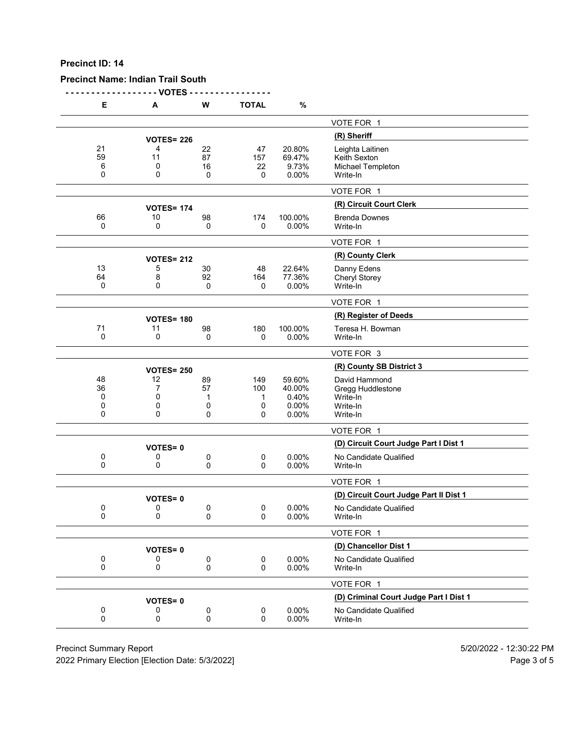**Precinct ID: 14**

**Precinct Name: Indian Trail South**

| E | A | W | TOTAL | % | |
|---|---|---|---|---|---|
| | | | | | VOTE FOR 1 |
| | **VOTES= 226** | | | | **(R) Sheriff** |
| 21 | 4 | 22 | 47 | 20.80% | Leighta Laitinen |
| 59 | 11 | 87 | 157 | 69.47% | Keith Sexton |
| 6 | 0 | 16 | 22 | 9.73% | Michael Templeton |
| 0 | 0 | 0 | 0 | 0.00% | Write-In |
| | | | | | VOTE FOR 1 |
| | **VOTES= 174** | | | | **(R) Circuit Court Clerk** |
| 66 | 10 | 98 | 174 | 100.00% | Brenda Downes |
| 0 | 0 | 0 | 0 | 0.00% | Write-In |
| | | | | | VOTE FOR 1 |
| | **VOTES= 212** | | | | **(R) County Clerk** |
| 13 | 5 | 30 | 48 | 22.64% | Danny Edens |
| 64 | 8 | 92 | 164 | 77.36% | Cheryl Storey |
| 0 | 0 | 0 | 0 | 0.00% | Write-In |
| | | | | | VOTE FOR 1 |
| | **VOTES= 180** | | | | **(R) Register of Deeds** |
| 71 | 11 | 98 | 180 | 100.00% | Teresa H. Bowman |
| 0 | 0 | 0 | 0 | 0.00% | Write-In |
| | | | | | VOTE FOR 3 |
| | **VOTES= 250** | | | | **(R) County SB District 3** |
| 48 | 12 | 89 | 149 | 59.60% | David Hammond |
| 36 | 7 | 57 | 100 | 40.00% | Gregg Huddlestone |
| 0 | 0 | 1 | 1 | 0.40% | Write-In |
| 0 | 0 | 0 | 0 | 0.00% | Write-In |
| 0 | 0 | 0 | 0 | 0.00% | Write-In |
| | | | | | VOTE FOR 1 |
| | **VOTES= 0** | | | | **(D) Circuit Court Judge Part I Dist 1** |
| 0 | 0 | 0 | 0 | 0.00% | No Candidate Qualified |
| 0 | 0 | 0 | 0 | 0.00% | Write-In |
| | | | | | VOTE FOR 1 |
| | **VOTES= 0** | | | | **(D) Circuit Court Judge Part II Dist 1** |
| 0 | 0 | 0 | 0 | 0.00% | No Candidate Qualified |
| 0 | 0 | 0 | 0 | 0.00% | Write-In |
| | | | | | VOTE FOR 1 |
| | **VOTES= 0** | | | | **(D) Chancellor Dist 1** |
| 0 | 0 | 0 | 0 | 0.00% | No Candidate Qualified |
| 0 | 0 | 0 | 0 | 0.00% | Write-In |
| | | | | | VOTE FOR 1 |
| | **VOTES= 0** | | | | **(D) Criminal Court Judge Part I Dist 1** |
| 0 | 0 | 0 | 0 | 0.00% | No Candidate Qualified |
| 0 | 0 | 0 | 0 | 0.00% | Write-In |

Precinct Summary Report — 5/20/2022 - 12:30:22 PM

2022 Primary Election [Election Date: 5/3/2022]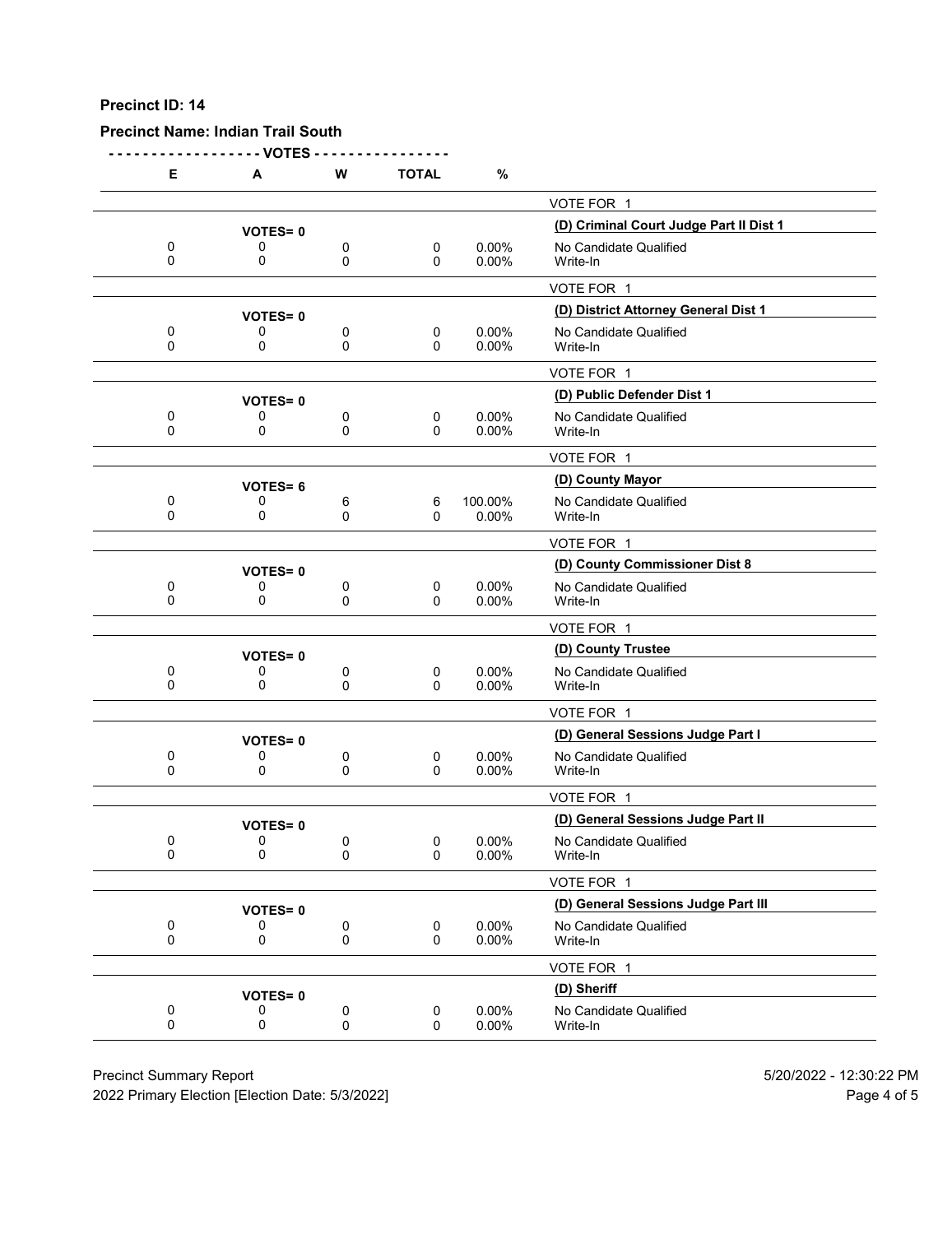**Precinct ID: 14**

**Precinct Name: Indian Trail South**

| E | A | W | TOTAL | % | |
|---|---|---|---|---|---|
| | | | | | VOTE FOR 1 |
| | **VOTES= 0** | | | | **(D) Criminal Court Judge Part II Dist 1** |
| 0 | 0 | 0 | 0 | 0.00% | No Candidate Qualified |
| 0 | 0 | 0 | 0 | 0.00% | Write-In |
| | | | | | VOTE FOR 1 |
| | **VOTES= 0** | | | | **(D) District Attorney General Dist 1** |
| 0 | 0 | 0 | 0 | 0.00% | No Candidate Qualified |
| 0 | 0 | 0 | 0 | 0.00% | Write-In |
| | | | | | VOTE FOR 1 |
| | **VOTES= 0** | | | | **(D) Public Defender Dist 1** |
| 0 | 0 | 0 | 0 | 0.00% | No Candidate Qualified |
| 0 | 0 | 0 | 0 | 0.00% | Write-In |
| | | | | | VOTE FOR 1 |
| | **VOTES= 6** | | | | **(D) County Mayor** |
| 0 | 0 | 6 | 6 | 100.00% | No Candidate Qualified |
| 0 | 0 | 0 | 0 | 0.00% | Write-In |
| | | | | | VOTE FOR 1 |
| | **VOTES= 0** | | | | **(D) County Commissioner Dist 8** |
| 0 | 0 | 0 | 0 | 0.00% | No Candidate Qualified |
| 0 | 0 | 0 | 0 | 0.00% | Write-In |
| | | | | | VOTE FOR 1 |
| | **VOTES= 0** | | | | **(D) County Trustee** |
| 0 | 0 | 0 | 0 | 0.00% | No Candidate Qualified |
| 0 | 0 | 0 | 0 | 0.00% | Write-In |
| | | | | | VOTE FOR 1 |
| | **VOTES= 0** | | | | **(D) General Sessions Judge Part I** |
| 0 | 0 | 0 | 0 | 0.00% | No Candidate Qualified |
| 0 | 0 | 0 | 0 | 0.00% | Write-In |
| | | | | | VOTE FOR 1 |
| | **VOTES= 0** | | | | **(D) General Sessions Judge Part II** |
| 0 | 0 | 0 | 0 | 0.00% | No Candidate Qualified |
| 0 | 0 | 0 | 0 | 0.00% | Write-In |
| | | | | | VOTE FOR 1 |
| | **VOTES= 0** | | | | **(D) General Sessions Judge Part III** |
| 0 | 0 | 0 | 0 | 0.00% | No Candidate Qualified |
| 0 | 0 | 0 | 0 | 0.00% | Write-In |
| | | | | | VOTE FOR 1 |
| | **VOTES= 0** | | | | **(D) Sheriff** |
| 0 | 0 | 0 | 0 | 0.00% | No Candidate Qualified |
| 0 | 0 | 0 | 0 | 0.00% | Write-In |

Precinct Summary Report
2022 Primary Election [Election Date: 5/3/2022]
5/20/2022 - 12:30:22 PM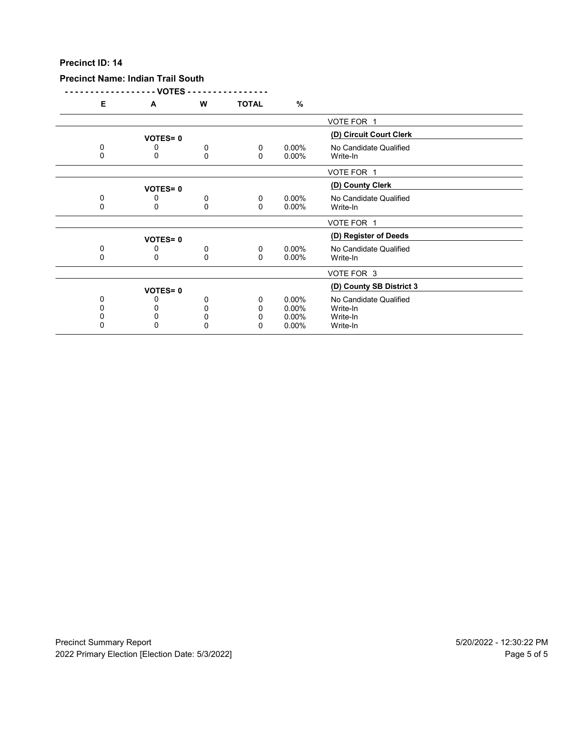**Precinct ID: 14**

**Precinct Name: Indian Trail South**

| E | A | W | TOTAL | % | |
|---|---|---|---|---|---|
| | | | | | VOTE FOR 1 |
| | **VOTES= 0** | | | | **(D) Circuit Court Clerk** |
| 0 | 0 | 0 | 0 | 0.00% | No Candidate Qualified |
| 0 | 0 | 0 | 0 | 0.00% | Write-In |
| | | | | | VOTE FOR 1 |
| | **VOTES= 0** | | | | **(D) County Clerk** |
| 0 | 0 | 0 | 0 | 0.00% | No Candidate Qualified |
| 0 | 0 | 0 | 0 | 0.00% | Write-In |
| | | | | | VOTE FOR 1 |
| | **VOTES= 0** | | | | **(D) Register of Deeds** |
| 0 | 0 | 0 | 0 | 0.00% | No Candidate Qualified |
| 0 | 0 | 0 | 0 | 0.00% | Write-In |
| | | | | | VOTE FOR 3 |
| | **VOTES= 0** | | | | **(D) County SB District 3** |
| 0 | 0 | 0 | 0 | 0.00% | No Candidate Qualified |
| 0 | 0 | 0 | 0 | 0.00% | Write-In |
| 0 | 0 | 0 | 0 | 0.00% | Write-In |
| 0 | 0 | 0 | 0 | 0.00% | Write-In |

Precinct Summary Report

2022 Primary Election [Election Date: 5/3/2022]

5/20/2022 - 12:30:22 PM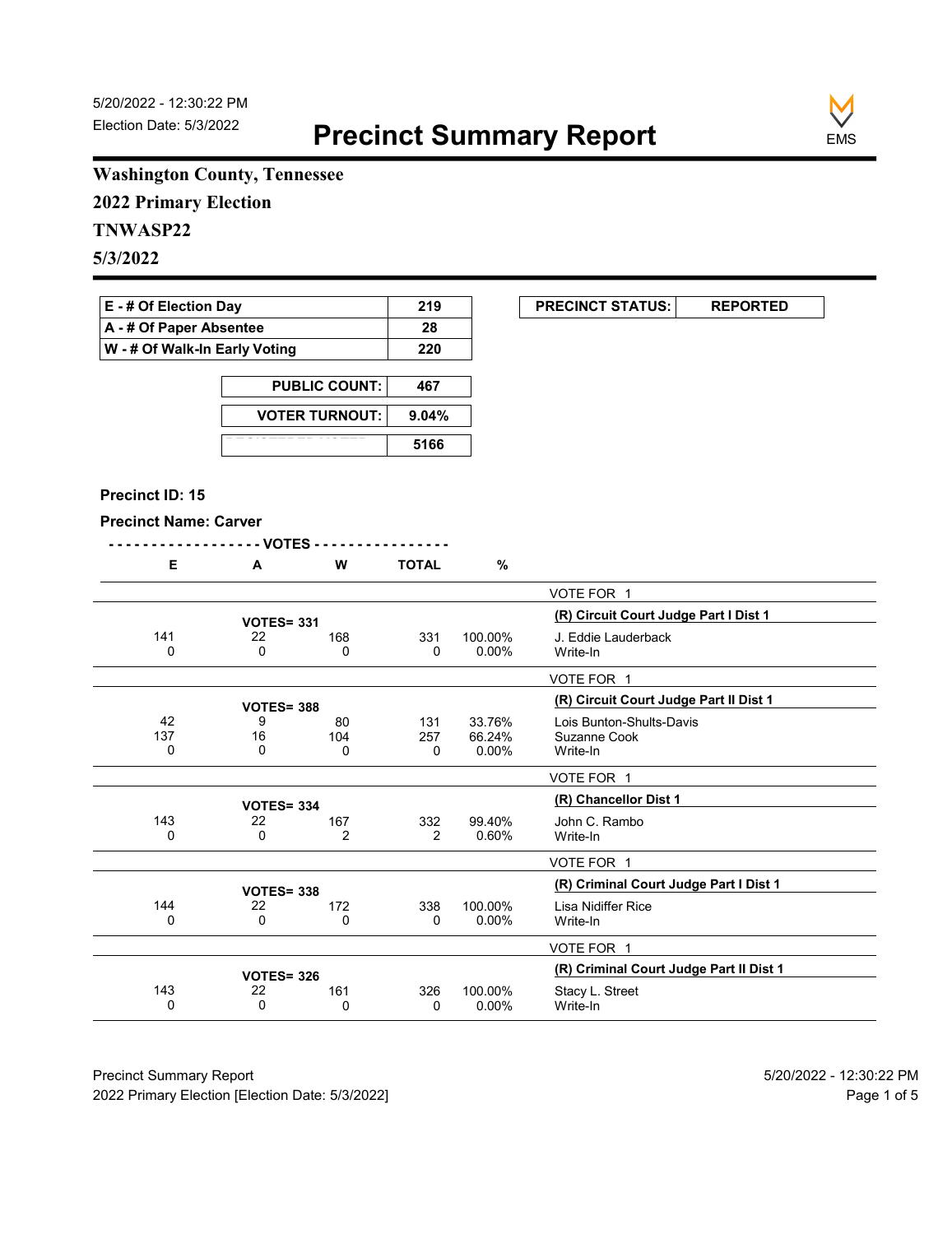5/20/2022 - 12:30:22 PM
Election Date: 5/3/2022

# Precinct Summary Report

EMS

**Washington County, Tennessee**
**2022 Primary Election**
**TNWASP22**
**5/3/2022**

| | |
|---|---|
| E - # Of Election Day | 219 |
| A - # Of Paper Absentee | 28 |
| W - # Of Walk-In Early Voting | 220 |

| | |
|---|---|
| PRECINCT STATUS: | REPORTED |

| | |
|---|---|
| PUBLIC COUNT: | 467 |
| VOTER TURNOUT: | 9.04% |
| REGISTERED VOTERS | 5166 |

**Precinct ID: 15**

**Precinct Name: Carver**

| E | A | W | TOTAL | % | |
|---|---|---|---|---|---|
| | | | | | VOTE FOR 1 |
| | VOTES= 331 | | | | **(R) Circuit Court Judge Part I Dist 1** |
| 141 | 22 | 168 | 331 | 100.00% | J. Eddie Lauderback |
| 0 | 0 | 0 | 0 | 0.00% | Write-In |
| | | | | | VOTE FOR 1 |
| | VOTES= 388 | | | | **(R) Circuit Court Judge Part II Dist 1** |
| 42 | 9 | 80 | 131 | 33.76% | Lois Bunton-Shults-Davis |
| 137 | 16 | 104 | 257 | 66.24% | Suzanne Cook |
| 0 | 0 | 0 | 0 | 0.00% | Write-In |
| | | | | | VOTE FOR 1 |
| | VOTES= 334 | | | | **(R) Chancellor Dist 1** |
| 143 | 22 | 167 | 332 | 99.40% | John C. Rambo |
| 0 | 0 | 2 | 2 | 0.60% | Write-In |
| | | | | | VOTE FOR 1 |
| | VOTES= 338 | | | | **(R) Criminal Court Judge Part I Dist 1** |
| 144 | 22 | 172 | 338 | 100.00% | Lisa Nidiffer Rice |
| 0 | 0 | 0 | 0 | 0.00% | Write-In |
| | | | | | VOTE FOR 1 |
| | VOTES= 326 | | | | **(R) Criminal Court Judge Part II Dist 1** |
| 143 | 22 | 161 | 326 | 100.00% | Stacy L. Street |
| 0 | 0 | 0 | 0 | 0.00% | Write-In |

Precinct Summary Report
2022 Primary Election [Election Date: 5/3/2022]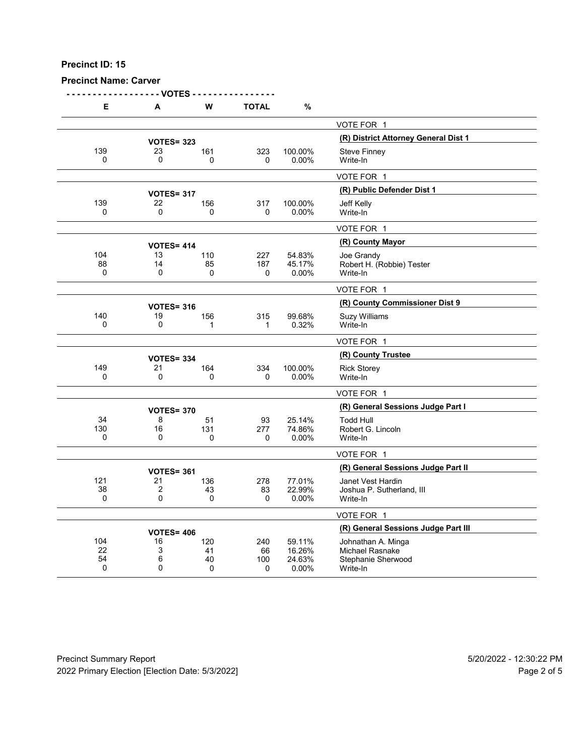**Precinct ID: 15**

**Precinct Name: Carver**

| E | A | W | TOTAL | % | |
|---|---|---|---|---|---|
| | | | | | VOTE FOR 1 |
| | **VOTES= 323** | | | | **(R) District Attorney General Dist 1** |
| 139 | 23 | 161 | 323 | 100.00% | Steve Finney |
| 0 | 0 | 0 | 0 | 0.00% | Write-In |
| | | | | | VOTE FOR 1 |
| | **VOTES= 317** | | | | **(R) Public Defender Dist 1** |
| 139 | 22 | 156 | 317 | 100.00% | Jeff Kelly |
| 0 | 0 | 0 | 0 | 0.00% | Write-In |
| | | | | | VOTE FOR 1 |
| | **VOTES= 414** | | | | **(R) County Mayor** |
| 104 | 13 | 110 | 227 | 54.83% | Joe Grandy |
| 88 | 14 | 85 | 187 | 45.17% | Robert H. (Robbie) Tester |
| 0 | 0 | 0 | 0 | 0.00% | Write-In |
| | | | | | VOTE FOR 1 |
| | **VOTES= 316** | | | | **(R) County Commissioner Dist 9** |
| 140 | 19 | 156 | 315 | 99.68% | Suzy Williams |
| 0 | 0 | 1 | 1 | 0.32% | Write-In |
| | | | | | VOTE FOR 1 |
| | **VOTES= 334** | | | | **(R) County Trustee** |
| 149 | 21 | 164 | 334 | 100.00% | Rick Storey |
| 0 | 0 | 0 | 0 | 0.00% | Write-In |
| | | | | | VOTE FOR 1 |
| | **VOTES= 370** | | | | **(R) General Sessions Judge Part I** |
| 34 | 8 | 51 | 93 | 25.14% | Todd Hull |
| 130 | 16 | 131 | 277 | 74.86% | Robert G. Lincoln |
| 0 | 0 | 0 | 0 | 0.00% | Write-In |
| | | | | | VOTE FOR 1 |
| | **VOTES= 361** | | | | **(R) General Sessions Judge Part II** |
| 121 | 21 | 136 | 278 | 77.01% | Janet Vest Hardin |
| 38 | 2 | 43 | 83 | 22.99% | Joshua P. Sutherland, III |
| 0 | 0 | 0 | 0 | 0.00% | Write-In |
| | | | | | VOTE FOR 1 |
| | **VOTES= 406** | | | | **(R) General Sessions Judge Part III** |
| 104 | 16 | 120 | 240 | 59.11% | Johnathan A. Minga |
| 22 | 3 | 41 | 66 | 16.26% | Michael Rasnake |
| 54 | 6 | 40 | 100 | 24.63% | Stephanie Sherwood |
| 0 | 0 | 0 | 0 | 0.00% | Write-In |

Precinct Summary Report — 5/20/2022 - 12:30:22 PM

2022 Primary Election [Election Date: 5/3/2022]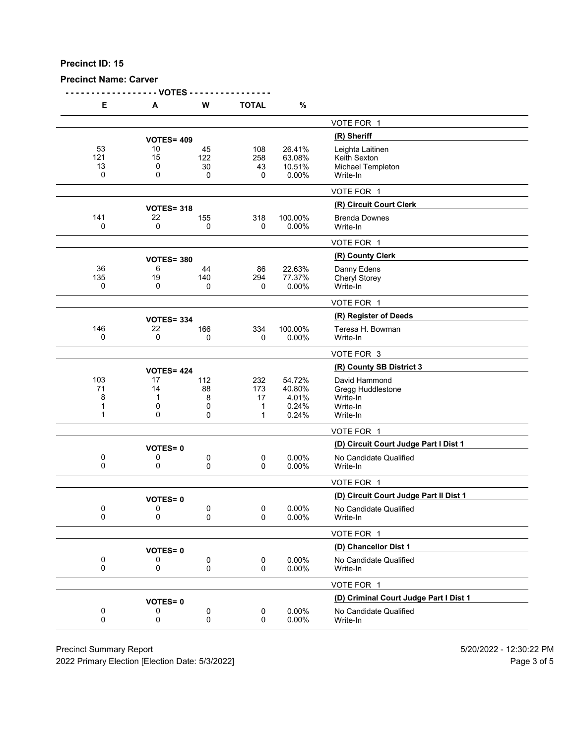**Precinct ID: 15**

**Precinct Name: Carver**

| E | A | W | TOTAL | % | |
|---|---|---|---|---|---|
| | | | | | VOTE FOR 1 |
| | VOTES= 409 | | | | **(R) Sheriff** |
| 53 | 10 | 45 | 108 | 26.41% | Leighta Laitinen |
| 121 | 15 | 122 | 258 | 63.08% | Keith Sexton |
| 13 | 0 | 30 | 43 | 10.51% | Michael Templeton |
| 0 | 0 | 0 | 0 | 0.00% | Write-In |
| | | | | | VOTE FOR 1 |
| | VOTES= 318 | | | | **(R) Circuit Court Clerk** |
| 141 | 22 | 155 | 318 | 100.00% | Brenda Downes |
| 0 | 0 | 0 | 0 | 0.00% | Write-In |
| | | | | | VOTE FOR 1 |
| | VOTES= 380 | | | | **(R) County Clerk** |
| 36 | 6 | 44 | 86 | 22.63% | Danny Edens |
| 135 | 19 | 140 | 294 | 77.37% | Cheryl Storey |
| 0 | 0 | 0 | 0 | 0.00% | Write-In |
| | | | | | VOTE FOR 1 |
| | VOTES= 334 | | | | **(R) Register of Deeds** |
| 146 | 22 | 166 | 334 | 100.00% | Teresa H. Bowman |
| 0 | 0 | 0 | 0 | 0.00% | Write-In |
| | | | | | VOTE FOR 3 |
| | VOTES= 424 | | | | **(R) County SB District 3** |
| 103 | 17 | 112 | 232 | 54.72% | David Hammond |
| 71 | 14 | 88 | 173 | 40.80% | Gregg Huddlestone |
| 8 | 1 | 8 | 17 | 4.01% | Write-In |
| 1 | 0 | 0 | 1 | 0.24% | Write-In |
| 1 | 0 | 0 | 1 | 0.24% | Write-In |
| | | | | | VOTE FOR 1 |
| | VOTES= 0 | | | | **(D) Circuit Court Judge Part I Dist 1** |
| 0 | 0 | 0 | 0 | 0.00% | No Candidate Qualified |
| 0 | 0 | 0 | 0 | 0.00% | Write-In |
| | | | | | VOTE FOR 1 |
| | VOTES= 0 | | | | **(D) Circuit Court Judge Part II Dist 1** |
| 0 | 0 | 0 | 0 | 0.00% | No Candidate Qualified |
| 0 | 0 | 0 | 0 | 0.00% | Write-In |
| | | | | | VOTE FOR 1 |
| | VOTES= 0 | | | | **(D) Chancellor Dist 1** |
| 0 | 0 | 0 | 0 | 0.00% | No Candidate Qualified |
| 0 | 0 | 0 | 0 | 0.00% | Write-In |
| | | | | | VOTE FOR 1 |
| | VOTES= 0 | | | | **(D) Criminal Court Judge Part I Dist 1** |
| 0 | 0 | 0 | 0 | 0.00% | No Candidate Qualified |
| 0 | 0 | 0 | 0 | 0.00% | Write-In |

Precinct Summary Report — 5/20/2022 - 12:30:22 PM

2022 Primary Election [Election Date: 5/3/2022]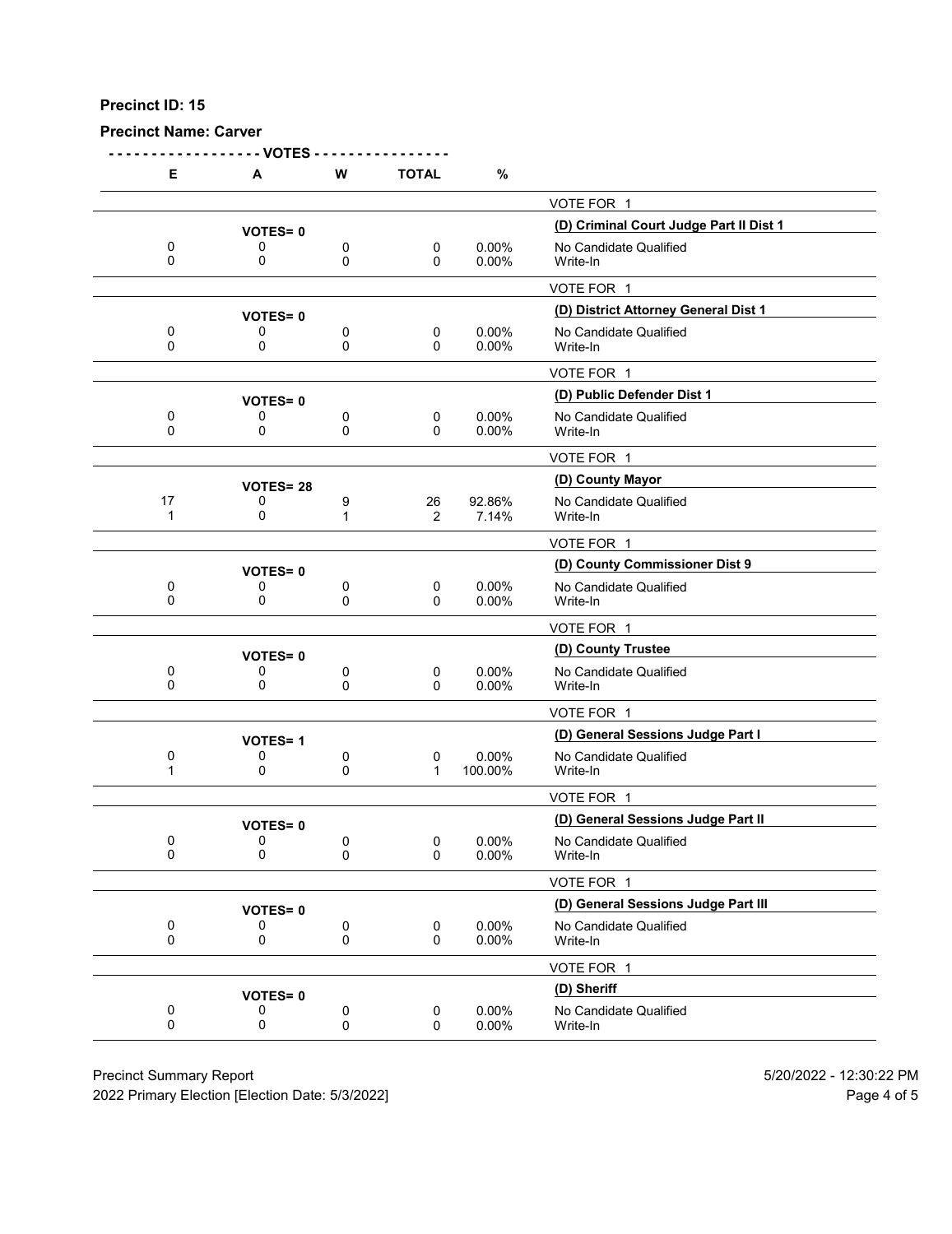**Precinct ID: 15**

**Precinct Name: Carver**

| E | A | W | TOTAL | % | |
|---|---|---|---|---|---|
| | | | | | VOTE FOR 1 |
| | **VOTES= 0** | | | | **(D) Criminal Court Judge Part II Dist 1** |
| 0 | 0 | 0 | 0 | 0.00% | No Candidate Qualified |
| 0 | 0 | 0 | 0 | 0.00% | Write-In |
| | | | | | VOTE FOR 1 |
| | **VOTES= 0** | | | | **(D) District Attorney General Dist 1** |
| 0 | 0 | 0 | 0 | 0.00% | No Candidate Qualified |
| 0 | 0 | 0 | 0 | 0.00% | Write-In |
| | | | | | VOTE FOR 1 |
| | **VOTES= 0** | | | | **(D) Public Defender Dist 1** |
| 0 | 0 | 0 | 0 | 0.00% | No Candidate Qualified |
| 0 | 0 | 0 | 0 | 0.00% | Write-In |
| | | | | | VOTE FOR 1 |
| | **VOTES= 28** | | | | **(D) County Mayor** |
| 17 | 0 | 9 | 26 | 92.86% | No Candidate Qualified |
| 1 | 0 | 1 | 2 | 7.14% | Write-In |
| | | | | | VOTE FOR 1 |
| | **VOTES= 0** | | | | **(D) County Commissioner Dist 9** |
| 0 | 0 | 0 | 0 | 0.00% | No Candidate Qualified |
| 0 | 0 | 0 | 0 | 0.00% | Write-In |
| | | | | | VOTE FOR 1 |
| | **VOTES= 0** | | | | **(D) County Trustee** |
| 0 | 0 | 0 | 0 | 0.00% | No Candidate Qualified |
| 0 | 0 | 0 | 0 | 0.00% | Write-In |
| | | | | | VOTE FOR 1 |
| | **VOTES= 1** | | | | **(D) General Sessions Judge Part I** |
| 0 | 0 | 0 | 0 | 0.00% | No Candidate Qualified |
| 1 | 0 | 0 | 1 | 100.00% | Write-In |
| | | | | | VOTE FOR 1 |
| | **VOTES= 0** | | | | **(D) General Sessions Judge Part II** |
| 0 | 0 | 0 | 0 | 0.00% | No Candidate Qualified |
| 0 | 0 | 0 | 0 | 0.00% | Write-In |
| | | | | | VOTE FOR 1 |
| | **VOTES= 0** | | | | **(D) General Sessions Judge Part III** |
| 0 | 0 | 0 | 0 | 0.00% | No Candidate Qualified |
| 0 | 0 | 0 | 0 | 0.00% | Write-In |
| | | | | | VOTE FOR 1 |
| | **VOTES= 0** | | | | **(D) Sheriff** |
| 0 | 0 | 0 | 0 | 0.00% | No Candidate Qualified |
| 0 | 0 | 0 | 0 | 0.00% | Write-In |

Precinct Summary Report 5/20/2022 - 12:30:22 PM
2022 Primary Election [Election Date: 5/3/2022]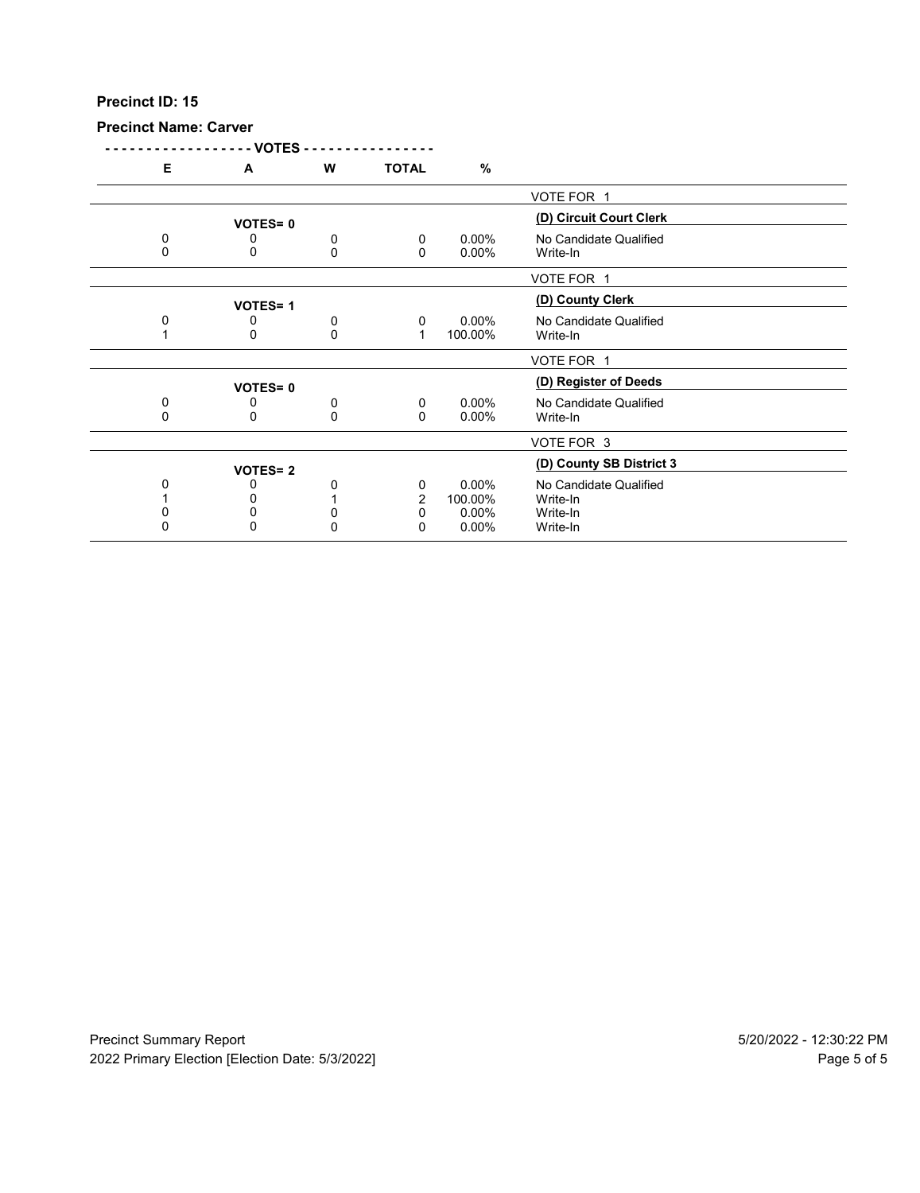**Precinct ID: 15**

**Precinct Name: Carver**

| E | A | W | TOTAL | % | |
|---|---|---|---|---|---|
| | | | | | VOTE FOR 1 |
| | VOTES= 0 | | | | **(D) Circuit Court Clerk** |
| 0 | 0 | 0 | 0 | 0.00% | No Candidate Qualified |
| 0 | 0 | 0 | 0 | 0.00% | Write-In |
| | | | | | VOTE FOR 1 |
| | VOTES= 1 | | | | **(D) County Clerk** |
| 0 | 0 | 0 | 0 | 0.00% | No Candidate Qualified |
| 1 | 0 | 0 | 1 | 100.00% | Write-In |
| | | | | | VOTE FOR 1 |
| | VOTES= 0 | | | | **(D) Register of Deeds** |
| 0 | 0 | 0 | 0 | 0.00% | No Candidate Qualified |
| 0 | 0 | 0 | 0 | 0.00% | Write-In |
| | | | | | VOTE FOR 3 |
| | VOTES= 2 | | | | **(D) County SB District 3** |
| 0 | 0 | 0 | 0 | 0.00% | No Candidate Qualified |
| 1 | 0 | 1 | 2 | 100.00% | Write-In |
| 0 | 0 | 0 | 0 | 0.00% | Write-In |
| 0 | 0 | 0 | 0 | 0.00% | Write-In |

Precinct Summary Report
2022 Primary Election [Election Date: 5/3/2022]

5/20/2022 - 12:30:22 PM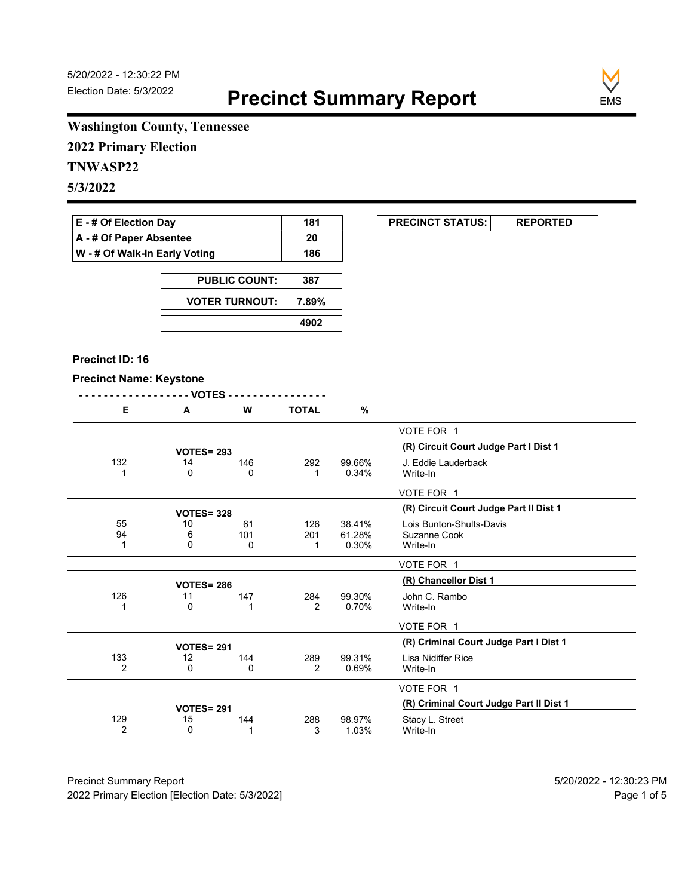5/20/2022 - 12:30:22 PM
Election Date: 5/3/2022

# Precinct Summary Report

EMS

**Washington County, Tennessee**
**2022 Primary Election**
**TNWASP22**
**5/3/2022**

| | |
|---|---|
| **E - # Of Election Day** | **181** |
| **A - # Of Paper Absentee** | **20** |
| **W - # Of Walk-In Early Voting** | **186** |

| | |
|---|---|
| **PUBLIC COUNT:** | **387** |
| **VOTER TURNOUT:** | **7.89%** |
| **REGISTERED VOTERS** | **4902** |

| | |
|---|---|
| **PRECINCT STATUS:** | **REPORTED** |

**Precinct ID: 16**

**Precinct Name: Keystone**

| E | A | W | TOTAL | % | |
|---|---|---|---|---|---|
| | | | | | VOTE FOR 1 |
| | **VOTES= 293** | | | | **(R) Circuit Court Judge Part I Dist 1** |
| 132 | 14 | 146 | 292 | 99.66% | J. Eddie Lauderback |
| 1 | 0 | 0 | 1 | 0.34% | Write-In |
| | | | | | VOTE FOR 1 |
| | **VOTES= 328** | | | | **(R) Circuit Court Judge Part II Dist 1** |
| 55 | 10 | 61 | 126 | 38.41% | Lois Bunton-Shults-Davis |
| 94 | 6 | 101 | 201 | 61.28% | Suzanne Cook |
| 1 | 0 | 0 | 1 | 0.30% | Write-In |
| | | | | | VOTE FOR 1 |
| | **VOTES= 286** | | | | **(R) Chancellor Dist 1** |
| 126 | 11 | 147 | 284 | 99.30% | John C. Rambo |
| 1 | 0 | 1 | 2 | 0.70% | Write-In |
| | | | | | VOTE FOR 1 |
| | **VOTES= 291** | | | | **(R) Criminal Court Judge Part I Dist 1** |
| 133 | 12 | 144 | 289 | 99.31% | Lisa Nidiffer Rice |
| 2 | 0 | 0 | 2 | 0.69% | Write-In |
| | | | | | VOTE FOR 1 |
| | **VOTES= 291** | | | | **(R) Criminal Court Judge Part II Dist 1** |
| 129 | 15 | 144 | 288 | 98.97% | Stacy L. Street |
| 2 | 0 | 1 | 3 | 1.03% | Write-In |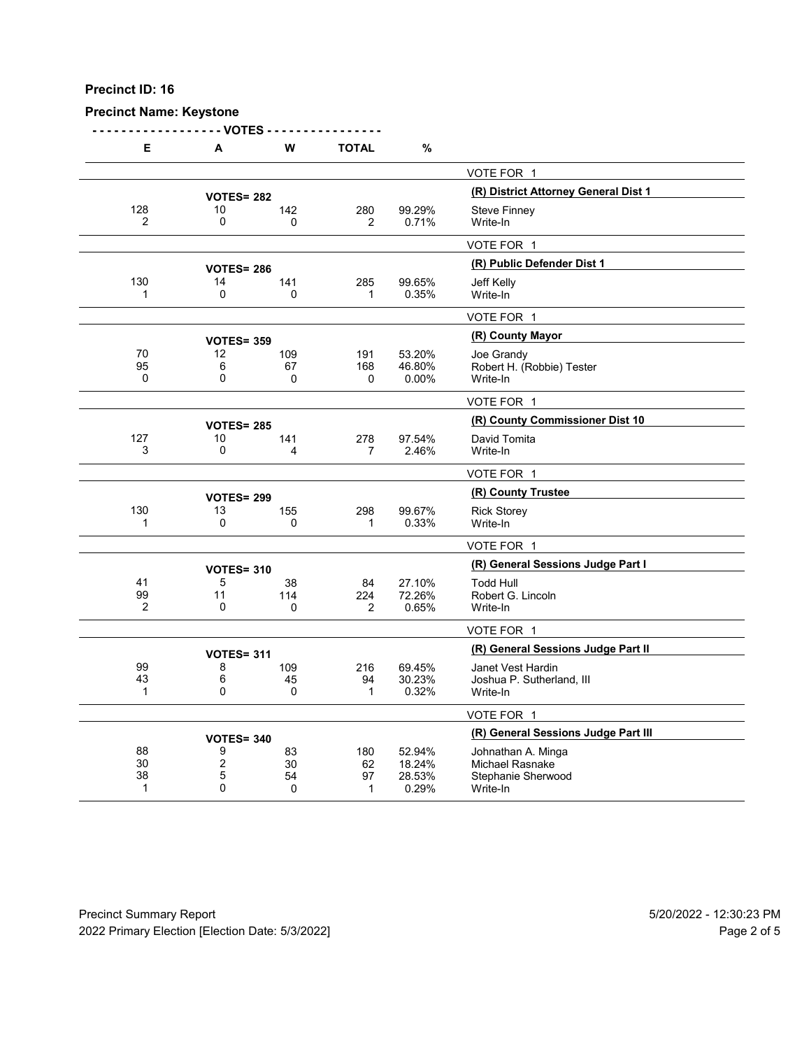**Precinct ID: 16**

**Precinct Name: Keystone**

| E | A | W | TOTAL | % | |
|---|---|---|---|---|---|
| | | | | | VOTE FOR 1 |
| | **VOTES= 282** | | | | **(R) District Attorney General Dist 1** |
| 128 | 10 | 142 | 280 | 99.29% | Steve Finney |
| 2 | 0 | 0 | 2 | 0.71% | Write-In |
| | | | | | VOTE FOR 1 |
| | **VOTES= 286** | | | | **(R) Public Defender Dist 1** |
| 130 | 14 | 141 | 285 | 99.65% | Jeff Kelly |
| 1 | 0 | 0 | 1 | 0.35% | Write-In |
| | | | | | VOTE FOR 1 |
| | **VOTES= 359** | | | | **(R) County Mayor** |
| 70 | 12 | 109 | 191 | 53.20% | Joe Grandy |
| 95 | 6 | 67 | 168 | 46.80% | Robert H. (Robbie) Tester |
| 0 | 0 | 0 | 0 | 0.00% | Write-In |
| | | | | | VOTE FOR 1 |
| | **VOTES= 285** | | | | **(R) County Commissioner Dist 10** |
| 127 | 10 | 141 | 278 | 97.54% | David Tomita |
| 3 | 0 | 4 | 7 | 2.46% | Write-In |
| | | | | | VOTE FOR 1 |
| | **VOTES= 299** | | | | **(R) County Trustee** |
| 130 | 13 | 155 | 298 | 99.67% | Rick Storey |
| 1 | 0 | 0 | 1 | 0.33% | Write-In |
| | | | | | VOTE FOR 1 |
| | **VOTES= 310** | | | | **(R) General Sessions Judge Part I** |
| 41 | 5 | 38 | 84 | 27.10% | Todd Hull |
| 99 | 11 | 114 | 224 | 72.26% | Robert G. Lincoln |
| 2 | 0 | 0 | 2 | 0.65% | Write-In |
| | | | | | VOTE FOR 1 |
| | **VOTES= 311** | | | | **(R) General Sessions Judge Part II** |
| 99 | 8 | 109 | 216 | 69.45% | Janet Vest Hardin |
| 43 | 6 | 45 | 94 | 30.23% | Joshua P. Sutherland, III |
| 1 | 0 | 0 | 1 | 0.32% | Write-In |
| | | | | | VOTE FOR 1 |
| | **VOTES= 340** | | | | **(R) General Sessions Judge Part III** |
| 88 | 9 | 83 | 180 | 52.94% | Johnathan A. Minga |
| 30 | 2 | 30 | 62 | 18.24% | Michael Rasnake |
| 38 | 5 | 54 | 97 | 28.53% | Stephanie Sherwood |
| 1 | 0 | 0 | 1 | 0.29% | Write-In |

Precinct Summary Report 5/20/2022 - 12:30:23 PM

2022 Primary Election [Election Date: 5/3/2022]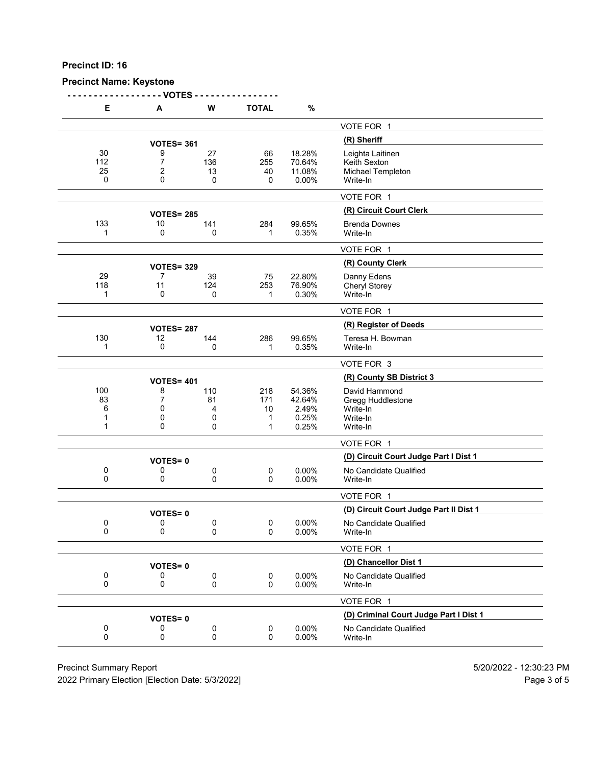**Precinct ID: 16**

**Precinct Name: Keystone**

| E | A | W | TOTAL | % | |
|---|---|---|---|---|---|
| | | | | | VOTE FOR 1 |
| | **VOTES= 361** | | | | **(R) Sheriff** |
| 30 | 9 | 27 | 66 | 18.28% | Leighta Laitinen |
| 112 | 7 | 136 | 255 | 70.64% | Keith Sexton |
| 25 | 2 | 13 | 40 | 11.08% | Michael Templeton |
| 0 | 0 | 0 | 0 | 0.00% | Write-In |
| | | | | | VOTE FOR 1 |
| | **VOTES= 285** | | | | **(R) Circuit Court Clerk** |
| 133 | 10 | 141 | 284 | 99.65% | Brenda Downes |
| 1 | 0 | 0 | 1 | 0.35% | Write-In |
| | | | | | VOTE FOR 1 |
| | **VOTES= 329** | | | | **(R) County Clerk** |
| 29 | 7 | 39 | 75 | 22.80% | Danny Edens |
| 118 | 11 | 124 | 253 | 76.90% | Cheryl Storey |
| 1 | 0 | 0 | 1 | 0.30% | Write-In |
| | | | | | VOTE FOR 1 |
| | **VOTES= 287** | | | | **(R) Register of Deeds** |
| 130 | 12 | 144 | 286 | 99.65% | Teresa H. Bowman |
| 1 | 0 | 0 | 1 | 0.35% | Write-In |
| | | | | | VOTE FOR 3 |
| | **VOTES= 401** | | | | **(R) County SB District 3** |
| 100 | 8 | 110 | 218 | 54.36% | David Hammond |
| 83 | 7 | 81 | 171 | 42.64% | Gregg Huddlestone |
| 6 | 0 | 4 | 10 | 2.49% | Write-In |
| 1 | 0 | 0 | 1 | 0.25% | Write-In |
| 1 | 0 | 0 | 1 | 0.25% | Write-In |
| | | | | | VOTE FOR 1 |
| | **VOTES= 0** | | | | **(D) Circuit Court Judge Part I Dist 1** |
| 0 | 0 | 0 | 0 | 0.00% | No Candidate Qualified |
| 0 | 0 | 0 | 0 | 0.00% | Write-In |
| | | | | | VOTE FOR 1 |
| | **VOTES= 0** | | | | **(D) Circuit Court Judge Part II Dist 1** |
| 0 | 0 | 0 | 0 | 0.00% | No Candidate Qualified |
| 0 | 0 | 0 | 0 | 0.00% | Write-In |
| | | | | | VOTE FOR 1 |
| | **VOTES= 0** | | | | **(D) Chancellor Dist 1** |
| 0 | 0 | 0 | 0 | 0.00% | No Candidate Qualified |
| 0 | 0 | 0 | 0 | 0.00% | Write-In |
| | | | | | VOTE FOR 1 |
| | **VOTES= 0** | | | | **(D) Criminal Court Judge Part I Dist 1** |
| 0 | 0 | 0 | 0 | 0.00% | No Candidate Qualified |
| 0 | 0 | 0 | 0 | 0.00% | Write-In |

Precinct Summary Report — 5/20/2022 - 12:30:23 PM

2022 Primary Election [Election Date: 5/3/2022]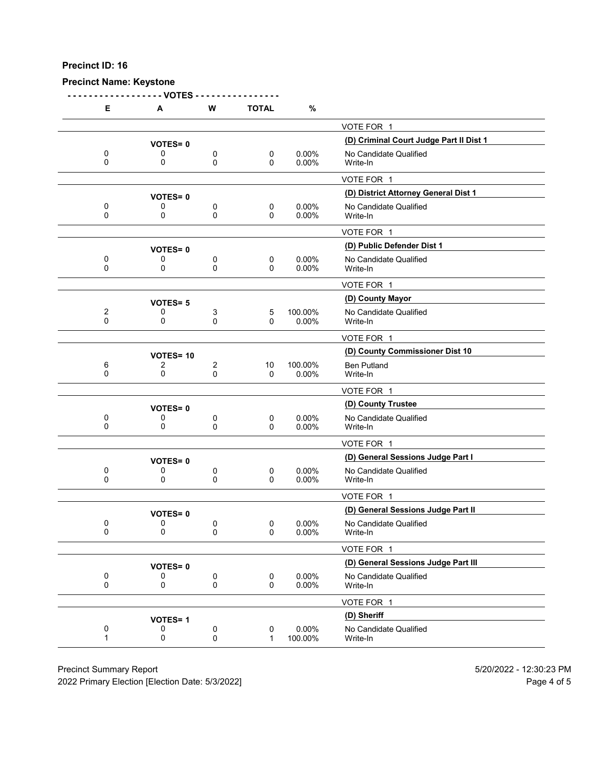**Precinct ID: 16**

**Precinct Name: Keystone**

| E | A | W | TOTAL | % | |
|---|---|---|---|---|---|
| | | | | | VOTE FOR 1 |
| | **VOTES= 0** | | | | **(D) Criminal Court Judge Part II Dist 1** |
| 0 | 0 | 0 | 0 | 0.00% | No Candidate Qualified |
| 0 | 0 | 0 | 0 | 0.00% | Write-In |
| | | | | | VOTE FOR 1 |
| | **VOTES= 0** | | | | **(D) District Attorney General Dist 1** |
| 0 | 0 | 0 | 0 | 0.00% | No Candidate Qualified |
| 0 | 0 | 0 | 0 | 0.00% | Write-In |
| | | | | | VOTE FOR 1 |
| | **VOTES= 0** | | | | **(D) Public Defender Dist 1** |
| 0 | 0 | 0 | 0 | 0.00% | No Candidate Qualified |
| 0 | 0 | 0 | 0 | 0.00% | Write-In |
| | | | | | VOTE FOR 1 |
| | **VOTES= 5** | | | | **(D) County Mayor** |
| 2 | 0 | 3 | 5 | 100.00% | No Candidate Qualified |
| 0 | 0 | 0 | 0 | 0.00% | Write-In |
| | | | | | VOTE FOR 1 |
| | **VOTES= 10** | | | | **(D) County Commissioner Dist 10** |
| 6 | 2 | 2 | 10 | 100.00% | Ben Putland |
| 0 | 0 | 0 | 0 | 0.00% | Write-In |
| | | | | | VOTE FOR 1 |
| | **VOTES= 0** | | | | **(D) County Trustee** |
| 0 | 0 | 0 | 0 | 0.00% | No Candidate Qualified |
| 0 | 0 | 0 | 0 | 0.00% | Write-In |
| | | | | | VOTE FOR 1 |
| | **VOTES= 0** | | | | **(D) General Sessions Judge Part I** |
| 0 | 0 | 0 | 0 | 0.00% | No Candidate Qualified |
| 0 | 0 | 0 | 0 | 0.00% | Write-In |
| | | | | | VOTE FOR 1 |
| | **VOTES= 0** | | | | **(D) General Sessions Judge Part II** |
| 0 | 0 | 0 | 0 | 0.00% | No Candidate Qualified |
| 0 | 0 | 0 | 0 | 0.00% | Write-In |
| | | | | | VOTE FOR 1 |
| | **VOTES= 0** | | | | **(D) General Sessions Judge Part III** |
| 0 | 0 | 0 | 0 | 0.00% | No Candidate Qualified |
| 0 | 0 | 0 | 0 | 0.00% | Write-In |
| | | | | | VOTE FOR 1 |
| | **VOTES= 1** | | | | **(D) Sheriff** |
| 0 | 0 | 0 | 0 | 0.00% | No Candidate Qualified |
| 1 | 0 | 0 | 1 | 100.00% | Write-In |

Precinct Summary Report
2022 Primary Election [Election Date: 5/3/2022]

5/20/2022 - 12:30:23 PM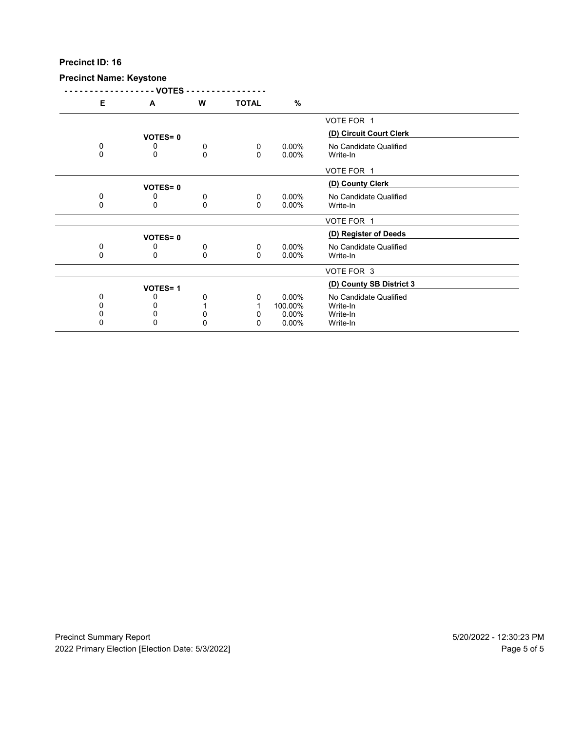**Precinct ID: 16**

**Precinct Name: Keystone**

| E | A | W | TOTAL | % | |
|---|---|---|---|---|---|
| | | | | | VOTE FOR 1 |
| | **VOTES= 0** | | | | **(D) Circuit Court Clerk** |
| 0 | 0 | 0 | 0 | 0.00% | No Candidate Qualified |
| 0 | 0 | 0 | 0 | 0.00% | Write-In |
| | | | | | VOTE FOR 1 |
| | **VOTES= 0** | | | | **(D) County Clerk** |
| 0 | 0 | 0 | 0 | 0.00% | No Candidate Qualified |
| 0 | 0 | 0 | 0 | 0.00% | Write-In |
| | | | | | VOTE FOR 1 |
| | **VOTES= 0** | | | | **(D) Register of Deeds** |
| 0 | 0 | 0 | 0 | 0.00% | No Candidate Qualified |
| 0 | 0 | 0 | 0 | 0.00% | Write-In |
| | | | | | VOTE FOR 3 |
| | **VOTES= 1** | | | | **(D) County SB District 3** |
| 0 | 0 | 0 | 0 | 0.00% | No Candidate Qualified |
| 0 | 0 | 1 | 1 | 100.00% | Write-In |
| 0 | 0 | 0 | 0 | 0.00% | Write-In |
| 0 | 0 | 0 | 0 | 0.00% | Write-In |

Precinct Summary Report
2022 Primary Election [Election Date: 5/3/2022]

5/20/2022 - 12:30:23 PM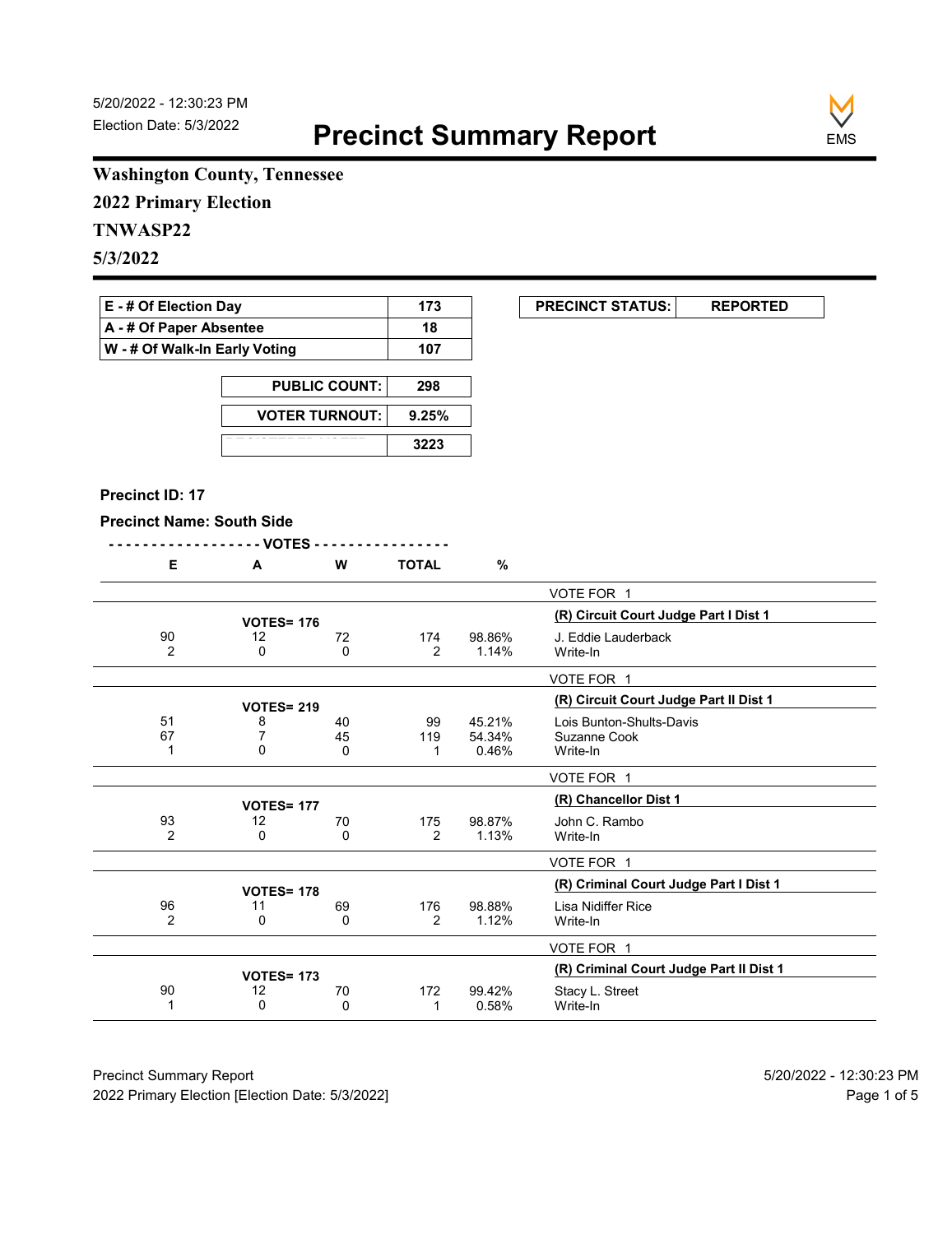5/20/2022 - 12:30:23 PM
Election Date: 5/3/2022

# Precinct Summary Report

**Washington County, Tennessee**
**2022 Primary Election**
**TNWASP22**
**5/3/2022**

| | |
|---|---|
| E - # Of Election Day | 173 |
| A - # Of Paper Absentee | 18 |
| W - # Of Walk-In Early Voting | 107 |

| | |
|---|---|
| PUBLIC COUNT: | 298 |
| VOTER TURNOUT: | 9.25% |
| REGISTERED VOTERS | 3223 |

| PRECINCT STATUS: | REPORTED |
|---|---|

**Precinct ID: 17**

**Precinct Name: South Side**

| E | A | W | TOTAL | % | |
|---|---|---|---|---|---|
| | | | | | VOTE FOR 1 |
| | VOTES= 176 | | | | **(R) Circuit Court Judge Part I Dist 1** |
| 90 | 12 | 72 | 174 | 98.86% | J. Eddie Lauderback |
| 2 | 0 | 0 | 2 | 1.14% | Write-In |
| | | | | | VOTE FOR 1 |
| | VOTES= 219 | | | | **(R) Circuit Court Judge Part II Dist 1** |
| 51 | 8 | 40 | 99 | 45.21% | Lois Bunton-Shults-Davis |
| 67 | 7 | 45 | 119 | 54.34% | Suzanne Cook |
| 1 | 0 | 0 | 1 | 0.46% | Write-In |
| | | | | | VOTE FOR 1 |
| | VOTES= 177 | | | | **(R) Chancellor Dist 1** |
| 93 | 12 | 70 | 175 | 98.87% | John C. Rambo |
| 2 | 0 | 0 | 2 | 1.13% | Write-In |
| | | | | | VOTE FOR 1 |
| | VOTES= 178 | | | | **(R) Criminal Court Judge Part I Dist 1** |
| 96 | 11 | 69 | 176 | 98.88% | Lisa Nidiffer Rice |
| 2 | 0 | 0 | 2 | 1.12% | Write-In |
| | | | | | VOTE FOR 1 |
| | VOTES= 173 | | | | **(R) Criminal Court Judge Part II Dist 1** |
| 90 | 12 | 70 | 172 | 99.42% | Stacy L. Street |
| 1 | 0 | 0 | 1 | 0.58% | Write-In |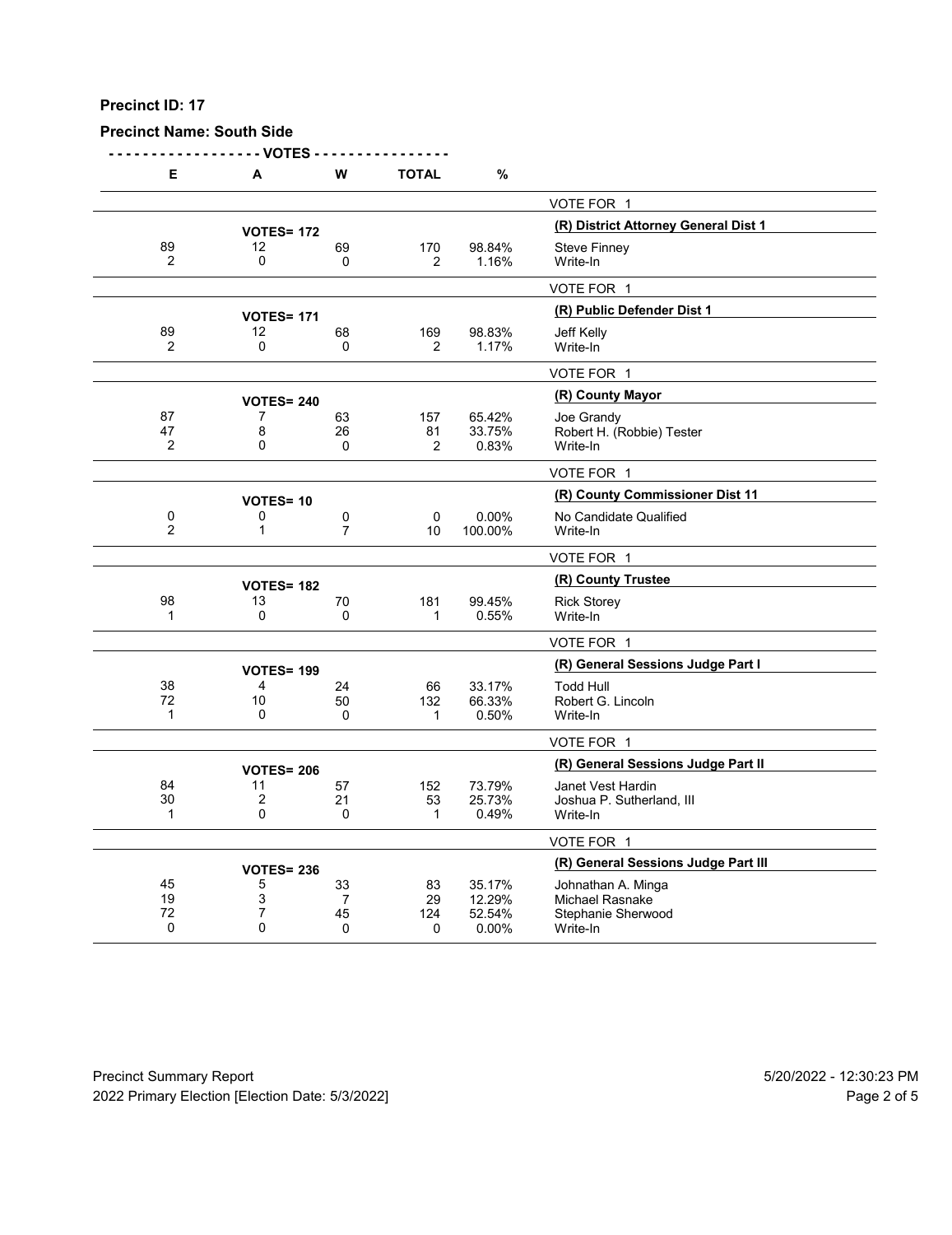**Precinct ID: 17**

**Precinct Name: South Side**

| E | A | W | TOTAL | % | |
|---|---|---|---|---|---|
| | | | | | VOTE FOR 1 |
| | **VOTES= 172** | | | | **(R) District Attorney General Dist 1** |
| 89 | 12 | 69 | 170 | 98.84% | Steve Finney |
| 2 | 0 | 0 | 2 | 1.16% | Write-In |
| | | | | | VOTE FOR 1 |
| | **VOTES= 171** | | | | **(R) Public Defender Dist 1** |
| 89 | 12 | 68 | 169 | 98.83% | Jeff Kelly |
| 2 | 0 | 0 | 2 | 1.17% | Write-In |
| | | | | | VOTE FOR 1 |
| | **VOTES= 240** | | | | **(R) County Mayor** |
| 87 | 7 | 63 | 157 | 65.42% | Joe Grandy |
| 47 | 8 | 26 | 81 | 33.75% | Robert H. (Robbie) Tester |
| 2 | 0 | 0 | 2 | 0.83% | Write-In |
| | | | | | VOTE FOR 1 |
| | **VOTES= 10** | | | | **(R) County Commissioner Dist 11** |
| 0 | 0 | 0 | 0 | 0.00% | No Candidate Qualified |
| 2 | 1 | 7 | 10 | 100.00% | Write-In |
| | | | | | VOTE FOR 1 |
| | **VOTES= 182** | | | | **(R) County Trustee** |
| 98 | 13 | 70 | 181 | 99.45% | Rick Storey |
| 1 | 0 | 0 | 1 | 0.55% | Write-In |
| | | | | | VOTE FOR 1 |
| | **VOTES= 199** | | | | **(R) General Sessions Judge Part I** |
| 38 | 4 | 24 | 66 | 33.17% | Todd Hull |
| 72 | 10 | 50 | 132 | 66.33% | Robert G. Lincoln |
| 1 | 0 | 0 | 1 | 0.50% | Write-In |
| | | | | | VOTE FOR 1 |
| | **VOTES= 206** | | | | **(R) General Sessions Judge Part II** |
| 84 | 11 | 57 | 152 | 73.79% | Janet Vest Hardin |
| 30 | 2 | 21 | 53 | 25.73% | Joshua P. Sutherland, III |
| 1 | 0 | 0 | 1 | 0.49% | Write-In |
| | | | | | VOTE FOR 1 |
| | **VOTES= 236** | | | | **(R) General Sessions Judge Part III** |
| 45 | 5 | 33 | 83 | 35.17% | Johnathan A. Minga |
| 19 | 3 | 7 | 29 | 12.29% | Michael Rasnake |
| 72 | 7 | 45 | 124 | 52.54% | Stephanie Sherwood |
| 0 | 0 | 0 | 0 | 0.00% | Write-In |

Precinct Summary Report — 5/20/2022 - 12:30:23 PM

2022 Primary Election [Election Date: 5/3/2022]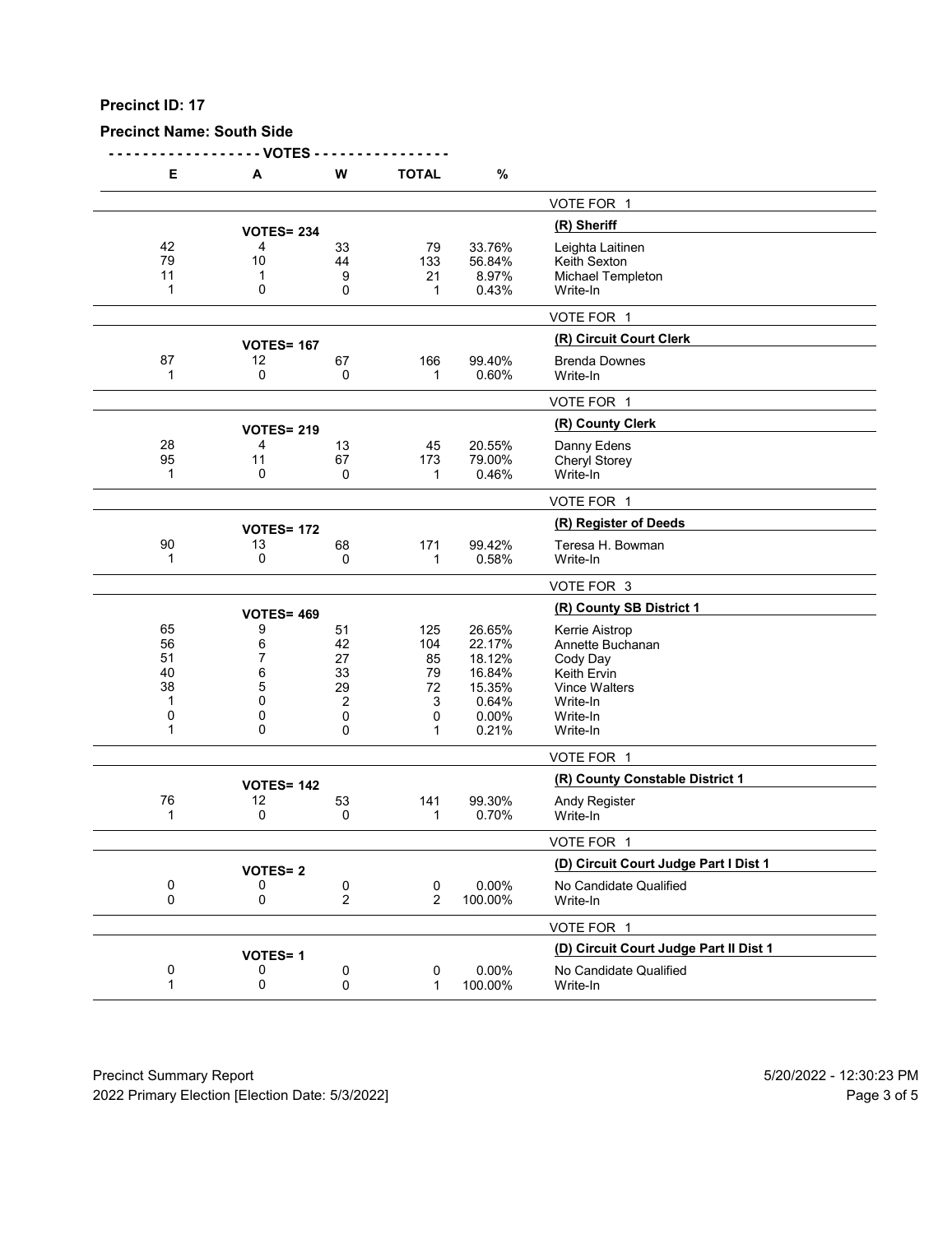**Precinct ID: 17**

**Precinct Name: South Side**

| E | A | W | TOTAL | % | |
|---|---|---|---|---|---|
| | | | | | VOTE FOR 1 |
| | **VOTES= 234** | | | | **(R) Sheriff** |
| 42 | 4 | 33 | 79 | 33.76% | Leighta Laitinen |
| 79 | 10 | 44 | 133 | 56.84% | Keith Sexton |
| 11 | 1 | 9 | 21 | 8.97% | Michael Templeton |
| 1 | 0 | 0 | 1 | 0.43% | Write-In |
| | | | | | VOTE FOR 1 |
| | **VOTES= 167** | | | | **(R) Circuit Court Clerk** |
| 87 | 12 | 67 | 166 | 99.40% | Brenda Downes |
| 1 | 0 | 0 | 1 | 0.60% | Write-In |
| | | | | | VOTE FOR 1 |
| | **VOTES= 219** | | | | **(R) County Clerk** |
| 28 | 4 | 13 | 45 | 20.55% | Danny Edens |
| 95 | 11 | 67 | 173 | 79.00% | Cheryl Storey |
| 1 | 0 | 0 | 1 | 0.46% | Write-In |
| | | | | | VOTE FOR 1 |
| | **VOTES= 172** | | | | **(R) Register of Deeds** |
| 90 | 13 | 68 | 171 | 99.42% | Teresa H. Bowman |
| 1 | 0 | 0 | 1 | 0.58% | Write-In |
| | | | | | VOTE FOR 3 |
| | **VOTES= 469** | | | | **(R) County SB District 1** |
| 65 | 9 | 51 | 125 | 26.65% | Kerrie Aistrop |
| 56 | 6 | 42 | 104 | 22.17% | Annette Buchanan |
| 51 | 7 | 27 | 85 | 18.12% | Cody Day |
| 40 | 6 | 33 | 79 | 16.84% | Keith Ervin |
| 38 | 5 | 29 | 72 | 15.35% | Vince Walters |
| 1 | 0 | 2 | 3 | 0.64% | Write-In |
| 0 | 0 | 0 | 0 | 0.00% | Write-In |
| 1 | 0 | 0 | 1 | 0.21% | Write-In |
| | | | | | VOTE FOR 1 |
| | **VOTES= 142** | | | | **(R) County Constable District 1** |
| 76 | 12 | 53 | 141 | 99.30% | Andy Register |
| 1 | 0 | 0 | 1 | 0.70% | Write-In |
| | | | | | VOTE FOR 1 |
| | **VOTES= 2** | | | | **(D) Circuit Court Judge Part I Dist 1** |
| 0 | 0 | 0 | 0 | 0.00% | No Candidate Qualified |
| 0 | 0 | 2 | 2 | 100.00% | Write-In |
| | | | | | VOTE FOR 1 |
| | **VOTES= 1** | | | | **(D) Circuit Court Judge Part II Dist 1** |
| 0 | 0 | 0 | 0 | 0.00% | No Candidate Qualified |
| 1 | 0 | 0 | 1 | 100.00% | Write-In |

Precinct Summary Report — 5/20/2022 - 12:30:23 PM
2022 Primary Election [Election Date: 5/3/2022]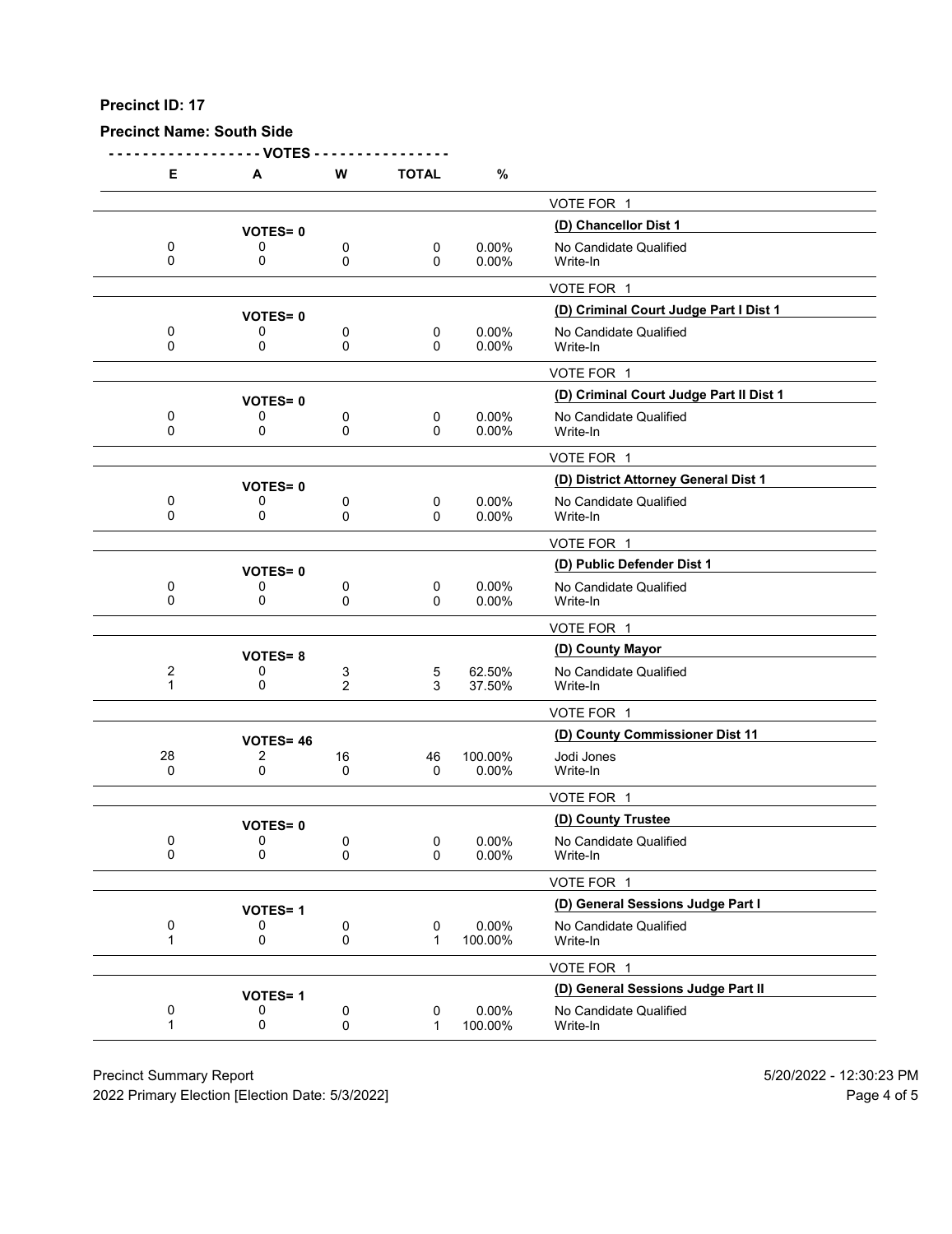**Precinct ID: 17**

**Precinct Name: South Side**

| E | A | W | TOTAL | % | |
|---|---|---|---|---|---|
| | | | | | VOTE FOR 1 |
| | **VOTES= 0** | | | | **(D) Chancellor Dist 1** |
| 0 | 0 | 0 | 0 | 0.00% | No Candidate Qualified |
| 0 | 0 | 0 | 0 | 0.00% | Write-In |
| | | | | | VOTE FOR 1 |
| | **VOTES= 0** | | | | **(D) Criminal Court Judge Part I Dist 1** |
| 0 | 0 | 0 | 0 | 0.00% | No Candidate Qualified |
| 0 | 0 | 0 | 0 | 0.00% | Write-In |
| | | | | | VOTE FOR 1 |
| | **VOTES= 0** | | | | **(D) Criminal Court Judge Part II Dist 1** |
| 0 | 0 | 0 | 0 | 0.00% | No Candidate Qualified |
| 0 | 0 | 0 | 0 | 0.00% | Write-In |
| | | | | | VOTE FOR 1 |
| | **VOTES= 0** | | | | **(D) District Attorney General Dist 1** |
| 0 | 0 | 0 | 0 | 0.00% | No Candidate Qualified |
| 0 | 0 | 0 | 0 | 0.00% | Write-In |
| | | | | | VOTE FOR 1 |
| | **VOTES= 0** | | | | **(D) Public Defender Dist 1** |
| 0 | 0 | 0 | 0 | 0.00% | No Candidate Qualified |
| 0 | 0 | 0 | 0 | 0.00% | Write-In |
| | | | | | VOTE FOR 1 |
| | **VOTES= 8** | | | | **(D) County Mayor** |
| 2 | 0 | 3 | 5 | 62.50% | No Candidate Qualified |
| 1 | 0 | 2 | 3 | 37.50% | Write-In |
| | | | | | VOTE FOR 1 |
| | **VOTES= 46** | | | | **(D) County Commissioner Dist 11** |
| 28 | 2 | 16 | 46 | 100.00% | Jodi Jones |
| 0 | 0 | 0 | 0 | 0.00% | Write-In |
| | | | | | VOTE FOR 1 |
| | **VOTES= 0** | | | | **(D) County Trustee** |
| 0 | 0 | 0 | 0 | 0.00% | No Candidate Qualified |
| 0 | 0 | 0 | 0 | 0.00% | Write-In |
| | | | | | VOTE FOR 1 |
| | **VOTES= 1** | | | | **(D) General Sessions Judge Part I** |
| 0 | 0 | 0 | 0 | 0.00% | No Candidate Qualified |
| 1 | 0 | 0 | 1 | 100.00% | Write-In |
| | | | | | VOTE FOR 1 |
| | **VOTES= 1** | | | | **(D) General Sessions Judge Part II** |
| 0 | 0 | 0 | 0 | 0.00% | No Candidate Qualified |
| 1 | 0 | 0 | 1 | 100.00% | Write-In |

Precinct Summary Report
2022 Primary Election [Election Date: 5/3/2022]
5/20/2022 - 12:30:23 PM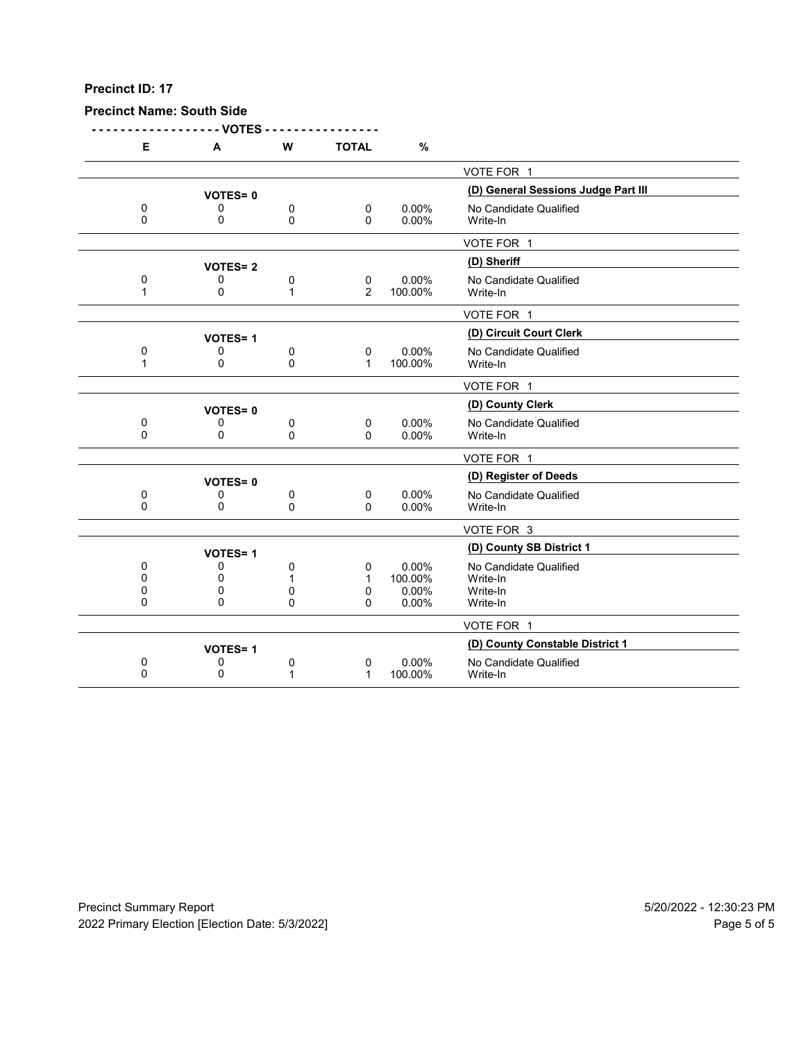**Precinct ID: 17**

**Precinct Name: South Side**

| E | A | W | TOTAL | % | |
|---|---|---|---|---|---|
| | | | | | VOTE FOR 1 |
| | **VOTES= 0** | | | | **(D) General Sessions Judge Part III** |
| 0 | 0 | 0 | 0 | 0.00% | No Candidate Qualified |
| 0 | 0 | 0 | 0 | 0.00% | Write-In |
| | | | | | VOTE FOR 1 |
| | **VOTES= 2** | | | | **(D) Sheriff** |
| 0 | 0 | 0 | 0 | 0.00% | No Candidate Qualified |
| 1 | 0 | 1 | 2 | 100.00% | Write-In |
| | | | | | VOTE FOR 1 |
| | **VOTES= 1** | | | | **(D) Circuit Court Clerk** |
| 0 | 0 | 0 | 0 | 0.00% | No Candidate Qualified |
| 1 | 0 | 0 | 1 | 100.00% | Write-In |
| | | | | | VOTE FOR 1 |
| | **VOTES= 0** | | | | **(D) County Clerk** |
| 0 | 0 | 0 | 0 | 0.00% | No Candidate Qualified |
| 0 | 0 | 0 | 0 | 0.00% | Write-In |
| | | | | | VOTE FOR 1 |
| | **VOTES= 0** | | | | **(D) Register of Deeds** |
| 0 | 0 | 0 | 0 | 0.00% | No Candidate Qualified |
| 0 | 0 | 0 | 0 | 0.00% | Write-In |
| | | | | | VOTE FOR 3 |
| | **VOTES= 1** | | | | **(D) County SB District 1** |
| 0 | 0 | 0 | 0 | 0.00% | No Candidate Qualified |
| 0 | 0 | 1 | 1 | 100.00% | Write-In |
| 0 | 0 | 0 | 0 | 0.00% | Write-In |
| 0 | 0 | 0 | 0 | 0.00% | Write-In |
| | | | | | VOTE FOR 1 |
| | **VOTES= 1** | | | | **(D) County Constable District 1** |
| 0 | 0 | 0 | 0 | 0.00% | No Candidate Qualified |
| 0 | 0 | 1 | 1 | 100.00% | Write-In |

Precinct Summary Report — 5/20/2022 - 12:30:23 PM

2022 Primary Election [Election Date: 5/3/2022]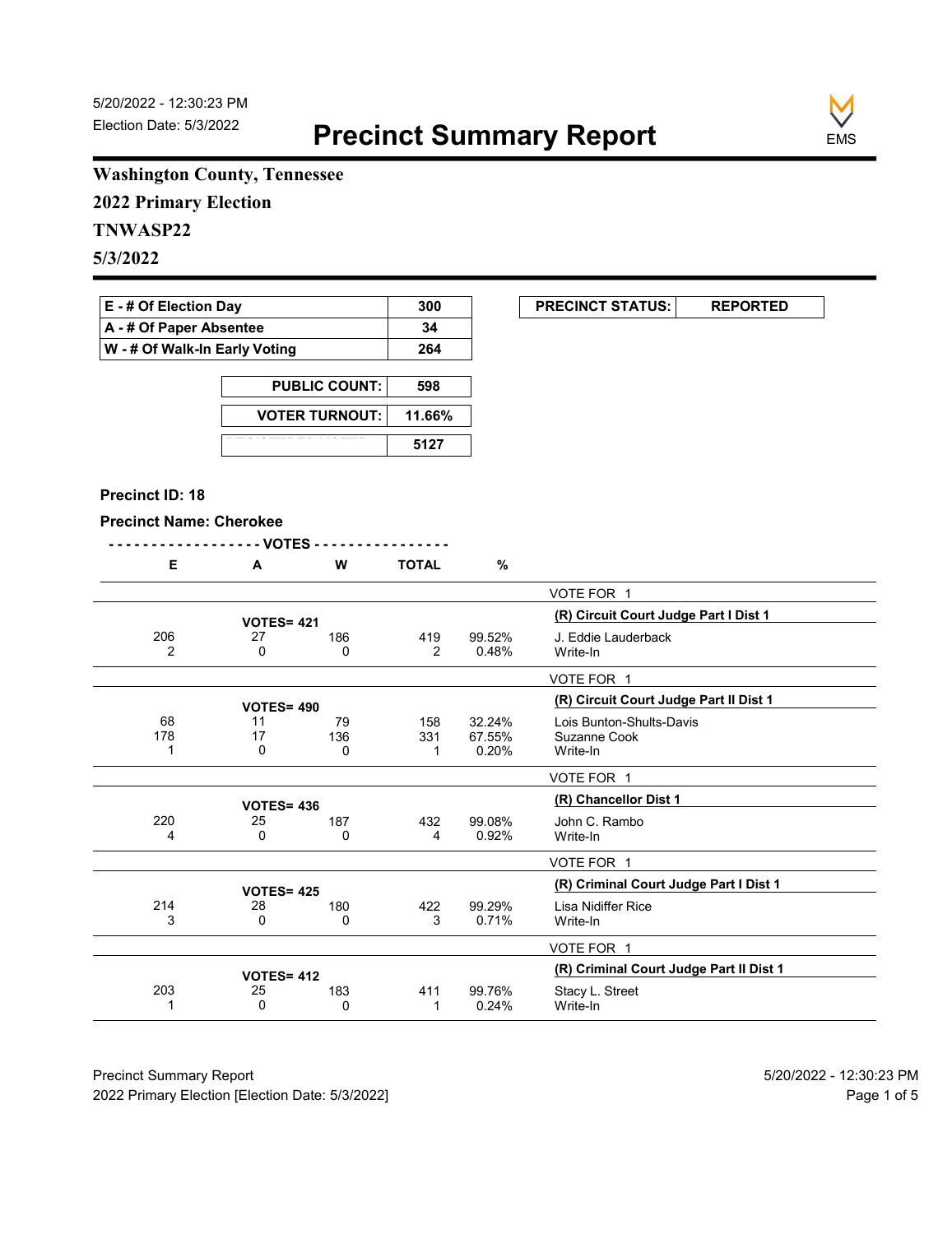5/20/2022 - 12:30:23 PM
Election Date: 5/3/2022

# Precinct Summary Report

**Washington County, Tennessee**

**2022 Primary Election**

**TNWASP22**

**5/3/2022**

| | |
|---|---|
| **E - # Of Election Day** | **300** |
| **A - # Of Paper Absentee** | **34** |
| **W - # Of Walk-In Early Voting** | **264** |

| | |
|---|---|
| **PUBLIC COUNT:** | **598** |
| **VOTER TURNOUT:** | **11.66%** |
| **REGISTERED VOTERS** | **5127** |

| | |
|---|---|
| **PRECINCT STATUS:** | **REPORTED** |

**Precinct ID: 18**

**Precinct Name: Cherokee**

| E | A | W | TOTAL | % | |
|---|---|---|---|---|---|
| | | | | | VOTE FOR 1 |
| | **VOTES= 421** | | | | **(R) Circuit Court Judge Part I Dist 1** |
| 206 | 27 | 186 | 419 | 99.52% | J. Eddie Lauderback |
| 2 | 0 | 0 | 2 | 0.48% | Write-In |
| | | | | | VOTE FOR 1 |
| | **VOTES= 490** | | | | **(R) Circuit Court Judge Part II Dist 1** |
| 68 | 11 | 79 | 158 | 32.24% | Lois Bunton-Shults-Davis |
| 178 | 17 | 136 | 331 | 67.55% | Suzanne Cook |
| 1 | 0 | 0 | 1 | 0.20% | Write-In |
| | | | | | VOTE FOR 1 |
| | **VOTES= 436** | | | | **(R) Chancellor Dist 1** |
| 220 | 25 | 187 | 432 | 99.08% | John C. Rambo |
| 4 | 0 | 0 | 4 | 0.92% | Write-In |
| | | | | | VOTE FOR 1 |
| | **VOTES= 425** | | | | **(R) Criminal Court Judge Part I Dist 1** |
| 214 | 28 | 180 | 422 | 99.29% | Lisa Nidiffer Rice |
| 3 | 0 | 0 | 3 | 0.71% | Write-In |
| | | | | | VOTE FOR 1 |
| | **VOTES= 412** | | | | **(R) Criminal Court Judge Part II Dist 1** |
| 203 | 25 | 183 | 411 | 99.76% | Stacy L. Street |
| 1 | 0 | 0 | 1 | 0.24% | Write-In |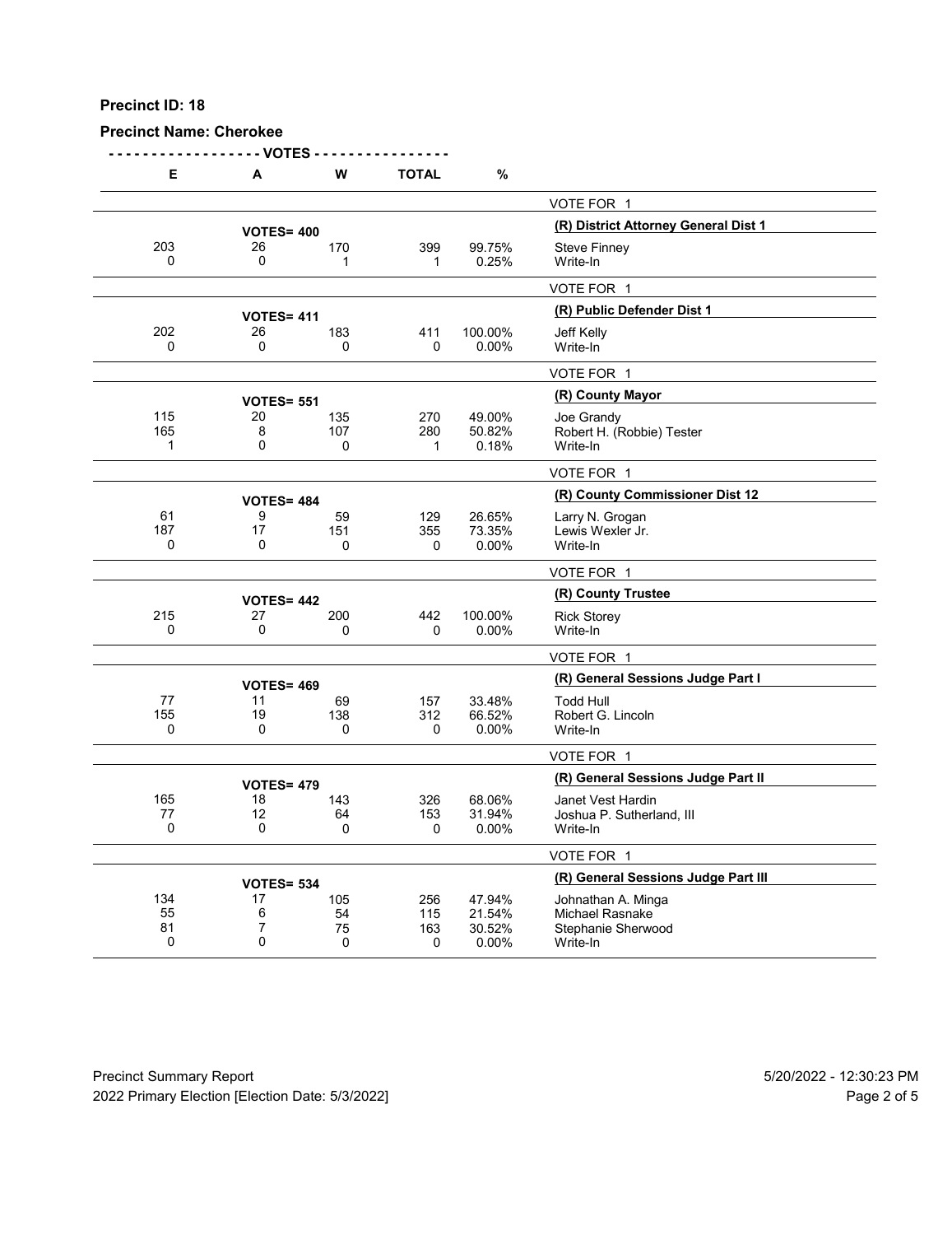**Precinct ID: 18**

**Precinct Name: Cherokee**

| E | A | W | TOTAL | % | |
|---|---|---|---|---|---|
| | | | | | VOTE FOR 1 |
| | **VOTES= 400** | | | | **(R) District Attorney General Dist 1** |
| 203 | 26 | 170 | 399 | 99.75% | Steve Finney |
| 0 | 0 | 1 | 1 | 0.25% | Write-In |
| | | | | | VOTE FOR 1 |
| | **VOTES= 411** | | | | **(R) Public Defender Dist 1** |
| 202 | 26 | 183 | 411 | 100.00% | Jeff Kelly |
| 0 | 0 | 0 | 0 | 0.00% | Write-In |
| | | | | | VOTE FOR 1 |
| | **VOTES= 551** | | | | **(R) County Mayor** |
| 115 | 20 | 135 | 270 | 49.00% | Joe Grandy |
| 165 | 8 | 107 | 280 | 50.82% | Robert H. (Robbie) Tester |
| 1 | 0 | 0 | 1 | 0.18% | Write-In |
| | | | | | VOTE FOR 1 |
| | **VOTES= 484** | | | | **(R) County Commissioner Dist 12** |
| 61 | 9 | 59 | 129 | 26.65% | Larry N. Grogan |
| 187 | 17 | 151 | 355 | 73.35% | Lewis Wexler Jr. |
| 0 | 0 | 0 | 0 | 0.00% | Write-In |
| | | | | | VOTE FOR 1 |
| | **VOTES= 442** | | | | **(R) County Trustee** |
| 215 | 27 | 200 | 442 | 100.00% | Rick Storey |
| 0 | 0 | 0 | 0 | 0.00% | Write-In |
| | | | | | VOTE FOR 1 |
| | **VOTES= 469** | | | | **(R) General Sessions Judge Part I** |
| 77 | 11 | 69 | 157 | 33.48% | Todd Hull |
| 155 | 19 | 138 | 312 | 66.52% | Robert G. Lincoln |
| 0 | 0 | 0 | 0 | 0.00% | Write-In |
| | | | | | VOTE FOR 1 |
| | **VOTES= 479** | | | | **(R) General Sessions Judge Part II** |
| 165 | 18 | 143 | 326 | 68.06% | Janet Vest Hardin |
| 77 | 12 | 64 | 153 | 31.94% | Joshua P. Sutherland, III |
| 0 | 0 | 0 | 0 | 0.00% | Write-In |
| | | | | | VOTE FOR 1 |
| | **VOTES= 534** | | | | **(R) General Sessions Judge Part III** |
| 134 | 17 | 105 | 256 | 47.94% | Johnathan A. Minga |
| 55 | 6 | 54 | 115 | 21.54% | Michael Rasnake |
| 81 | 7 | 75 | 163 | 30.52% | Stephanie Sherwood |
| 0 | 0 | 0 | 0 | 0.00% | Write-In |

Precinct Summary Report — 5/20/2022 - 12:30:23 PM
2022 Primary Election [Election Date: 5/3/2022]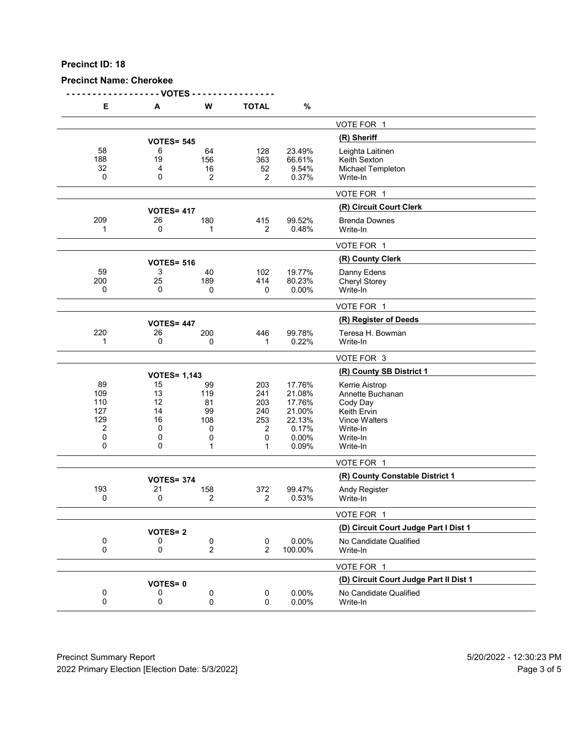**Precinct ID: 18**

**Precinct Name: Cherokee**

| E | A | W | TOTAL | % | |
|---|---|---|---|---|---|
| | | | | | VOTE FOR 1 |
| | **VOTES= 545** | | | | **(R) Sheriff** |
| 58 | 6 | 64 | 128 | 23.49% | Leighta Laitinen |
| 188 | 19 | 156 | 363 | 66.61% | Keith Sexton |
| 32 | 4 | 16 | 52 | 9.54% | Michael Templeton |
| 0 | 0 | 2 | 2 | 0.37% | Write-In |
| | | | | | VOTE FOR 1 |
| | **VOTES= 417** | | | | **(R) Circuit Court Clerk** |
| 209 | 26 | 180 | 415 | 99.52% | Brenda Downes |
| 1 | 0 | 1 | 2 | 0.48% | Write-In |
| | | | | | VOTE FOR 1 |
| | **VOTES= 516** | | | | **(R) County Clerk** |
| 59 | 3 | 40 | 102 | 19.77% | Danny Edens |
| 200 | 25 | 189 | 414 | 80.23% | Cheryl Storey |
| 0 | 0 | 0 | 0 | 0.00% | Write-In |
| | | | | | VOTE FOR 1 |
| | **VOTES= 447** | | | | **(R) Register of Deeds** |
| 220 | 26 | 200 | 446 | 99.78% | Teresa H. Bowman |
| 1 | 0 | 0 | 1 | 0.22% | Write-In |
| | | | | | VOTE FOR 3 |
| | **VOTES= 1,143** | | | | **(R) County SB District 1** |
| 89 | 15 | 99 | 203 | 17.76% | Kerrie Aistrop |
| 109 | 13 | 119 | 241 | 21.08% | Annette Buchanan |
| 110 | 12 | 81 | 203 | 17.76% | Cody Day |
| 127 | 14 | 99 | 240 | 21.00% | Keith Ervin |
| 129 | 16 | 108 | 253 | 22.13% | Vince Walters |
| 2 | 0 | 0 | 2 | 0.17% | Write-In |
| 0 | 0 | 0 | 0 | 0.00% | Write-In |
| 0 | 0 | 1 | 1 | 0.09% | Write-In |
| | | | | | VOTE FOR 1 |
| | **VOTES= 374** | | | | **(R) County Constable District 1** |
| 193 | 21 | 158 | 372 | 99.47% | Andy Register |
| 0 | 0 | 2 | 2 | 0.53% | Write-In |
| | | | | | VOTE FOR 1 |
| | **VOTES= 2** | | | | **(D) Circuit Court Judge Part I Dist 1** |
| 0 | 0 | 0 | 0 | 0.00% | No Candidate Qualified |
| 0 | 0 | 2 | 2 | 100.00% | Write-In |
| | | | | | VOTE FOR 1 |
| | **VOTES= 0** | | | | **(D) Circuit Court Judge Part II Dist 1** |
| 0 | 0 | 0 | 0 | 0.00% | No Candidate Qualified |
| 0 | 0 | 0 | 0 | 0.00% | Write-In |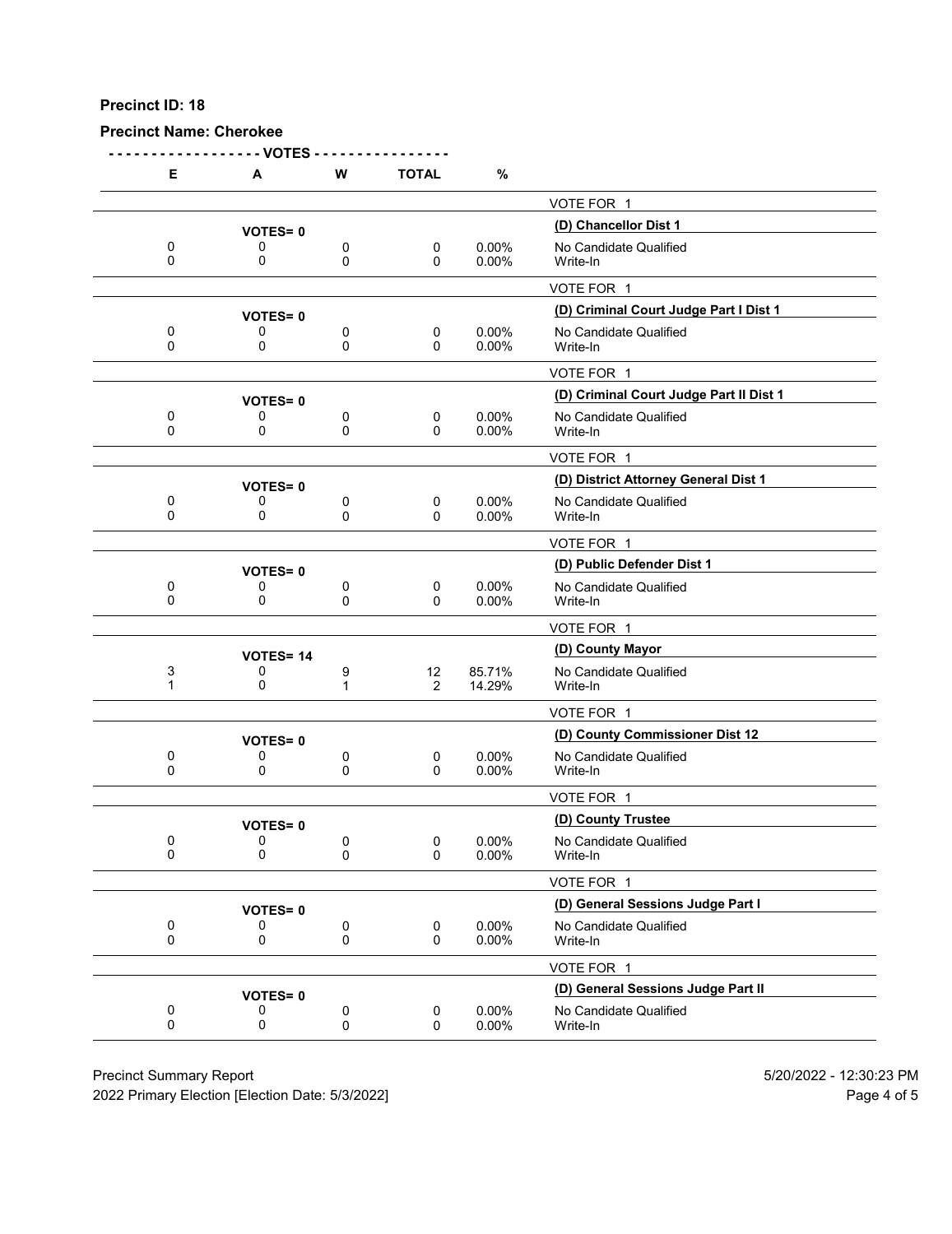**Precinct ID: 18**

**Precinct Name: Cherokee**

| E | A | W | TOTAL | % | |
|---|---|---|---|---|---|
| | | | | | VOTE FOR 1 |
| | **VOTES= 0** | | | | **(D) Chancellor Dist 1** |
| 0 | 0 | 0 | 0 | 0.00% | No Candidate Qualified |
| 0 | 0 | 0 | 0 | 0.00% | Write-In |
| | | | | | VOTE FOR 1 |
| | **VOTES= 0** | | | | **(D) Criminal Court Judge Part I Dist 1** |
| 0 | 0 | 0 | 0 | 0.00% | No Candidate Qualified |
| 0 | 0 | 0 | 0 | 0.00% | Write-In |
| | | | | | VOTE FOR 1 |
| | **VOTES= 0** | | | | **(D) Criminal Court Judge Part II Dist 1** |
| 0 | 0 | 0 | 0 | 0.00% | No Candidate Qualified |
| 0 | 0 | 0 | 0 | 0.00% | Write-In |
| | | | | | VOTE FOR 1 |
| | **VOTES= 0** | | | | **(D) District Attorney General Dist 1** |
| 0 | 0 | 0 | 0 | 0.00% | No Candidate Qualified |
| 0 | 0 | 0 | 0 | 0.00% | Write-In |
| | | | | | VOTE FOR 1 |
| | **VOTES= 0** | | | | **(D) Public Defender Dist 1** |
| 0 | 0 | 0 | 0 | 0.00% | No Candidate Qualified |
| 0 | 0 | 0 | 0 | 0.00% | Write-In |
| | | | | | VOTE FOR 1 |
| | **VOTES= 14** | | | | **(D) County Mayor** |
| 3 | 0 | 9 | 12 | 85.71% | No Candidate Qualified |
| 1 | 0 | 1 | 2 | 14.29% | Write-In |
| | | | | | VOTE FOR 1 |
| | **VOTES= 0** | | | | **(D) County Commissioner Dist 12** |
| 0 | 0 | 0 | 0 | 0.00% | No Candidate Qualified |
| 0 | 0 | 0 | 0 | 0.00% | Write-In |
| | | | | | VOTE FOR 1 |
| | **VOTES= 0** | | | | **(D) County Trustee** |
| 0 | 0 | 0 | 0 | 0.00% | No Candidate Qualified |
| 0 | 0 | 0 | 0 | 0.00% | Write-In |
| | | | | | VOTE FOR 1 |
| | **VOTES= 0** | | | | **(D) General Sessions Judge Part I** |
| 0 | 0 | 0 | 0 | 0.00% | No Candidate Qualified |
| 0 | 0 | 0 | 0 | 0.00% | Write-In |
| | | | | | VOTE FOR 1 |
| | **VOTES= 0** | | | | **(D) General Sessions Judge Part II** |
| 0 | 0 | 0 | 0 | 0.00% | No Candidate Qualified |
| 0 | 0 | 0 | 0 | 0.00% | Write-In |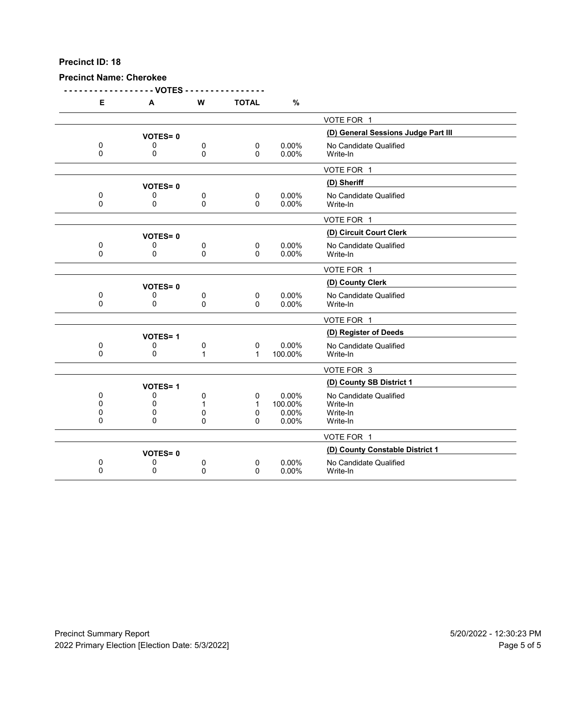**Precinct ID: 18**

**Precinct Name: Cherokee**

| E | A | W | TOTAL | % | |
|---|---|---|---|---|---|
| | | | | | VOTE FOR 1 |
| | VOTES= 0 | | | | **(D) General Sessions Judge Part III** |
| 0 | 0 | 0 | 0 | 0.00% | No Candidate Qualified |
| 0 | 0 | 0 | 0 | 0.00% | Write-In |
| | | | | | VOTE FOR 1 |
| | VOTES= 0 | | | | **(D) Sheriff** |
| 0 | 0 | 0 | 0 | 0.00% | No Candidate Qualified |
| 0 | 0 | 0 | 0 | 0.00% | Write-In |
| | | | | | VOTE FOR 1 |
| | VOTES= 0 | | | | **(D) Circuit Court Clerk** |
| 0 | 0 | 0 | 0 | 0.00% | No Candidate Qualified |
| 0 | 0 | 0 | 0 | 0.00% | Write-In |
| | | | | | VOTE FOR 1 |
| | VOTES= 0 | | | | **(D) County Clerk** |
| 0 | 0 | 0 | 0 | 0.00% | No Candidate Qualified |
| 0 | 0 | 0 | 0 | 0.00% | Write-In |
| | | | | | VOTE FOR 1 |
| | VOTES= 1 | | | | **(D) Register of Deeds** |
| 0 | 0 | 0 | 0 | 0.00% | No Candidate Qualified |
| 0 | 0 | 1 | 1 | 100.00% | Write-In |
| | | | | | VOTE FOR 3 |
| | VOTES= 1 | | | | **(D) County SB District 1** |
| 0 | 0 | 0 | 0 | 0.00% | No Candidate Qualified |
| 0 | 0 | 1 | 1 | 100.00% | Write-In |
| 0 | 0 | 0 | 0 | 0.00% | Write-In |
| 0 | 0 | 0 | 0 | 0.00% | Write-In |
| | | | | | VOTE FOR 1 |
| | VOTES= 0 | | | | **(D) County Constable District 1** |
| 0 | 0 | 0 | 0 | 0.00% | No Candidate Qualified |
| 0 | 0 | 0 | 0 | 0.00% | Write-In |

Precinct Summary Report — 5/20/2022 - 12:30:23 PM

2022 Primary Election [Election Date: 5/3/2022]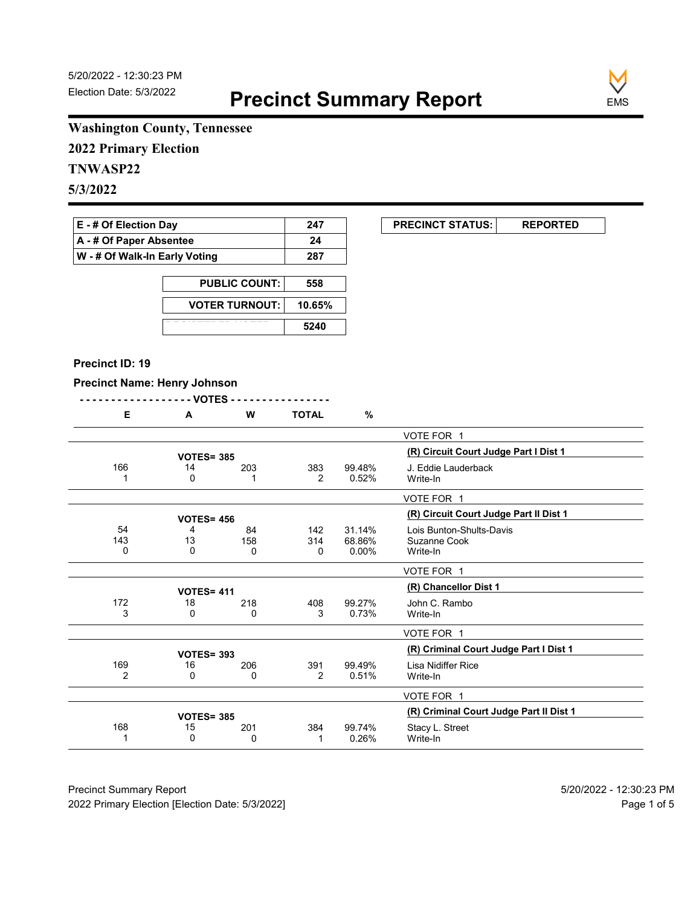5/20/2022 - 12:30:23 PM
Election Date: 5/3/2022

# Precinct Summary Report

**Washington County, Tennessee**

**2022 Primary Election**

**TNWASP22**

**5/3/2022**

| | |
|---|---|
| **E - # Of Election Day** | **247** |
| **A - # Of Paper Absentee** | **24** |
| **W - # Of Walk-In Early Voting** | **287** |

| | |
|---|---|
| **PUBLIC COUNT:** | **558** |
| **VOTER TURNOUT:** | **10.65%** |
| **REGISTERED VOTERS** | **5240** |

| | |
|---|---|
| **PRECINCT STATUS:** | **REPORTED** |

**Precinct ID: 19**

**Precinct Name: Henry Johnson**

**VOTE FOR 1 — (R) Circuit Court Judge Part I Dist 1** (VOTES= 385)

| E | A | W | TOTAL | % | Candidate |
|---|---|---|---|---|---|
| 166 | 14 | 203 | 383 | 99.48% | J. Eddie Lauderback |
| 1 | 0 | 1 | 2 | 0.52% | Write-In |

**VOTE FOR 1 — (R) Circuit Court Judge Part II Dist 1** (VOTES= 456)

| E | A | W | TOTAL | % | Candidate |
|---|---|---|---|---|---|
| 54 | 4 | 84 | 142 | 31.14% | Lois Bunton-Shults-Davis |
| 143 | 13 | 158 | 314 | 68.86% | Suzanne Cook |
| 0 | 0 | 0 | 0 | 0.00% | Write-In |

**VOTE FOR 1 — (R) Chancellor Dist 1** (VOTES= 411)

| E | A | W | TOTAL | % | Candidate |
|---|---|---|---|---|---|
| 172 | 18 | 218 | 408 | 99.27% | John C. Rambo |
| 3 | 0 | 0 | 3 | 0.73% | Write-In |

**VOTE FOR 1 — (R) Criminal Court Judge Part I Dist 1** (VOTES= 393)

| E | A | W | TOTAL | % | Candidate |
|---|---|---|---|---|---|
| 169 | 16 | 206 | 391 | 99.49% | Lisa Nidiffer Rice |
| 2 | 0 | 0 | 2 | 0.51% | Write-In |

**VOTE FOR 1 — (R) Criminal Court Judge Part II Dist 1** (VOTES= 385)

| E | A | W | TOTAL | % | Candidate |
|---|---|---|---|---|---|
| 168 | 15 | 201 | 384 | 99.74% | Stacy L. Street |
| 1 | 0 | 0 | 1 | 0.26% | Write-In |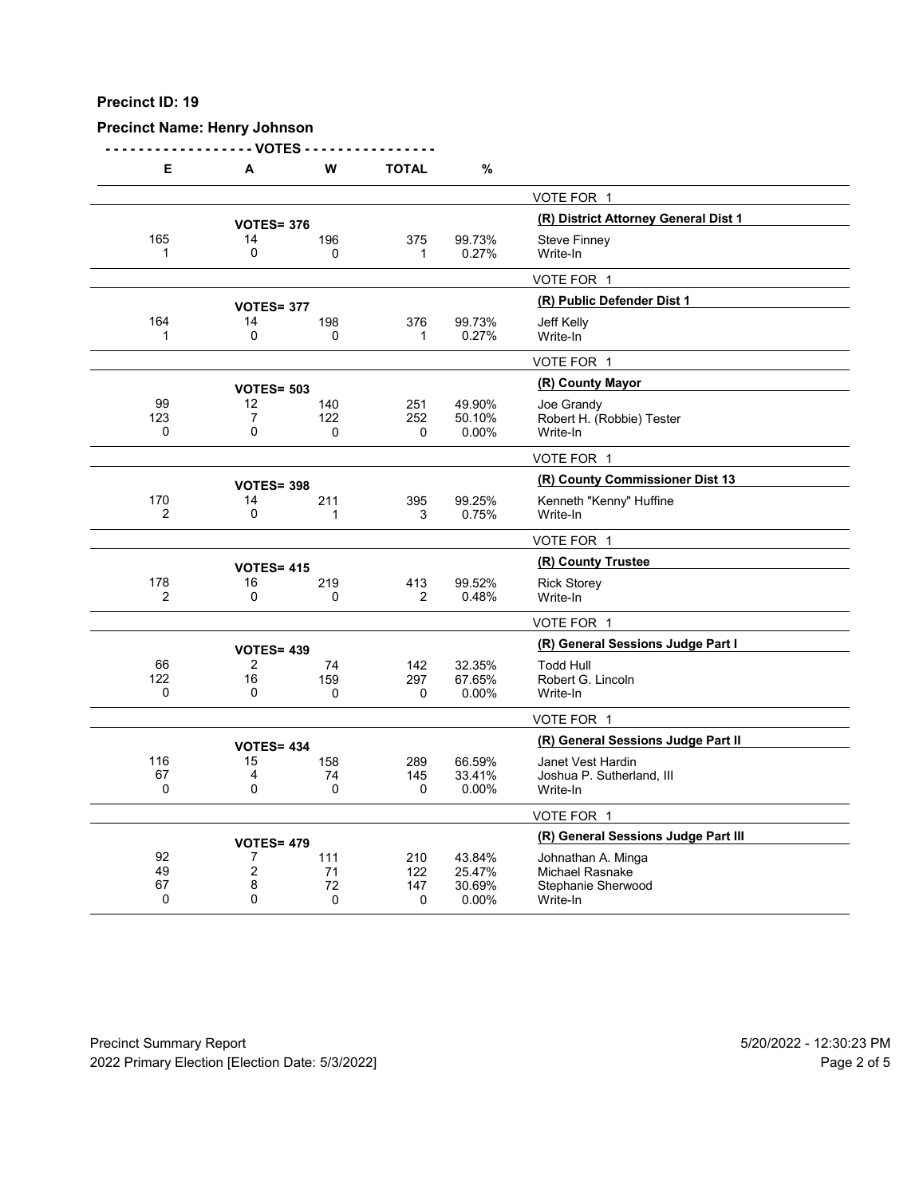**Precinct ID: 19**

**Precinct Name: Henry Johnson**

| E | A | W | TOTAL | % | |
|---|---|---|---|---|---|
| | | | | | VOTE FOR 1 |
| | VOTES= 376 | | | | **(R) District Attorney General Dist 1** |
| 165 | 14 | 196 | 375 | 99.73% | Steve Finney |
| 1 | 0 | 0 | 1 | 0.27% | Write-In |
| | | | | | VOTE FOR 1 |
| | VOTES= 377 | | | | **(R) Public Defender Dist 1** |
| 164 | 14 | 198 | 376 | 99.73% | Jeff Kelly |
| 1 | 0 | 0 | 1 | 0.27% | Write-In |
| | | | | | VOTE FOR 1 |
| | VOTES= 503 | | | | **(R) County Mayor** |
| 99 | 12 | 140 | 251 | 49.90% | Joe Grandy |
| 123 | 7 | 122 | 252 | 50.10% | Robert H. (Robbie) Tester |
| 0 | 0 | 0 | 0 | 0.00% | Write-In |
| | | | | | VOTE FOR 1 |
| | VOTES= 398 | | | | **(R) County Commissioner Dist 13** |
| 170 | 14 | 211 | 395 | 99.25% | Kenneth "Kenny" Huffine |
| 2 | 0 | 1 | 3 | 0.75% | Write-In |
| | | | | | VOTE FOR 1 |
| | VOTES= 415 | | | | **(R) County Trustee** |
| 178 | 16 | 219 | 413 | 99.52% | Rick Storey |
| 2 | 0 | 0 | 2 | 0.48% | Write-In |
| | | | | | VOTE FOR 1 |
| | VOTES= 439 | | | | **(R) General Sessions Judge Part I** |
| 66 | 2 | 74 | 142 | 32.35% | Todd Hull |
| 122 | 16 | 159 | 297 | 67.65% | Robert G. Lincoln |
| 0 | 0 | 0 | 0 | 0.00% | Write-In |
| | | | | | VOTE FOR 1 |
| | VOTES= 434 | | | | **(R) General Sessions Judge Part II** |
| 116 | 15 | 158 | 289 | 66.59% | Janet Vest Hardin |
| 67 | 4 | 74 | 145 | 33.41% | Joshua P. Sutherland, III |
| 0 | 0 | 0 | 0 | 0.00% | Write-In |
| | | | | | VOTE FOR 1 |
| | VOTES= 479 | | | | **(R) General Sessions Judge Part III** |
| 92 | 7 | 111 | 210 | 43.84% | Johnathan A. Minga |
| 49 | 2 | 71 | 122 | 25.47% | Michael Rasnake |
| 67 | 8 | 72 | 147 | 30.69% | Stephanie Sherwood |
| 0 | 0 | 0 | 0 | 0.00% | Write-In |

Precinct Summary Report 5/20/2022 - 12:30:23 PM
2022 Primary Election [Election Date: 5/3/2022]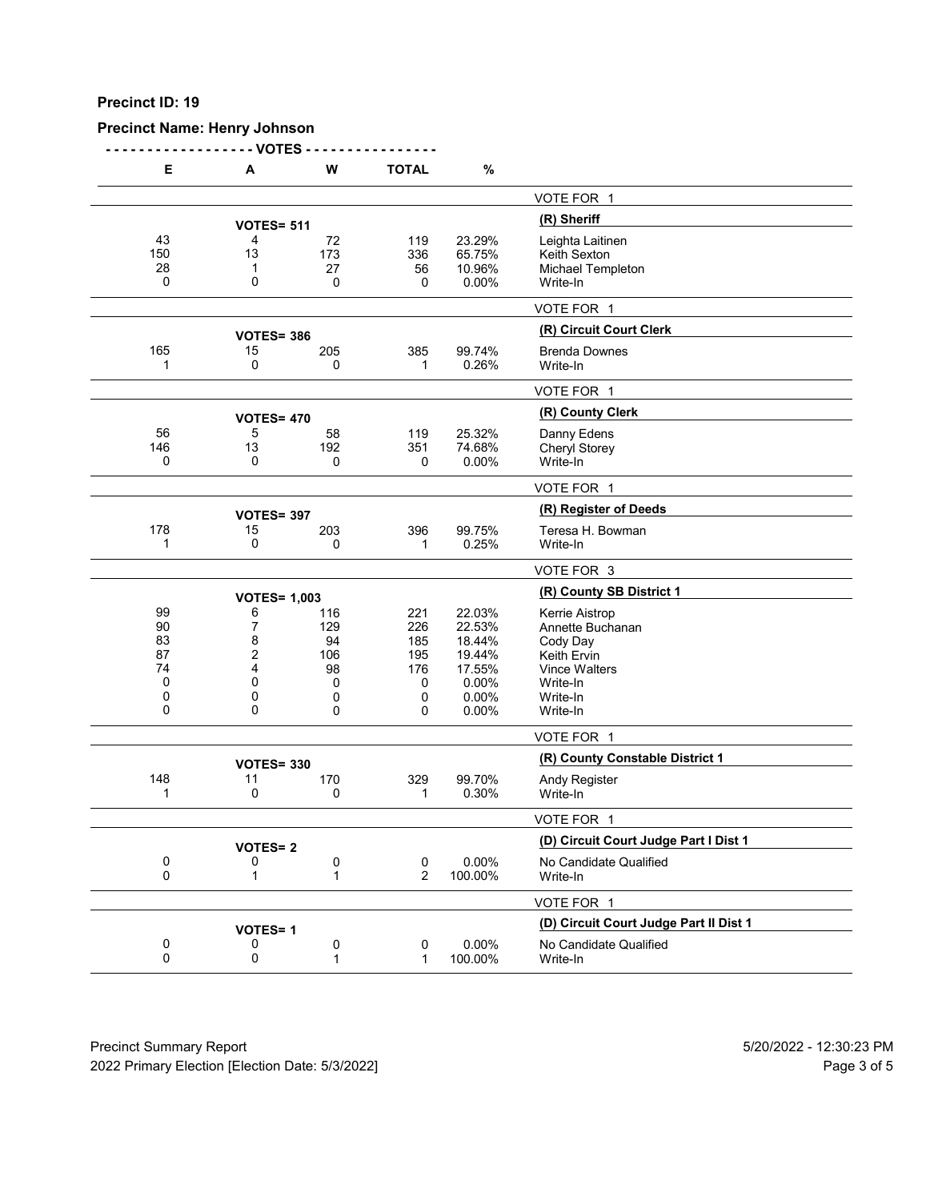**Precinct ID: 19**

**Precinct Name: Henry Johnson**

| E | A | W | TOTAL | % | |
|---|---|---|---|---|---|
| | | | | | VOTE FOR 1 |
| | **VOTES= 511** | | | | **(R) Sheriff** |
| 43 | 4 | 72 | 119 | 23.29% | Leighta Laitinen |
| 150 | 13 | 173 | 336 | 65.75% | Keith Sexton |
| 28 | 1 | 27 | 56 | 10.96% | Michael Templeton |
| 0 | 0 | 0 | 0 | 0.00% | Write-In |
| | | | | | VOTE FOR 1 |
| | **VOTES= 386** | | | | **(R) Circuit Court Clerk** |
| 165 | 15 | 205 | 385 | 99.74% | Brenda Downes |
| 1 | 0 | 0 | 1 | 0.26% | Write-In |
| | | | | | VOTE FOR 1 |
| | **VOTES= 470** | | | | **(R) County Clerk** |
| 56 | 5 | 58 | 119 | 25.32% | Danny Edens |
| 146 | 13 | 192 | 351 | 74.68% | Cheryl Storey |
| 0 | 0 | 0 | 0 | 0.00% | Write-In |
| | | | | | VOTE FOR 1 |
| | **VOTES= 397** | | | | **(R) Register of Deeds** |
| 178 | 15 | 203 | 396 | 99.75% | Teresa H. Bowman |
| 1 | 0 | 0 | 1 | 0.25% | Write-In |
| | | | | | VOTE FOR 3 |
| | **VOTES= 1,003** | | | | **(R) County SB District 1** |
| 99 | 6 | 116 | 221 | 22.03% | Kerrie Aistrop |
| 90 | 7 | 129 | 226 | 22.53% | Annette Buchanan |
| 83 | 8 | 94 | 185 | 18.44% | Cody Day |
| 87 | 2 | 106 | 195 | 19.44% | Keith Ervin |
| 74 | 4 | 98 | 176 | 17.55% | Vince Walters |
| 0 | 0 | 0 | 0 | 0.00% | Write-In |
| 0 | 0 | 0 | 0 | 0.00% | Write-In |
| 0 | 0 | 0 | 0 | 0.00% | Write-In |
| | | | | | VOTE FOR 1 |
| | **VOTES= 330** | | | | **(R) County Constable District 1** |
| 148 | 11 | 170 | 329 | 99.70% | Andy Register |
| 1 | 0 | 0 | 1 | 0.30% | Write-In |
| | | | | | VOTE FOR 1 |
| | **VOTES= 2** | | | | **(D) Circuit Court Judge Part I Dist 1** |
| 0 | 0 | 0 | 0 | 0.00% | No Candidate Qualified |
| 0 | 1 | 1 | 2 | 100.00% | Write-In |
| | | | | | VOTE FOR 1 |
| | **VOTES= 1** | | | | **(D) Circuit Court Judge Part II Dist 1** |
| 0 | 0 | 0 | 0 | 0.00% | No Candidate Qualified |
| 0 | 0 | 1 | 1 | 100.00% | Write-In |

Precinct Summary Report 5/20/2022 - 12:30:23 PM
2022 Primary Election [Election Date: 5/3/2022]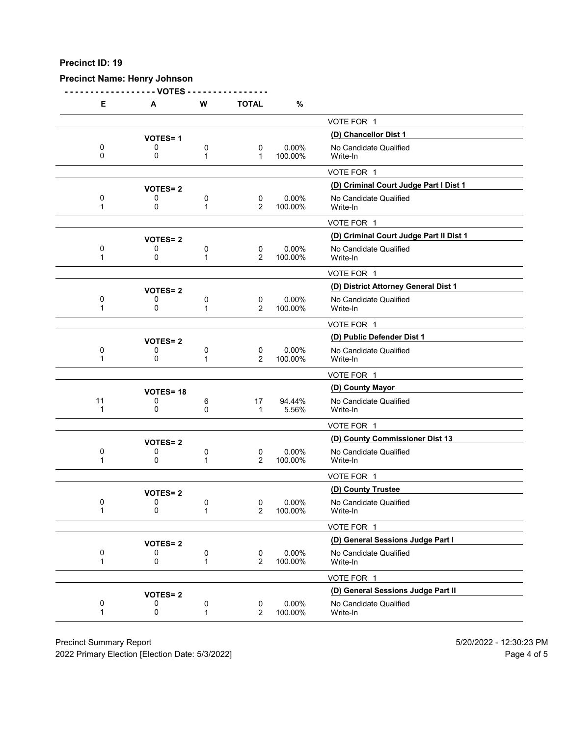**Precinct ID: 19**

**Precinct Name: Henry Johnson**

| E | A | W | TOTAL | % | |
|---|---|---|---|---|---|
| | | | | | VOTE FOR 1 |
| | **VOTES= 1** | | | | **(D) Chancellor Dist 1** |
| 0 | 0 | 0 | 0 | 0.00% | No Candidate Qualified |
| 0 | 0 | 1 | 1 | 100.00% | Write-In |
| | | | | | VOTE FOR 1 |
| | **VOTES= 2** | | | | **(D) Criminal Court Judge Part I Dist 1** |
| 0 | 0 | 0 | 0 | 0.00% | No Candidate Qualified |
| 1 | 0 | 1 | 2 | 100.00% | Write-In |
| | | | | | VOTE FOR 1 |
| | **VOTES= 2** | | | | **(D) Criminal Court Judge Part II Dist 1** |
| 0 | 0 | 0 | 0 | 0.00% | No Candidate Qualified |
| 1 | 0 | 1 | 2 | 100.00% | Write-In |
| | | | | | VOTE FOR 1 |
| | **VOTES= 2** | | | | **(D) District Attorney General Dist 1** |
| 0 | 0 | 0 | 0 | 0.00% | No Candidate Qualified |
| 1 | 0 | 1 | 2 | 100.00% | Write-In |
| | | | | | VOTE FOR 1 |
| | **VOTES= 2** | | | | **(D) Public Defender Dist 1** |
| 0 | 0 | 0 | 0 | 0.00% | No Candidate Qualified |
| 1 | 0 | 1 | 2 | 100.00% | Write-In |
| | | | | | VOTE FOR 1 |
| | **VOTES= 18** | | | | **(D) County Mayor** |
| 11 | 0 | 6 | 17 | 94.44% | No Candidate Qualified |
| 1 | 0 | 0 | 1 | 5.56% | Write-In |
| | | | | | VOTE FOR 1 |
| | **VOTES= 2** | | | | **(D) County Commissioner Dist 13** |
| 0 | 0 | 0 | 0 | 0.00% | No Candidate Qualified |
| 1 | 0 | 1 | 2 | 100.00% | Write-In |
| | | | | | VOTE FOR 1 |
| | **VOTES= 2** | | | | **(D) County Trustee** |
| 0 | 0 | 0 | 0 | 0.00% | No Candidate Qualified |
| 1 | 0 | 1 | 2 | 100.00% | Write-In |
| | | | | | VOTE FOR 1 |
| | **VOTES= 2** | | | | **(D) General Sessions Judge Part I** |
| 0 | 0 | 0 | 0 | 0.00% | No Candidate Qualified |
| 1 | 0 | 1 | 2 | 100.00% | Write-In |
| | | | | | VOTE FOR 1 |
| | **VOTES= 2** | | | | **(D) General Sessions Judge Part II** |
| 0 | 0 | 0 | 0 | 0.00% | No Candidate Qualified |
| 1 | 0 | 1 | 2 | 100.00% | Write-In |

Precinct Summary Report 5/20/2022 - 12:30:23 PM
2022 Primary Election [Election Date: 5/3/2022]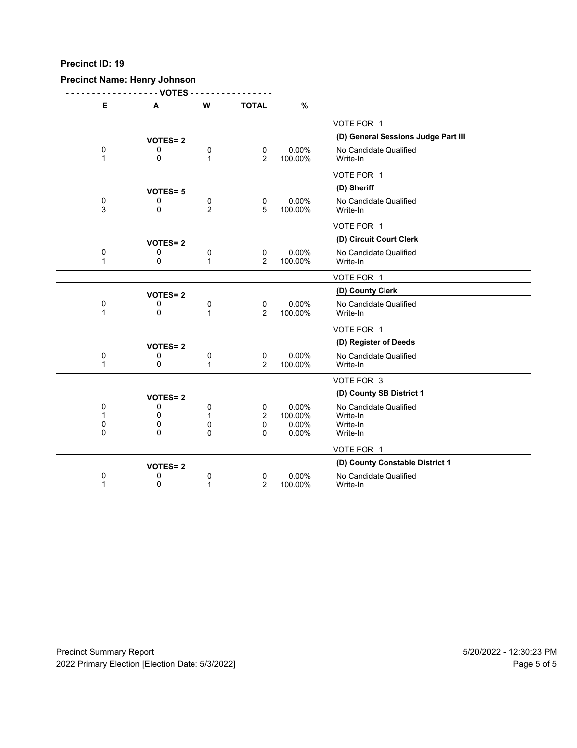**Precinct ID: 19**

**Precinct Name: Henry Johnson**

| E | A | W | TOTAL | % | |
|---|---|---|---|---|---|
| | | | | | VOTE FOR 1 |
| | **VOTES= 2** | | | | **(D) General Sessions Judge Part III** |
| 0 | 0 | 0 | 0 | 0.00% | No Candidate Qualified |
| 1 | 0 | 1 | 2 | 100.00% | Write-In |
| | | | | | VOTE FOR 1 |
| | **VOTES= 5** | | | | **(D) Sheriff** |
| 0 | 0 | 0 | 0 | 0.00% | No Candidate Qualified |
| 3 | 0 | 2 | 5 | 100.00% | Write-In |
| | | | | | VOTE FOR 1 |
| | **VOTES= 2** | | | | **(D) Circuit Court Clerk** |
| 0 | 0 | 0 | 0 | 0.00% | No Candidate Qualified |
| 1 | 0 | 1 | 2 | 100.00% | Write-In |
| | | | | | VOTE FOR 1 |
| | **VOTES= 2** | | | | **(D) County Clerk** |
| 0 | 0 | 0 | 0 | 0.00% | No Candidate Qualified |
| 1 | 0 | 1 | 2 | 100.00% | Write-In |
| | | | | | VOTE FOR 1 |
| | **VOTES= 2** | | | | **(D) Register of Deeds** |
| 0 | 0 | 0 | 0 | 0.00% | No Candidate Qualified |
| 1 | 0 | 1 | 2 | 100.00% | Write-In |
| | | | | | VOTE FOR 3 |
| | **VOTES= 2** | | | | **(D) County SB District 1** |
| 0 | 0 | 0 | 0 | 0.00% | No Candidate Qualified |
| 1 | 0 | 1 | 2 | 100.00% | Write-In |
| 0 | 0 | 0 | 0 | 0.00% | Write-In |
| 0 | 0 | 0 | 0 | 0.00% | Write-In |
| | | | | | VOTE FOR 1 |
| | **VOTES= 2** | | | | **(D) County Constable District 1** |
| 0 | 0 | 0 | 0 | 0.00% | No Candidate Qualified |
| 1 | 0 | 1 | 2 | 100.00% | Write-In |

Precinct Summary Report — 5/20/2022 - 12:30:23 PM

2022 Primary Election [Election Date: 5/3/2022]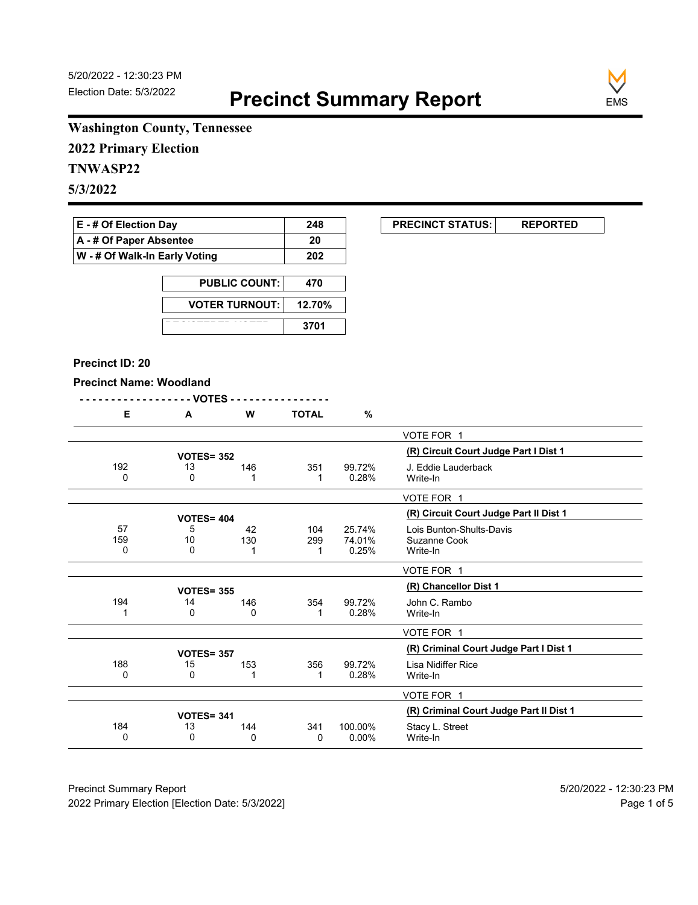5/20/2022 - 12:30:23 PM
Election Date: 5/3/2022

# Precinct Summary Report

**Washington County, Tennessee**

**2022 Primary Election**

**TNWASP22**

**5/3/2022**

| | |
|---|---|
| E - # Of Election Day | 248 |
| A - # Of Paper Absentee | 20 |
| W - # Of Walk-In Early Voting | 202 |

| | |
|---|---|
| PUBLIC COUNT: | 470 |
| VOTER TURNOUT: | 12.70% |
| | 3701 |

| | |
|---|---|
| PRECINCT STATUS: | REPORTED |

**Precinct ID: 20**

**Precinct Name: Woodland**

| E | A | W | TOTAL | % | |
|---|---|---|---|---|---|
| | | | | | VOTE FOR 1 |
| | VOTES= 352 | | | | **(R) Circuit Court Judge Part I Dist 1** |
| 192 | 13 | 146 | 351 | 99.72% | J. Eddie Lauderback |
| 0 | 0 | 1 | 1 | 0.28% | Write-In |
| | | | | | VOTE FOR 1 |
| | VOTES= 404 | | | | **(R) Circuit Court Judge Part II Dist 1** |
| 57 | 5 | 42 | 104 | 25.74% | Lois Bunton-Shults-Davis |
| 159 | 10 | 130 | 299 | 74.01% | Suzanne Cook |
| 0 | 0 | 1 | 1 | 0.25% | Write-In |
| | | | | | VOTE FOR 1 |
| | VOTES= 355 | | | | **(R) Chancellor Dist 1** |
| 194 | 14 | 146 | 354 | 99.72% | John C. Rambo |
| 1 | 0 | 0 | 1 | 0.28% | Write-In |
| | | | | | VOTE FOR 1 |
| | VOTES= 357 | | | | **(R) Criminal Court Judge Part I Dist 1** |
| 188 | 15 | 153 | 356 | 99.72% | Lisa Nidiffer Rice |
| 0 | 0 | 1 | 1 | 0.28% | Write-In |
| | | | | | VOTE FOR 1 |
| | VOTES= 341 | | | | **(R) Criminal Court Judge Part II Dist 1** |
| 184 | 13 | 144 | 341 | 100.00% | Stacy L. Street |
| 0 | 0 | 0 | 0 | 0.00% | Write-In |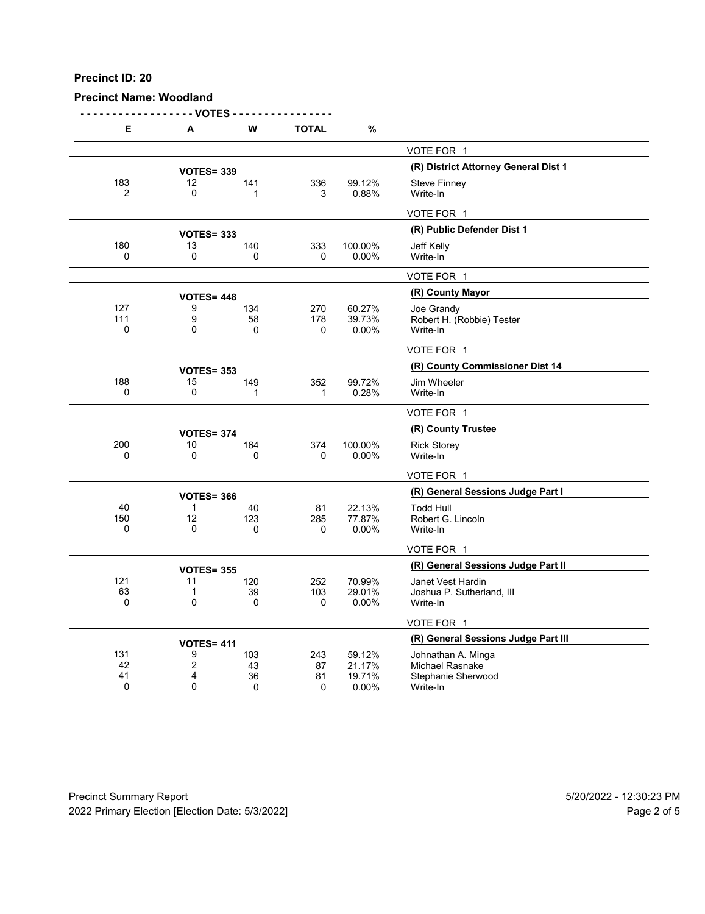**Precinct ID: 20**

**Precinct Name: Woodland**

| E | A | W | TOTAL | % | |
|---|---|---|---|---|---|
| | | | | | VOTE FOR 1 |
| | **VOTES= 339** | | | | **(R) District Attorney General Dist 1** |
| 183 | 12 | 141 | 336 | 99.12% | Steve Finney |
| 2 | 0 | 1 | 3 | 0.88% | Write-In |
| | | | | | VOTE FOR 1 |
| | **VOTES= 333** | | | | **(R) Public Defender Dist 1** |
| 180 | 13 | 140 | 333 | 100.00% | Jeff Kelly |
| 0 | 0 | 0 | 0 | 0.00% | Write-In |
| | | | | | VOTE FOR 1 |
| | **VOTES= 448** | | | | **(R) County Mayor** |
| 127 | 9 | 134 | 270 | 60.27% | Joe Grandy |
| 111 | 9 | 58 | 178 | 39.73% | Robert H. (Robbie) Tester |
| 0 | 0 | 0 | 0 | 0.00% | Write-In |
| | | | | | VOTE FOR 1 |
| | **VOTES= 353** | | | | **(R) County Commissioner Dist 14** |
| 188 | 15 | 149 | 352 | 99.72% | Jim Wheeler |
| 0 | 0 | 1 | 1 | 0.28% | Write-In |
| | | | | | VOTE FOR 1 |
| | **VOTES= 374** | | | | **(R) County Trustee** |
| 200 | 10 | 164 | 374 | 100.00% | Rick Storey |
| 0 | 0 | 0 | 0 | 0.00% | Write-In |
| | | | | | VOTE FOR 1 |
| | **VOTES= 366** | | | | **(R) General Sessions Judge Part I** |
| 40 | 1 | 40 | 81 | 22.13% | Todd Hull |
| 150 | 12 | 123 | 285 | 77.87% | Robert G. Lincoln |
| 0 | 0 | 0 | 0 | 0.00% | Write-In |
| | | | | | VOTE FOR 1 |
| | **VOTES= 355** | | | | **(R) General Sessions Judge Part II** |
| 121 | 11 | 120 | 252 | 70.99% | Janet Vest Hardin |
| 63 | 1 | 39 | 103 | 29.01% | Joshua P. Sutherland, III |
| 0 | 0 | 0 | 0 | 0.00% | Write-In |
| | | | | | VOTE FOR 1 |
| | **VOTES= 411** | | | | **(R) General Sessions Judge Part III** |
| 131 | 9 | 103 | 243 | 59.12% | Johnathan A. Minga |
| 42 | 2 | 43 | 87 | 21.17% | Michael Rasnake |
| 41 | 4 | 36 | 81 | 19.71% | Stephanie Sherwood |
| 0 | 0 | 0 | 0 | 0.00% | Write-In |

Precinct Summary Report — 5/20/2022 - 12:30:23 PM

2022 Primary Election [Election Date: 5/3/2022]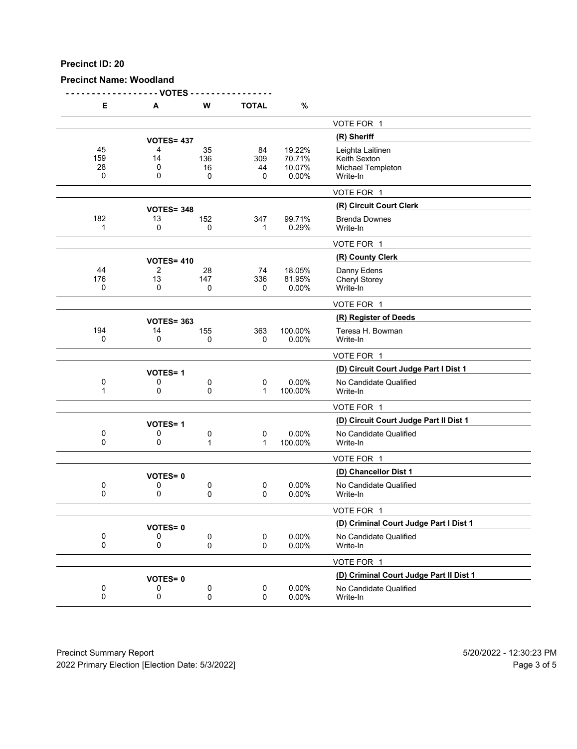**Precinct ID: 20**

**Precinct Name: Woodland**

| E | A | W | TOTAL | % | |
|---|---|---|---|---|---|
| | | | | | VOTE FOR 1 |
| | **VOTES= 437** | | | | **(R) Sheriff** |
| 45 | 4 | 35 | 84 | 19.22% | Leighta Laitinen |
| 159 | 14 | 136 | 309 | 70.71% | Keith Sexton |
| 28 | 0 | 16 | 44 | 10.07% | Michael Templeton |
| 0 | 0 | 0 | 0 | 0.00% | Write-In |
| | | | | | VOTE FOR 1 |
| | **VOTES= 348** | | | | **(R) Circuit Court Clerk** |
| 182 | 13 | 152 | 347 | 99.71% | Brenda Downes |
| 1 | 0 | 0 | 1 | 0.29% | Write-In |
| | | | | | VOTE FOR 1 |
| | **VOTES= 410** | | | | **(R) County Clerk** |
| 44 | 2 | 28 | 74 | 18.05% | Danny Edens |
| 176 | 13 | 147 | 336 | 81.95% | Cheryl Storey |
| 0 | 0 | 0 | 0 | 0.00% | Write-In |
| | | | | | VOTE FOR 1 |
| | **VOTES= 363** | | | | **(R) Register of Deeds** |
| 194 | 14 | 155 | 363 | 100.00% | Teresa H. Bowman |
| 0 | 0 | 0 | 0 | 0.00% | Write-In |
| | | | | | VOTE FOR 1 |
| | **VOTES= 1** | | | | **(D) Circuit Court Judge Part I Dist 1** |
| 0 | 0 | 0 | 0 | 0.00% | No Candidate Qualified |
| 1 | 0 | 0 | 1 | 100.00% | Write-In |
| | | | | | VOTE FOR 1 |
| | **VOTES= 1** | | | | **(D) Circuit Court Judge Part II Dist 1** |
| 0 | 0 | 0 | 0 | 0.00% | No Candidate Qualified |
| 0 | 0 | 1 | 1 | 100.00% | Write-In |
| | | | | | VOTE FOR 1 |
| | **VOTES= 0** | | | | **(D) Chancellor Dist 1** |
| 0 | 0 | 0 | 0 | 0.00% | No Candidate Qualified |
| 0 | 0 | 0 | 0 | 0.00% | Write-In |
| | | | | | VOTE FOR 1 |
| | **VOTES= 0** | | | | **(D) Criminal Court Judge Part I Dist 1** |
| 0 | 0 | 0 | 0 | 0.00% | No Candidate Qualified |
| 0 | 0 | 0 | 0 | 0.00% | Write-In |
| | | | | | VOTE FOR 1 |
| | **VOTES= 0** | | | | **(D) Criminal Court Judge Part II Dist 1** |
| 0 | 0 | 0 | 0 | 0.00% | No Candidate Qualified |
| 0 | 0 | 0 | 0 | 0.00% | Write-In |

Precinct Summary Report
2022 Primary Election [Election Date: 5/3/2022]

5/20/2022 - 12:30:23 PM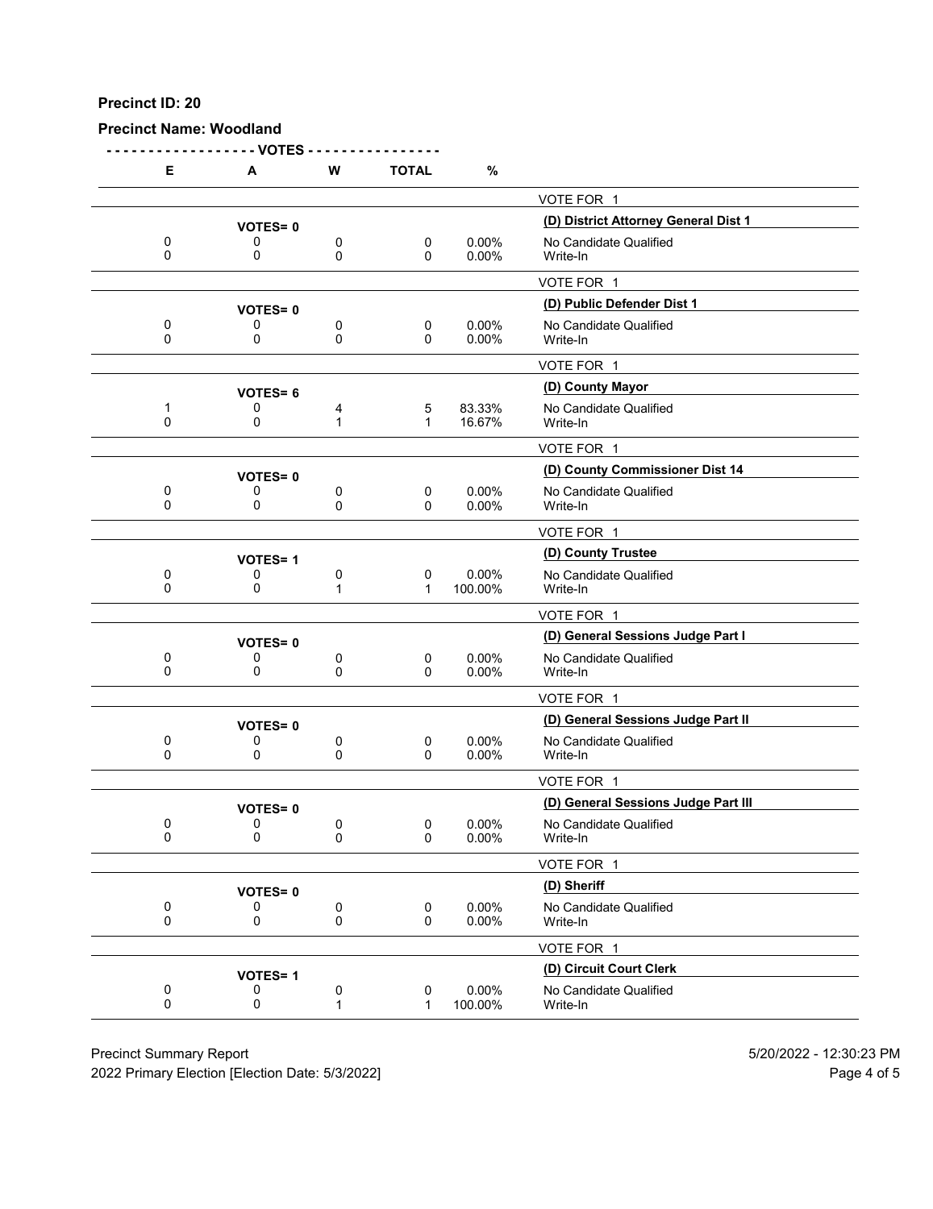**Precinct ID: 20**

**Precinct Name: Woodland**

| E | A | W | TOTAL | % | |
|---|---|---|---|---|---|
| | | | | | VOTE FOR 1 |
| | **VOTES= 0** | | | | **(D) District Attorney General Dist 1** |
| 0 | 0 | 0 | 0 | 0.00% | No Candidate Qualified |
| 0 | 0 | 0 | 0 | 0.00% | Write-In |
| | | | | | VOTE FOR 1 |
| | **VOTES= 0** | | | | **(D) Public Defender Dist 1** |
| 0 | 0 | 0 | 0 | 0.00% | No Candidate Qualified |
| 0 | 0 | 0 | 0 | 0.00% | Write-In |
| | | | | | VOTE FOR 1 |
| | **VOTES= 6** | | | | **(D) County Mayor** |
| 1 | 0 | 4 | 5 | 83.33% | No Candidate Qualified |
| 0 | 0 | 1 | 1 | 16.67% | Write-In |
| | | | | | VOTE FOR 1 |
| | **VOTES= 0** | | | | **(D) County Commissioner Dist 14** |
| 0 | 0 | 0 | 0 | 0.00% | No Candidate Qualified |
| 0 | 0 | 0 | 0 | 0.00% | Write-In |
| | | | | | VOTE FOR 1 |
| | **VOTES= 1** | | | | **(D) County Trustee** |
| 0 | 0 | 0 | 0 | 0.00% | No Candidate Qualified |
| 0 | 0 | 1 | 1 | 100.00% | Write-In |
| | | | | | VOTE FOR 1 |
| | **VOTES= 0** | | | | **(D) General Sessions Judge Part I** |
| 0 | 0 | 0 | 0 | 0.00% | No Candidate Qualified |
| 0 | 0 | 0 | 0 | 0.00% | Write-In |
| | | | | | VOTE FOR 1 |
| | **VOTES= 0** | | | | **(D) General Sessions Judge Part II** |
| 0 | 0 | 0 | 0 | 0.00% | No Candidate Qualified |
| 0 | 0 | 0 | 0 | 0.00% | Write-In |
| | | | | | VOTE FOR 1 |
| | **VOTES= 0** | | | | **(D) General Sessions Judge Part III** |
| 0 | 0 | 0 | 0 | 0.00% | No Candidate Qualified |
| 0 | 0 | 0 | 0 | 0.00% | Write-In |
| | | | | | VOTE FOR 1 |
| | **VOTES= 0** | | | | **(D) Sheriff** |
| 0 | 0 | 0 | 0 | 0.00% | No Candidate Qualified |
| 0 | 0 | 0 | 0 | 0.00% | Write-In |
| | | | | | VOTE FOR 1 |
| | **VOTES= 1** | | | | **(D) Circuit Court Clerk** |
| 0 | 0 | 0 | 0 | 0.00% | No Candidate Qualified |
| 0 | 0 | 1 | 1 | 100.00% | Write-In |

Precinct Summary Report
2022 Primary Election [Election Date: 5/3/2022]

5/20/2022 - 12:30:23 PM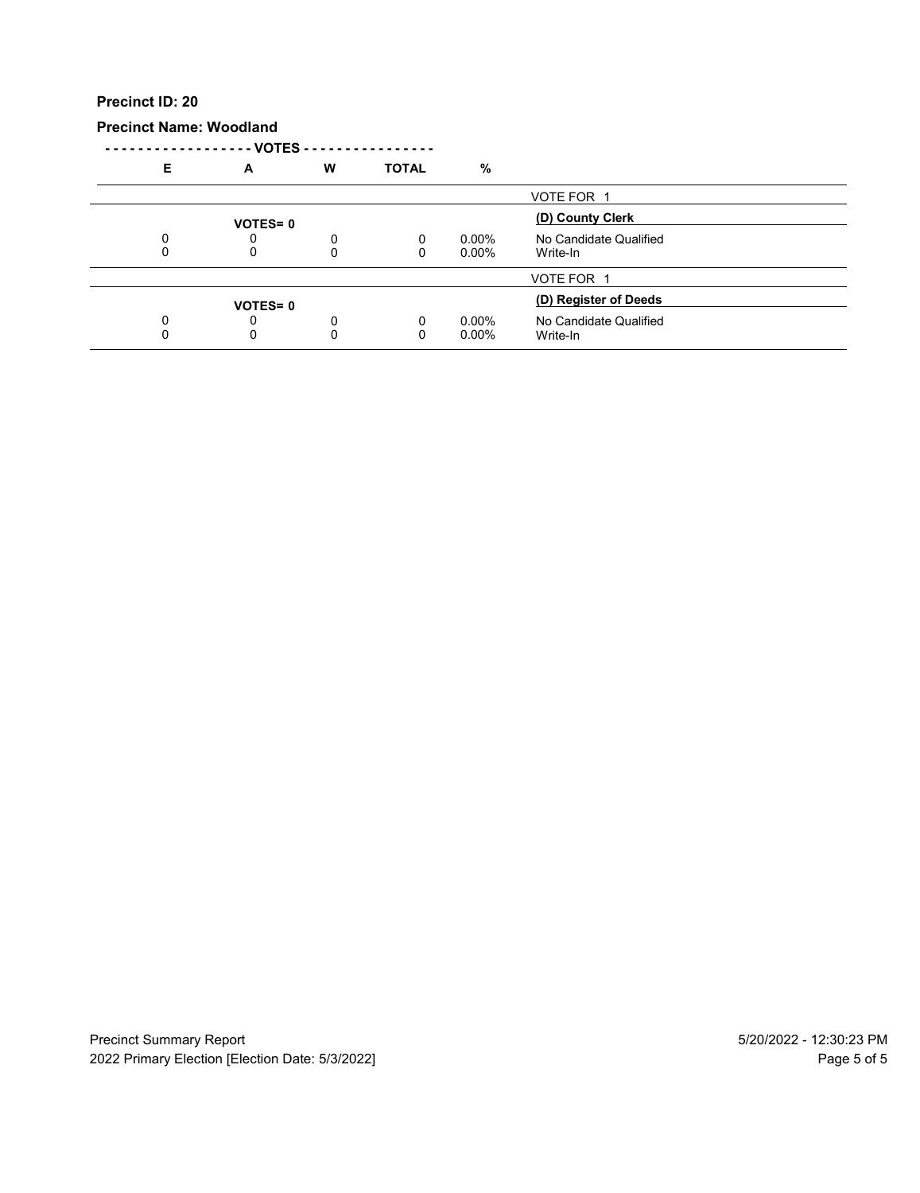**Precinct ID: 20**

**Precinct Name: Woodland**

| E | A | W | TOTAL | % | |
|---|---|---|---|---|---|
| | | | | | VOTE FOR 1 |
| | **VOTES= 0** | | | | **(D) County Clerk** |
| 0 | 0 | 0 | 0 | 0.00% | No Candidate Qualified |
| 0 | 0 | 0 | 0 | 0.00% | Write-In |
| | | | | | VOTE FOR 1 |
| | **VOTES= 0** | | | | **(D) Register of Deeds** |
| 0 | 0 | 0 | 0 | 0.00% | No Candidate Qualified |
| 0 | 0 | 0 | 0 | 0.00% | Write-In |

Precinct Summary Report
2022 Primary Election [Election Date: 5/3/2022]

5/20/2022 - 12:30:23 PM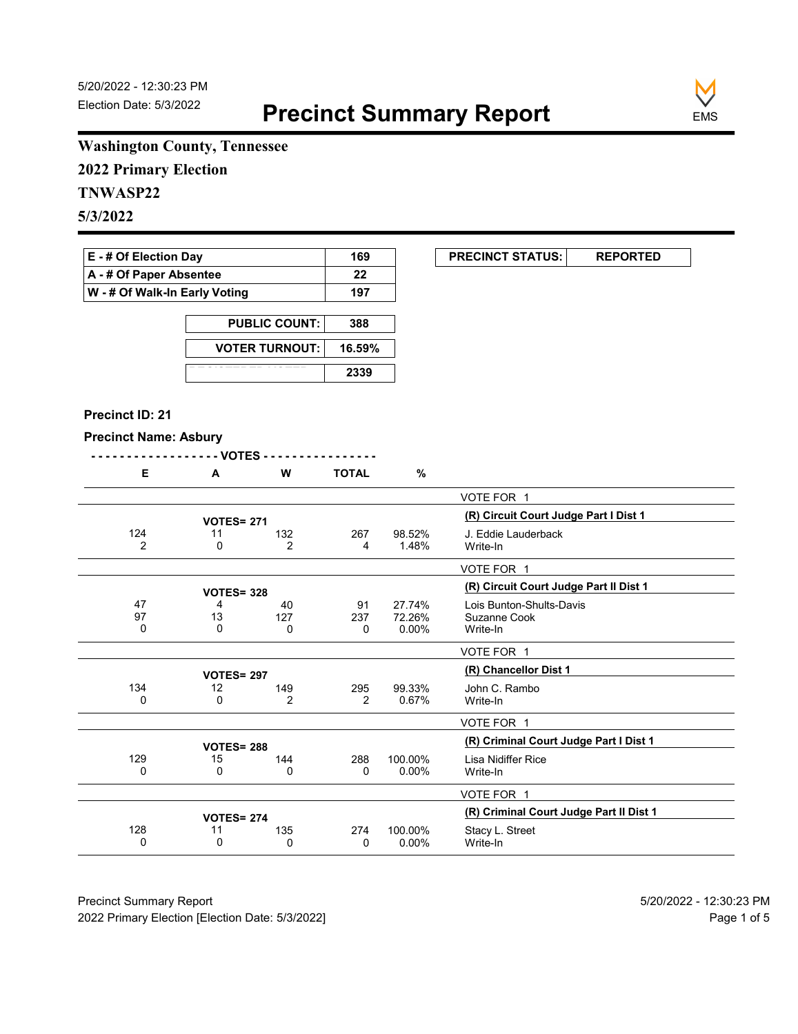5/20/2022 - 12:30:23 PM
Election Date: 5/3/2022

# Precinct Summary Report

EMS

**Washington County, Tennessee**
**2022 Primary Election**
**TNWASP22**
**5/3/2022**

| | |
|---|---|
| E - # Of Election Day | 169 |
| A - # Of Paper Absentee | 22 |
| W - # Of Walk-In Early Voting | 197 |

| | |
|---|---|
| PUBLIC COUNT: | 388 |
| VOTER TURNOUT: | 16.59% |
| REGISTERED VOTERS | 2339 |

| PRECINCT STATUS: | REPORTED |
|---|---|

**Precinct ID: 21**

**Precinct Name: Asbury**

| E | A | W | TOTAL | % | |
|---|---|---|---|---|---|
| | | | | | VOTE FOR 1 |
| | VOTES= 271 | | | | **(R) Circuit Court Judge Part I Dist 1** |
| 124 | 11 | 132 | 267 | 98.52% | J. Eddie Lauderback |
| 2 | 0 | 2 | 4 | 1.48% | Write-In |
| | | | | | VOTE FOR 1 |
| | VOTES= 328 | | | | **(R) Circuit Court Judge Part II Dist 1** |
| 47 | 4 | 40 | 91 | 27.74% | Lois Bunton-Shults-Davis |
| 97 | 13 | 127 | 237 | 72.26% | Suzanne Cook |
| 0 | 0 | 0 | 0 | 0.00% | Write-In |
| | | | | | VOTE FOR 1 |
| | VOTES= 297 | | | | **(R) Chancellor Dist 1** |
| 134 | 12 | 149 | 295 | 99.33% | John C. Rambo |
| 0 | 0 | 2 | 2 | 0.67% | Write-In |
| | | | | | VOTE FOR 1 |
| | VOTES= 288 | | | | **(R) Criminal Court Judge Part I Dist 1** |
| 129 | 15 | 144 | 288 | 100.00% | Lisa Nidiffer Rice |
| 0 | 0 | 0 | 0 | 0.00% | Write-In |
| | | | | | VOTE FOR 1 |
| | VOTES= 274 | | | | **(R) Criminal Court Judge Part II Dist 1** |
| 128 | 11 | 135 | 274 | 100.00% | Stacy L. Street |
| 0 | 0 | 0 | 0 | 0.00% | Write-In |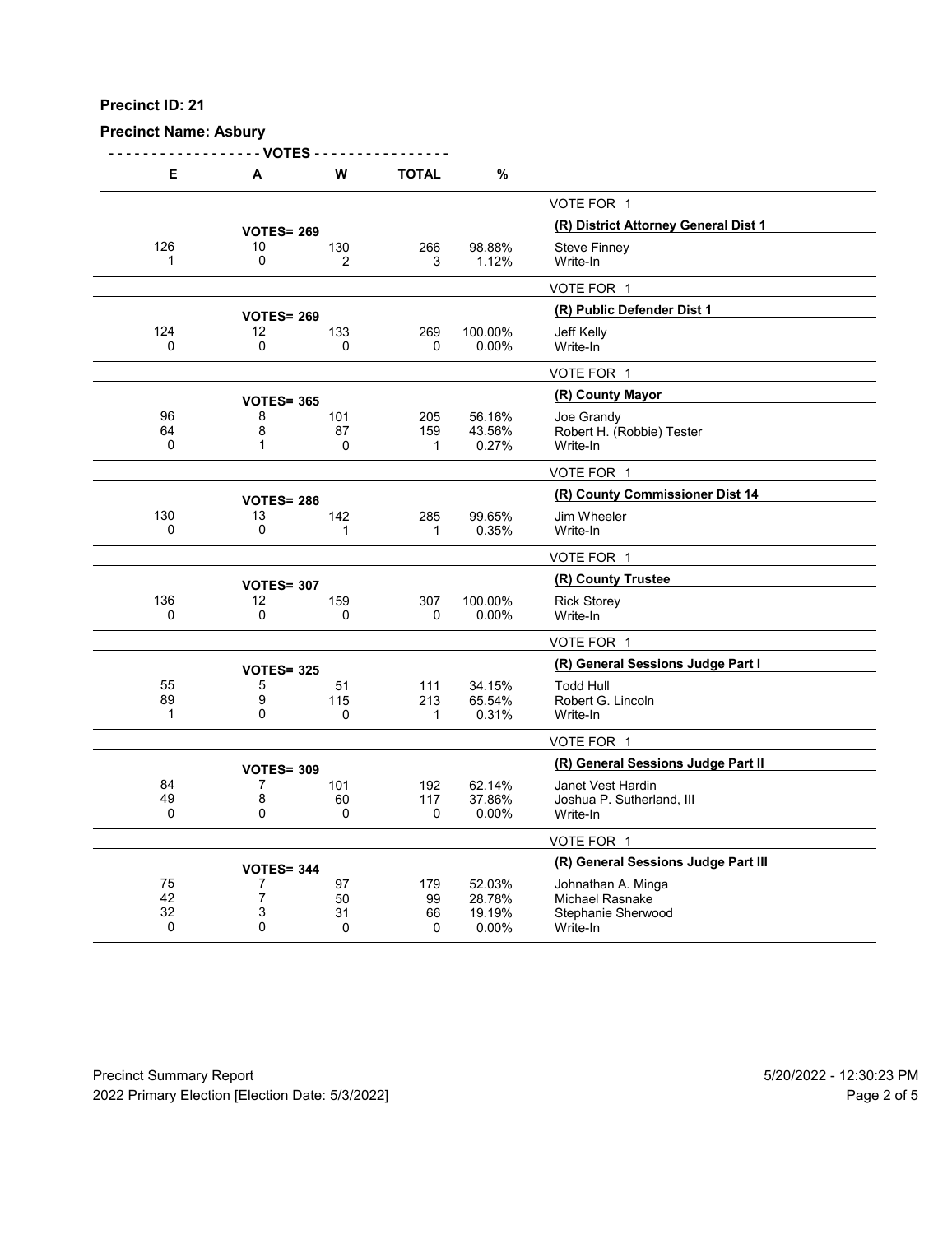**Precinct ID: 21**

**Precinct Name: Asbury**

| E | A | W | TOTAL | % | |
|---|---|---|---|---|---|
| | | | | | VOTE FOR 1 |
| | **VOTES= 269** | | | | **(R) District Attorney General Dist 1** |
| 126 | 10 | 130 | 266 | 98.88% | Steve Finney |
| 1 | 0 | 2 | 3 | 1.12% | Write-In |
| | | | | | VOTE FOR 1 |
| | **VOTES= 269** | | | | **(R) Public Defender Dist 1** |
| 124 | 12 | 133 | 269 | 100.00% | Jeff Kelly |
| 0 | 0 | 0 | 0 | 0.00% | Write-In |
| | | | | | VOTE FOR 1 |
| | **VOTES= 365** | | | | **(R) County Mayor** |
| 96 | 8 | 101 | 205 | 56.16% | Joe Grandy |
| 64 | 8 | 87 | 159 | 43.56% | Robert H. (Robbie) Tester |
| 0 | 1 | 0 | 1 | 0.27% | Write-In |
| | | | | | VOTE FOR 1 |
| | **VOTES= 286** | | | | **(R) County Commissioner Dist 14** |
| 130 | 13 | 142 | 285 | 99.65% | Jim Wheeler |
| 0 | 0 | 1 | 1 | 0.35% | Write-In |
| | | | | | VOTE FOR 1 |
| | **VOTES= 307** | | | | **(R) County Trustee** |
| 136 | 12 | 159 | 307 | 100.00% | Rick Storey |
| 0 | 0 | 0 | 0 | 0.00% | Write-In |
| | | | | | VOTE FOR 1 |
| | **VOTES= 325** | | | | **(R) General Sessions Judge Part I** |
| 55 | 5 | 51 | 111 | 34.15% | Todd Hull |
| 89 | 9 | 115 | 213 | 65.54% | Robert G. Lincoln |
| 1 | 0 | 0 | 1 | 0.31% | Write-In |
| | | | | | VOTE FOR 1 |
| | **VOTES= 309** | | | | **(R) General Sessions Judge Part II** |
| 84 | 7 | 101 | 192 | 62.14% | Janet Vest Hardin |
| 49 | 8 | 60 | 117 | 37.86% | Joshua P. Sutherland, III |
| 0 | 0 | 0 | 0 | 0.00% | Write-In |
| | | | | | VOTE FOR 1 |
| | **VOTES= 344** | | | | **(R) General Sessions Judge Part III** |
| 75 | 7 | 97 | 179 | 52.03% | Johnathan A. Minga |
| 42 | 7 | 50 | 99 | 28.78% | Michael Rasnake |
| 32 | 3 | 31 | 66 | 19.19% | Stephanie Sherwood |
| 0 | 0 | 0 | 0 | 0.00% | Write-In |

Precinct Summary Report
2022 Primary Election [Election Date: 5/3/2022]

5/20/2022 - 12:30:23 PM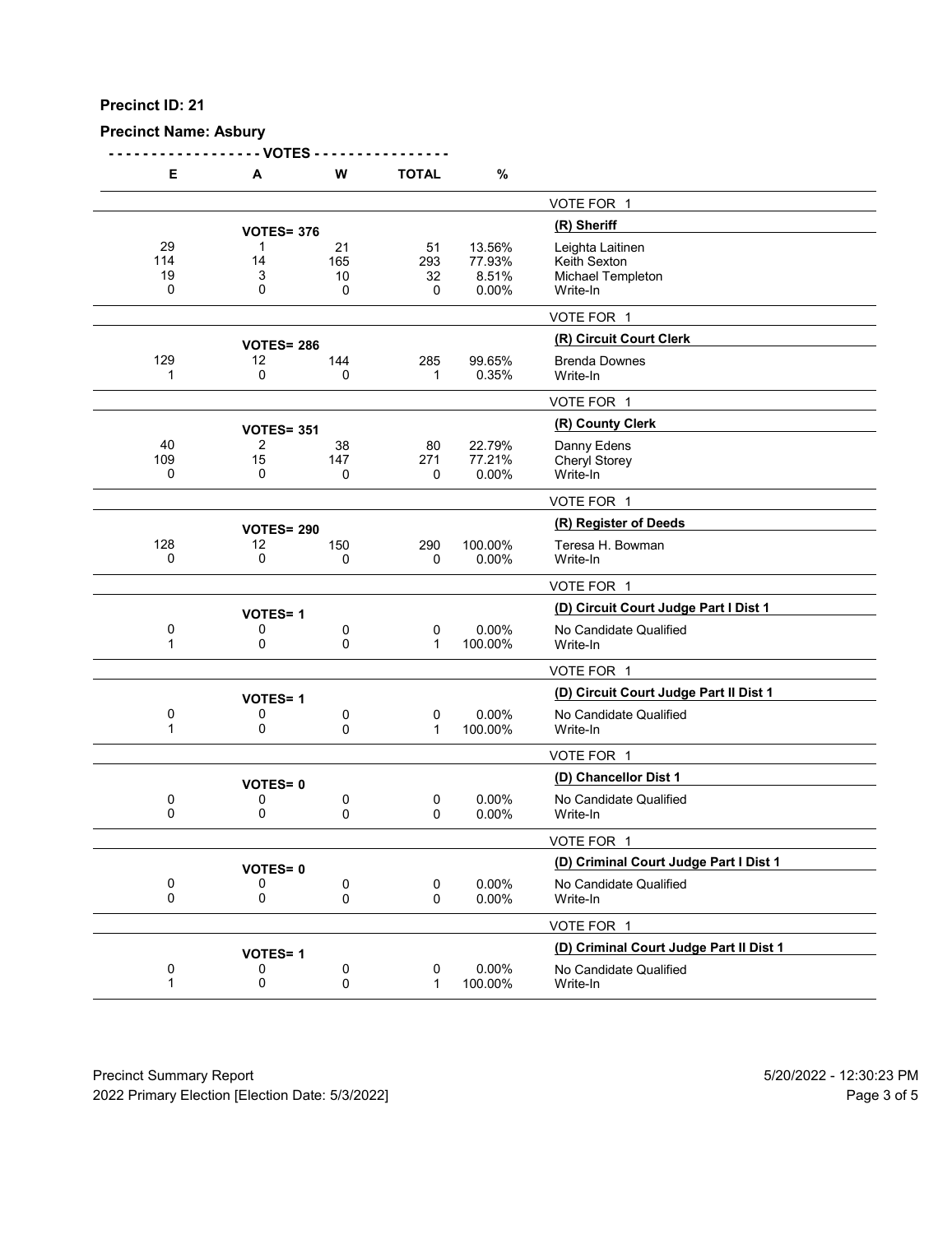**Precinct ID: 21**

**Precinct Name: Asbury**

| E | A | W | TOTAL | % | |
|---|---|---|---|---|---|
| | | | | | VOTE FOR 1 |
| | **VOTES= 376** | | | | **(R) Sheriff** |
| 29 | 1 | 21 | 51 | 13.56% | Leighta Laitinen |
| 114 | 14 | 165 | 293 | 77.93% | Keith Sexton |
| 19 | 3 | 10 | 32 | 8.51% | Michael Templeton |
| 0 | 0 | 0 | 0 | 0.00% | Write-In |
| | | | | | VOTE FOR 1 |
| | **VOTES= 286** | | | | **(R) Circuit Court Clerk** |
| 129 | 12 | 144 | 285 | 99.65% | Brenda Downes |
| 1 | 0 | 0 | 1 | 0.35% | Write-In |
| | | | | | VOTE FOR 1 |
| | **VOTES= 351** | | | | **(R) County Clerk** |
| 40 | 2 | 38 | 80 | 22.79% | Danny Edens |
| 109 | 15 | 147 | 271 | 77.21% | Cheryl Storey |
| 0 | 0 | 0 | 0 | 0.00% | Write-In |
| | | | | | VOTE FOR 1 |
| | **VOTES= 290** | | | | **(R) Register of Deeds** |
| 128 | 12 | 150 | 290 | 100.00% | Teresa H. Bowman |
| 0 | 0 | 0 | 0 | 0.00% | Write-In |
| | | | | | VOTE FOR 1 |
| | **VOTES= 1** | | | | **(D) Circuit Court Judge Part I Dist 1** |
| 0 | 0 | 0 | 0 | 0.00% | No Candidate Qualified |
| 1 | 0 | 0 | 1 | 100.00% | Write-In |
| | | | | | VOTE FOR 1 |
| | **VOTES= 1** | | | | **(D) Circuit Court Judge Part II Dist 1** |
| 0 | 0 | 0 | 0 | 0.00% | No Candidate Qualified |
| 1 | 0 | 0 | 1 | 100.00% | Write-In |
| | | | | | VOTE FOR 1 |
| | **VOTES= 0** | | | | **(D) Chancellor Dist 1** |
| 0 | 0 | 0 | 0 | 0.00% | No Candidate Qualified |
| 0 | 0 | 0 | 0 | 0.00% | Write-In |
| | | | | | VOTE FOR 1 |
| | **VOTES= 0** | | | | **(D) Criminal Court Judge Part I Dist 1** |
| 0 | 0 | 0 | 0 | 0.00% | No Candidate Qualified |
| 0 | 0 | 0 | 0 | 0.00% | Write-In |
| | | | | | VOTE FOR 1 |
| | **VOTES= 1** | | | | **(D) Criminal Court Judge Part II Dist 1** |
| 0 | 0 | 0 | 0 | 0.00% | No Candidate Qualified |
| 1 | 0 | 0 | 1 | 100.00% | Write-In |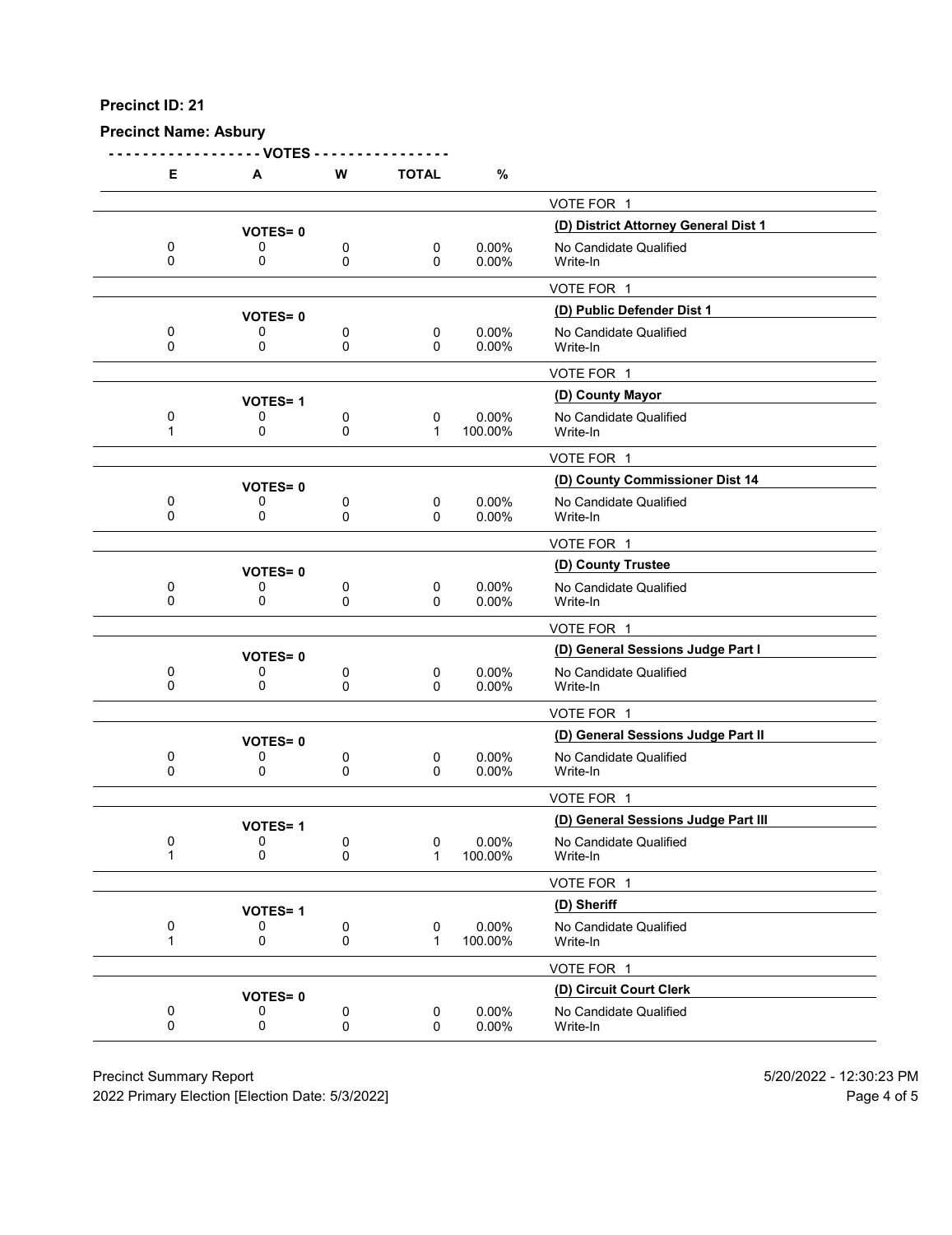**Precinct ID: 21**

**Precinct Name: Asbury**

| E | A | W | TOTAL | % | |
|---|---|---|---|---|---|
| | | | | | VOTE FOR 1 |
| | **VOTES= 0** | | | | **(D) District Attorney General Dist 1** |
| 0 | 0 | 0 | 0 | 0.00% | No Candidate Qualified |
| 0 | 0 | 0 | 0 | 0.00% | Write-In |
| | | | | | VOTE FOR 1 |
| | **VOTES= 0** | | | | **(D) Public Defender Dist 1** |
| 0 | 0 | 0 | 0 | 0.00% | No Candidate Qualified |
| 0 | 0 | 0 | 0 | 0.00% | Write-In |
| | | | | | VOTE FOR 1 |
| | **VOTES= 1** | | | | **(D) County Mayor** |
| 0 | 0 | 0 | 0 | 0.00% | No Candidate Qualified |
| 1 | 0 | 0 | 1 | 100.00% | Write-In |
| | | | | | VOTE FOR 1 |
| | **VOTES= 0** | | | | **(D) County Commissioner Dist 14** |
| 0 | 0 | 0 | 0 | 0.00% | No Candidate Qualified |
| 0 | 0 | 0 | 0 | 0.00% | Write-In |
| | | | | | VOTE FOR 1 |
| | **VOTES= 0** | | | | **(D) County Trustee** |
| 0 | 0 | 0 | 0 | 0.00% | No Candidate Qualified |
| 0 | 0 | 0 | 0 | 0.00% | Write-In |
| | | | | | VOTE FOR 1 |
| | **VOTES= 0** | | | | **(D) General Sessions Judge Part I** |
| 0 | 0 | 0 | 0 | 0.00% | No Candidate Qualified |
| 0 | 0 | 0 | 0 | 0.00% | Write-In |
| | | | | | VOTE FOR 1 |
| | **VOTES= 0** | | | | **(D) General Sessions Judge Part II** |
| 0 | 0 | 0 | 0 | 0.00% | No Candidate Qualified |
| 0 | 0 | 0 | 0 | 0.00% | Write-In |
| | | | | | VOTE FOR 1 |
| | **VOTES= 1** | | | | **(D) General Sessions Judge Part III** |
| 0 | 0 | 0 | 0 | 0.00% | No Candidate Qualified |
| 1 | 0 | 0 | 1 | 100.00% | Write-In |
| | | | | | VOTE FOR 1 |
| | **VOTES= 1** | | | | **(D) Sheriff** |
| 0 | 0 | 0 | 0 | 0.00% | No Candidate Qualified |
| 1 | 0 | 0 | 1 | 100.00% | Write-In |
| | | | | | VOTE FOR 1 |
| | **VOTES= 0** | | | | **(D) Circuit Court Clerk** |
| 0 | 0 | 0 | 0 | 0.00% | No Candidate Qualified |
| 0 | 0 | 0 | 0 | 0.00% | Write-In |

Precinct Summary Report 5/20/2022 - 12:30:23 PM
2022 Primary Election [Election Date: 5/3/2022]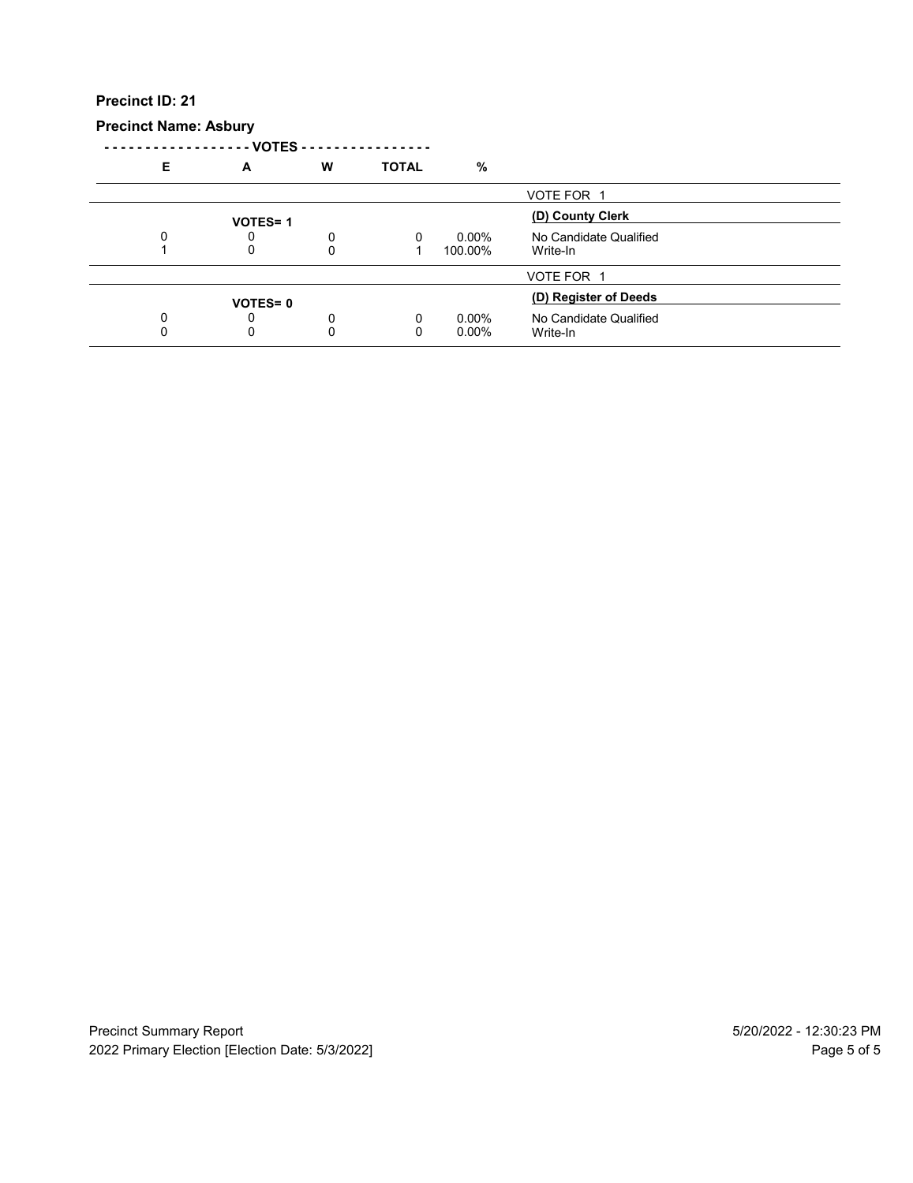**Precinct ID: 21**

**Precinct Name: Asbury**

| E | A | W | TOTAL | % | |
|---|---|---|---|---|---|
| | | | | | VOTE FOR 1 |
| | **VOTES= 1** | | | | **(D) County Clerk** |
| 0 | 0 | 0 | 0 | 0.00% | No Candidate Qualified |
| 1 | 0 | 0 | 1 | 100.00% | Write-In |
| | | | | | VOTE FOR 1 |
| | **VOTES= 0** | | | | **(D) Register of Deeds** |
| 0 | 0 | 0 | 0 | 0.00% | No Candidate Qualified |
| 0 | 0 | 0 | 0 | 0.00% | Write-In |

Precinct Summary Report
2022 Primary Election [Election Date: 5/3/2022]

5/20/2022 - 12:30:23 PM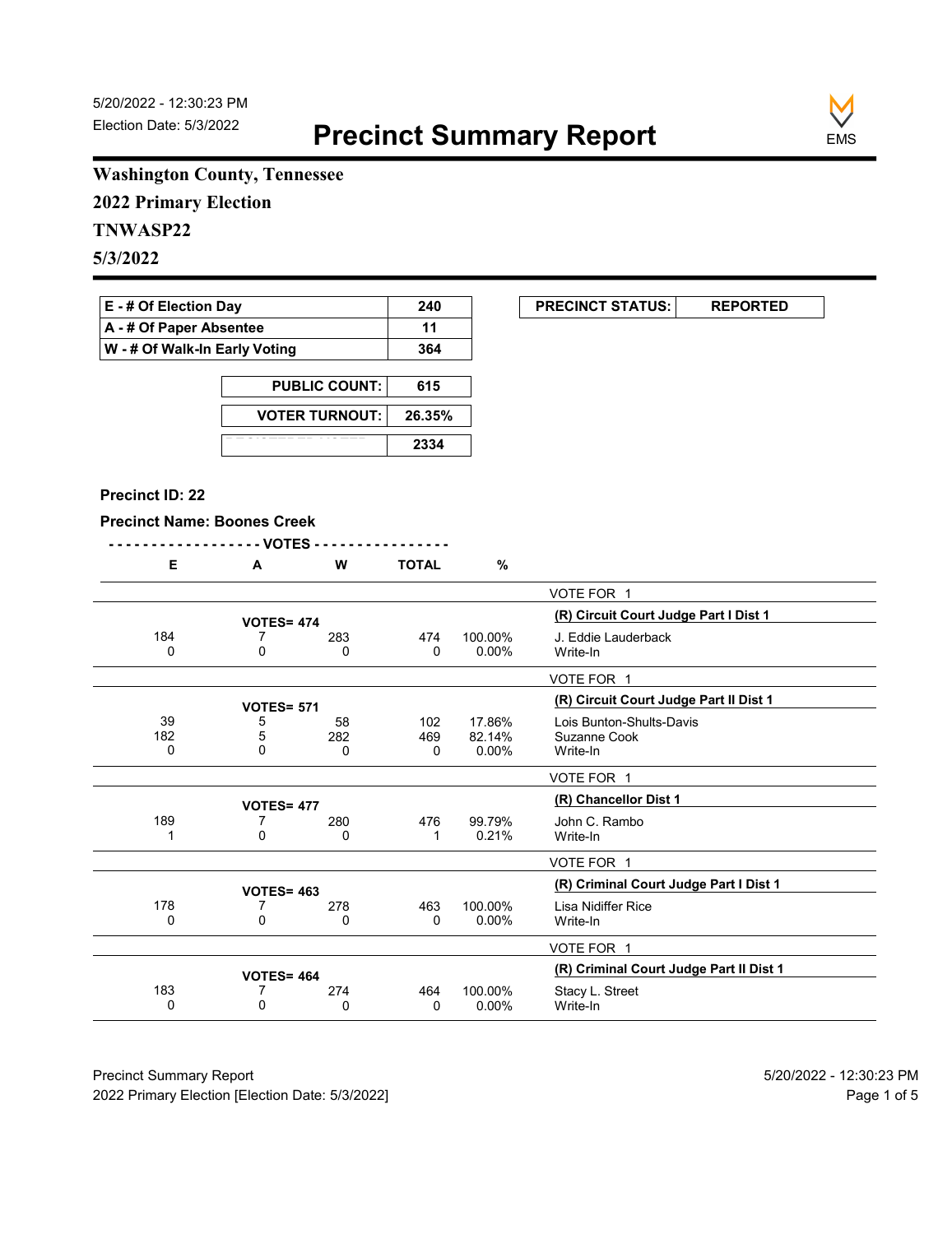5/20/2022 - 12:30:23 PM
Election Date: 5/3/2022

# Precinct Summary Report

EMS

**Washington County, Tennessee**
**2022 Primary Election**
**TNWASP22**
**5/3/2022**

| | |
|---|---|
| **E - # Of Election Day** | **240** |
| **A - # Of Paper Absentee** | **11** |
| **W - # Of Walk-In Early Voting** | **364** |

| | |
|---|---|
| **PUBLIC COUNT:** | **615** |
| **VOTER TURNOUT:** | **26.35%** |
| | **2334** |

| | |
|---|---|
| **PRECINCT STATUS:** | **REPORTED** |

**Precinct ID: 22**

**Precinct Name: Boones Creek**

| E | A | W | TOTAL | % | |
|---|---|---|---|---|---|
| | | | | | VOTE FOR 1 |
| | **VOTES= 474** | | | | **(R) Circuit Court Judge Part I Dist 1** |
| 184 | 7 | 283 | 474 | 100.00% | J. Eddie Lauderback |
| 0 | 0 | 0 | 0 | 0.00% | Write-In |
| | | | | | VOTE FOR 1 |
| | **VOTES= 571** | | | | **(R) Circuit Court Judge Part II Dist 1** |
| 39 | 5 | 58 | 102 | 17.86% | Lois Bunton-Shults-Davis |
| 182 | 5 | 282 | 469 | 82.14% | Suzanne Cook |
| 0 | 0 | 0 | 0 | 0.00% | Write-In |
| | | | | | VOTE FOR 1 |
| | **VOTES= 477** | | | | **(R) Chancellor Dist 1** |
| 189 | 7 | 280 | 476 | 99.79% | John C. Rambo |
| 1 | 0 | 0 | 1 | 0.21% | Write-In |
| | | | | | VOTE FOR 1 |
| | **VOTES= 463** | | | | **(R) Criminal Court Judge Part I Dist 1** |
| 178 | 7 | 278 | 463 | 100.00% | Lisa Nidiffer Rice |
| 0 | 0 | 0 | 0 | 0.00% | Write-In |
| | | | | | VOTE FOR 1 |
| | **VOTES= 464** | | | | **(R) Criminal Court Judge Part II Dist 1** |
| 183 | 7 | 274 | 464 | 100.00% | Stacy L. Street |
| 0 | 0 | 0 | 0 | 0.00% | Write-In |

Precinct Summary Report
2022 Primary Election [Election Date: 5/3/2022]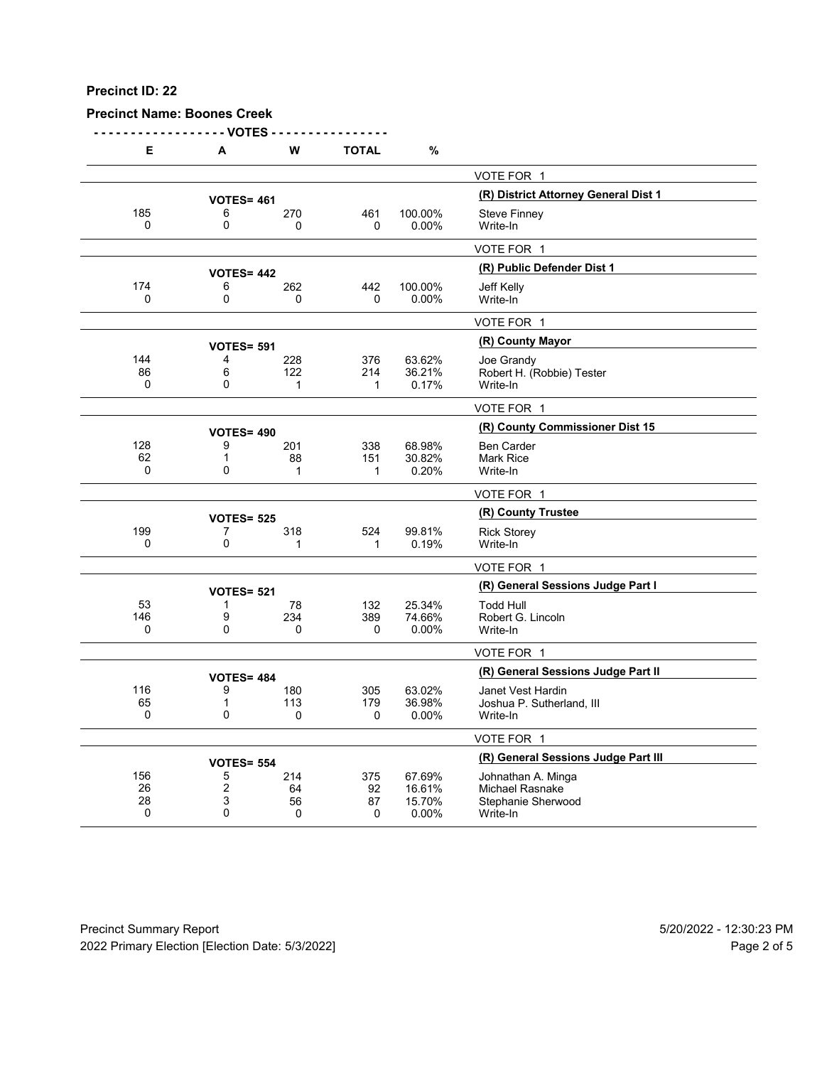**Precinct ID: 22**

**Precinct Name: Boones Creek**

| E | A | W | TOTAL | % | |
|---|---|---|---|---|---|
| | | | | | VOTE FOR 1 |
| | **VOTES= 461** | | | | **(R) District Attorney General Dist 1** |
| 185 | 6 | 270 | 461 | 100.00% | Steve Finney |
| 0 | 0 | 0 | 0 | 0.00% | Write-In |
| | | | | | VOTE FOR 1 |
| | **VOTES= 442** | | | | **(R) Public Defender Dist 1** |
| 174 | 6 | 262 | 442 | 100.00% | Jeff Kelly |
| 0 | 0 | 0 | 0 | 0.00% | Write-In |
| | | | | | VOTE FOR 1 |
| | **VOTES= 591** | | | | **(R) County Mayor** |
| 144 | 4 | 228 | 376 | 63.62% | Joe Grandy |
| 86 | 6 | 122 | 214 | 36.21% | Robert H. (Robbie) Tester |
| 0 | 0 | 1 | 1 | 0.17% | Write-In |
| | | | | | VOTE FOR 1 |
| | **VOTES= 490** | | | | **(R) County Commissioner Dist 15** |
| 128 | 9 | 201 | 338 | 68.98% | Ben Carder |
| 62 | 1 | 88 | 151 | 30.82% | Mark Rice |
| 0 | 0 | 1 | 1 | 0.20% | Write-In |
| | | | | | VOTE FOR 1 |
| | **VOTES= 525** | | | | **(R) County Trustee** |
| 199 | 7 | 318 | 524 | 99.81% | Rick Storey |
| 0 | 0 | 1 | 1 | 0.19% | Write-In |
| | | | | | VOTE FOR 1 |
| | **VOTES= 521** | | | | **(R) General Sessions Judge Part I** |
| 53 | 1 | 78 | 132 | 25.34% | Todd Hull |
| 146 | 9 | 234 | 389 | 74.66% | Robert G. Lincoln |
| 0 | 0 | 0 | 0 | 0.00% | Write-In |
| | | | | | VOTE FOR 1 |
| | **VOTES= 484** | | | | **(R) General Sessions Judge Part II** |
| 116 | 9 | 180 | 305 | 63.02% | Janet Vest Hardin |
| 65 | 1 | 113 | 179 | 36.98% | Joshua P. Sutherland, III |
| 0 | 0 | 0 | 0 | 0.00% | Write-In |
| | | | | | VOTE FOR 1 |
| | **VOTES= 554** | | | | **(R) General Sessions Judge Part III** |
| 156 | 5 | 214 | 375 | 67.69% | Johnathan A. Minga |
| 26 | 2 | 64 | 92 | 16.61% | Michael Rasnake |
| 28 | 3 | 56 | 87 | 15.70% | Stephanie Sherwood |
| 0 | 0 | 0 | 0 | 0.00% | Write-In |

Precinct Summary Report — 5/20/2022 - 12:30:23 PM

2022 Primary Election [Election Date: 5/3/2022]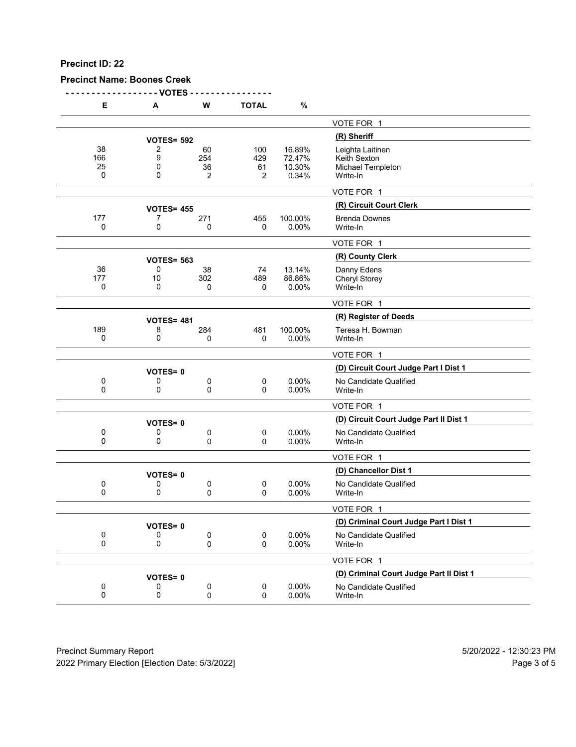**Precinct ID: 22**

**Precinct Name: Boones Creek**

| E | A | W | TOTAL | % | |
|---|---|---|---|---|---|
| | | | | | VOTE FOR 1 |
| | **VOTES= 592** | | | | **(R) Sheriff** |
| 38 | 2 | 60 | 100 | 16.89% | Leighta Laitinen |
| 166 | 9 | 254 | 429 | 72.47% | Keith Sexton |
| 25 | 0 | 36 | 61 | 10.30% | Michael Templeton |
| 0 | 0 | 2 | 2 | 0.34% | Write-In |
| | | | | | VOTE FOR 1 |
| | **VOTES= 455** | | | | **(R) Circuit Court Clerk** |
| 177 | 7 | 271 | 455 | 100.00% | Brenda Downes |
| 0 | 0 | 0 | 0 | 0.00% | Write-In |
| | | | | | VOTE FOR 1 |
| | **VOTES= 563** | | | | **(R) County Clerk** |
| 36 | 0 | 38 | 74 | 13.14% | Danny Edens |
| 177 | 10 | 302 | 489 | 86.86% | Cheryl Storey |
| 0 | 0 | 0 | 0 | 0.00% | Write-In |
| | | | | | VOTE FOR 1 |
| | **VOTES= 481** | | | | **(R) Register of Deeds** |
| 189 | 8 | 284 | 481 | 100.00% | Teresa H. Bowman |
| 0 | 0 | 0 | 0 | 0.00% | Write-In |
| | | | | | VOTE FOR 1 |
| | **VOTES= 0** | | | | **(D) Circuit Court Judge Part I Dist 1** |
| 0 | 0 | 0 | 0 | 0.00% | No Candidate Qualified |
| 0 | 0 | 0 | 0 | 0.00% | Write-In |
| | | | | | VOTE FOR 1 |
| | **VOTES= 0** | | | | **(D) Circuit Court Judge Part II Dist 1** |
| 0 | 0 | 0 | 0 | 0.00% | No Candidate Qualified |
| 0 | 0 | 0 | 0 | 0.00% | Write-In |
| | | | | | VOTE FOR 1 |
| | **VOTES= 0** | | | | **(D) Chancellor Dist 1** |
| 0 | 0 | 0 | 0 | 0.00% | No Candidate Qualified |
| 0 | 0 | 0 | 0 | 0.00% | Write-In |
| | | | | | VOTE FOR 1 |
| | **VOTES= 0** | | | | **(D) Criminal Court Judge Part I Dist 1** |
| 0 | 0 | 0 | 0 | 0.00% | No Candidate Qualified |
| 0 | 0 | 0 | 0 | 0.00% | Write-In |
| | | | | | VOTE FOR 1 |
| | **VOTES= 0** | | | | **(D) Criminal Court Judge Part II Dist 1** |
| 0 | 0 | 0 | 0 | 0.00% | No Candidate Qualified |
| 0 | 0 | 0 | 0 | 0.00% | Write-In |

Precinct Summary Report
2022 Primary Election [Election Date: 5/3/2022]

5/20/2022 - 12:30:23 PM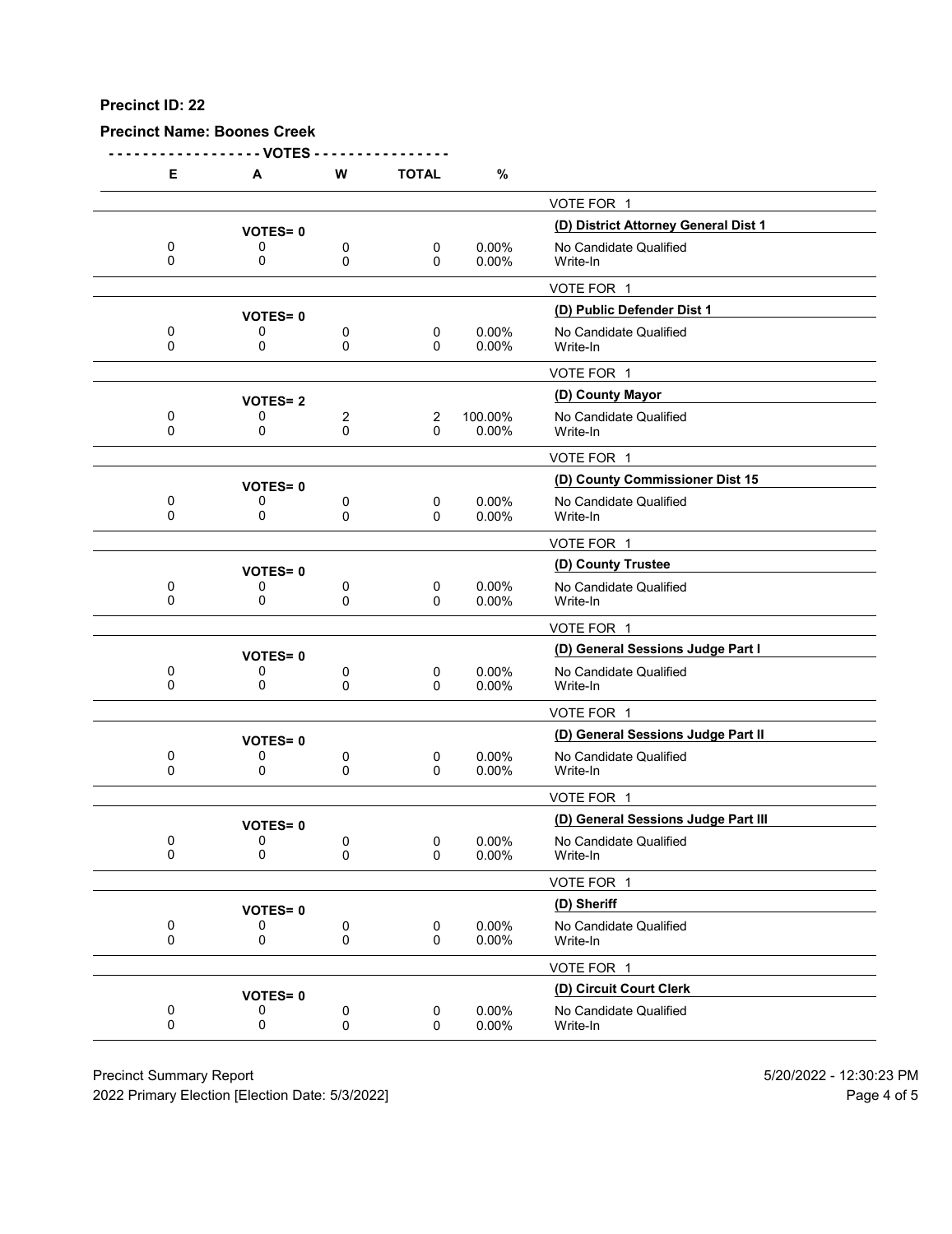**Precinct ID: 22**

**Precinct Name: Boones Creek**

| E | A | W | TOTAL | % | |
|---|---|---|---|---|---|
| | | | | | VOTE FOR 1 |
| | VOTES= 0 | | | | **(D) District Attorney General Dist 1** |
| 0 | 0 | 0 | 0 | 0.00% | No Candidate Qualified |
| 0 | 0 | 0 | 0 | 0.00% | Write-In |
| | | | | | VOTE FOR 1 |
| | VOTES= 0 | | | | **(D) Public Defender Dist 1** |
| 0 | 0 | 0 | 0 | 0.00% | No Candidate Qualified |
| 0 | 0 | 0 | 0 | 0.00% | Write-In |
| | | | | | VOTE FOR 1 |
| | VOTES= 2 | | | | **(D) County Mayor** |
| 0 | 0 | 2 | 2 | 100.00% | No Candidate Qualified |
| 0 | 0 | 0 | 0 | 0.00% | Write-In |
| | | | | | VOTE FOR 1 |
| | VOTES= 0 | | | | **(D) County Commissioner Dist 15** |
| 0 | 0 | 0 | 0 | 0.00% | No Candidate Qualified |
| 0 | 0 | 0 | 0 | 0.00% | Write-In |
| | | | | | VOTE FOR 1 |
| | VOTES= 0 | | | | **(D) County Trustee** |
| 0 | 0 | 0 | 0 | 0.00% | No Candidate Qualified |
| 0 | 0 | 0 | 0 | 0.00% | Write-In |
| | | | | | VOTE FOR 1 |
| | VOTES= 0 | | | | **(D) General Sessions Judge Part I** |
| 0 | 0 | 0 | 0 | 0.00% | No Candidate Qualified |
| 0 | 0 | 0 | 0 | 0.00% | Write-In |
| | | | | | VOTE FOR 1 |
| | VOTES= 0 | | | | **(D) General Sessions Judge Part II** |
| 0 | 0 | 0 | 0 | 0.00% | No Candidate Qualified |
| 0 | 0 | 0 | 0 | 0.00% | Write-In |
| | | | | | VOTE FOR 1 |
| | VOTES= 0 | | | | **(D) General Sessions Judge Part III** |
| 0 | 0 | 0 | 0 | 0.00% | No Candidate Qualified |
| 0 | 0 | 0 | 0 | 0.00% | Write-In |
| | | | | | VOTE FOR 1 |
| | VOTES= 0 | | | | **(D) Sheriff** |
| 0 | 0 | 0 | 0 | 0.00% | No Candidate Qualified |
| 0 | 0 | 0 | 0 | 0.00% | Write-In |
| | | | | | VOTE FOR 1 |
| | VOTES= 0 | | | | **(D) Circuit Court Clerk** |
| 0 | 0 | 0 | 0 | 0.00% | No Candidate Qualified |
| 0 | 0 | 0 | 0 | 0.00% | Write-In |

Precinct Summary Report — 5/20/2022 - 12:30:23 PM

2022 Primary Election [Election Date: 5/3/2022]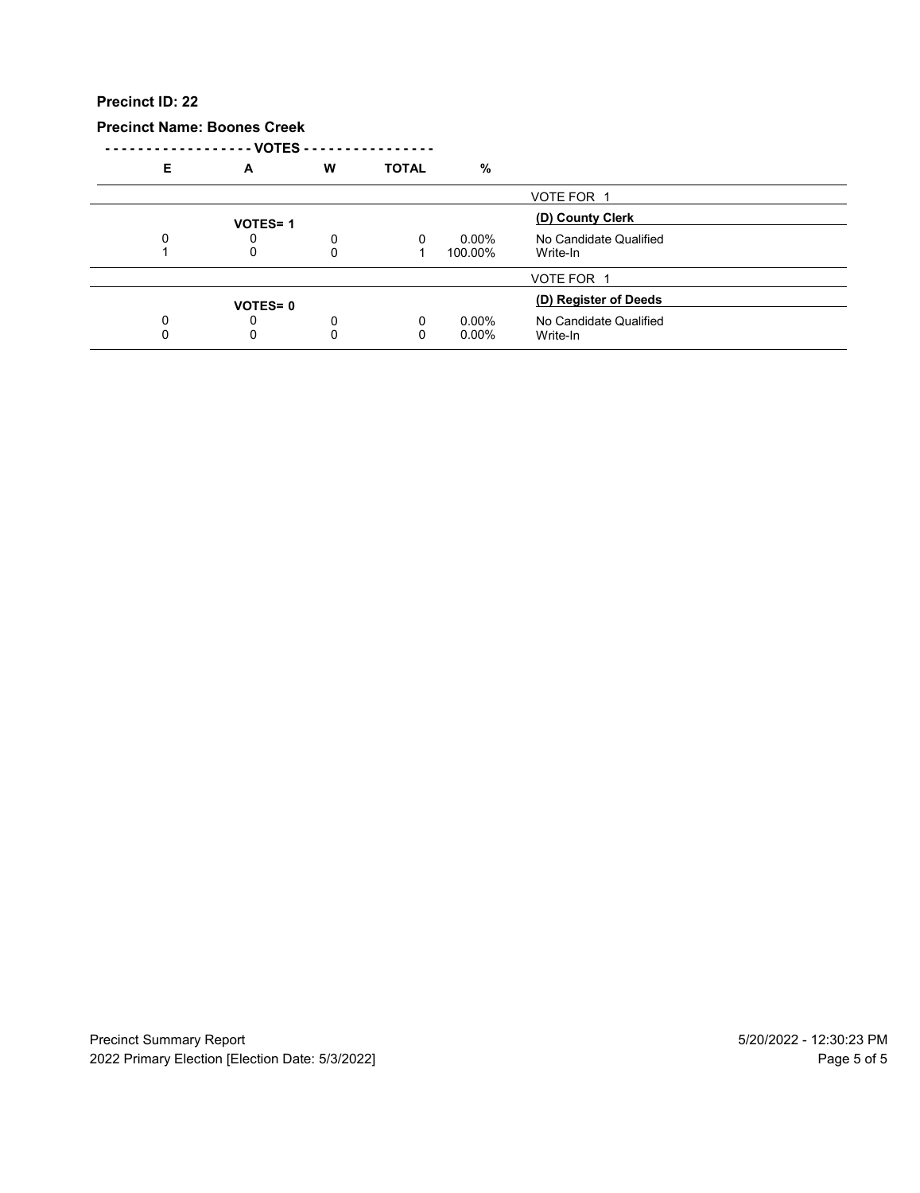**Precinct ID: 22**

**Precinct Name: Boones Creek**

| E | A | W | TOTAL | % | |
|---|---|---|---|---|---|
| | | | | | VOTE FOR 1 |
| | **VOTES= 1** | | | | **(D) County Clerk** |
| 0 | 0 | 0 | 0 | 0.00% | No Candidate Qualified |
| 1 | 0 | 0 | 1 | 100.00% | Write-In |
| | | | | | VOTE FOR 1 |
| | **VOTES= 0** | | | | **(D) Register of Deeds** |
| 0 | 0 | 0 | 0 | 0.00% | No Candidate Qualified |
| 0 | 0 | 0 | 0 | 0.00% | Write-In |

Precinct Summary Report
2022 Primary Election [Election Date: 5/3/2022]
5/20/2022 - 12:30:23 PM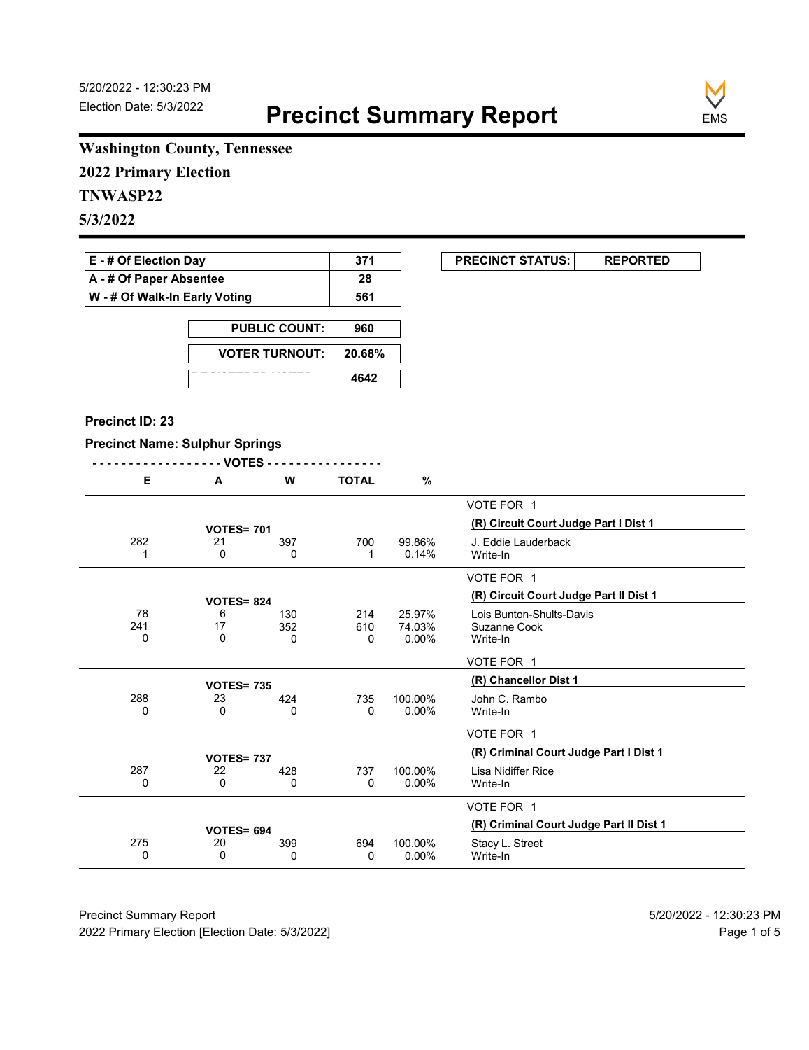5/20/2022 - 12:30:23 PM
Election Date: 5/3/2022

# Precinct Summary Report

**Washington County, Tennessee**

**2022 Primary Election**

**TNWASP22**

**5/3/2022**

| | |
|---|---|
| E - # Of Election Day | 371 |
| A - # Of Paper Absentee | 28 |
| W - # Of Walk-In Early Voting | 561 |

| | |
|---|---|
| PUBLIC COUNT: | 960 |
| VOTER TURNOUT: | 20.68% |
| | 4642 |

| PRECINCT STATUS: | REPORTED |
|---|---|

**Precinct ID: 23**

**Precinct Name: Sulphur Springs**

| E | A | W | TOTAL | % | |
|---|---|---|---|---|---|
| | | | | | VOTE FOR 1 |
| | VOTES= 701 | | | | **(R) Circuit Court Judge Part I Dist 1** |
| 282 | 21 | 397 | 700 | 99.86% | J. Eddie Lauderback |
| 1 | 0 | 0 | 1 | 0.14% | Write-In |
| | | | | | VOTE FOR 1 |
| | VOTES= 824 | | | | **(R) Circuit Court Judge Part II Dist 1** |
| 78 | 6 | 130 | 214 | 25.97% | Lois Bunton-Shults-Davis |
| 241 | 17 | 352 | 610 | 74.03% | Suzanne Cook |
| 0 | 0 | 0 | 0 | 0.00% | Write-In |
| | | | | | VOTE FOR 1 |
| | VOTES= 735 | | | | **(R) Chancellor Dist 1** |
| 288 | 23 | 424 | 735 | 100.00% | John C. Rambo |
| 0 | 0 | 0 | 0 | 0.00% | Write-In |
| | | | | | VOTE FOR 1 |
| | VOTES= 737 | | | | **(R) Criminal Court Judge Part I Dist 1** |
| 287 | 22 | 428 | 737 | 100.00% | Lisa Nidiffer Rice |
| 0 | 0 | 0 | 0 | 0.00% | Write-In |
| | | | | | VOTE FOR 1 |
| | VOTES= 694 | | | | **(R) Criminal Court Judge Part II Dist 1** |
| 275 | 20 | 399 | 694 | 100.00% | Stacy L. Street |
| 0 | 0 | 0 | 0 | 0.00% | Write-In |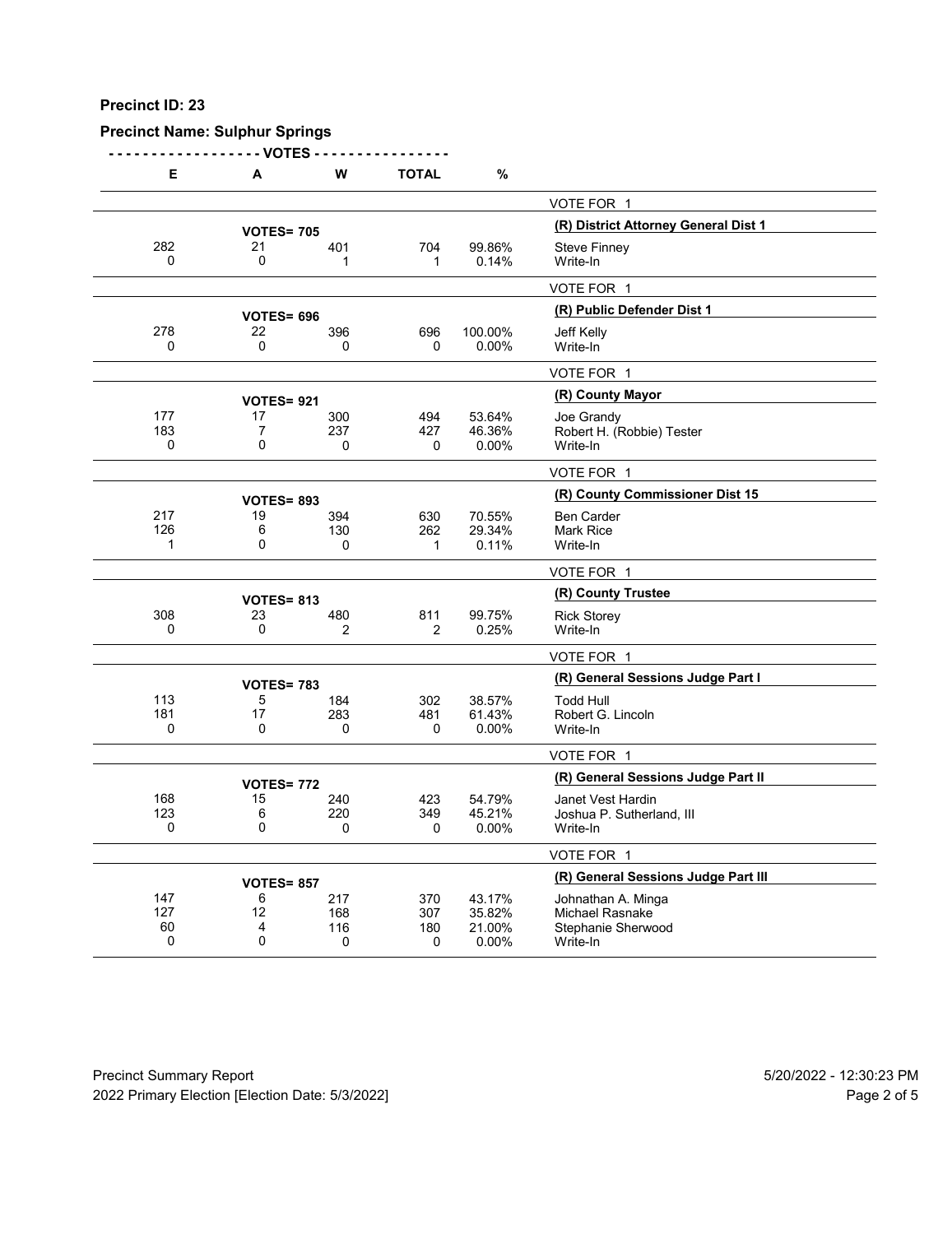**Precinct ID: 23**

**Precinct Name: Sulphur Springs**

| E | A | W | TOTAL | % | |
|---|---|---|---|---|---|
| | | | | | VOTE FOR 1 |
| | VOTES= 705 | | | | **(R) District Attorney General Dist 1** |
| 282 | 21 | 401 | 704 | 99.86% | Steve Finney |
| 0 | 0 | 1 | 1 | 0.14% | Write-In |
| | | | | | VOTE FOR 1 |
| | VOTES= 696 | | | | **(R) Public Defender Dist 1** |
| 278 | 22 | 396 | 696 | 100.00% | Jeff Kelly |
| 0 | 0 | 0 | 0 | 0.00% | Write-In |
| | | | | | VOTE FOR 1 |
| | VOTES= 921 | | | | **(R) County Mayor** |
| 177 | 17 | 300 | 494 | 53.64% | Joe Grandy |
| 183 | 7 | 237 | 427 | 46.36% | Robert H. (Robbie) Tester |
| 0 | 0 | 0 | 0 | 0.00% | Write-In |
| | | | | | VOTE FOR 1 |
| | VOTES= 893 | | | | **(R) County Commissioner Dist 15** |
| 217 | 19 | 394 | 630 | 70.55% | Ben Carder |
| 126 | 6 | 130 | 262 | 29.34% | Mark Rice |
| 1 | 0 | 0 | 1 | 0.11% | Write-In |
| | | | | | VOTE FOR 1 |
| | VOTES= 813 | | | | **(R) County Trustee** |
| 308 | 23 | 480 | 811 | 99.75% | Rick Storey |
| 0 | 0 | 2 | 2 | 0.25% | Write-In |
| | | | | | VOTE FOR 1 |
| | VOTES= 783 | | | | **(R) General Sessions Judge Part I** |
| 113 | 5 | 184 | 302 | 38.57% | Todd Hull |
| 181 | 17 | 283 | 481 | 61.43% | Robert G. Lincoln |
| 0 | 0 | 0 | 0 | 0.00% | Write-In |
| | | | | | VOTE FOR 1 |
| | VOTES= 772 | | | | **(R) General Sessions Judge Part II** |
| 168 | 15 | 240 | 423 | 54.79% | Janet Vest Hardin |
| 123 | 6 | 220 | 349 | 45.21% | Joshua P. Sutherland, III |
| 0 | 0 | 0 | 0 | 0.00% | Write-In |
| | | | | | VOTE FOR 1 |
| | VOTES= 857 | | | | **(R) General Sessions Judge Part III** |
| 147 | 6 | 217 | 370 | 43.17% | Johnathan A. Minga |
| 127 | 12 | 168 | 307 | 35.82% | Michael Rasnake |
| 60 | 4 | 116 | 180 | 21.00% | Stephanie Sherwood |
| 0 | 0 | 0 | 0 | 0.00% | Write-In |

Precinct Summary Report — 5/20/2022 - 12:30:23 PM

2022 Primary Election [Election Date: 5/3/2022]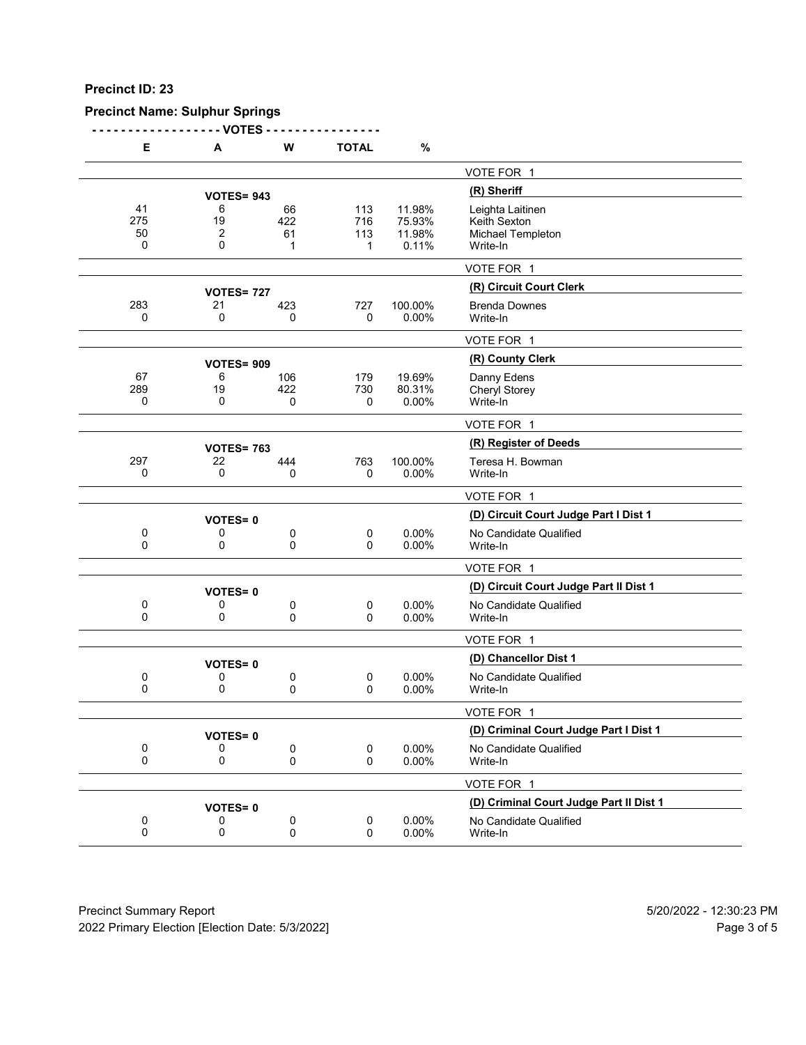**Precinct ID: 23**

**Precinct Name: Sulphur Springs**

| E | A | W | TOTAL | % | |
|---|---|---|---|---|---|
| | | | | | VOTE FOR 1 |
| | VOTES= 943 | | | | **(R) Sheriff** |
| 41 | 6 | 66 | 113 | 11.98% | Leighta Laitinen |
| 275 | 19 | 422 | 716 | 75.93% | Keith Sexton |
| 50 | 2 | 61 | 113 | 11.98% | Michael Templeton |
| 0 | 0 | 1 | 1 | 0.11% | Write-In |
| | | | | | VOTE FOR 1 |
| | VOTES= 727 | | | | **(R) Circuit Court Clerk** |
| 283 | 21 | 423 | 727 | 100.00% | Brenda Downes |
| 0 | 0 | 0 | 0 | 0.00% | Write-In |
| | | | | | VOTE FOR 1 |
| | VOTES= 909 | | | | **(R) County Clerk** |
| 67 | 6 | 106 | 179 | 19.69% | Danny Edens |
| 289 | 19 | 422 | 730 | 80.31% | Cheryl Storey |
| 0 | 0 | 0 | 0 | 0.00% | Write-In |
| | | | | | VOTE FOR 1 |
| | VOTES= 763 | | | | **(R) Register of Deeds** |
| 297 | 22 | 444 | 763 | 100.00% | Teresa H. Bowman |
| 0 | 0 | 0 | 0 | 0.00% | Write-In |
| | | | | | VOTE FOR 1 |
| | VOTES= 0 | | | | **(D) Circuit Court Judge Part I Dist 1** |
| 0 | 0 | 0 | 0 | 0.00% | No Candidate Qualified |
| 0 | 0 | 0 | 0 | 0.00% | Write-In |
| | | | | | VOTE FOR 1 |
| | VOTES= 0 | | | | **(D) Circuit Court Judge Part II Dist 1** |
| 0 | 0 | 0 | 0 | 0.00% | No Candidate Qualified |
| 0 | 0 | 0 | 0 | 0.00% | Write-In |
| | | | | | VOTE FOR 1 |
| | VOTES= 0 | | | | **(D) Chancellor Dist 1** |
| 0 | 0 | 0 | 0 | 0.00% | No Candidate Qualified |
| 0 | 0 | 0 | 0 | 0.00% | Write-In |
| | | | | | VOTE FOR 1 |
| | VOTES= 0 | | | | **(D) Criminal Court Judge Part I Dist 1** |
| 0 | 0 | 0 | 0 | 0.00% | No Candidate Qualified |
| 0 | 0 | 0 | 0 | 0.00% | Write-In |
| | | | | | VOTE FOR 1 |
| | VOTES= 0 | | | | **(D) Criminal Court Judge Part II Dist 1** |
| 0 | 0 | 0 | 0 | 0.00% | No Candidate Qualified |
| 0 | 0 | 0 | 0 | 0.00% | Write-In |

Precinct Summary Report 5/20/2022 - 12:30:23 PM
2022 Primary Election [Election Date: 5/3/2022]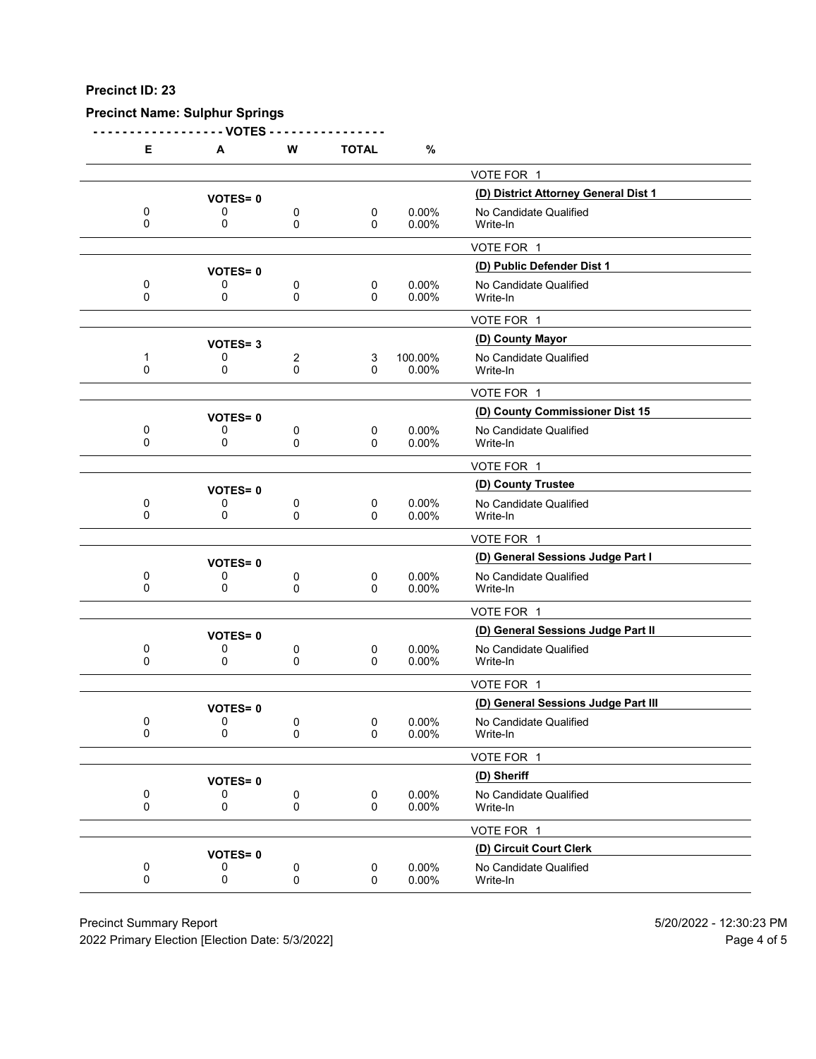**Precinct ID: 23**

**Precinct Name: Sulphur Springs**

| E | A | W | TOTAL | % | |
|---|---|---|---|---|---|
| | | | | | VOTE FOR 1 |
| | VOTES= 0 | | | | **(D) District Attorney General Dist 1** |
| 0 | 0 | 0 | 0 | 0.00% | No Candidate Qualified |
| 0 | 0 | 0 | 0 | 0.00% | Write-In |
| | | | | | VOTE FOR 1 |
| | VOTES= 0 | | | | **(D) Public Defender Dist 1** |
| 0 | 0 | 0 | 0 | 0.00% | No Candidate Qualified |
| 0 | 0 | 0 | 0 | 0.00% | Write-In |
| | | | | | VOTE FOR 1 |
| | VOTES= 3 | | | | **(D) County Mayor** |
| 1 | 0 | 2 | 3 | 100.00% | No Candidate Qualified |
| 0 | 0 | 0 | 0 | 0.00% | Write-In |
| | | | | | VOTE FOR 1 |
| | VOTES= 0 | | | | **(D) County Commissioner Dist 15** |
| 0 | 0 | 0 | 0 | 0.00% | No Candidate Qualified |
| 0 | 0 | 0 | 0 | 0.00% | Write-In |
| | | | | | VOTE FOR 1 |
| | VOTES= 0 | | | | **(D) County Trustee** |
| 0 | 0 | 0 | 0 | 0.00% | No Candidate Qualified |
| 0 | 0 | 0 | 0 | 0.00% | Write-In |
| | | | | | VOTE FOR 1 |
| | VOTES= 0 | | | | **(D) General Sessions Judge Part I** |
| 0 | 0 | 0 | 0 | 0.00% | No Candidate Qualified |
| 0 | 0 | 0 | 0 | 0.00% | Write-In |
| | | | | | VOTE FOR 1 |
| | VOTES= 0 | | | | **(D) General Sessions Judge Part II** |
| 0 | 0 | 0 | 0 | 0.00% | No Candidate Qualified |
| 0 | 0 | 0 | 0 | 0.00% | Write-In |
| | | | | | VOTE FOR 1 |
| | VOTES= 0 | | | | **(D) General Sessions Judge Part III** |
| 0 | 0 | 0 | 0 | 0.00% | No Candidate Qualified |
| 0 | 0 | 0 | 0 | 0.00% | Write-In |
| | | | | | VOTE FOR 1 |
| | VOTES= 0 | | | | **(D) Sheriff** |
| 0 | 0 | 0 | 0 | 0.00% | No Candidate Qualified |
| 0 | 0 | 0 | 0 | 0.00% | Write-In |
| | | | | | VOTE FOR 1 |
| | VOTES= 0 | | | | **(D) Circuit Court Clerk** |
| 0 | 0 | 0 | 0 | 0.00% | No Candidate Qualified |
| 0 | 0 | 0 | 0 | 0.00% | Write-In |

Precinct Summary Report — 5/20/2022 - 12:30:23 PM

2022 Primary Election [Election Date: 5/3/2022]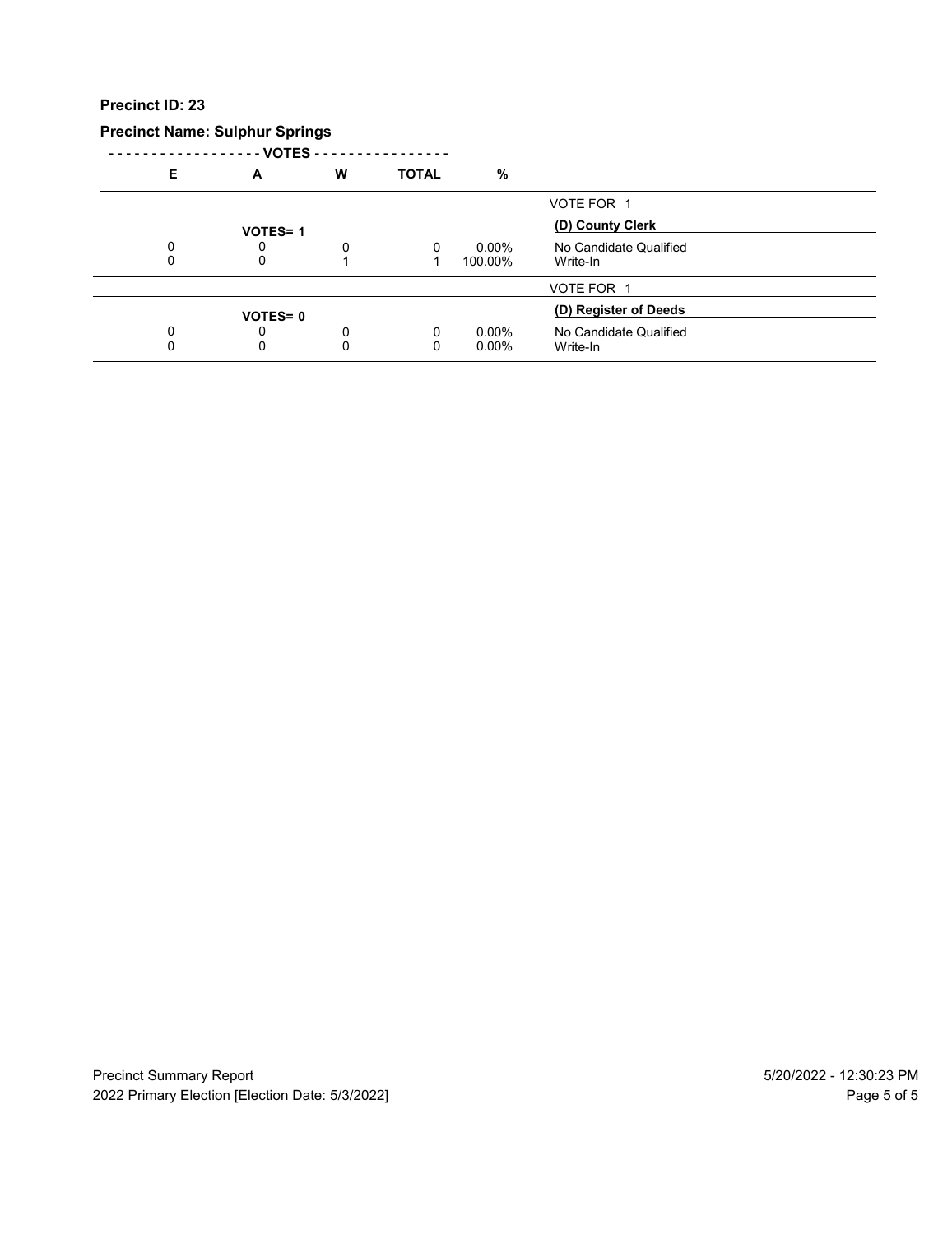**Precinct ID: 23**

**Precinct Name: Sulphur Springs**

| E | A | W | TOTAL | % | |
|---|---|---|---|---|---|
| | | | | | VOTE FOR 1 |
| | **VOTES= 1** | | | | **(D) County Clerk** |
| 0 | 0 | 0 | 0 | 0.00% | No Candidate Qualified |
| 0 | 0 | 1 | 1 | 100.00% | Write-In |
| | | | | | VOTE FOR 1 |
| | **VOTES= 0** | | | | **(D) Register of Deeds** |
| 0 | 0 | 0 | 0 | 0.00% | No Candidate Qualified |
| 0 | 0 | 0 | 0 | 0.00% | Write-In |

Precinct Summary Report
2022 Primary Election [Election Date: 5/3/2022]

5/20/2022 - 12:30:23 PM